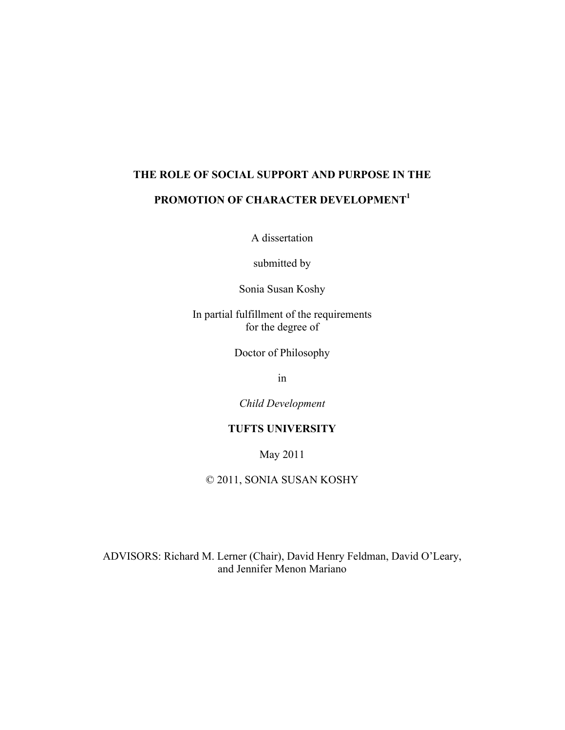# THE ROLE OF SOCIAL SUPPORT AND PURPOSE IN THE PROMOTION OF CHARACTER DEVELOPMENT[1]

A dissertation

submitted by

Sonia Susan Koshy

In partial fulfillment of the requirements
for the degree of

Doctor of Philosophy

in

*Child Development*

**TUFTS UNIVERSITY**

May 2011

© 2011, SONIA SUSAN KOSHY

ADVISORS: Richard M. Lerner (Chair), David Henry Feldman, David O'Leary, and Jennifer Menon Mariano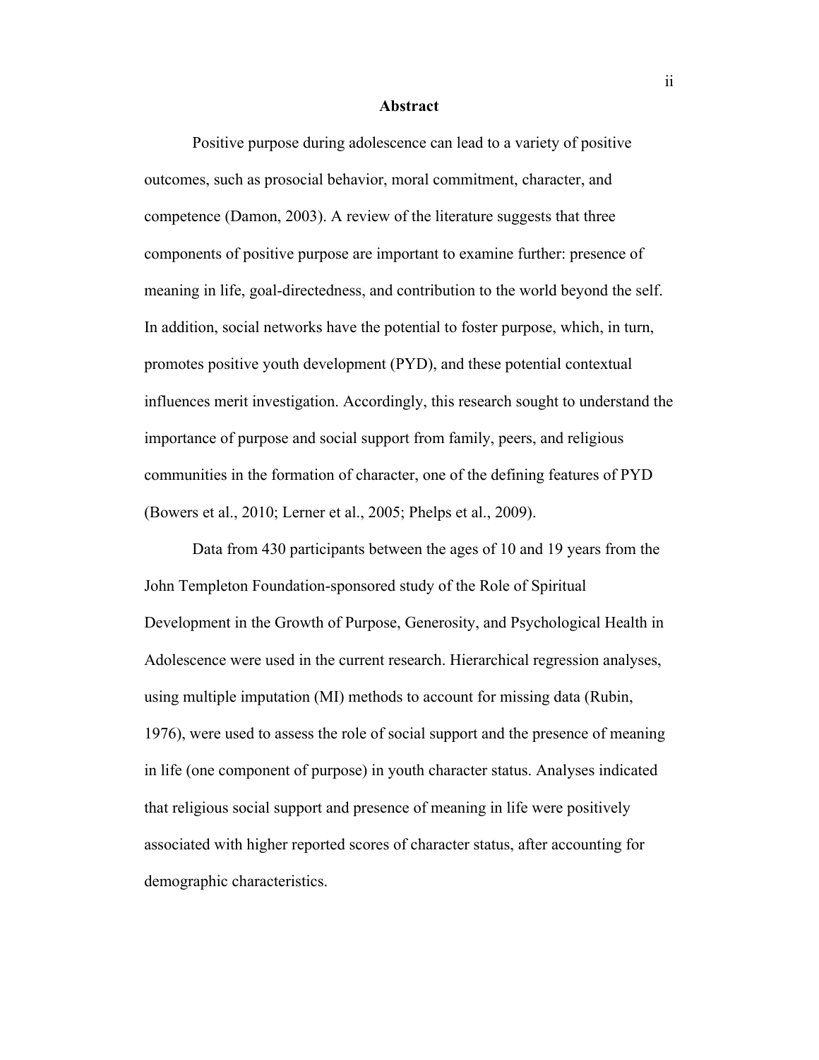# Abstract

Positive purpose during adolescence can lead to a variety of positive outcomes, such as prosocial behavior, moral commitment, character, and competence (Damon, 2003). A review of the literature suggests that three components of positive purpose are important to examine further: presence of meaning in life, goal-directedness, and contribution to the world beyond the self. In addition, social networks have the potential to foster purpose, which, in turn, promotes positive youth development (PYD), and these potential contextual influences merit investigation. Accordingly, this research sought to understand the importance of purpose and social support from family, peers, and religious communities in the formation of character, one of the defining features of PYD (Bowers et al., 2010; Lerner et al., 2005; Phelps et al., 2009).

Data from 430 participants between the ages of 10 and 19 years from the John Templeton Foundation-sponsored study of the Role of Spiritual Development in the Growth of Purpose, Generosity, and Psychological Health in Adolescence were used in the current research. Hierarchical regression analyses, using multiple imputation (MI) methods to account for missing data (Rubin, 1976), were used to assess the role of social support and the presence of meaning in life (one component of purpose) in youth character status. Analyses indicated that religious social support and presence of meaning in life were positively associated with higher reported scores of character status, after accounting for demographic characteristics.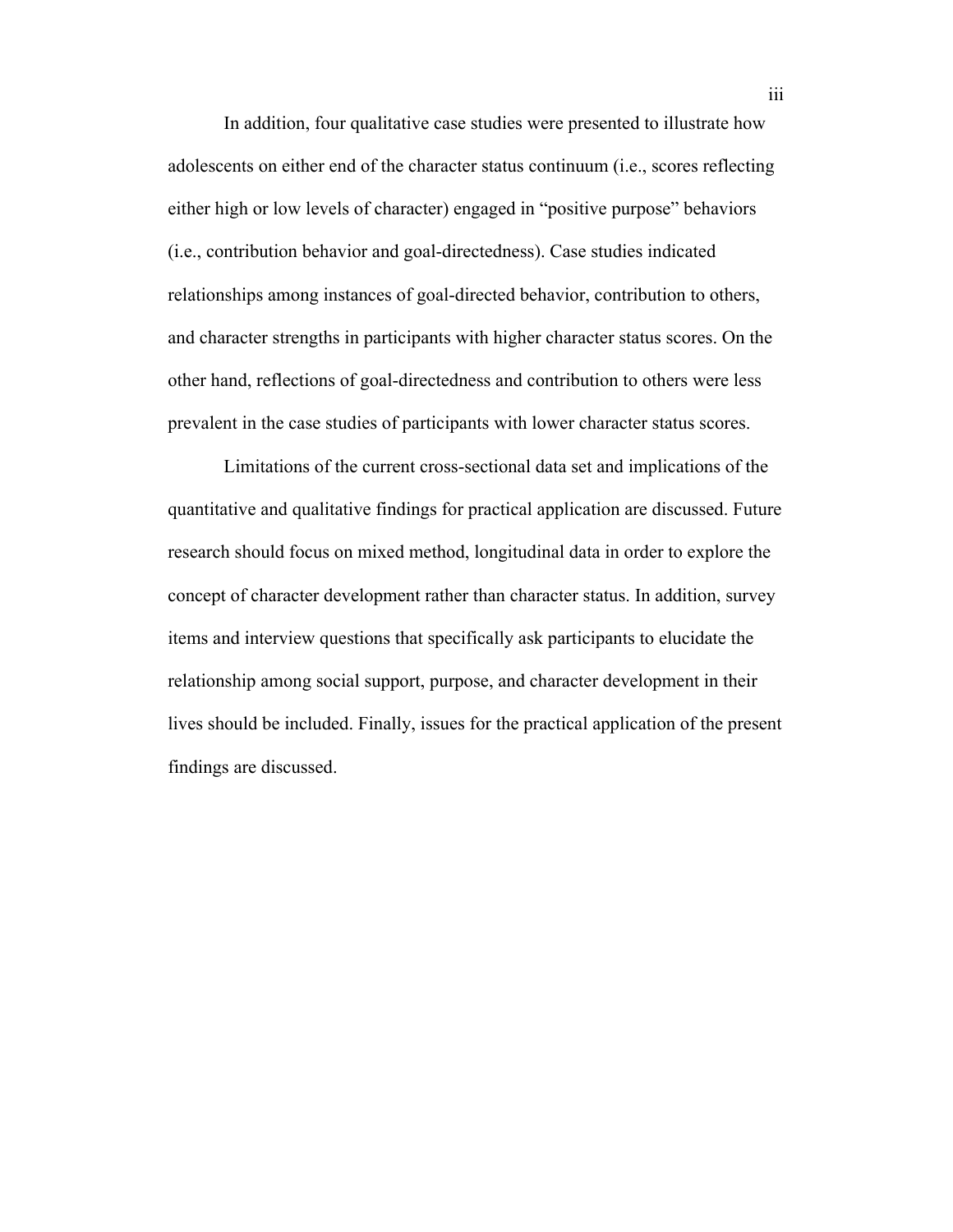In addition, four qualitative case studies were presented to illustrate how adolescents on either end of the character status continuum (i.e., scores reflecting either high or low levels of character) engaged in "positive purpose" behaviors (i.e., contribution behavior and goal-directedness). Case studies indicated relationships among instances of goal-directed behavior, contribution to others, and character strengths in participants with higher character status scores. On the other hand, reflections of goal-directedness and contribution to others were less prevalent in the case studies of participants with lower character status scores.

Limitations of the current cross-sectional data set and implications of the quantitative and qualitative findings for practical application are discussed. Future research should focus on mixed method, longitudinal data in order to explore the concept of character development rather than character status. In addition, survey items and interview questions that specifically ask participants to elucidate the relationship among social support, purpose, and character development in their lives should be included. Finally, issues for the practical application of the present findings are discussed.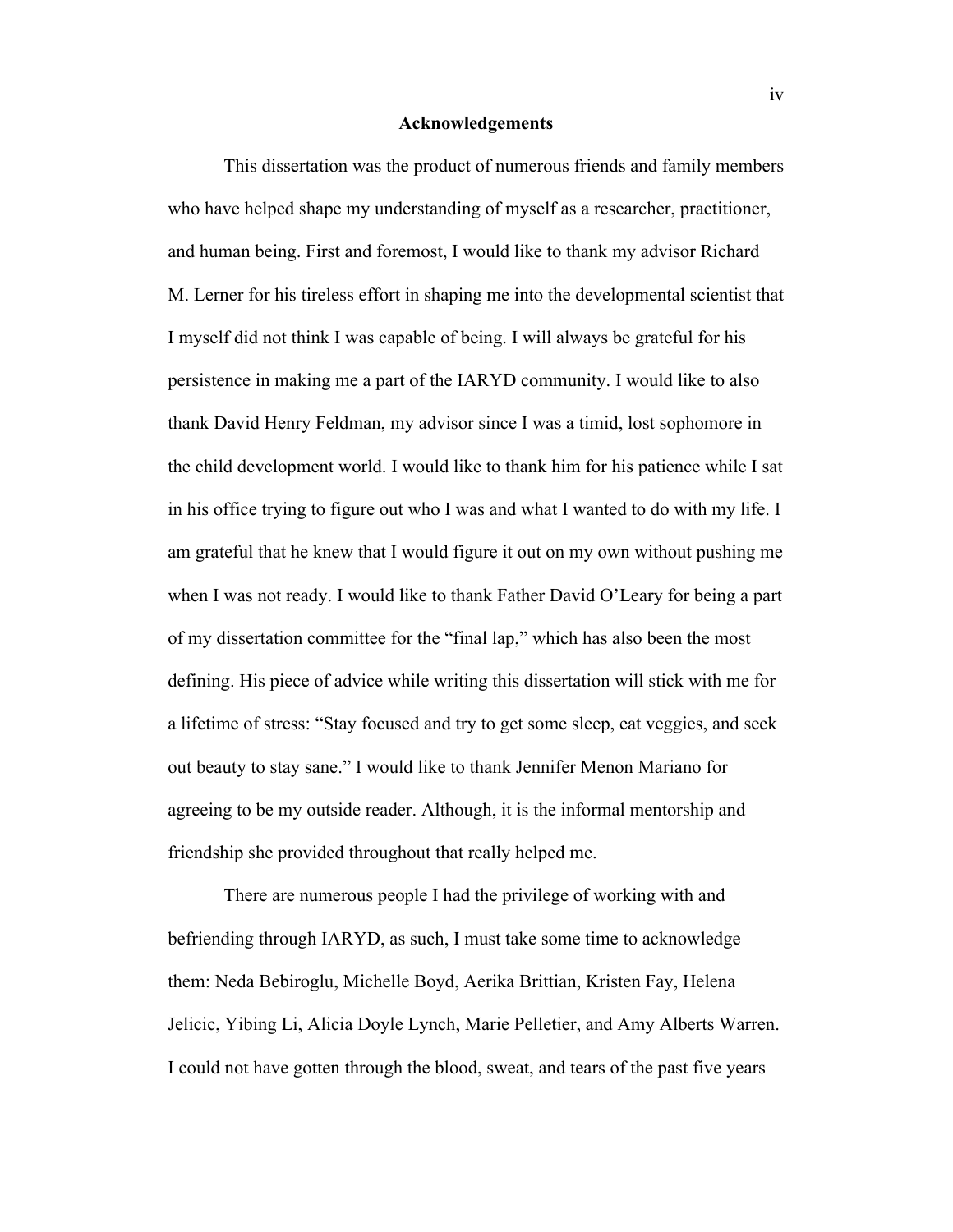## Acknowledgements

This dissertation was the product of numerous friends and family members who have helped shape my understanding of myself as a researcher, practitioner, and human being. First and foremost, I would like to thank my advisor Richard M. Lerner for his tireless effort in shaping me into the developmental scientist that I myself did not think I was capable of being. I will always be grateful for his persistence in making me a part of the IARYD community. I would like to also thank David Henry Feldman, my advisor since I was a timid, lost sophomore in the child development world. I would like to thank him for his patience while I sat in his office trying to figure out who I was and what I wanted to do with my life. I am grateful that he knew that I would figure it out on my own without pushing me when I was not ready. I would like to thank Father David O'Leary for being a part of my dissertation committee for the "final lap," which has also been the most defining. His piece of advice while writing this dissertation will stick with me for a lifetime of stress: "Stay focused and try to get some sleep, eat veggies, and seek out beauty to stay sane." I would like to thank Jennifer Menon Mariano for agreeing to be my outside reader. Although, it is the informal mentorship and friendship she provided throughout that really helped me.

There are numerous people I had the privilege of working with and befriending through IARYD, as such, I must take some time to acknowledge them: Neda Bebiroglu, Michelle Boyd, Aerika Brittian, Kristen Fay, Helena Jelicic, Yibing Li, Alicia Doyle Lynch, Marie Pelletier, and Amy Alberts Warren. I could not have gotten through the blood, sweat, and tears of the past five years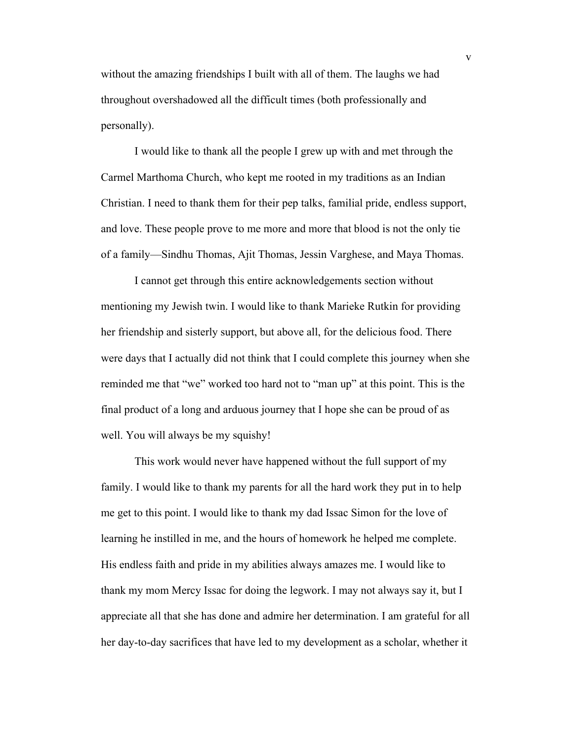without the amazing friendships I built with all of them. The laughs we had throughout overshadowed all the difficult times (both professionally and personally).

I would like to thank all the people I grew up with and met through the Carmel Marthoma Church, who kept me rooted in my traditions as an Indian Christian. I need to thank them for their pep talks, familial pride, endless support, and love. These people prove to me more and more that blood is not the only tie of a family—Sindhu Thomas, Ajit Thomas, Jessin Varghese, and Maya Thomas.

I cannot get through this entire acknowledgements section without mentioning my Jewish twin. I would like to thank Marieke Rutkin for providing her friendship and sisterly support, but above all, for the delicious food. There were days that I actually did not think that I could complete this journey when she reminded me that "we" worked too hard not to "man up" at this point. This is the final product of a long and arduous journey that I hope she can be proud of as well. You will always be my squishy!

This work would never have happened without the full support of my family. I would like to thank my parents for all the hard work they put in to help me get to this point. I would like to thank my dad Issac Simon for the love of learning he instilled in me, and the hours of homework he helped me complete. His endless faith and pride in my abilities always amazes me. I would like to thank my mom Mercy Issac for doing the legwork. I may not always say it, but I appreciate all that she has done and admire her determination. I am grateful for all her day-to-day sacrifices that have led to my development as a scholar, whether it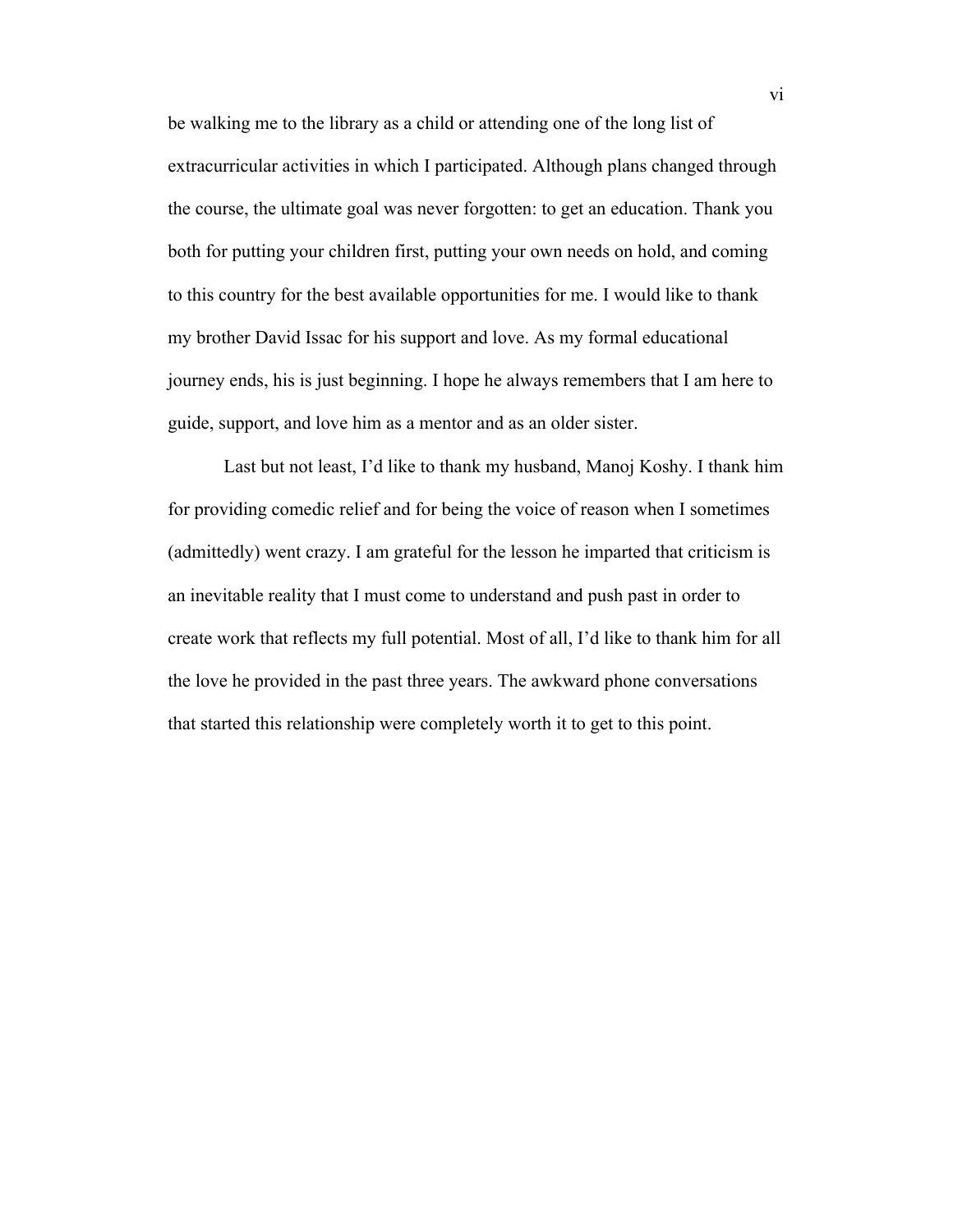be walking me to the library as a child or attending one of the long list of extracurricular activities in which I participated. Although plans changed through the course, the ultimate goal was never forgotten: to get an education. Thank you both for putting your children first, putting your own needs on hold, and coming to this country for the best available opportunities for me. I would like to thank my brother David Issac for his support and love. As my formal educational journey ends, his is just beginning. I hope he always remembers that I am here to guide, support, and love him as a mentor and as an older sister.

Last but not least, I'd like to thank my husband, Manoj Koshy. I thank him for providing comedic relief and for being the voice of reason when I sometimes (admittedly) went crazy. I am grateful for the lesson he imparted that criticism is an inevitable reality that I must come to understand and push past in order to create work that reflects my full potential. Most of all, I'd like to thank him for all the love he provided in the past three years. The awkward phone conversations that started this relationship were completely worth it to get to this point.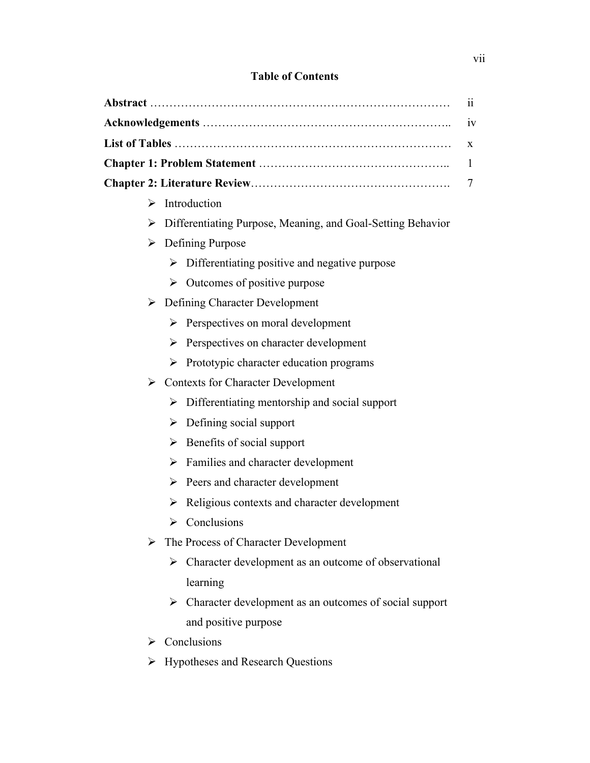# Table of Contents

**Abstract** ………………………………………………………………… ii

**Acknowledgements** …………………………………………………….. iv

**List of Tables** …………………………………………………………… x

**Chapter 1: Problem Statement** ……………………………………….. 1

**Chapter 2: Literature Review**…………………………………………. 7

- Introduction
- Differentiating Purpose, Meaning, and Goal-Setting Behavior
- Defining Purpose
  - Differentiating positive and negative purpose
  - Outcomes of positive purpose
- Defining Character Development
  - Perspectives on moral development
  - Perspectives on character development
  - Prototypic character education programs
- Contexts for Character Development
  - Differentiating mentorship and social support
  - Defining social support
  - Benefits of social support
  - Families and character development
  - Peers and character development
  - Religious contexts and character development
  - Conclusions
- The Process of Character Development
  - Character development as an outcome of observational learning
  - Character development as an outcomes of social support and positive purpose
- Conclusions
- Hypotheses and Research Questions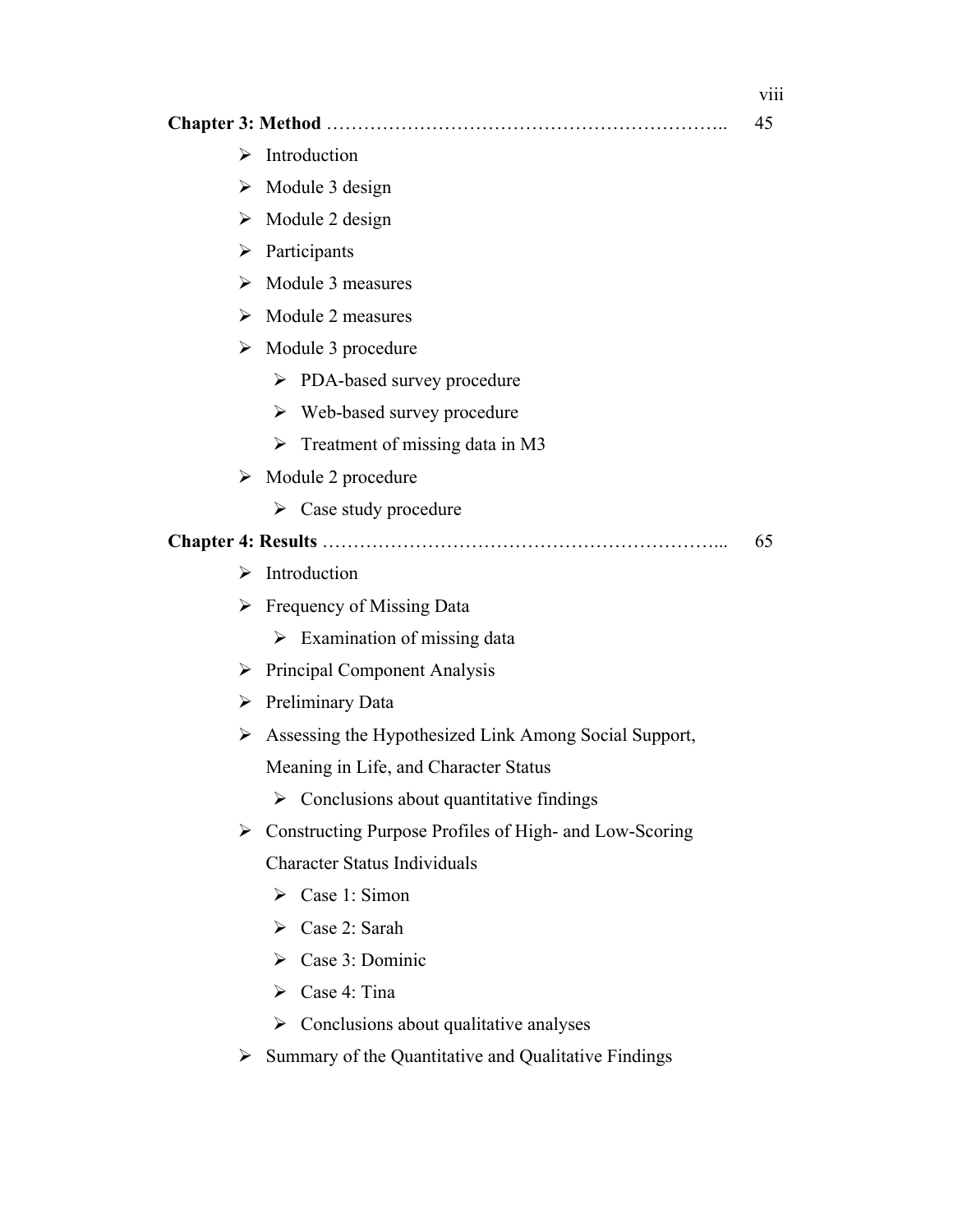**Chapter 3: Method** ……………………………………………………….. 45

- Introduction
- Module 3 design
- Module 2 design
- Participants
- Module 3 measures
- Module 2 measures
- Module 3 procedure
  - PDA-based survey procedure
  - Web-based survey procedure
  - Treatment of missing data in M3
- Module 2 procedure
  - Case study procedure

**Chapter 4: Results** ……………………………………………………... 65

- Introduction
- Frequency of Missing Data
  - Examination of missing data
- Principal Component Analysis
- Preliminary Data
- Assessing the Hypothesized Link Among Social Support, Meaning in Life, and Character Status
  - Conclusions about quantitative findings
- Constructing Purpose Profiles of High- and Low-Scoring Character Status Individuals
  - Case 1: Simon
  - Case 2: Sarah
  - Case 3: Dominic
  - Case 4: Tina
  - Conclusions about qualitative analyses
- Summary of the Quantitative and Qualitative Findings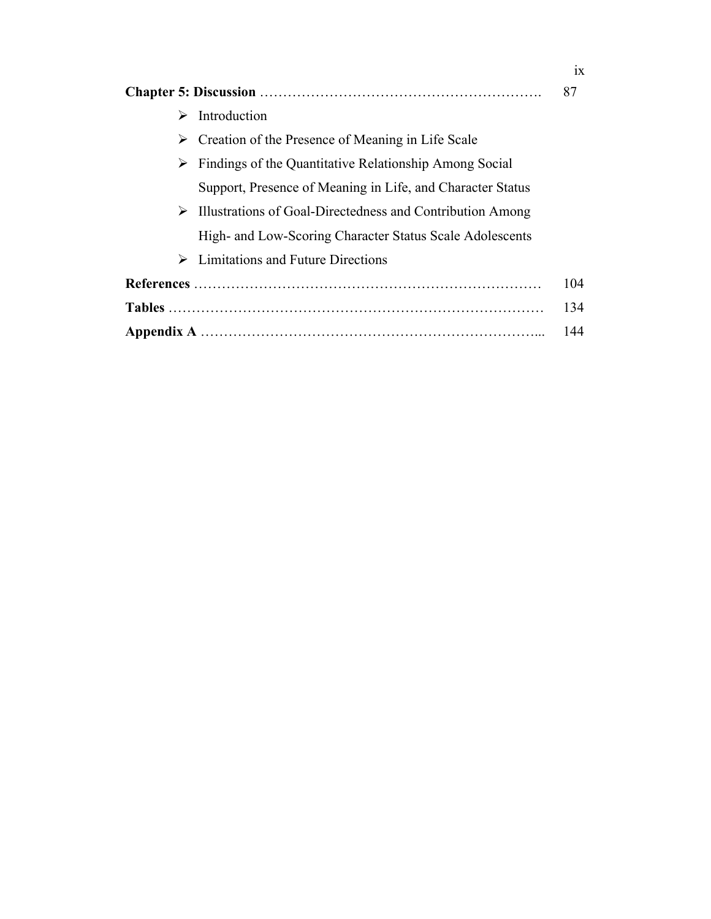**Chapter 5: Discussion** ……………………………………………………. 87

- Introduction
- Creation of the Presence of Meaning in Life Scale
- Findings of the Quantitative Relationship Among Social Support, Presence of Meaning in Life, and Character Status
- Illustrations of Goal-Directedness and Contribution Among High- and Low-Scoring Character Status Scale Adolescents
- Limitations and Future Directions

**References** ……………………………………………………………… 104

**Tables** …………………………………………………………………… 134

**Appendix A** ……………………………………………………………... 144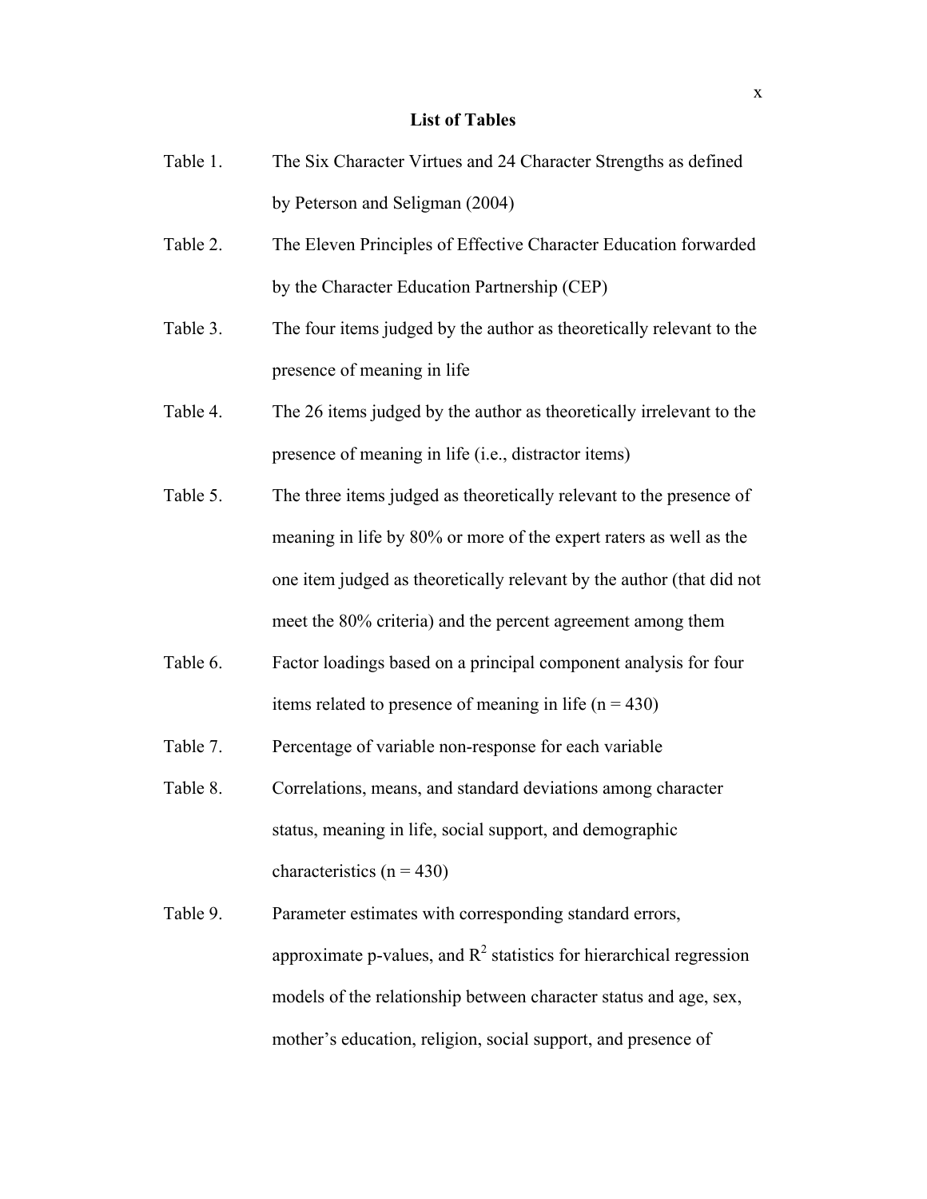## List of Tables

Table 1. The Six Character Virtues and 24 Character Strengths as defined by Peterson and Seligman (2004)

Table 2. The Eleven Principles of Effective Character Education forwarded by the Character Education Partnership (CEP)

Table 3. The four items judged by the author as theoretically relevant to the presence of meaning in life

Table 4. The 26 items judged by the author as theoretically irrelevant to the presence of meaning in life (i.e., distractor items)

Table 5. The three items judged as theoretically relevant to the presence of meaning in life by 80% or more of the expert raters as well as the one item judged as theoretically relevant by the author (that did not meet the 80% criteria) and the percent agreement among them

Table 6. Factor loadings based on a principal component analysis for four items related to presence of meaning in life (n = 430)

Table 7. Percentage of variable non-response for each variable

Table 8. Correlations, means, and standard deviations among character status, meaning in life, social support, and demographic characteristics (n = 430)

Table 9. Parameter estimates with corresponding standard errors, approximate p-values, and $R^2$ statistics for hierarchical regression models of the relationship between character status and age, sex, mother's education, religion, social support, and presence of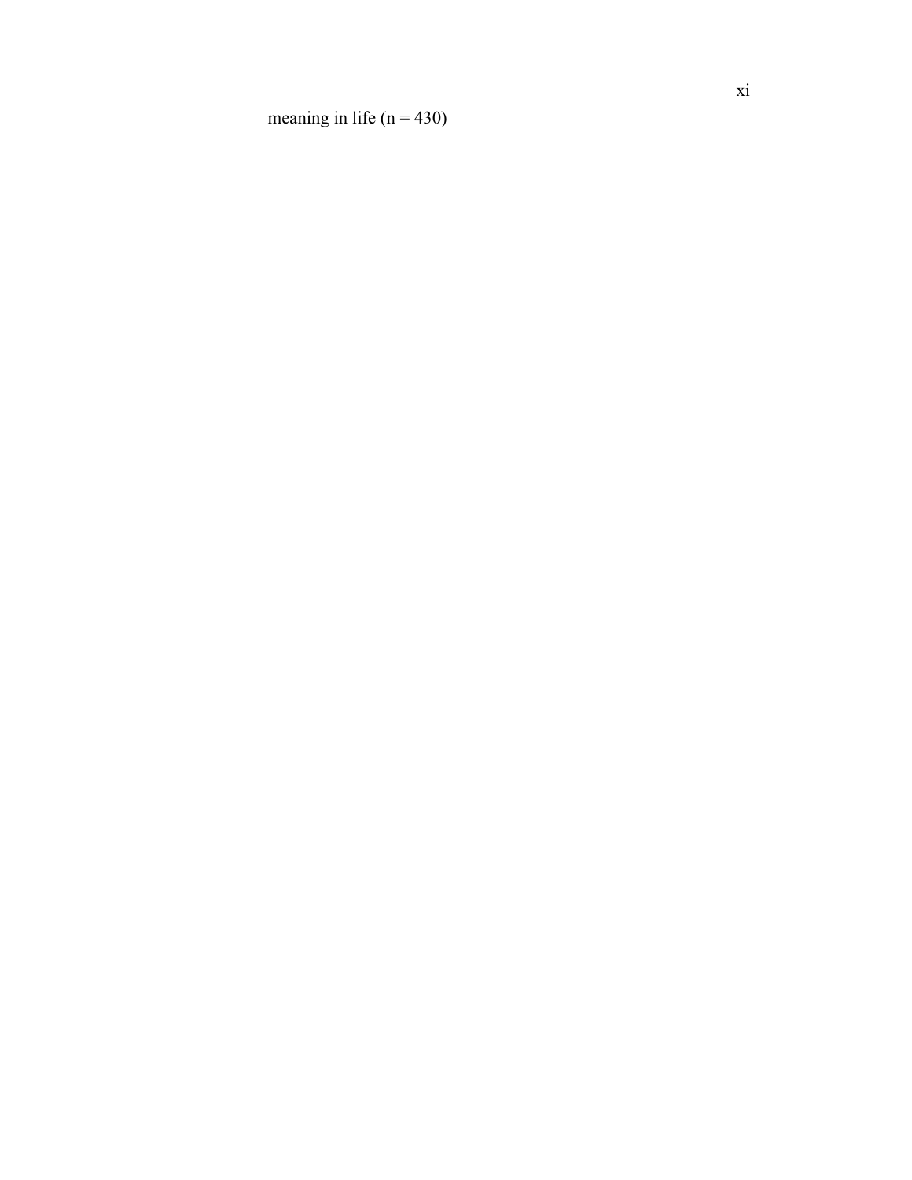meaning in life (n = 430)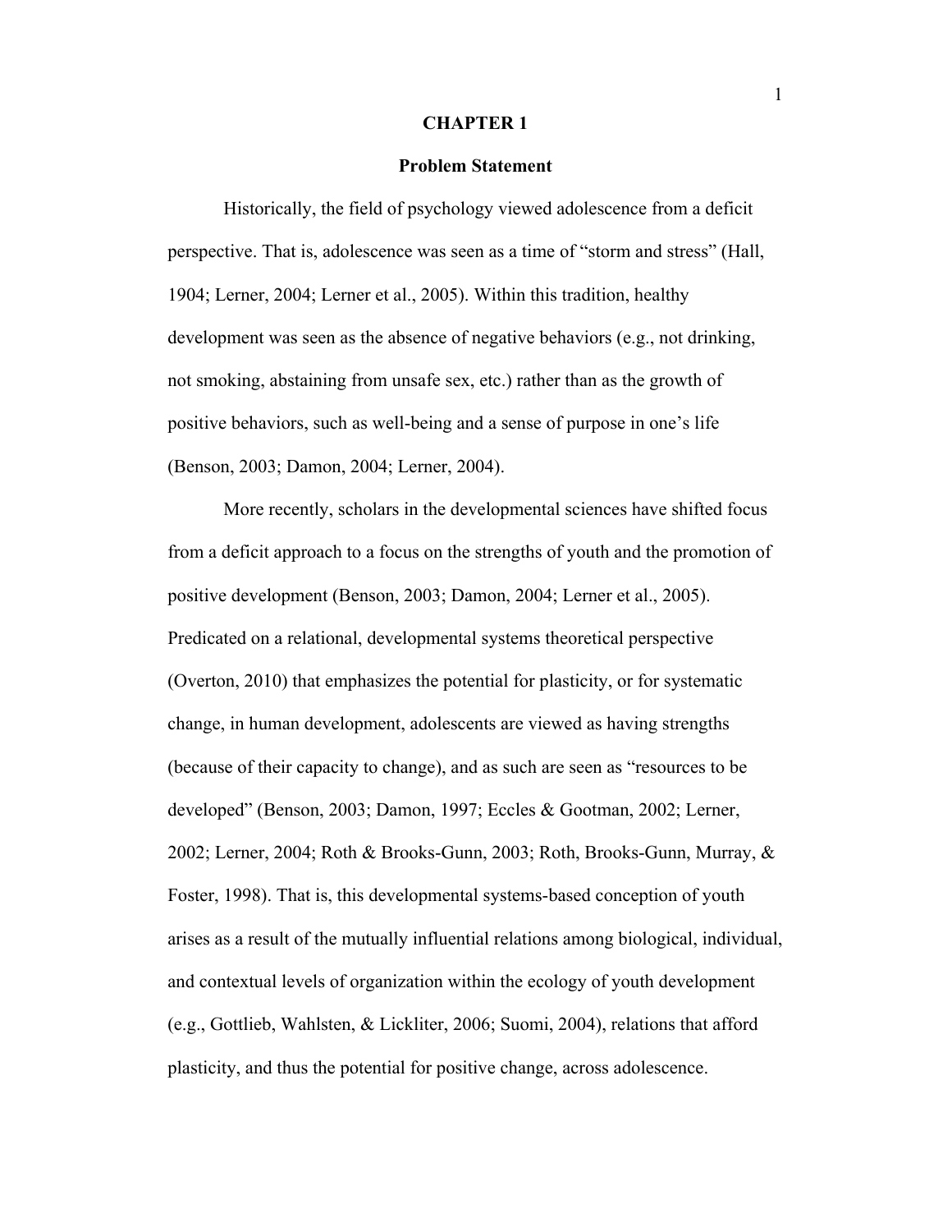# CHAPTER 1

## Problem Statement

Historically, the field of psychology viewed adolescence from a deficit perspective. That is, adolescence was seen as a time of "storm and stress" (Hall, 1904; Lerner, 2004; Lerner et al., 2005). Within this tradition, healthy development was seen as the absence of negative behaviors (e.g., not drinking, not smoking, abstaining from unsafe sex, etc.) rather than as the growth of positive behaviors, such as well-being and a sense of purpose in one's life (Benson, 2003; Damon, 2004; Lerner, 2004).

More recently, scholars in the developmental sciences have shifted focus from a deficit approach to a focus on the strengths of youth and the promotion of positive development (Benson, 2003; Damon, 2004; Lerner et al., 2005). Predicated on a relational, developmental systems theoretical perspective (Overton, 2010) that emphasizes the potential for plasticity, or for systematic change, in human development, adolescents are viewed as having strengths (because of their capacity to change), and as such are seen as "resources to be developed" (Benson, 2003; Damon, 1997; Eccles & Gootman, 2002; Lerner, 2002; Lerner, 2004; Roth & Brooks-Gunn, 2003; Roth, Brooks-Gunn, Murray, & Foster, 1998). That is, this developmental systems-based conception of youth arises as a result of the mutually influential relations among biological, individual, and contextual levels of organization within the ecology of youth development (e.g., Gottlieb, Wahlsten, & Lickliter, 2006; Suomi, 2004), relations that afford plasticity, and thus the potential for positive change, across adolescence.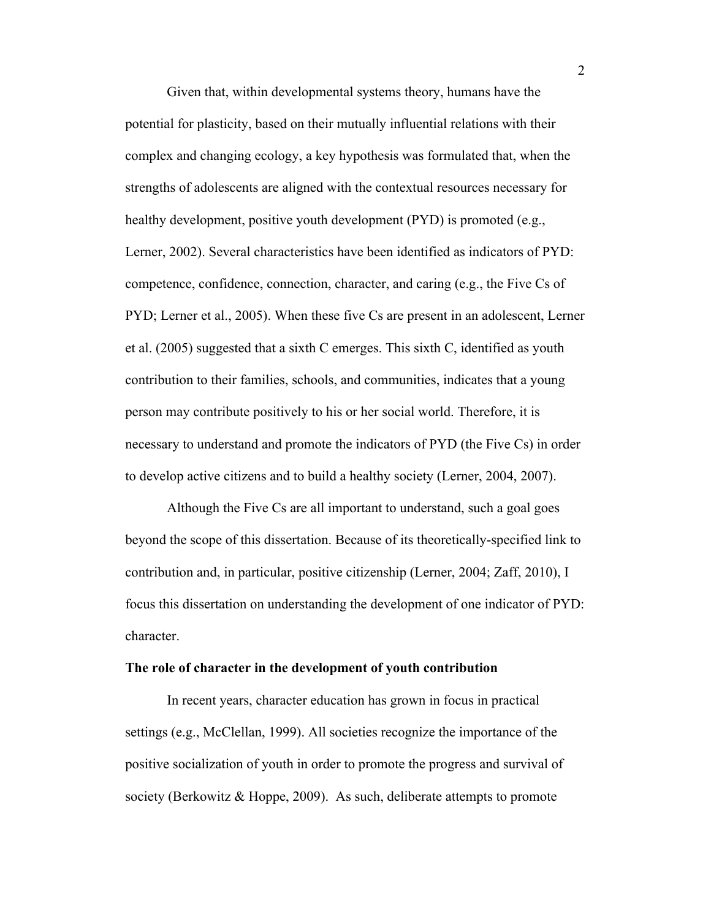Given that, within developmental systems theory, humans have the potential for plasticity, based on their mutually influential relations with their complex and changing ecology, a key hypothesis was formulated that, when the strengths of adolescents are aligned with the contextual resources necessary for healthy development, positive youth development (PYD) is promoted (e.g., Lerner, 2002). Several characteristics have been identified as indicators of PYD: competence, confidence, connection, character, and caring (e.g., the Five Cs of PYD; Lerner et al., 2005). When these five Cs are present in an adolescent, Lerner et al. (2005) suggested that a sixth C emerges. This sixth C, identified as youth contribution to their families, schools, and communities, indicates that a young person may contribute positively to his or her social world. Therefore, it is necessary to understand and promote the indicators of PYD (the Five Cs) in order to develop active citizens and to build a healthy society (Lerner, 2004, 2007).

Although the Five Cs are all important to understand, such a goal goes beyond the scope of this dissertation. Because of its theoretically-specified link to contribution and, in particular, positive citizenship (Lerner, 2004; Zaff, 2010), I focus this dissertation on understanding the development of one indicator of PYD: character.

**The role of character in the development of youth contribution**

In recent years, character education has grown in focus in practical settings (e.g., McClellan, 1999). All societies recognize the importance of the positive socialization of youth in order to promote the progress and survival of society (Berkowitz & Hoppe, 2009). As such, deliberate attempts to promote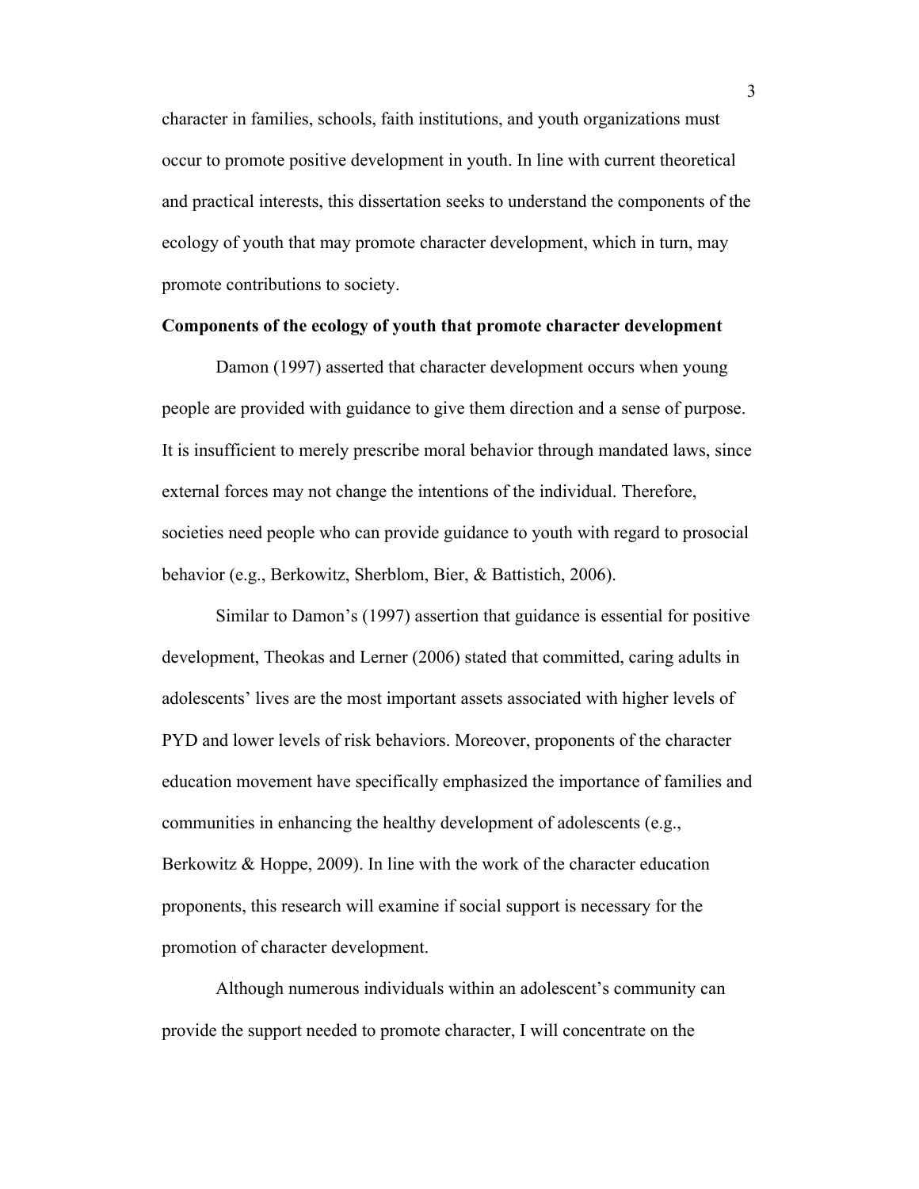character in families, schools, faith institutions, and youth organizations must occur to promote positive development in youth. In line with current theoretical and practical interests, this dissertation seeks to understand the components of the ecology of youth that may promote character development, which in turn, may promote contributions to society.

**Components of the ecology of youth that promote character development**

Damon (1997) asserted that character development occurs when young people are provided with guidance to give them direction and a sense of purpose. It is insufficient to merely prescribe moral behavior through mandated laws, since external forces may not change the intentions of the individual. Therefore, societies need people who can provide guidance to youth with regard to prosocial behavior (e.g., Berkowitz, Sherblom, Bier, & Battistich, 2006).

Similar to Damon's (1997) assertion that guidance is essential for positive development, Theokas and Lerner (2006) stated that committed, caring adults in adolescents' lives are the most important assets associated with higher levels of PYD and lower levels of risk behaviors. Moreover, proponents of the character education movement have specifically emphasized the importance of families and communities in enhancing the healthy development of adolescents (e.g., Berkowitz & Hoppe, 2009). In line with the work of the character education proponents, this research will examine if social support is necessary for the promotion of character development.

Although numerous individuals within an adolescent's community can provide the support needed to promote character, I will concentrate on the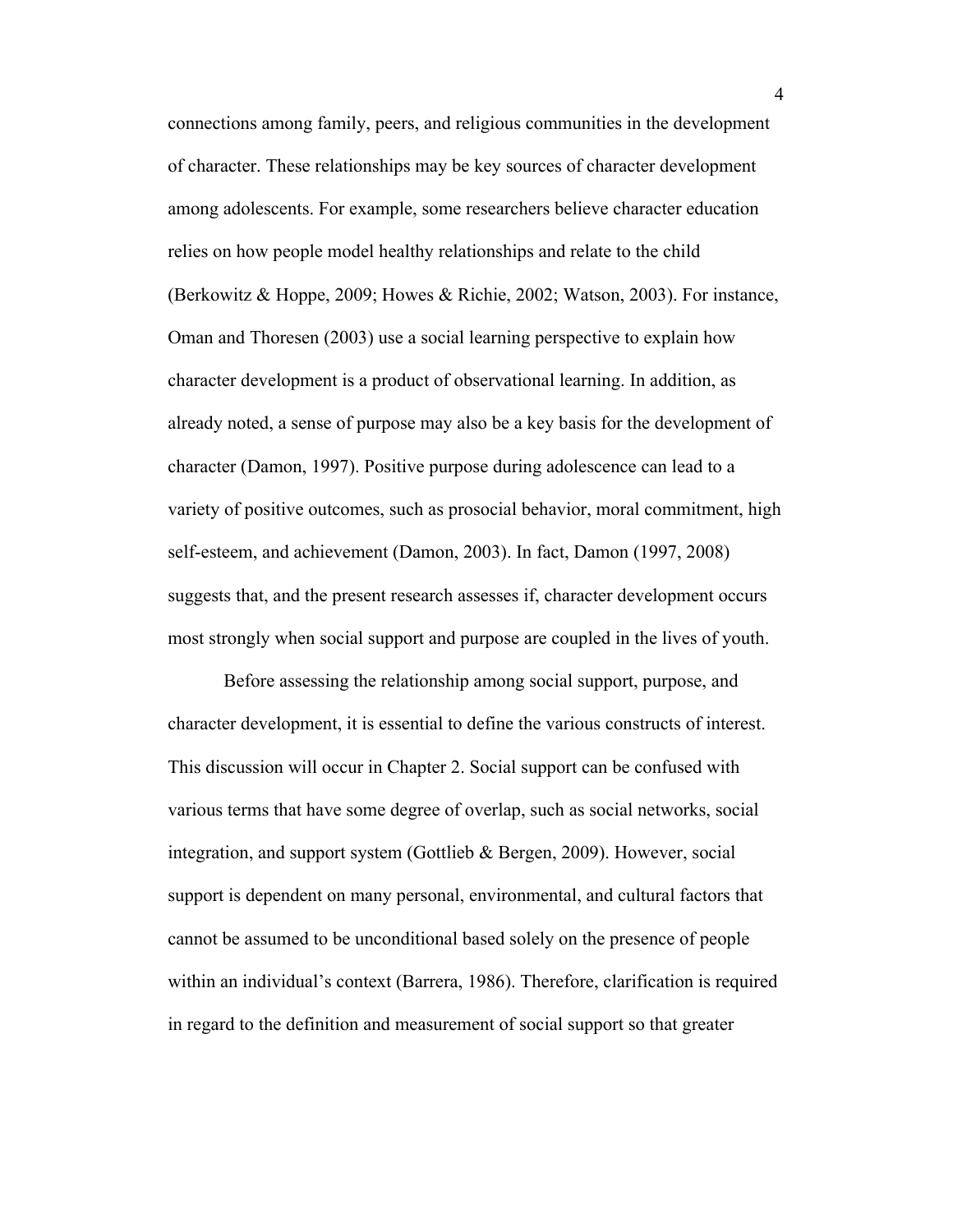connections among family, peers, and religious communities in the development of character. These relationships may be key sources of character development among adolescents. For example, some researchers believe character education relies on how people model healthy relationships and relate to the child (Berkowitz & Hoppe, 2009; Howes & Richie, 2002; Watson, 2003). For instance, Oman and Thoresen (2003) use a social learning perspective to explain how character development is a product of observational learning. In addition, as already noted, a sense of purpose may also be a key basis for the development of character (Damon, 1997). Positive purpose during adolescence can lead to a variety of positive outcomes, such as prosocial behavior, moral commitment, high self-esteem, and achievement (Damon, 2003). In fact, Damon (1997, 2008) suggests that, and the present research assesses if, character development occurs most strongly when social support and purpose are coupled in the lives of youth.

Before assessing the relationship among social support, purpose, and character development, it is essential to define the various constructs of interest. This discussion will occur in Chapter 2. Social support can be confused with various terms that have some degree of overlap, such as social networks, social integration, and support system (Gottlieb & Bergen, 2009). However, social support is dependent on many personal, environmental, and cultural factors that cannot be assumed to be unconditional based solely on the presence of people within an individual's context (Barrera, 1986). Therefore, clarification is required in regard to the definition and measurement of social support so that greater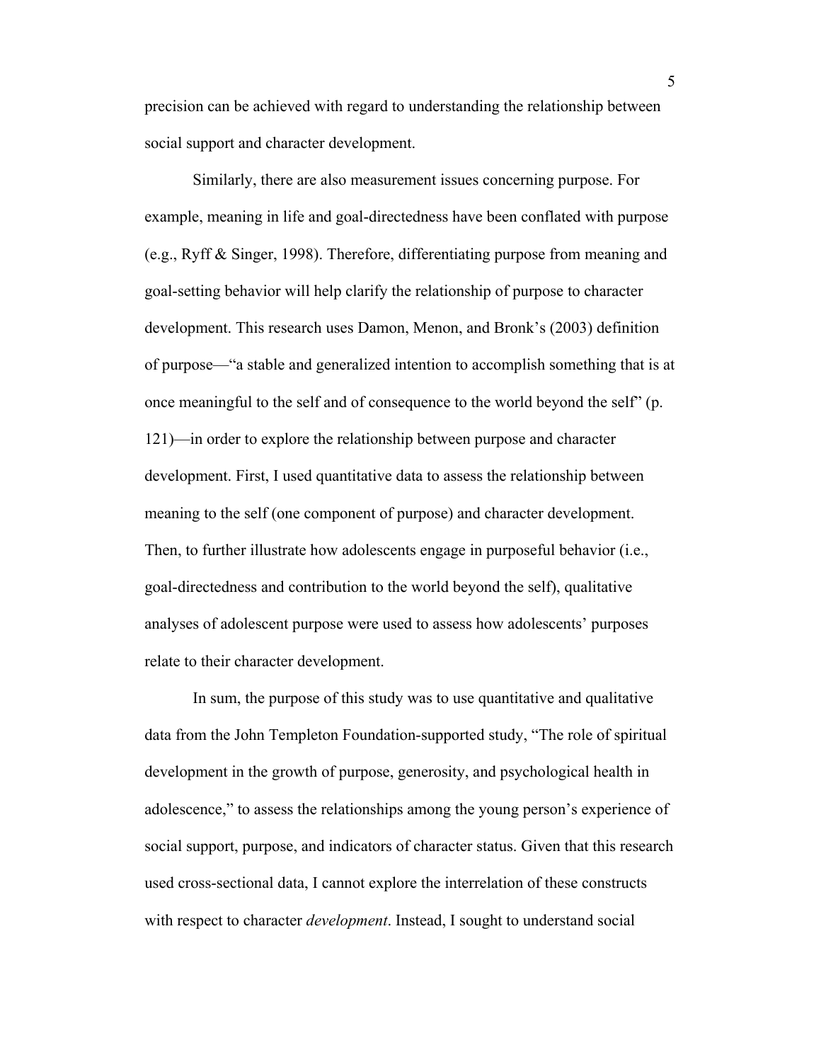precision can be achieved with regard to understanding the relationship between social support and character development.

Similarly, there are also measurement issues concerning purpose. For example, meaning in life and goal-directedness have been conflated with purpose (e.g., Ryff & Singer, 1998). Therefore, differentiating purpose from meaning and goal-setting behavior will help clarify the relationship of purpose to character development. This research uses Damon, Menon, and Bronk's (2003) definition of purpose—"a stable and generalized intention to accomplish something that is at once meaningful to the self and of consequence to the world beyond the self" (p. 121)—in order to explore the relationship between purpose and character development. First, I used quantitative data to assess the relationship between meaning to the self (one component of purpose) and character development. Then, to further illustrate how adolescents engage in purposeful behavior (i.e., goal-directedness and contribution to the world beyond the self), qualitative analyses of adolescent purpose were used to assess how adolescents' purposes relate to their character development.

In sum, the purpose of this study was to use quantitative and qualitative data from the John Templeton Foundation-supported study, "The role of spiritual development in the growth of purpose, generosity, and psychological health in adolescence," to assess the relationships among the young person's experience of social support, purpose, and indicators of character status. Given that this research used cross-sectional data, I cannot explore the interrelation of these constructs with respect to character *development*. Instead, I sought to understand social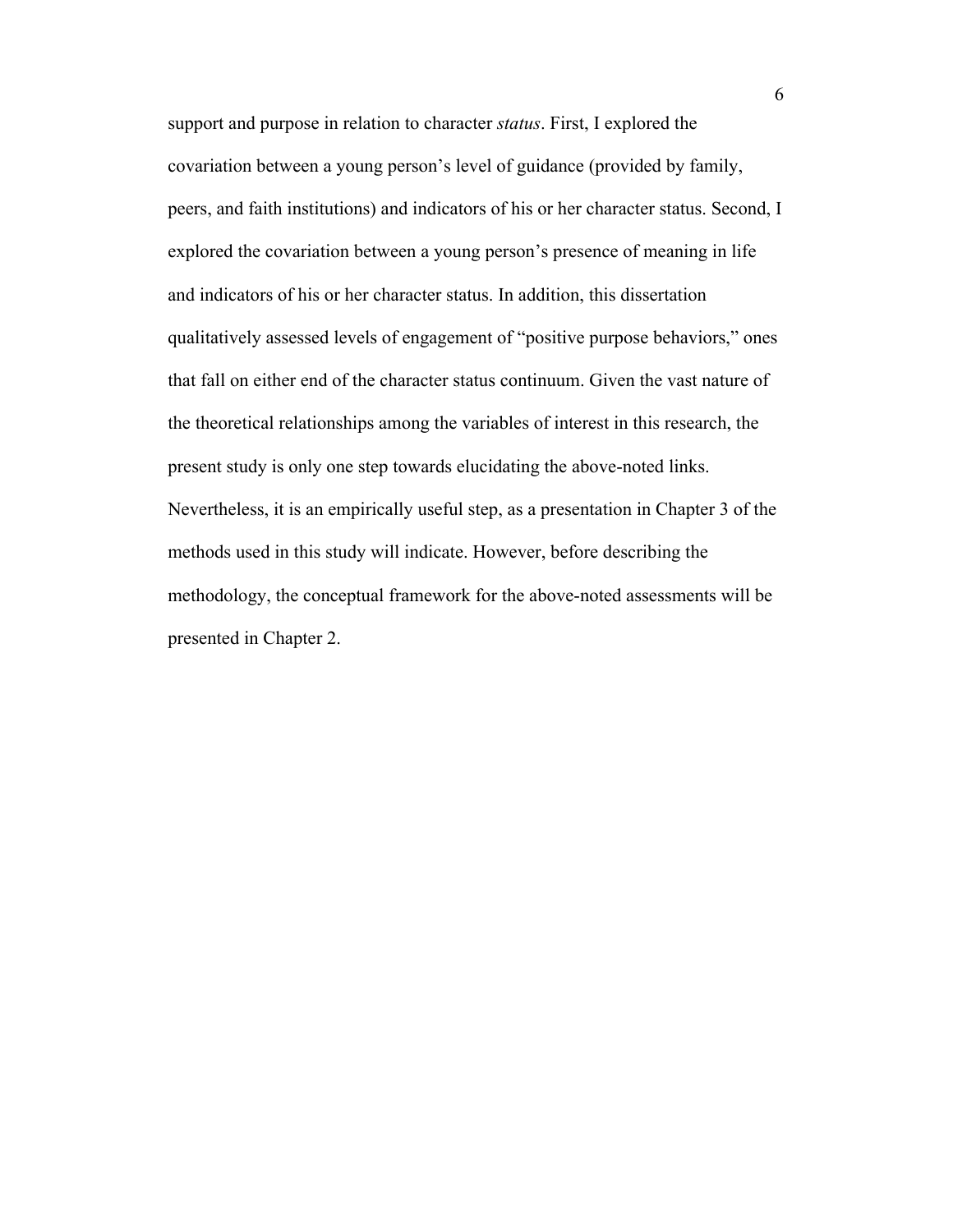support and purpose in relation to character *status*. First, I explored the covariation between a young person's level of guidance (provided by family, peers, and faith institutions) and indicators of his or her character status. Second, I explored the covariation between a young person's presence of meaning in life and indicators of his or her character status. In addition, this dissertation qualitatively assessed levels of engagement of "positive purpose behaviors," ones that fall on either end of the character status continuum. Given the vast nature of the theoretical relationships among the variables of interest in this research, the present study is only one step towards elucidating the above-noted links. Nevertheless, it is an empirically useful step, as a presentation in Chapter 3 of the methods used in this study will indicate. However, before describing the methodology, the conceptual framework for the above-noted assessments will be presented in Chapter 2.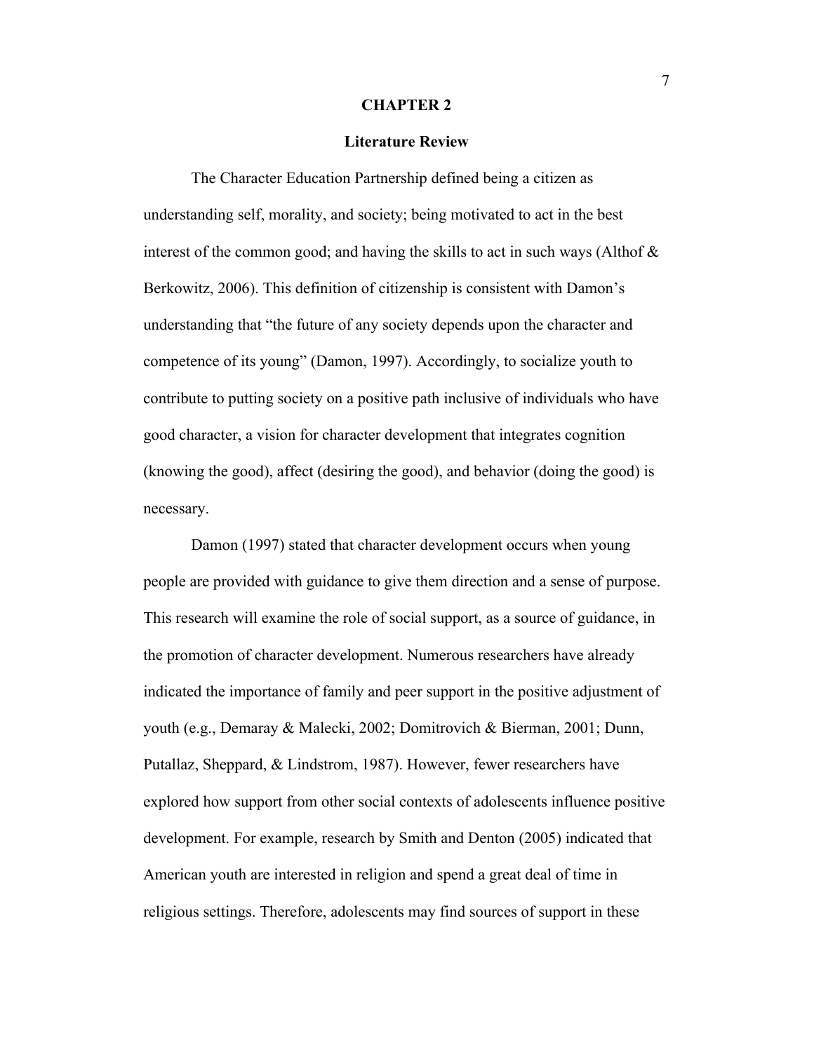# CHAPTER 2

## Literature Review

The Character Education Partnership defined being a citizen as understanding self, morality, and society; being motivated to act in the best interest of the common good; and having the skills to act in such ways (Althof & Berkowitz, 2006). This definition of citizenship is consistent with Damon's understanding that "the future of any society depends upon the character and competence of its young" (Damon, 1997). Accordingly, to socialize youth to contribute to putting society on a positive path inclusive of individuals who have good character, a vision for character development that integrates cognition (knowing the good), affect (desiring the good), and behavior (doing the good) is necessary.

Damon (1997) stated that character development occurs when young people are provided with guidance to give them direction and a sense of purpose. This research will examine the role of social support, as a source of guidance, in the promotion of character development. Numerous researchers have already indicated the importance of family and peer support in the positive adjustment of youth (e.g., Demaray & Malecki, 2002; Domitrovich & Bierman, 2001; Dunn, Putallaz, Sheppard, & Lindstrom, 1987). However, fewer researchers have explored how support from other social contexts of adolescents influence positive development. For example, research by Smith and Denton (2005) indicated that American youth are interested in religion and spend a great deal of time in religious settings. Therefore, adolescents may find sources of support in these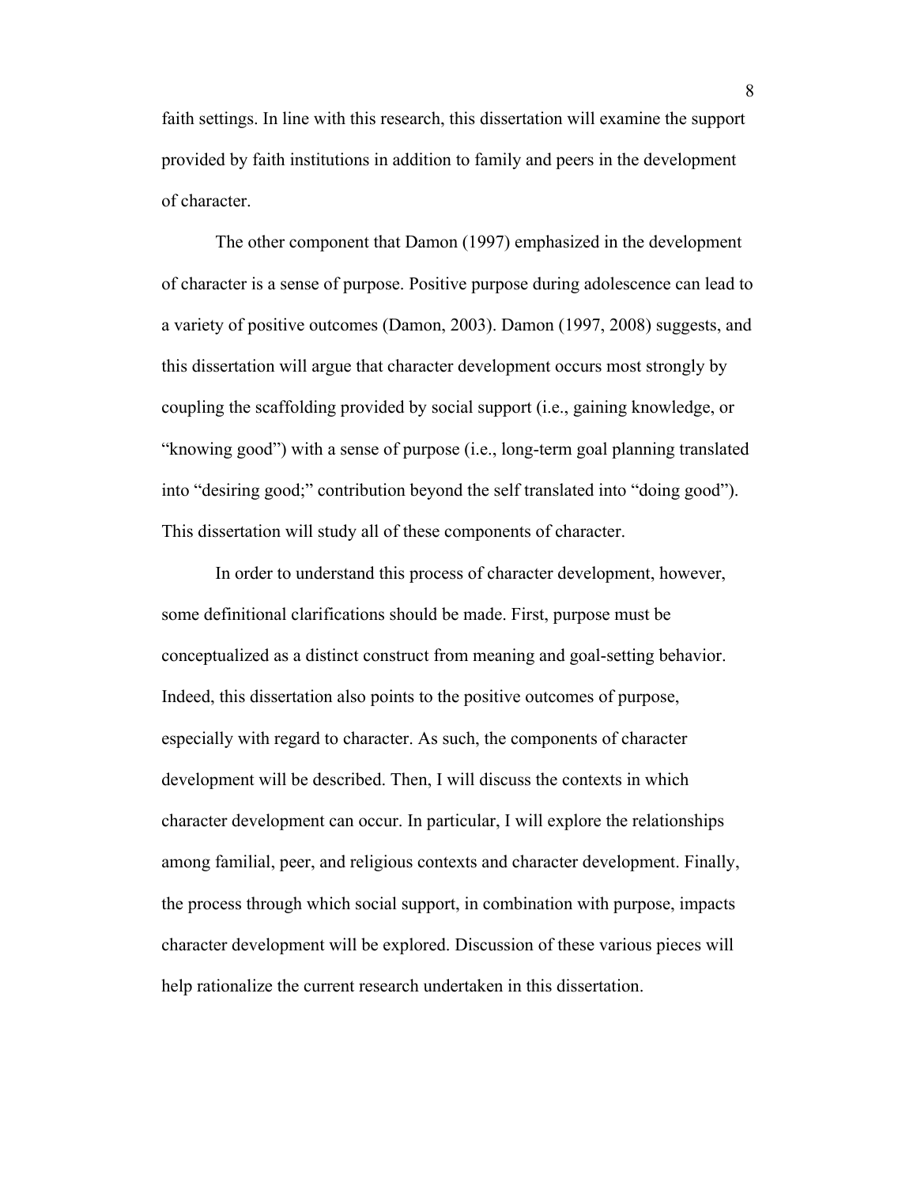faith settings. In line with this research, this dissertation will examine the support provided by faith institutions in addition to family and peers in the development of character.

The other component that Damon (1997) emphasized in the development of character is a sense of purpose. Positive purpose during adolescence can lead to a variety of positive outcomes (Damon, 2003). Damon (1997, 2008) suggests, and this dissertation will argue that character development occurs most strongly by coupling the scaffolding provided by social support (i.e., gaining knowledge, or "knowing good") with a sense of purpose (i.e., long-term goal planning translated into "desiring good;" contribution beyond the self translated into "doing good"). This dissertation will study all of these components of character.

In order to understand this process of character development, however, some definitional clarifications should be made. First, purpose must be conceptualized as a distinct construct from meaning and goal-setting behavior. Indeed, this dissertation also points to the positive outcomes of purpose, especially with regard to character. As such, the components of character development will be described. Then, I will discuss the contexts in which character development can occur. In particular, I will explore the relationships among familial, peer, and religious contexts and character development. Finally, the process through which social support, in combination with purpose, impacts character development will be explored. Discussion of these various pieces will help rationalize the current research undertaken in this dissertation.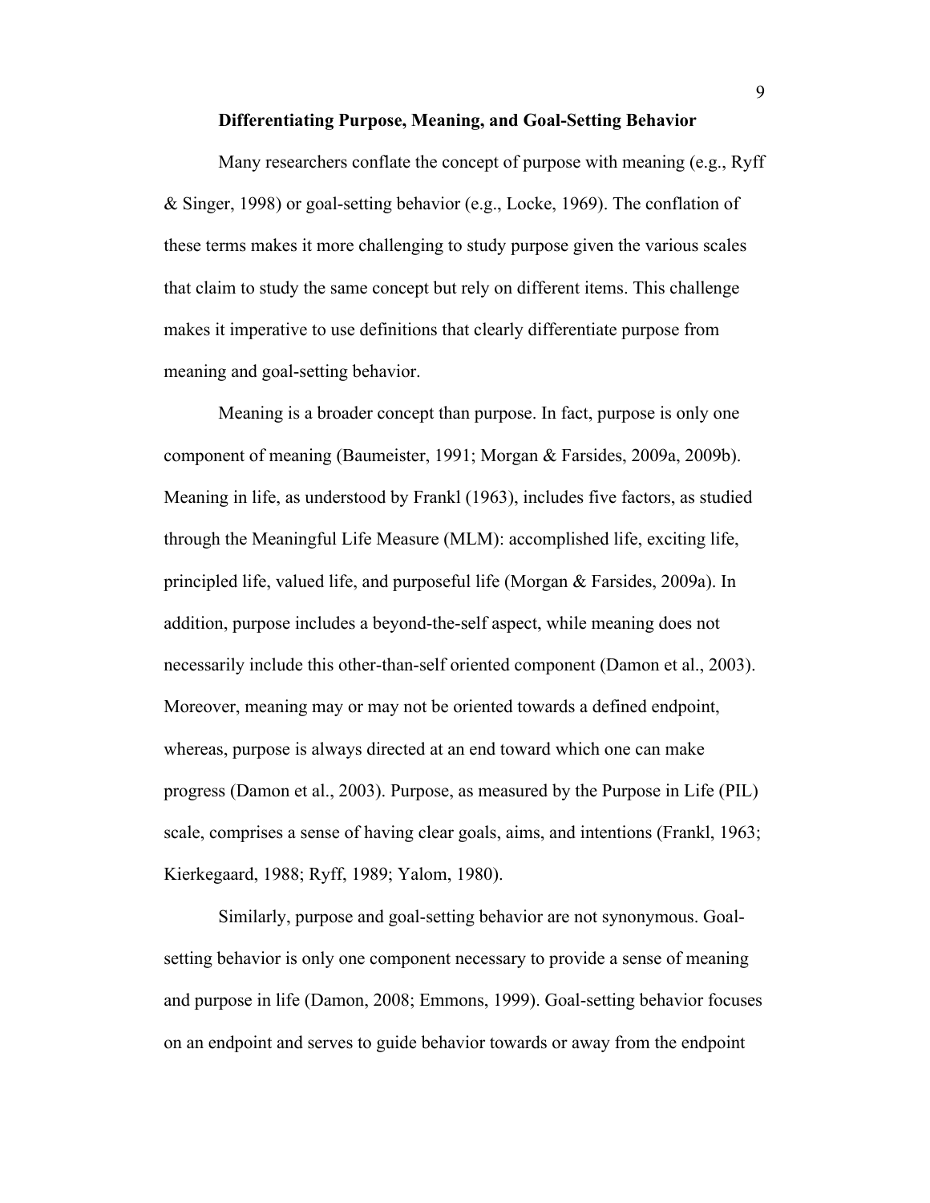## Differentiating Purpose, Meaning, and Goal-Setting Behavior

Many researchers conflate the concept of purpose with meaning (e.g., Ryff & Singer, 1998) or goal-setting behavior (e.g., Locke, 1969). The conflation of these terms makes it more challenging to study purpose given the various scales that claim to study the same concept but rely on different items. This challenge makes it imperative to use definitions that clearly differentiate purpose from meaning and goal-setting behavior.

Meaning is a broader concept than purpose. In fact, purpose is only one component of meaning (Baumeister, 1991; Morgan & Farsides, 2009a, 2009b). Meaning in life, as understood by Frankl (1963), includes five factors, as studied through the Meaningful Life Measure (MLM): accomplished life, exciting life, principled life, valued life, and purposeful life (Morgan & Farsides, 2009a). In addition, purpose includes a beyond-the-self aspect, while meaning does not necessarily include this other-than-self oriented component (Damon et al., 2003). Moreover, meaning may or may not be oriented towards a defined endpoint, whereas, purpose is always directed at an end toward which one can make progress (Damon et al., 2003). Purpose, as measured by the Purpose in Life (PIL) scale, comprises a sense of having clear goals, aims, and intentions (Frankl, 1963; Kierkegaard, 1988; Ryff, 1989; Yalom, 1980).

Similarly, purpose and goal-setting behavior are not synonymous. Goal-setting behavior is only one component necessary to provide a sense of meaning and purpose in life (Damon, 2008; Emmons, 1999). Goal-setting behavior focuses on an endpoint and serves to guide behavior towards or away from the endpoint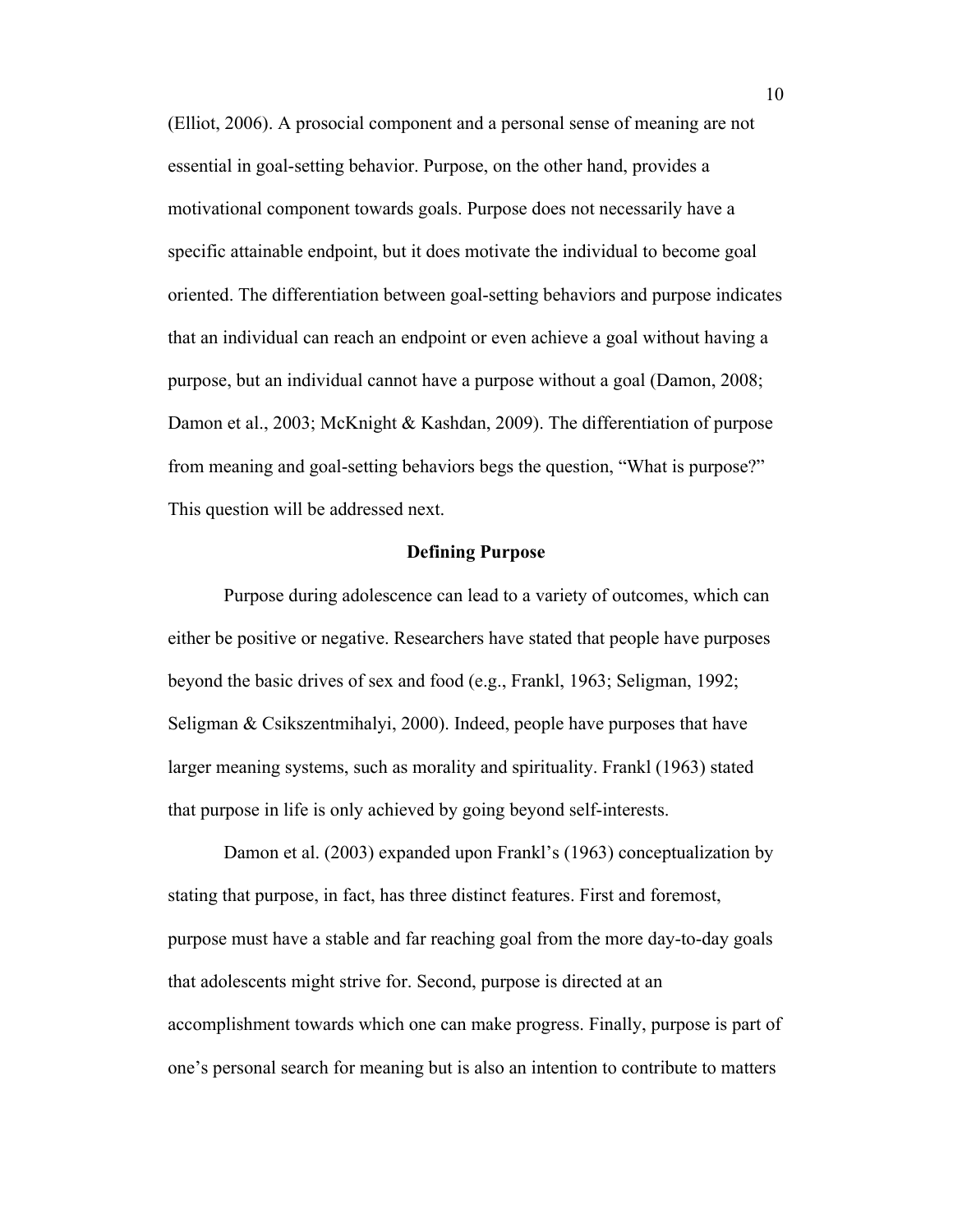(Elliot, 2006). A prosocial component and a personal sense of meaning are not essential in goal-setting behavior. Purpose, on the other hand, provides a motivational component towards goals. Purpose does not necessarily have a specific attainable endpoint, but it does motivate the individual to become goal oriented. The differentiation between goal-setting behaviors and purpose indicates that an individual can reach an endpoint or even achieve a goal without having a purpose, but an individual cannot have a purpose without a goal (Damon, 2008; Damon et al., 2003; McKnight & Kashdan, 2009). The differentiation of purpose from meaning and goal-setting behaviors begs the question, "What is purpose?" This question will be addressed next.

## Defining Purpose

Purpose during adolescence can lead to a variety of outcomes, which can either be positive or negative. Researchers have stated that people have purposes beyond the basic drives of sex and food (e.g., Frankl, 1963; Seligman, 1992; Seligman & Csikszentmihalyi, 2000). Indeed, people have purposes that have larger meaning systems, such as morality and spirituality. Frankl (1963) stated that purpose in life is only achieved by going beyond self-interests.

Damon et al. (2003) expanded upon Frankl's (1963) conceptualization by stating that purpose, in fact, has three distinct features. First and foremost, purpose must have a stable and far reaching goal from the more day-to-day goals that adolescents might strive for. Second, purpose is directed at an accomplishment towards which one can make progress. Finally, purpose is part of one's personal search for meaning but is also an intention to contribute to matters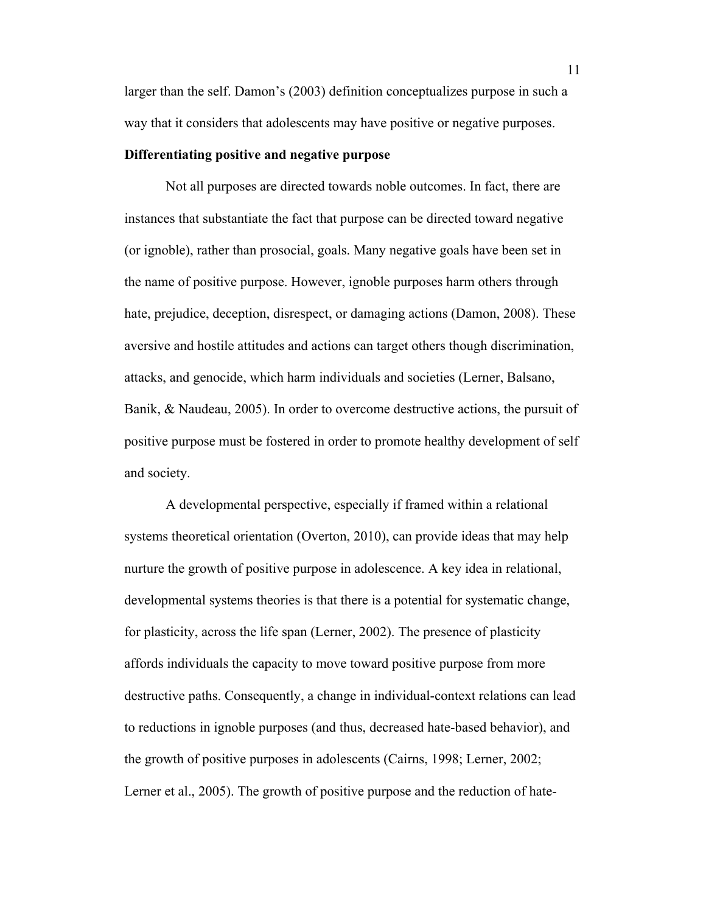larger than the self. Damon's (2003) definition conceptualizes purpose in such a way that it considers that adolescents may have positive or negative purposes.

**Differentiating positive and negative purpose**

Not all purposes are directed towards noble outcomes. In fact, there are instances that substantiate the fact that purpose can be directed toward negative (or ignoble), rather than prosocial, goals. Many negative goals have been set in the name of positive purpose. However, ignoble purposes harm others through hate, prejudice, deception, disrespect, or damaging actions (Damon, 2008). These aversive and hostile attitudes and actions can target others though discrimination, attacks, and genocide, which harm individuals and societies (Lerner, Balsano, Banik, & Naudeau, 2005). In order to overcome destructive actions, the pursuit of positive purpose must be fostered in order to promote healthy development of self and society.

A developmental perspective, especially if framed within a relational systems theoretical orientation (Overton, 2010), can provide ideas that may help nurture the growth of positive purpose in adolescence. A key idea in relational, developmental systems theories is that there is a potential for systematic change, for plasticity, across the life span (Lerner, 2002). The presence of plasticity affords individuals the capacity to move toward positive purpose from more destructive paths. Consequently, a change in individual-context relations can lead to reductions in ignoble purposes (and thus, decreased hate-based behavior), and the growth of positive purposes in adolescents (Cairns, 1998; Lerner, 2002; Lerner et al., 2005). The growth of positive purpose and the reduction of hate-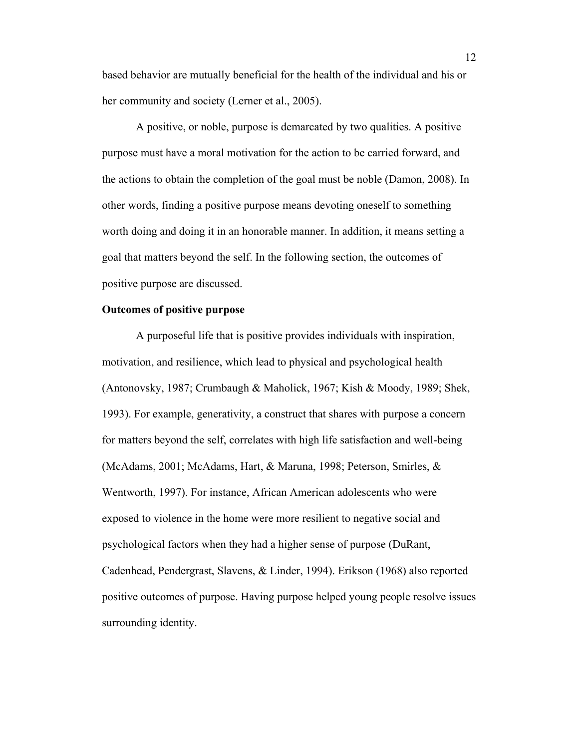based behavior are mutually beneficial for the health of the individual and his or her community and society (Lerner et al., 2005).

A positive, or noble, purpose is demarcated by two qualities. A positive purpose must have a moral motivation for the action to be carried forward, and the actions to obtain the completion of the goal must be noble (Damon, 2008). In other words, finding a positive purpose means devoting oneself to something worth doing and doing it in an honorable manner. In addition, it means setting a goal that matters beyond the self. In the following section, the outcomes of positive purpose are discussed.

**Outcomes of positive purpose**

A purposeful life that is positive provides individuals with inspiration, motivation, and resilience, which lead to physical and psychological health (Antonovsky, 1987; Crumbaugh & Maholick, 1967; Kish & Moody, 1989; Shek, 1993). For example, generativity, a construct that shares with purpose a concern for matters beyond the self, correlates with high life satisfaction and well-being (McAdams, 2001; McAdams, Hart, & Maruna, 1998; Peterson, Smirles, & Wentworth, 1997). For instance, African American adolescents who were exposed to violence in the home were more resilient to negative social and psychological factors when they had a higher sense of purpose (DuRant, Cadenhead, Pendergrast, Slavens, & Linder, 1994). Erikson (1968) also reported positive outcomes of purpose. Having purpose helped young people resolve issues surrounding identity.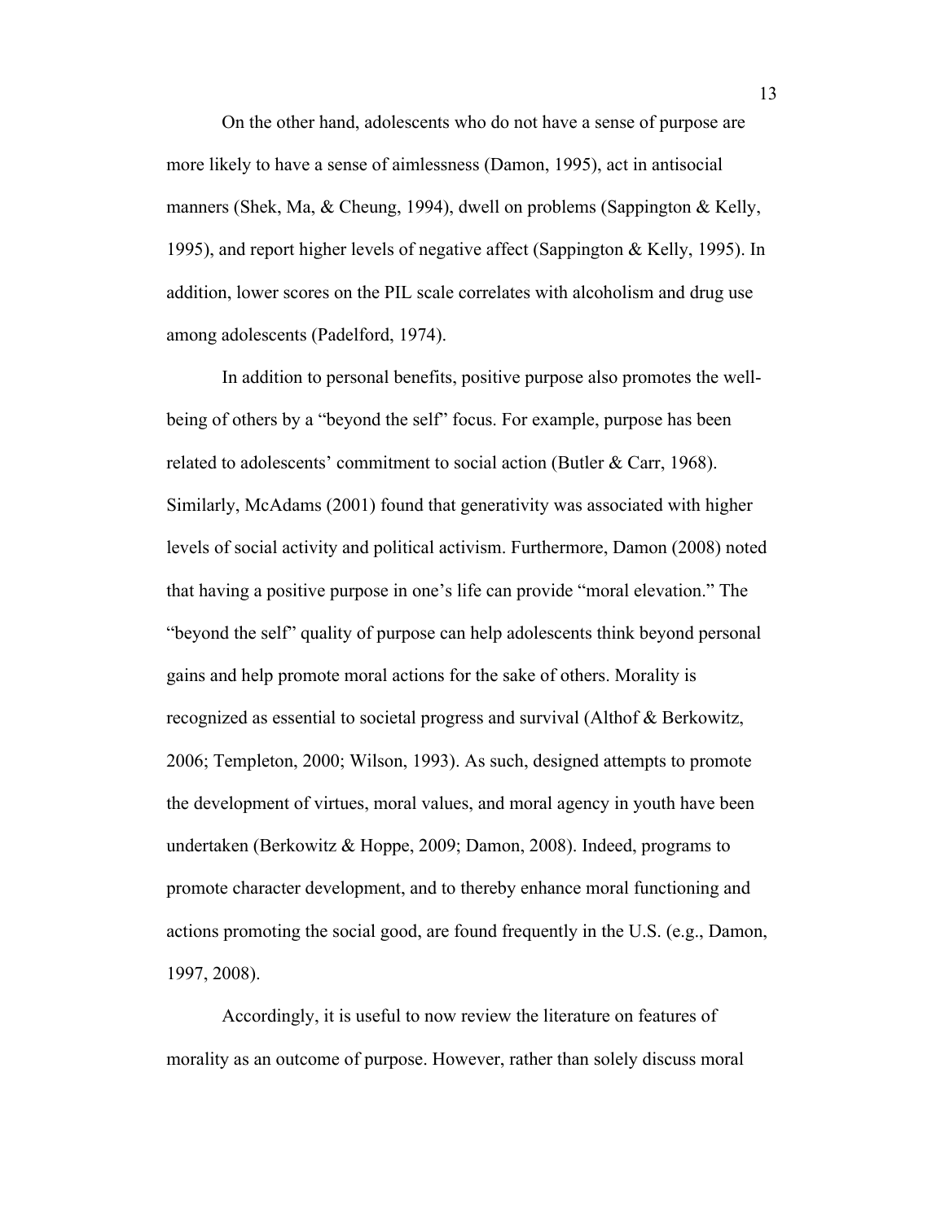On the other hand, adolescents who do not have a sense of purpose are more likely to have a sense of aimlessness (Damon, 1995), act in antisocial manners (Shek, Ma, & Cheung, 1994), dwell on problems (Sappington & Kelly, 1995), and report higher levels of negative affect (Sappington & Kelly, 1995). In addition, lower scores on the PIL scale correlates with alcoholism and drug use among adolescents (Padelford, 1974).

In addition to personal benefits, positive purpose also promotes the well-being of others by a "beyond the self" focus. For example, purpose has been related to adolescents' commitment to social action (Butler & Carr, 1968). Similarly, McAdams (2001) found that generativity was associated with higher levels of social activity and political activism. Furthermore, Damon (2008) noted that having a positive purpose in one's life can provide "moral elevation." The "beyond the self" quality of purpose can help adolescents think beyond personal gains and help promote moral actions for the sake of others. Morality is recognized as essential to societal progress and survival (Althof & Berkowitz, 2006; Templeton, 2000; Wilson, 1993). As such, designed attempts to promote the development of virtues, moral values, and moral agency in youth have been undertaken (Berkowitz & Hoppe, 2009; Damon, 2008). Indeed, programs to promote character development, and to thereby enhance moral functioning and actions promoting the social good, are found frequently in the U.S. (e.g., Damon, 1997, 2008).

Accordingly, it is useful to now review the literature on features of morality as an outcome of purpose. However, rather than solely discuss moral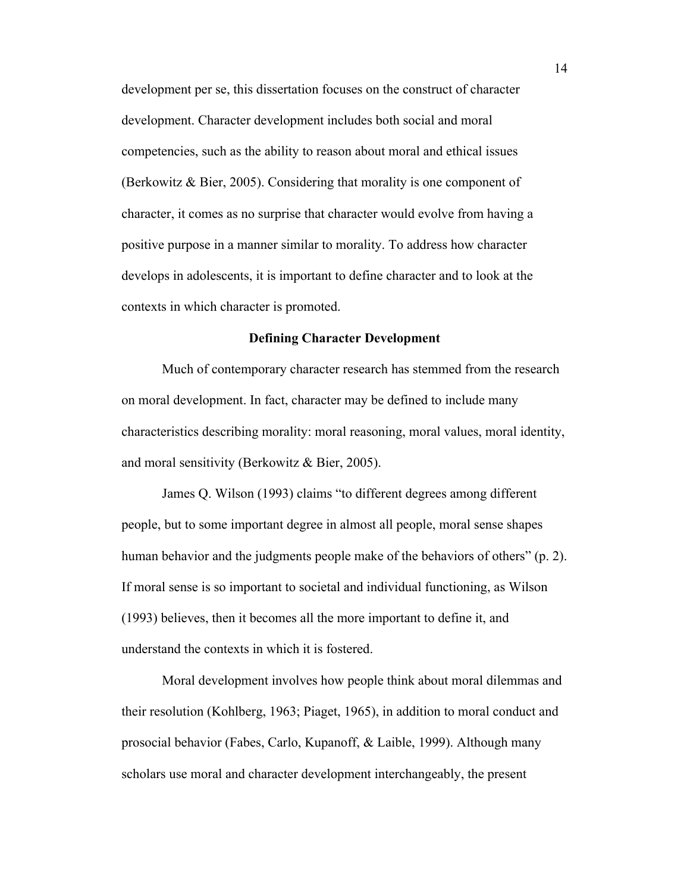development per se, this dissertation focuses on the construct of character development. Character development includes both social and moral competencies, such as the ability to reason about moral and ethical issues (Berkowitz & Bier, 2005). Considering that morality is one component of character, it comes as no surprise that character would evolve from having a positive purpose in a manner similar to morality. To address how character develops in adolescents, it is important to define character and to look at the contexts in which character is promoted.

## Defining Character Development

Much of contemporary character research has stemmed from the research on moral development. In fact, character may be defined to include many characteristics describing morality: moral reasoning, moral values, moral identity, and moral sensitivity (Berkowitz & Bier, 2005).

James Q. Wilson (1993) claims "to different degrees among different people, but to some important degree in almost all people, moral sense shapes human behavior and the judgments people make of the behaviors of others" (p. 2). If moral sense is so important to societal and individual functioning, as Wilson (1993) believes, then it becomes all the more important to define it, and understand the contexts in which it is fostered.

Moral development involves how people think about moral dilemmas and their resolution (Kohlberg, 1963; Piaget, 1965), in addition to moral conduct and prosocial behavior (Fabes, Carlo, Kupanoff, & Laible, 1999). Although many scholars use moral and character development interchangeably, the present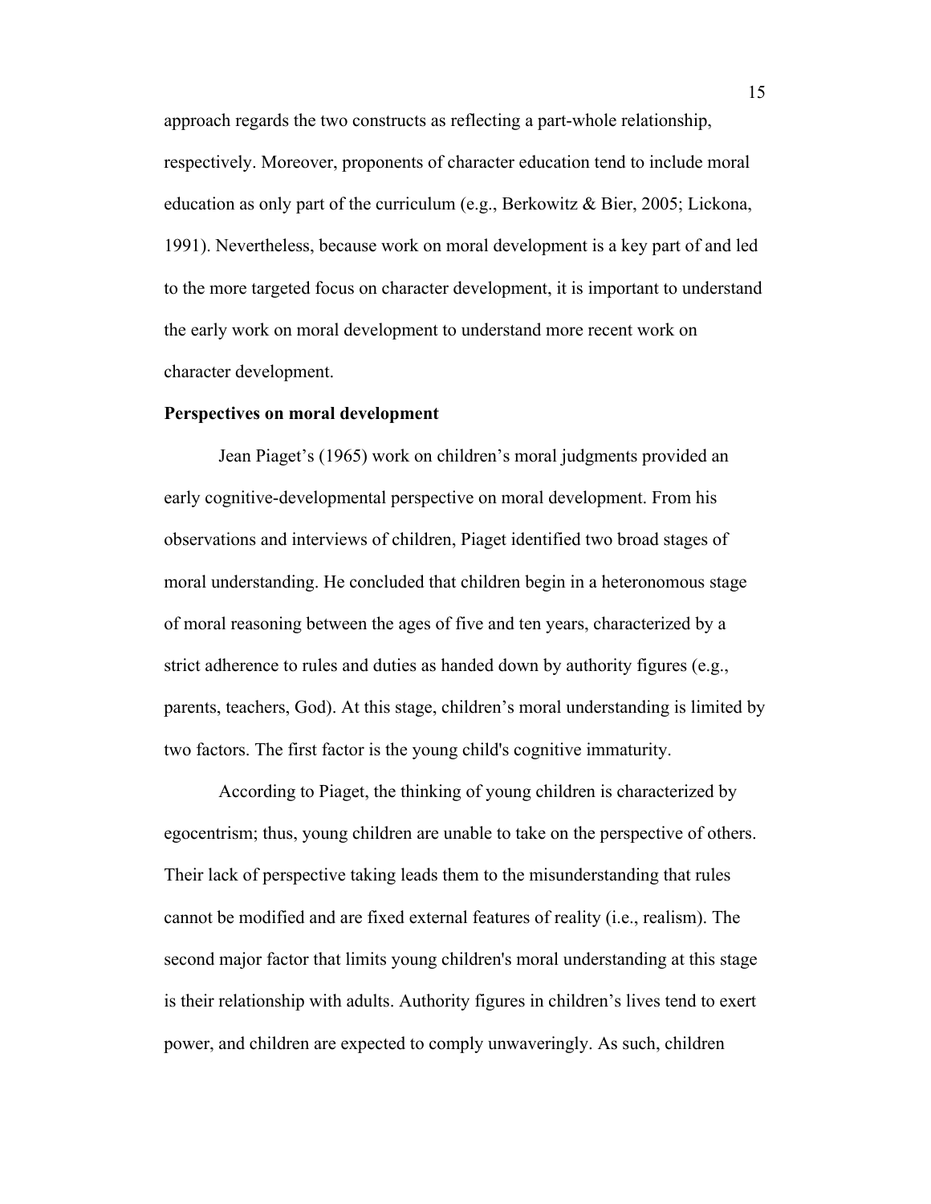approach regards the two constructs as reflecting a part-whole relationship, respectively. Moreover, proponents of character education tend to include moral education as only part of the curriculum (e.g., Berkowitz & Bier, 2005; Lickona, 1991). Nevertheless, because work on moral development is a key part of and led to the more targeted focus on character development, it is important to understand the early work on moral development to understand more recent work on character development.

**Perspectives on moral development**

Jean Piaget's (1965) work on children's moral judgments provided an early cognitive-developmental perspective on moral development. From his observations and interviews of children, Piaget identified two broad stages of moral understanding. He concluded that children begin in a heteronomous stage of moral reasoning between the ages of five and ten years, characterized by a strict adherence to rules and duties as handed down by authority figures (e.g., parents, teachers, God). At this stage, children's moral understanding is limited by two factors. The first factor is the young child's cognitive immaturity.

According to Piaget, the thinking of young children is characterized by egocentrism; thus, young children are unable to take on the perspective of others. Their lack of perspective taking leads them to the misunderstanding that rules cannot be modified and are fixed external features of reality (i.e., realism). The second major factor that limits young children's moral understanding at this stage is their relationship with adults. Authority figures in children's lives tend to exert power, and children are expected to comply unwaveringly. As such, children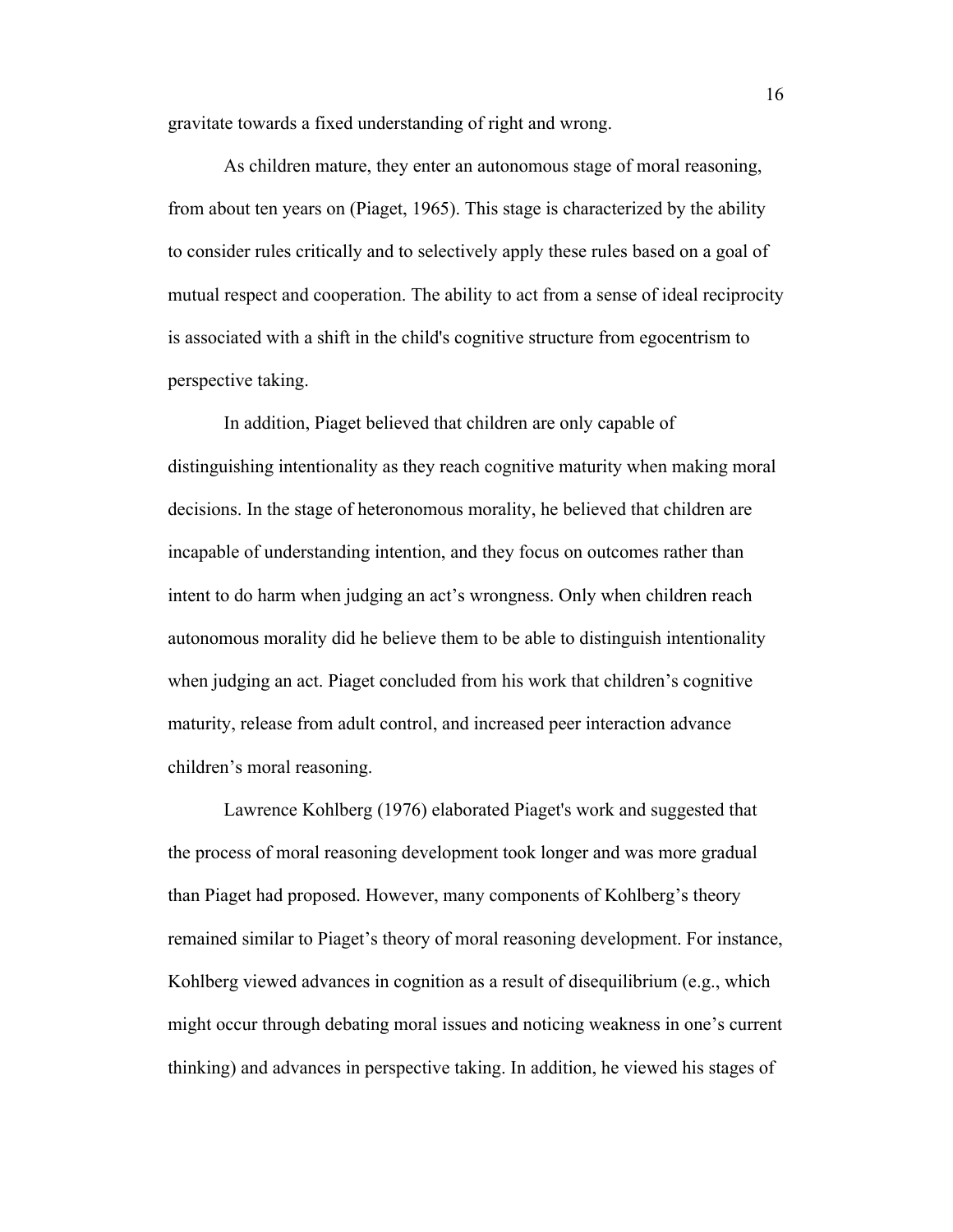gravitate towards a fixed understanding of right and wrong.

As children mature, they enter an autonomous stage of moral reasoning, from about ten years on (Piaget, 1965). This stage is characterized by the ability to consider rules critically and to selectively apply these rules based on a goal of mutual respect and cooperation. The ability to act from a sense of ideal reciprocity is associated with a shift in the child's cognitive structure from egocentrism to perspective taking.

In addition, Piaget believed that children are only capable of distinguishing intentionality as they reach cognitive maturity when making moral decisions. In the stage of heteronomous morality, he believed that children are incapable of understanding intention, and they focus on outcomes rather than intent to do harm when judging an act's wrongness. Only when children reach autonomous morality did he believe them to be able to distinguish intentionality when judging an act. Piaget concluded from his work that children's cognitive maturity, release from adult control, and increased peer interaction advance children's moral reasoning.

Lawrence Kohlberg (1976) elaborated Piaget's work and suggested that the process of moral reasoning development took longer and was more gradual than Piaget had proposed. However, many components of Kohlberg's theory remained similar to Piaget's theory of moral reasoning development. For instance, Kohlberg viewed advances in cognition as a result of disequilibrium (e.g., which might occur through debating moral issues and noticing weakness in one's current thinking) and advances in perspective taking. In addition, he viewed his stages of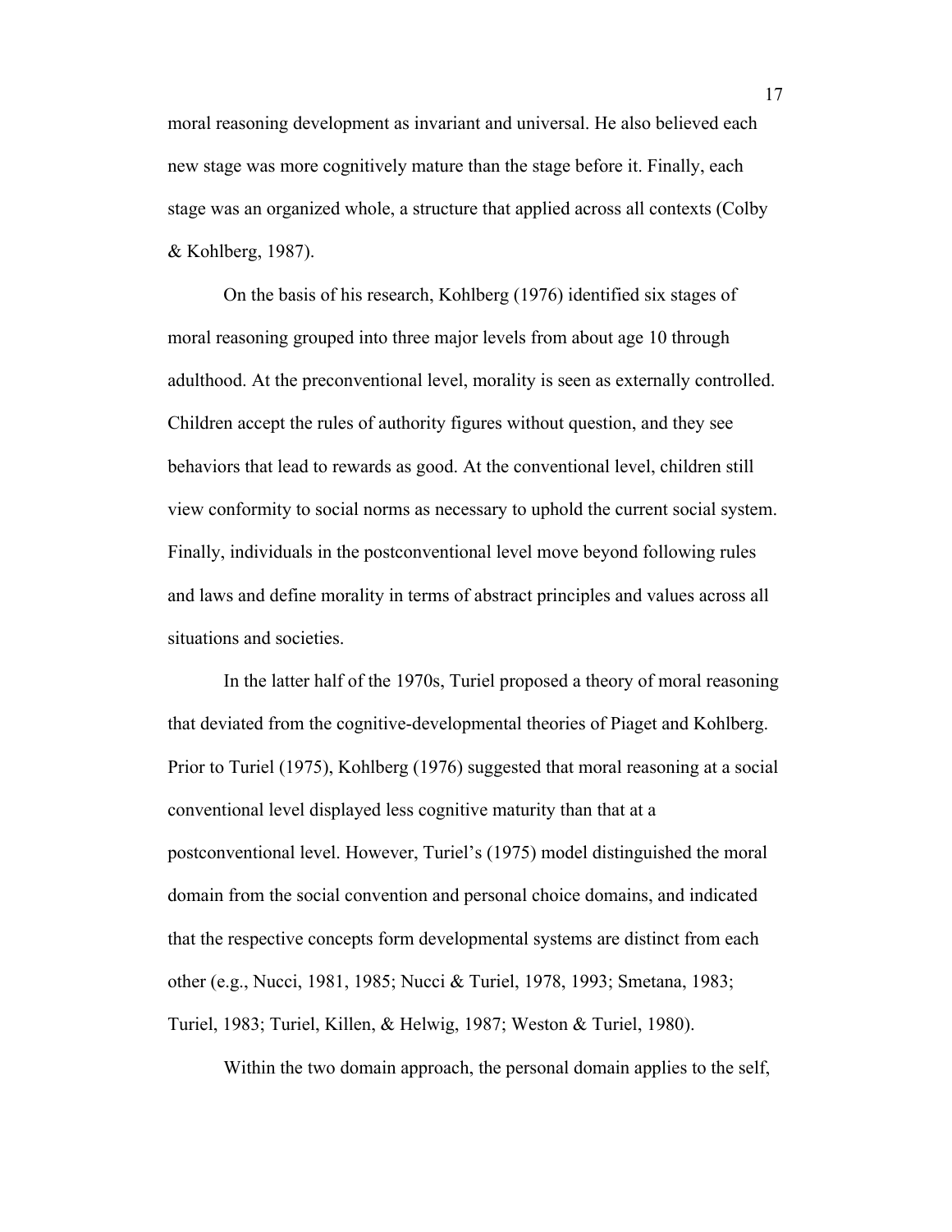moral reasoning development as invariant and universal. He also believed each new stage was more cognitively mature than the stage before it. Finally, each stage was an organized whole, a structure that applied across all contexts (Colby & Kohlberg, 1987).

On the basis of his research, Kohlberg (1976) identified six stages of moral reasoning grouped into three major levels from about age 10 through adulthood. At the preconventional level, morality is seen as externally controlled. Children accept the rules of authority figures without question, and they see behaviors that lead to rewards as good. At the conventional level, children still view conformity to social norms as necessary to uphold the current social system. Finally, individuals in the postconventional level move beyond following rules and laws and define morality in terms of abstract principles and values across all situations and societies.

In the latter half of the 1970s, Turiel proposed a theory of moral reasoning that deviated from the cognitive-developmental theories of Piaget and Kohlberg. Prior to Turiel (1975), Kohlberg (1976) suggested that moral reasoning at a social conventional level displayed less cognitive maturity than that at a postconventional level. However, Turiel's (1975) model distinguished the moral domain from the social convention and personal choice domains, and indicated that the respective concepts form developmental systems are distinct from each other (e.g., Nucci, 1981, 1985; Nucci & Turiel, 1978, 1993; Smetana, 1983; Turiel, 1983; Turiel, Killen, & Helwig, 1987; Weston & Turiel, 1980).

Within the two domain approach, the personal domain applies to the self,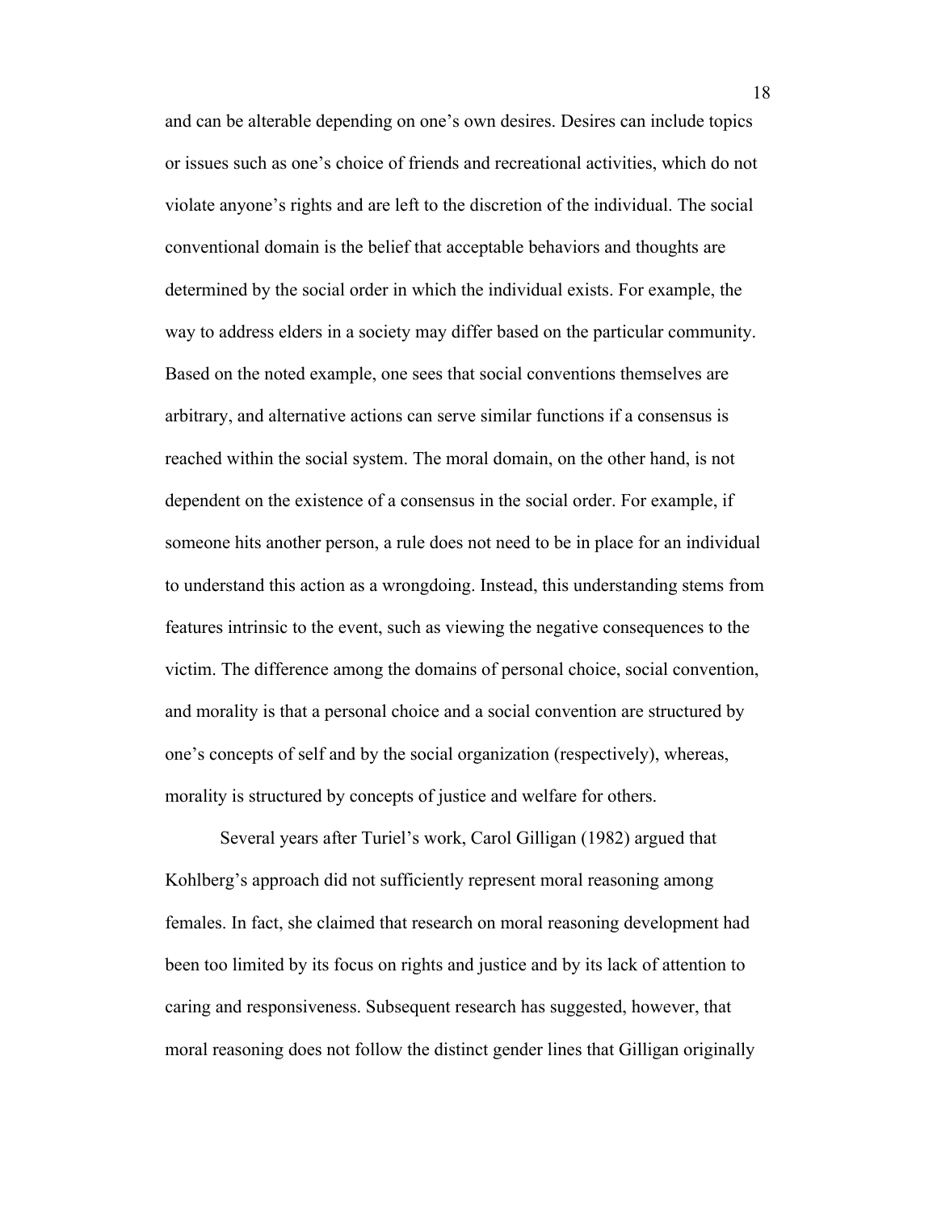and can be alterable depending on one's own desires. Desires can include topics or issues such as one's choice of friends and recreational activities, which do not violate anyone's rights and are left to the discretion of the individual. The social conventional domain is the belief that acceptable behaviors and thoughts are determined by the social order in which the individual exists. For example, the way to address elders in a society may differ based on the particular community. Based on the noted example, one sees that social conventions themselves are arbitrary, and alternative actions can serve similar functions if a consensus is reached within the social system. The moral domain, on the other hand, is not dependent on the existence of a consensus in the social order. For example, if someone hits another person, a rule does not need to be in place for an individual to understand this action as a wrongdoing. Instead, this understanding stems from features intrinsic to the event, such as viewing the negative consequences to the victim. The difference among the domains of personal choice, social convention, and morality is that a personal choice and a social convention are structured by one's concepts of self and by the social organization (respectively), whereas, morality is structured by concepts of justice and welfare for others.

Several years after Turiel's work, Carol Gilligan (1982) argued that Kohlberg's approach did not sufficiently represent moral reasoning among females. In fact, she claimed that research on moral reasoning development had been too limited by its focus on rights and justice and by its lack of attention to caring and responsiveness. Subsequent research has suggested, however, that moral reasoning does not follow the distinct gender lines that Gilligan originally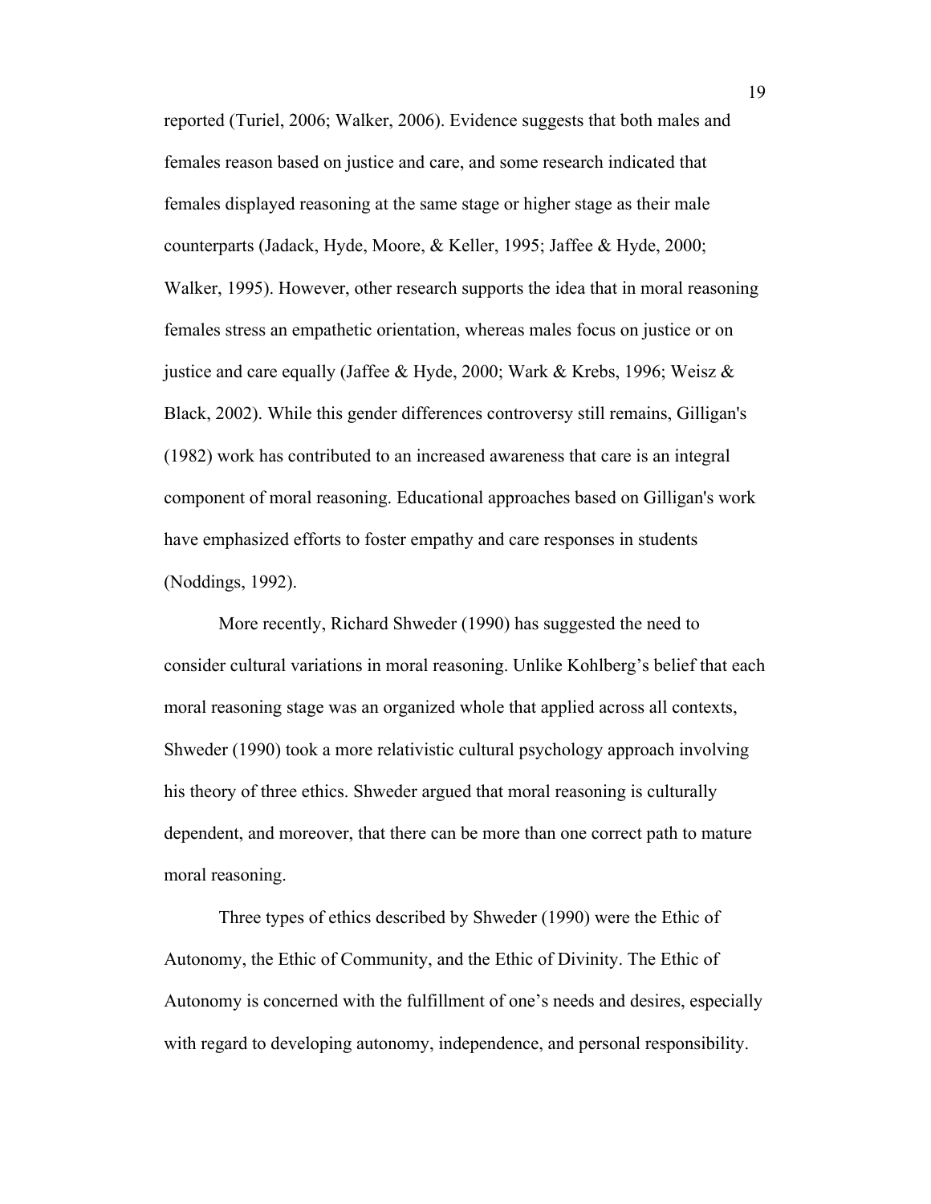reported (Turiel, 2006; Walker, 2006). Evidence suggests that both males and females reason based on justice and care, and some research indicated that females displayed reasoning at the same stage or higher stage as their male counterparts (Jadack, Hyde, Moore, & Keller, 1995; Jaffee & Hyde, 2000; Walker, 1995). However, other research supports the idea that in moral reasoning females stress an empathetic orientation, whereas males focus on justice or on justice and care equally (Jaffee & Hyde, 2000; Wark & Krebs, 1996; Weisz & Black, 2002). While this gender differences controversy still remains, Gilligan's (1982) work has contributed to an increased awareness that care is an integral component of moral reasoning. Educational approaches based on Gilligan's work have emphasized efforts to foster empathy and care responses in students (Noddings, 1992).

More recently, Richard Shweder (1990) has suggested the need to consider cultural variations in moral reasoning. Unlike Kohlberg's belief that each moral reasoning stage was an organized whole that applied across all contexts, Shweder (1990) took a more relativistic cultural psychology approach involving his theory of three ethics. Shweder argued that moral reasoning is culturally dependent, and moreover, that there can be more than one correct path to mature moral reasoning.

Three types of ethics described by Shweder (1990) were the Ethic of Autonomy, the Ethic of Community, and the Ethic of Divinity. The Ethic of Autonomy is concerned with the fulfillment of one's needs and desires, especially with regard to developing autonomy, independence, and personal responsibility.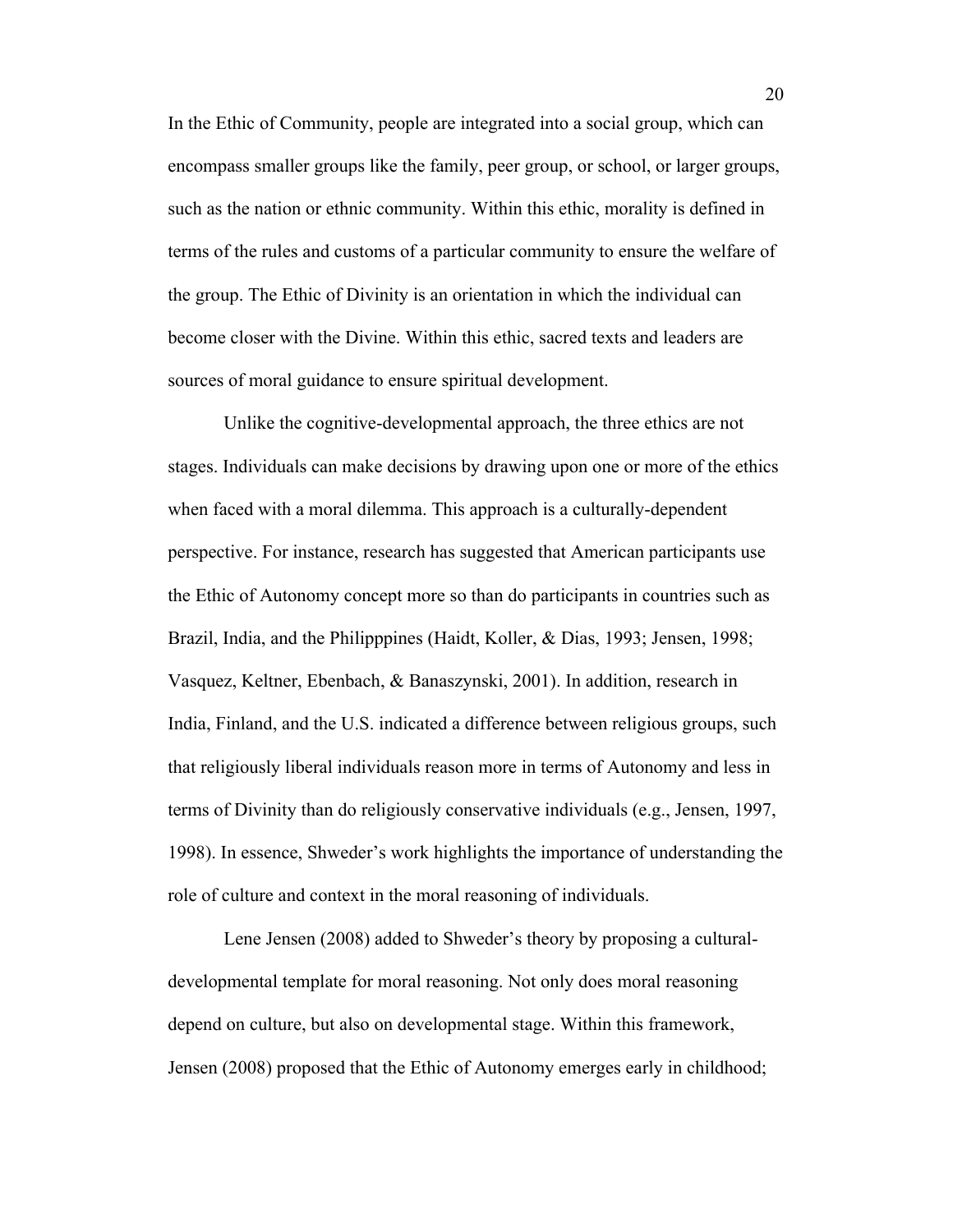In the Ethic of Community, people are integrated into a social group, which can encompass smaller groups like the family, peer group, or school, or larger groups, such as the nation or ethnic community. Within this ethic, morality is defined in terms of the rules and customs of a particular community to ensure the welfare of the group. The Ethic of Divinity is an orientation in which the individual can become closer with the Divine. Within this ethic, sacred texts and leaders are sources of moral guidance to ensure spiritual development.

Unlike the cognitive-developmental approach, the three ethics are not stages. Individuals can make decisions by drawing upon one or more of the ethics when faced with a moral dilemma. This approach is a culturally-dependent perspective. For instance, research has suggested that American participants use the Ethic of Autonomy concept more so than do participants in countries such as Brazil, India, and the Philipppines (Haidt, Koller, & Dias, 1993; Jensen, 1998; Vasquez, Keltner, Ebenbach, & Banaszynski, 2001). In addition, research in India, Finland, and the U.S. indicated a difference between religious groups, such that religiously liberal individuals reason more in terms of Autonomy and less in terms of Divinity than do religiously conservative individuals (e.g., Jensen, 1997, 1998). In essence, Shweder's work highlights the importance of understanding the role of culture and context in the moral reasoning of individuals.

Lene Jensen (2008) added to Shweder's theory by proposing a cultural-developmental template for moral reasoning. Not only does moral reasoning depend on culture, but also on developmental stage. Within this framework, Jensen (2008) proposed that the Ethic of Autonomy emerges early in childhood;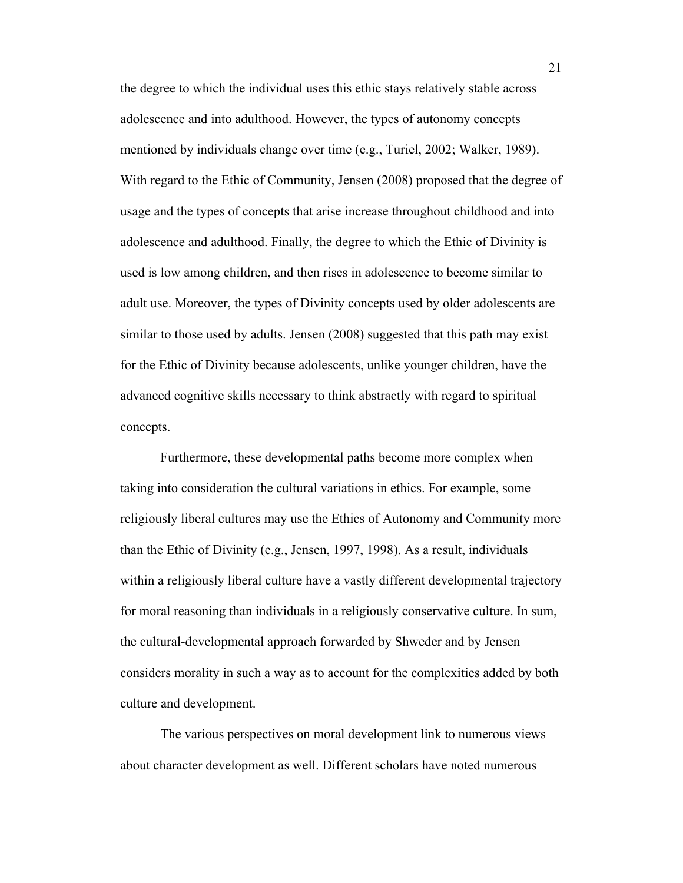the degree to which the individual uses this ethic stays relatively stable across adolescence and into adulthood. However, the types of autonomy concepts mentioned by individuals change over time (e.g., Turiel, 2002; Walker, 1989). With regard to the Ethic of Community, Jensen (2008) proposed that the degree of usage and the types of concepts that arise increase throughout childhood and into adolescence and adulthood. Finally, the degree to which the Ethic of Divinity is used is low among children, and then rises in adolescence to become similar to adult use. Moreover, the types of Divinity concepts used by older adolescents are similar to those used by adults. Jensen (2008) suggested that this path may exist for the Ethic of Divinity because adolescents, unlike younger children, have the advanced cognitive skills necessary to think abstractly with regard to spiritual concepts.

Furthermore, these developmental paths become more complex when taking into consideration the cultural variations in ethics. For example, some religiously liberal cultures may use the Ethics of Autonomy and Community more than the Ethic of Divinity (e.g., Jensen, 1997, 1998). As a result, individuals within a religiously liberal culture have a vastly different developmental trajectory for moral reasoning than individuals in a religiously conservative culture. In sum, the cultural-developmental approach forwarded by Shweder and by Jensen considers morality in such a way as to account for the complexities added by both culture and development.

The various perspectives on moral development link to numerous views about character development as well. Different scholars have noted numerous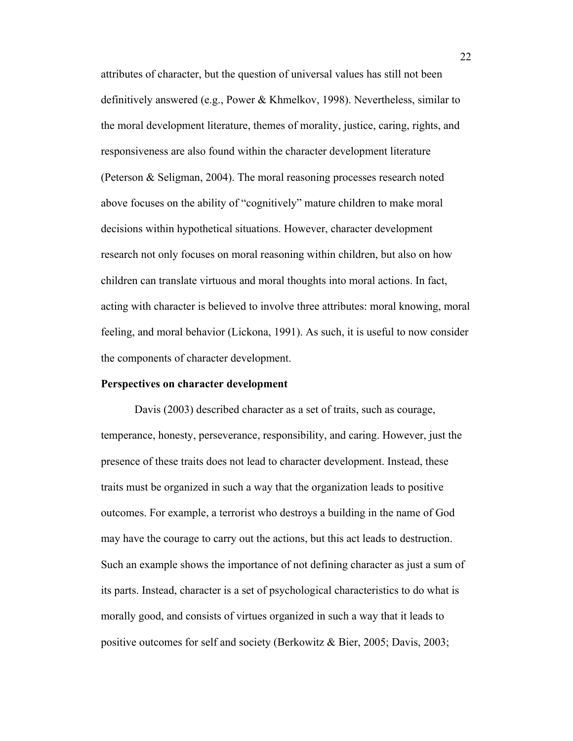attributes of character, but the question of universal values has still not been definitively answered (e.g., Power & Khmelkov, 1998). Nevertheless, similar to the moral development literature, themes of morality, justice, caring, rights, and responsiveness are also found within the character development literature (Peterson & Seligman, 2004). The moral reasoning processes research noted above focuses on the ability of "cognitively" mature children to make moral decisions within hypothetical situations. However, character development research not only focuses on moral reasoning within children, but also on how children can translate virtuous and moral thoughts into moral actions. In fact, acting with character is believed to involve three attributes: moral knowing, moral feeling, and moral behavior (Lickona, 1991). As such, it is useful to now consider the components of character development.

**Perspectives on character development**

Davis (2003) described character as a set of traits, such as courage, temperance, honesty, perseverance, responsibility, and caring. However, just the presence of these traits does not lead to character development. Instead, these traits must be organized in such a way that the organization leads to positive outcomes. For example, a terrorist who destroys a building in the name of God may have the courage to carry out the actions, but this act leads to destruction. Such an example shows the importance of not defining character as just a sum of its parts. Instead, character is a set of psychological characteristics to do what is morally good, and consists of virtues organized in such a way that it leads to positive outcomes for self and society (Berkowitz & Bier, 2005; Davis, 2003;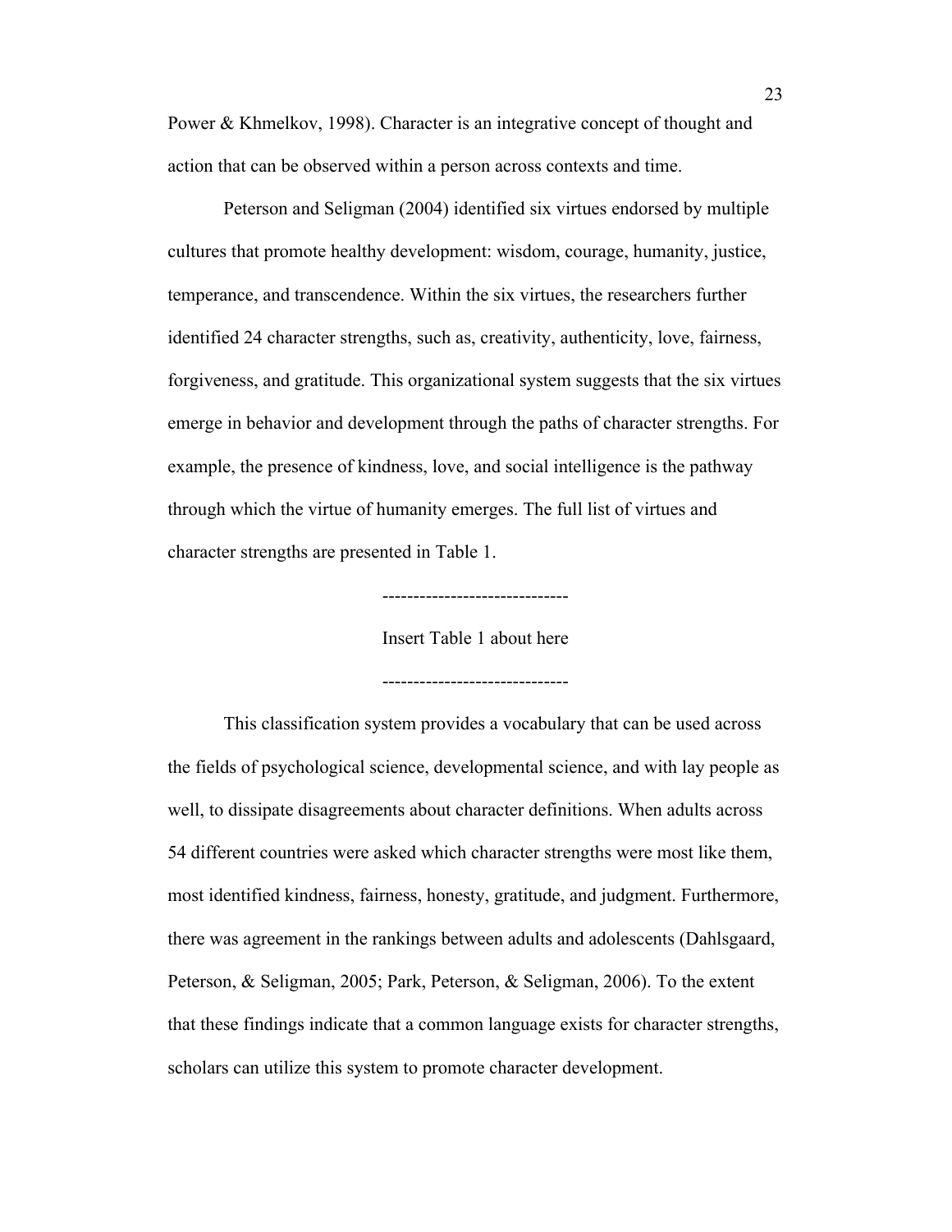Power & Khmelkov, 1998). Character is an integrative concept of thought and action that can be observed within a person across contexts and time.

Peterson and Seligman (2004) identified six virtues endorsed by multiple cultures that promote healthy development: wisdom, courage, humanity, justice, temperance, and transcendence. Within the six virtues, the researchers further identified 24 character strengths, such as, creativity, authenticity, love, fairness, forgiveness, and gratitude. This organizational system suggests that the six virtues emerge in behavior and development through the paths of character strengths. For example, the presence of kindness, love, and social intelligence is the pathway through which the virtue of humanity emerges. The full list of virtues and character strengths are presented in Table 1.

------------------------------

Insert Table 1 about here

------------------------------

This classification system provides a vocabulary that can be used across the fields of psychological science, developmental science, and with lay people as well, to dissipate disagreements about character definitions. When adults across 54 different countries were asked which character strengths were most like them, most identified kindness, fairness, honesty, gratitude, and judgment. Furthermore, there was agreement in the rankings between adults and adolescents (Dahlsgaard, Peterson, & Seligman, 2005; Park, Peterson, & Seligman, 2006). To the extent that these findings indicate that a common language exists for character strengths, scholars can utilize this system to promote character development.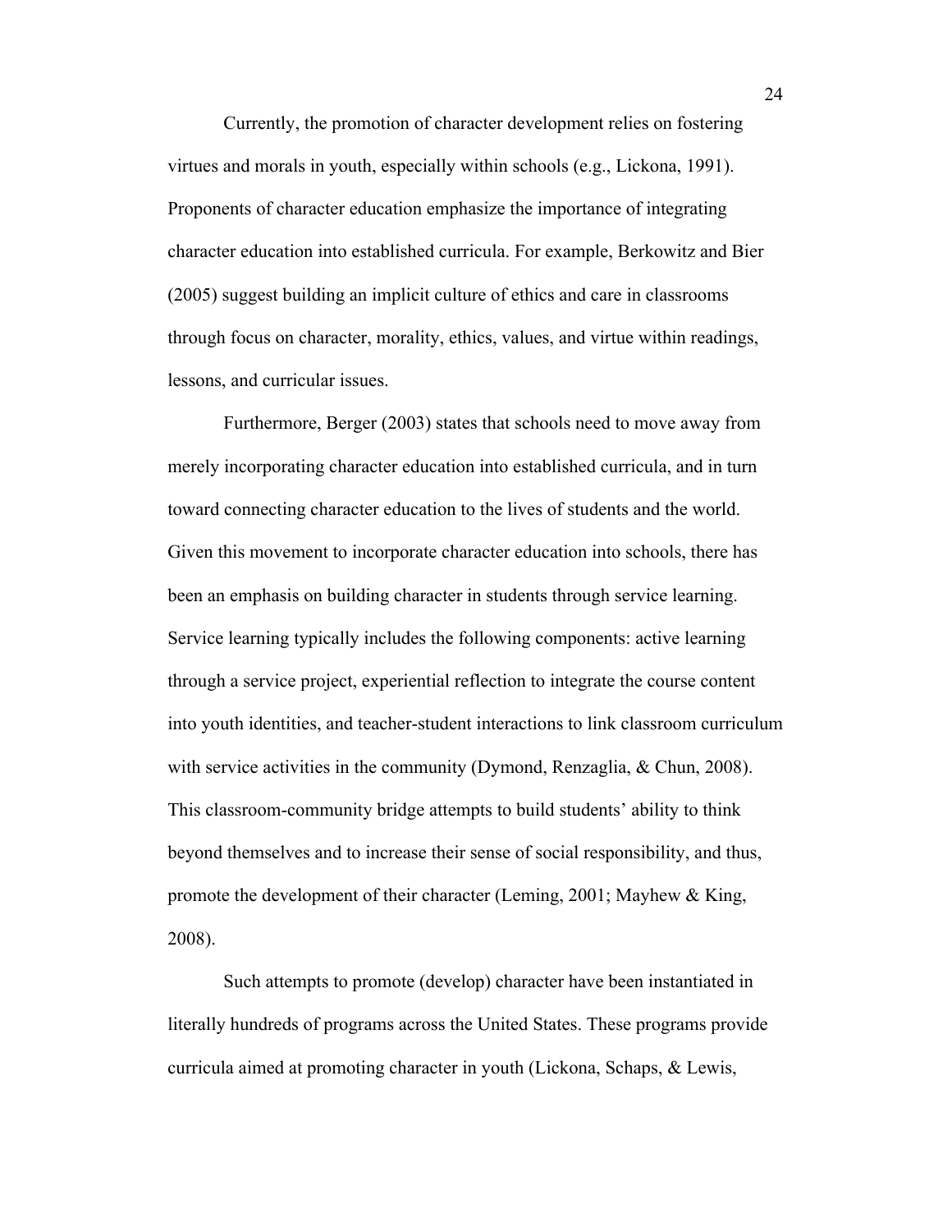Currently, the promotion of character development relies on fostering virtues and morals in youth, especially within schools (e.g., Lickona, 1991). Proponents of character education emphasize the importance of integrating character education into established curricula. For example, Berkowitz and Bier (2005) suggest building an implicit culture of ethics and care in classrooms through focus on character, morality, ethics, values, and virtue within readings, lessons, and curricular issues.

Furthermore, Berger (2003) states that schools need to move away from merely incorporating character education into established curricula, and in turn toward connecting character education to the lives of students and the world. Given this movement to incorporate character education into schools, there has been an emphasis on building character in students through service learning. Service learning typically includes the following components: active learning through a service project, experiential reflection to integrate the course content into youth identities, and teacher-student interactions to link classroom curriculum with service activities in the community (Dymond, Renzaglia, & Chun, 2008). This classroom-community bridge attempts to build students' ability to think beyond themselves and to increase their sense of social responsibility, and thus, promote the development of their character (Leming, 2001; Mayhew & King, 2008).

Such attempts to promote (develop) character have been instantiated in literally hundreds of programs across the United States. These programs provide curricula aimed at promoting character in youth (Lickona, Schaps, & Lewis,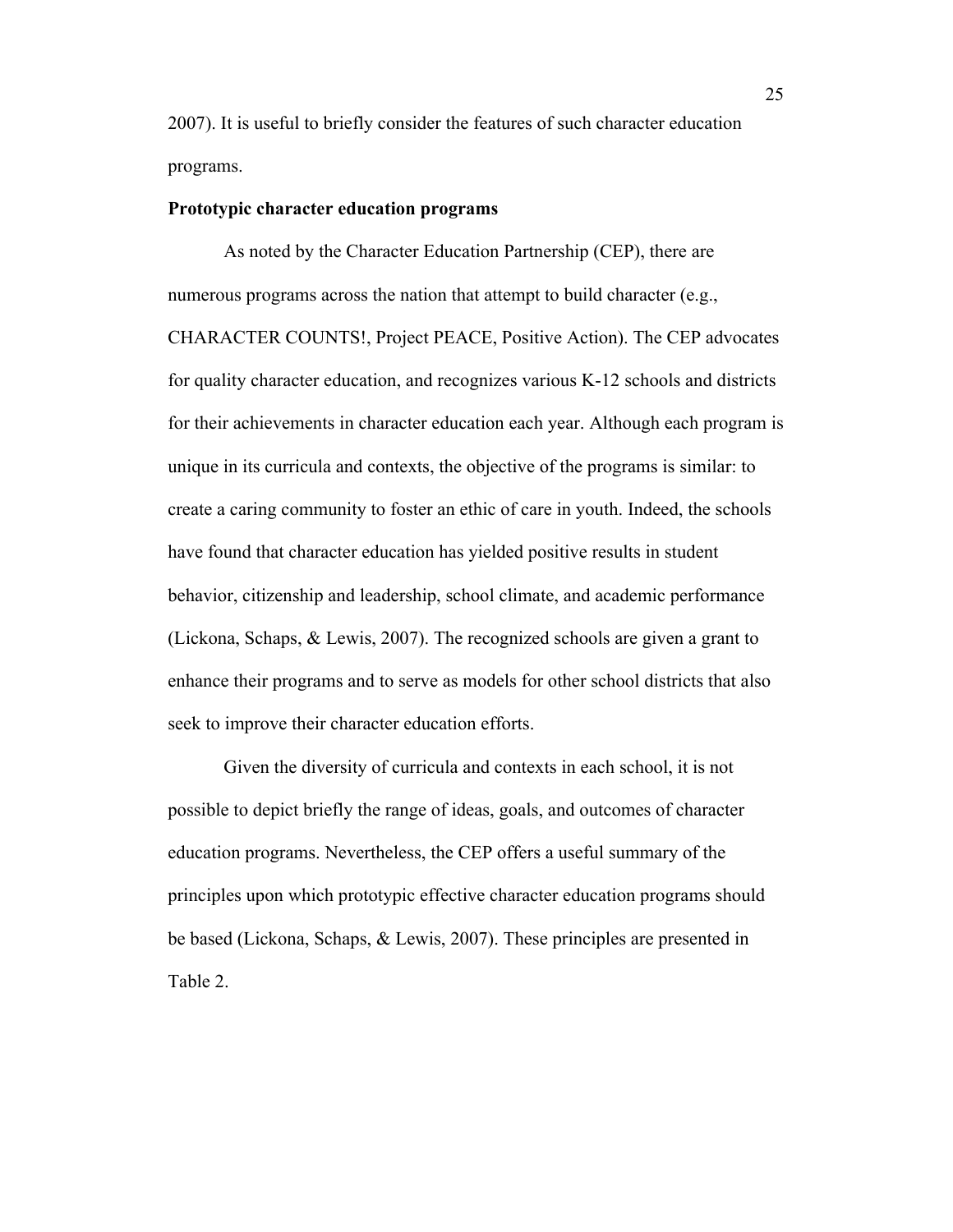2007). It is useful to briefly consider the features of such character education programs.

**Prototypic character education programs**

As noted by the Character Education Partnership (CEP), there are numerous programs across the nation that attempt to build character (e.g., CHARACTER COUNTS!, Project PEACE, Positive Action). The CEP advocates for quality character education, and recognizes various K-12 schools and districts for their achievements in character education each year. Although each program is unique in its curricula and contexts, the objective of the programs is similar: to create a caring community to foster an ethic of care in youth. Indeed, the schools have found that character education has yielded positive results in student behavior, citizenship and leadership, school climate, and academic performance (Lickona, Schaps, & Lewis, 2007). The recognized schools are given a grant to enhance their programs and to serve as models for other school districts that also seek to improve their character education efforts.

Given the diversity of curricula and contexts in each school, it is not possible to depict briefly the range of ideas, goals, and outcomes of character education programs. Nevertheless, the CEP offers a useful summary of the principles upon which prototypic effective character education programs should be based (Lickona, Schaps, & Lewis, 2007). These principles are presented in Table 2.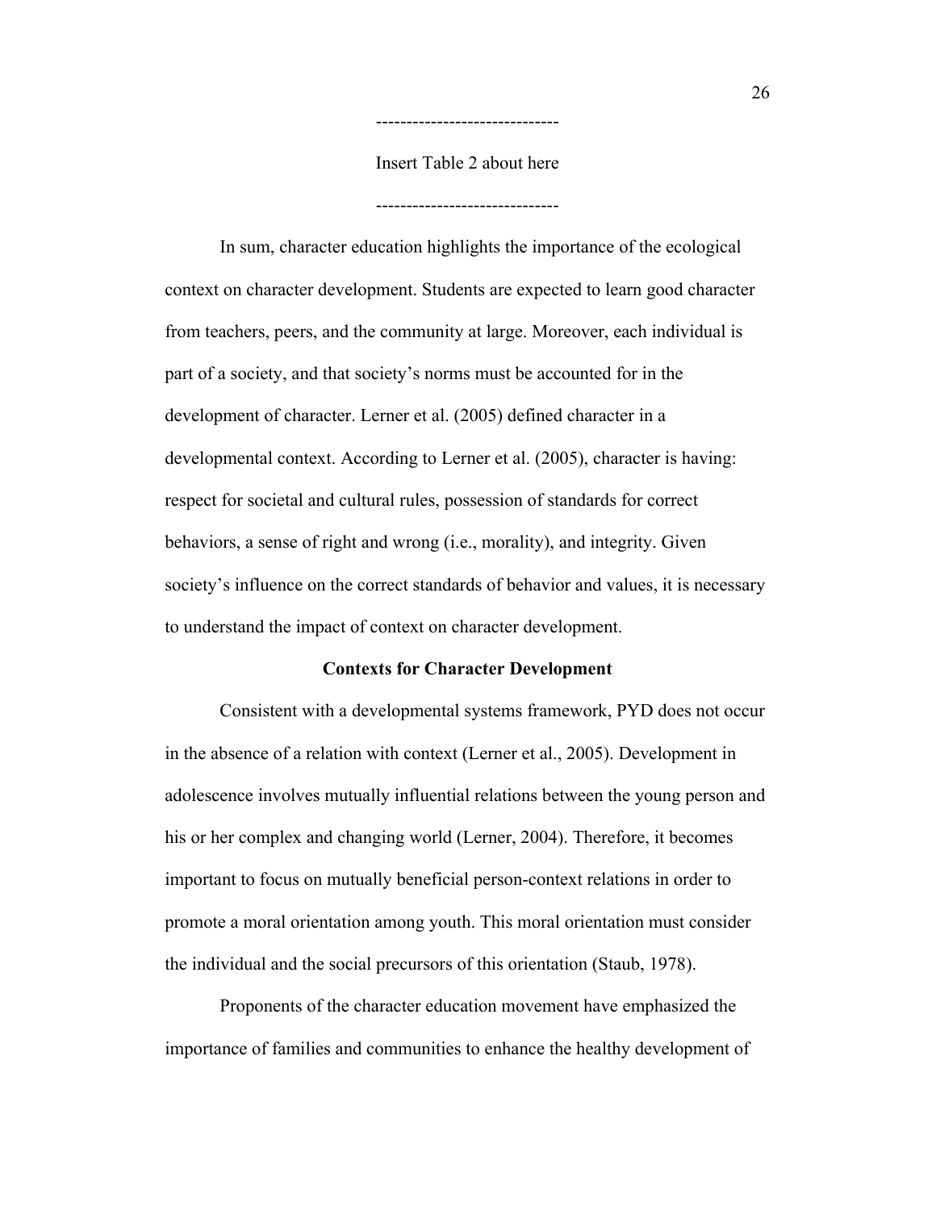------------------------------

Insert Table 2 about here

------------------------------

In sum, character education highlights the importance of the ecological context on character development. Students are expected to learn good character from teachers, peers, and the community at large. Moreover, each individual is part of a society, and that society's norms must be accounted for in the development of character. Lerner et al. (2005) defined character in a developmental context. According to Lerner et al. (2005), character is having: respect for societal and cultural rules, possession of standards for correct behaviors, a sense of right and wrong (i.e., morality), and integrity. Given society's influence on the correct standards of behavior and values, it is necessary to understand the impact of context on character development.

## Contexts for Character Development

Consistent with a developmental systems framework, PYD does not occur in the absence of a relation with context (Lerner et al., 2005). Development in adolescence involves mutually influential relations between the young person and his or her complex and changing world (Lerner, 2004). Therefore, it becomes important to focus on mutually beneficial person-context relations in order to promote a moral orientation among youth. This moral orientation must consider the individual and the social precursors of this orientation (Staub, 1978).

Proponents of the character education movement have emphasized the importance of families and communities to enhance the healthy development of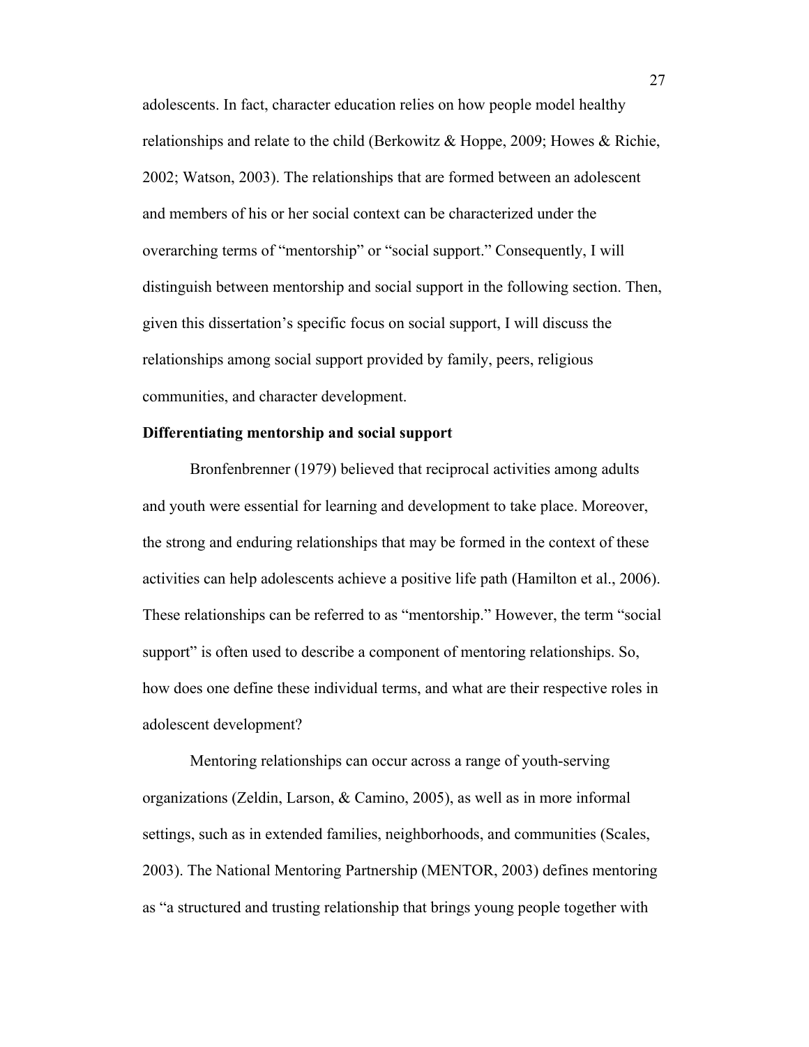adolescents. In fact, character education relies on how people model healthy relationships and relate to the child (Berkowitz & Hoppe, 2009; Howes & Richie, 2002; Watson, 2003). The relationships that are formed between an adolescent and members of his or her social context can be characterized under the overarching terms of "mentorship" or "social support." Consequently, I will distinguish between mentorship and social support in the following section. Then, given this dissertation's specific focus on social support, I will discuss the relationships among social support provided by family, peers, religious communities, and character development.

**Differentiating mentorship and social support**

Bronfenbrenner (1979) believed that reciprocal activities among adults and youth were essential for learning and development to take place. Moreover, the strong and enduring relationships that may be formed in the context of these activities can help adolescents achieve a positive life path (Hamilton et al., 2006). These relationships can be referred to as "mentorship." However, the term "social support" is often used to describe a component of mentoring relationships. So, how does one define these individual terms, and what are their respective roles in adolescent development?

Mentoring relationships can occur across a range of youth-serving organizations (Zeldin, Larson, & Camino, 2005), as well as in more informal settings, such as in extended families, neighborhoods, and communities (Scales, 2003). The National Mentoring Partnership (MENTOR, 2003) defines mentoring as "a structured and trusting relationship that brings young people together with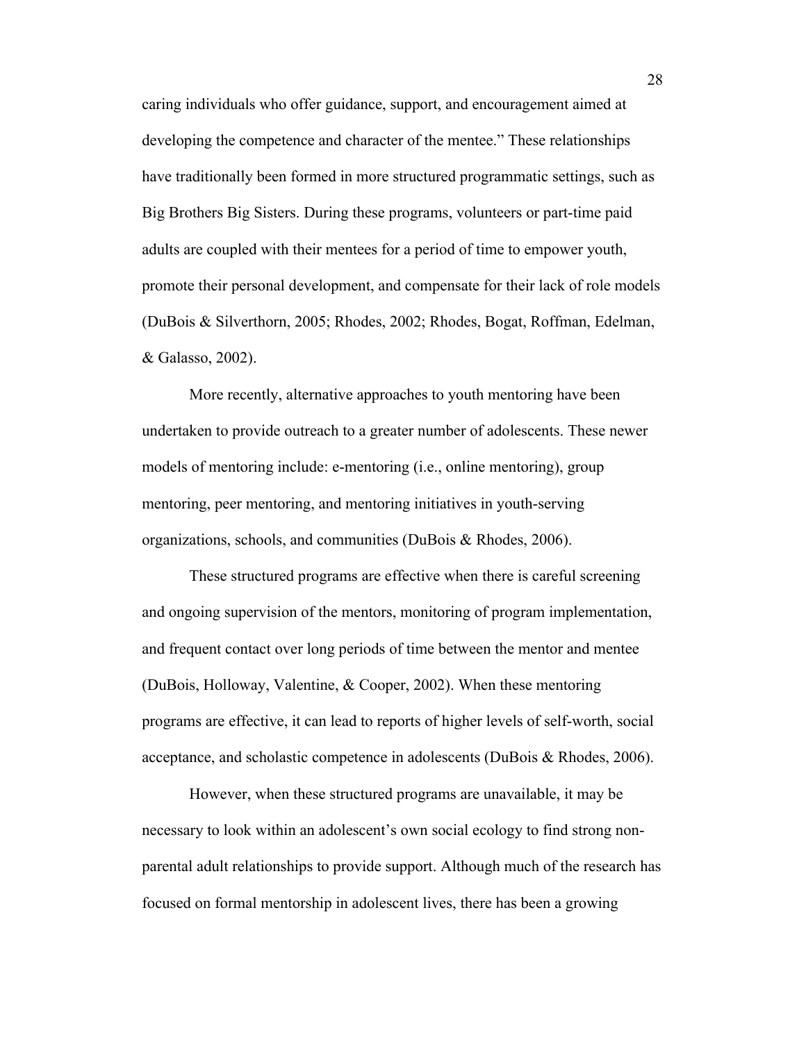caring individuals who offer guidance, support, and encouragement aimed at developing the competence and character of the mentee." These relationships have traditionally been formed in more structured programmatic settings, such as Big Brothers Big Sisters. During these programs, volunteers or part-time paid adults are coupled with their mentees for a period of time to empower youth, promote their personal development, and compensate for their lack of role models (DuBois & Silverthorn, 2005; Rhodes, 2002; Rhodes, Bogat, Roffman, Edelman, & Galasso, 2002).

More recently, alternative approaches to youth mentoring have been undertaken to provide outreach to a greater number of adolescents. These newer models of mentoring include: e-mentoring (i.e., online mentoring), group mentoring, peer mentoring, and mentoring initiatives in youth-serving organizations, schools, and communities (DuBois & Rhodes, 2006).

These structured programs are effective when there is careful screening and ongoing supervision of the mentors, monitoring of program implementation, and frequent contact over long periods of time between the mentor and mentee (DuBois, Holloway, Valentine, & Cooper, 2002). When these mentoring programs are effective, it can lead to reports of higher levels of self-worth, social acceptance, and scholastic competence in adolescents (DuBois & Rhodes, 2006).

However, when these structured programs are unavailable, it may be necessary to look within an adolescent's own social ecology to find strong non-parental adult relationships to provide support. Although much of the research has focused on formal mentorship in adolescent lives, there has been a growing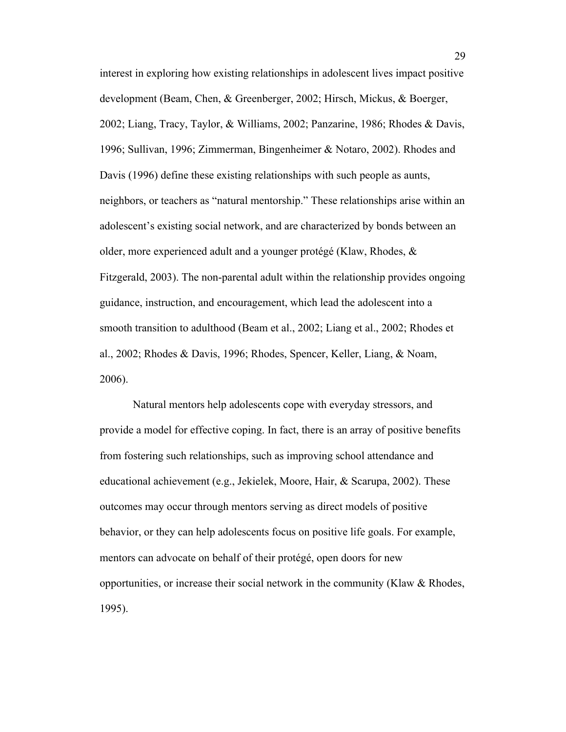interest in exploring how existing relationships in adolescent lives impact positive development (Beam, Chen, & Greenberger, 2002; Hirsch, Mickus, & Boerger, 2002; Liang, Tracy, Taylor, & Williams, 2002; Panzarine, 1986; Rhodes & Davis, 1996; Sullivan, 1996; Zimmerman, Bingenheimer & Notaro, 2002). Rhodes and Davis (1996) define these existing relationships with such people as aunts, neighbors, or teachers as "natural mentorship." These relationships arise within an adolescent's existing social network, and are characterized by bonds between an older, more experienced adult and a younger protégé (Klaw, Rhodes, & Fitzgerald, 2003). The non-parental adult within the relationship provides ongoing guidance, instruction, and encouragement, which lead the adolescent into a smooth transition to adulthood (Beam et al., 2002; Liang et al., 2002; Rhodes et al., 2002; Rhodes & Davis, 1996; Rhodes, Spencer, Keller, Liang, & Noam, 2006).

Natural mentors help adolescents cope with everyday stressors, and provide a model for effective coping. In fact, there is an array of positive benefits from fostering such relationships, such as improving school attendance and educational achievement (e.g., Jekielek, Moore, Hair, & Scarupa, 2002). These outcomes may occur through mentors serving as direct models of positive behavior, or they can help adolescents focus on positive life goals. For example, mentors can advocate on behalf of their protégé, open doors for new opportunities, or increase their social network in the community (Klaw & Rhodes, 1995).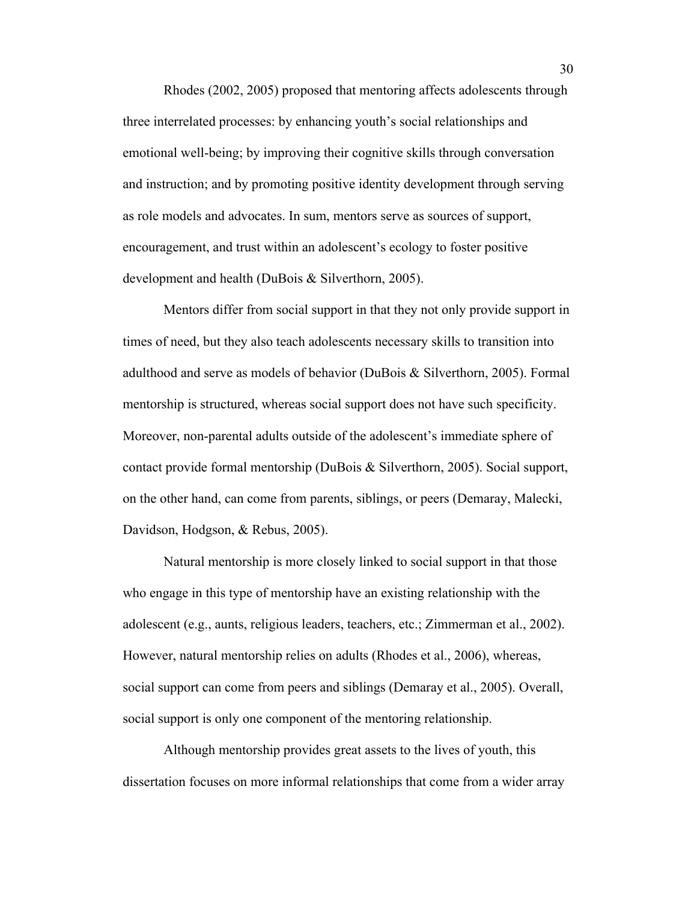Rhodes (2002, 2005) proposed that mentoring affects adolescents through three interrelated processes: by enhancing youth's social relationships and emotional well-being; by improving their cognitive skills through conversation and instruction; and by promoting positive identity development through serving as role models and advocates. In sum, mentors serve as sources of support, encouragement, and trust within an adolescent's ecology to foster positive development and health (DuBois & Silverthorn, 2005).

Mentors differ from social support in that they not only provide support in times of need, but they also teach adolescents necessary skills to transition into adulthood and serve as models of behavior (DuBois & Silverthorn, 2005). Formal mentorship is structured, whereas social support does not have such specificity. Moreover, non-parental adults outside of the adolescent's immediate sphere of contact provide formal mentorship (DuBois & Silverthorn, 2005). Social support, on the other hand, can come from parents, siblings, or peers (Demaray, Malecki, Davidson, Hodgson, & Rebus, 2005).

Natural mentorship is more closely linked to social support in that those who engage in this type of mentorship have an existing relationship with the adolescent (e.g., aunts, religious leaders, teachers, etc.; Zimmerman et al., 2002). However, natural mentorship relies on adults (Rhodes et al., 2006), whereas, social support can come from peers and siblings (Demaray et al., 2005). Overall, social support is only one component of the mentoring relationship.

Although mentorship provides great assets to the lives of youth, this dissertation focuses on more informal relationships that come from a wider array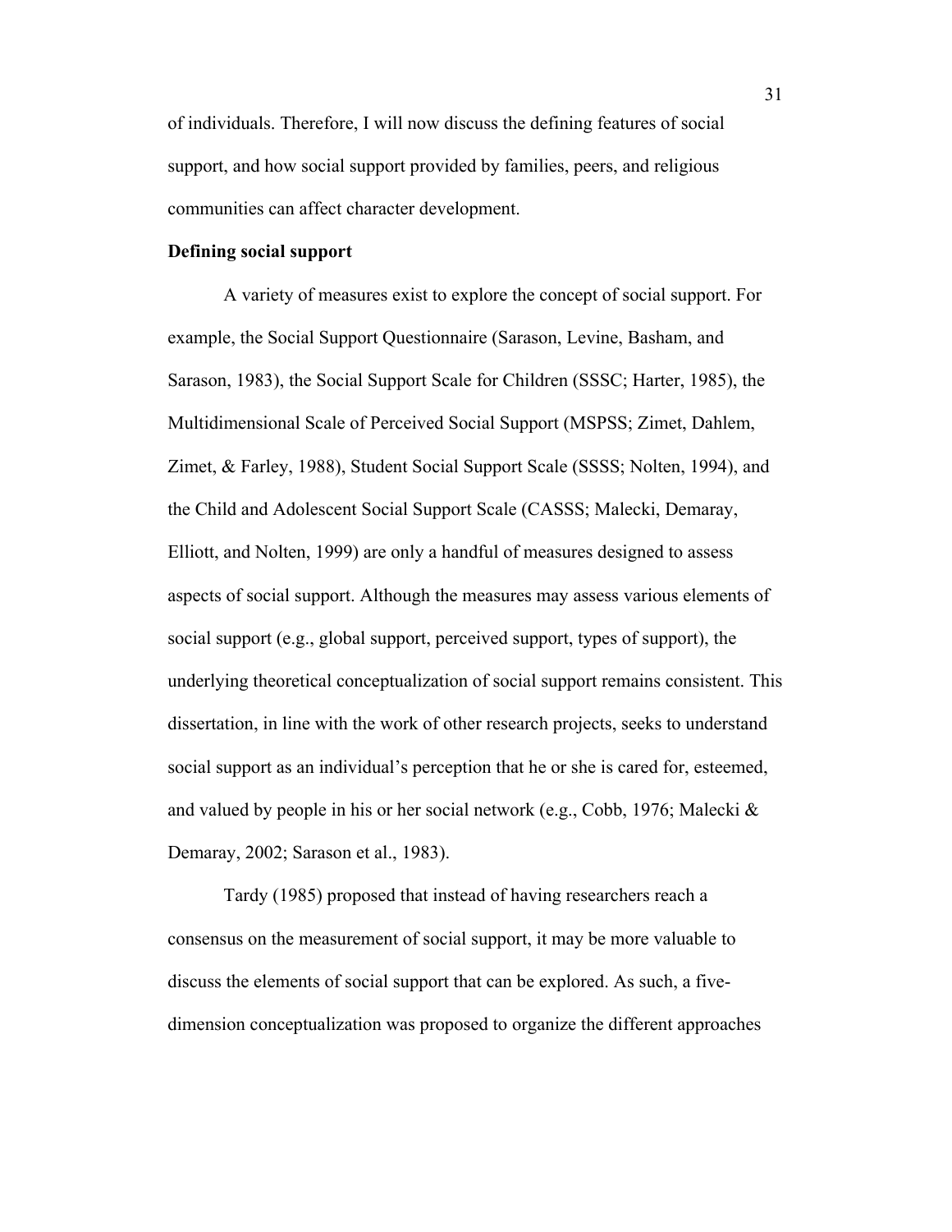of individuals. Therefore, I will now discuss the defining features of social support, and how social support provided by families, peers, and religious communities can affect character development.

**Defining social support**

A variety of measures exist to explore the concept of social support. For example, the Social Support Questionnaire (Sarason, Levine, Basham, and Sarason, 1983), the Social Support Scale for Children (SSSC; Harter, 1985), the Multidimensional Scale of Perceived Social Support (MSPSS; Zimet, Dahlem, Zimet, & Farley, 1988), Student Social Support Scale (SSSS; Nolten, 1994), and the Child and Adolescent Social Support Scale (CASSS; Malecki, Demaray, Elliott, and Nolten, 1999) are only a handful of measures designed to assess aspects of social support. Although the measures may assess various elements of social support (e.g., global support, perceived support, types of support), the underlying theoretical conceptualization of social support remains consistent. This dissertation, in line with the work of other research projects, seeks to understand social support as an individual's perception that he or she is cared for, esteemed, and valued by people in his or her social network (e.g., Cobb, 1976; Malecki & Demaray, 2002; Sarason et al., 1983).

Tardy (1985) proposed that instead of having researchers reach a consensus on the measurement of social support, it may be more valuable to discuss the elements of social support that can be explored. As such, a five-dimension conceptualization was proposed to organize the different approaches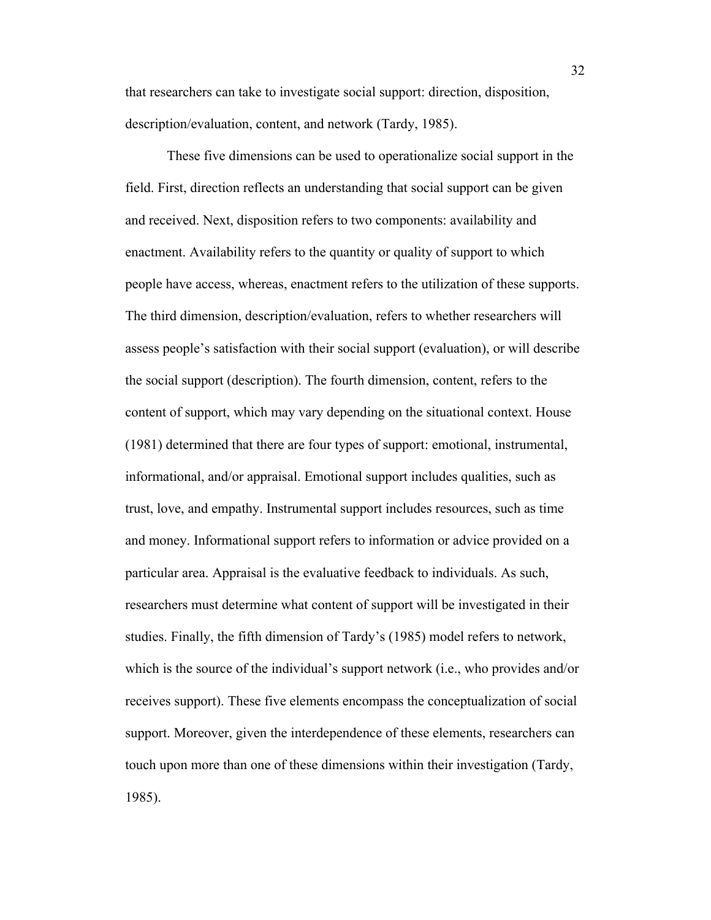that researchers can take to investigate social support: direction, disposition, description/evaluation, content, and network (Tardy, 1985).

These five dimensions can be used to operationalize social support in the field. First, direction reflects an understanding that social support can be given and received. Next, disposition refers to two components: availability and enactment. Availability refers to the quantity or quality of support to which people have access, whereas, enactment refers to the utilization of these supports. The third dimension, description/evaluation, refers to whether researchers will assess people's satisfaction with their social support (evaluation), or will describe the social support (description). The fourth dimension, content, refers to the content of support, which may vary depending on the situational context. House (1981) determined that there are four types of support: emotional, instrumental, informational, and/or appraisal. Emotional support includes qualities, such as trust, love, and empathy. Instrumental support includes resources, such as time and money. Informational support refers to information or advice provided on a particular area. Appraisal is the evaluative feedback to individuals. As such, researchers must determine what content of support will be investigated in their studies. Finally, the fifth dimension of Tardy's (1985) model refers to network, which is the source of the individual's support network (i.e., who provides and/or receives support). These five elements encompass the conceptualization of social support. Moreover, given the interdependence of these elements, researchers can touch upon more than one of these dimensions within their investigation (Tardy, 1985).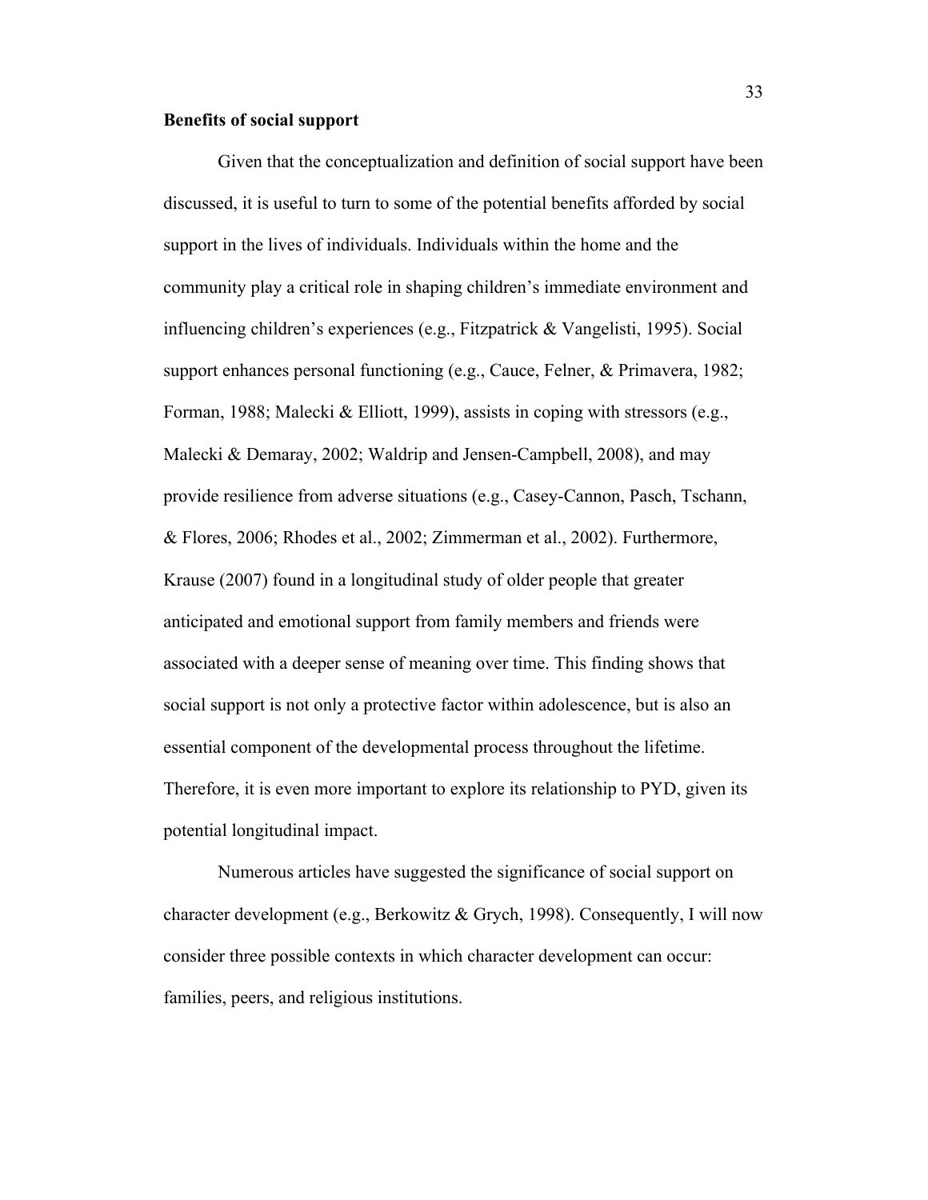**Benefits of social support**

Given that the conceptualization and definition of social support have been discussed, it is useful to turn to some of the potential benefits afforded by social support in the lives of individuals. Individuals within the home and the community play a critical role in shaping children's immediate environment and influencing children's experiences (e.g., Fitzpatrick & Vangelisti, 1995). Social support enhances personal functioning (e.g., Cauce, Felner, & Primavera, 1982; Forman, 1988; Malecki & Elliott, 1999), assists in coping with stressors (e.g., Malecki & Demaray, 2002; Waldrip and Jensen-Campbell, 2008), and may provide resilience from adverse situations (e.g., Casey-Cannon, Pasch, Tschann, & Flores, 2006; Rhodes et al., 2002; Zimmerman et al., 2002). Furthermore, Krause (2007) found in a longitudinal study of older people that greater anticipated and emotional support from family members and friends were associated with a deeper sense of meaning over time. This finding shows that social support is not only a protective factor within adolescence, but is also an essential component of the developmental process throughout the lifetime. Therefore, it is even more important to explore its relationship to PYD, given its potential longitudinal impact.

Numerous articles have suggested the significance of social support on character development (e.g., Berkowitz & Grych, 1998). Consequently, I will now consider three possible contexts in which character development can occur: families, peers, and religious institutions.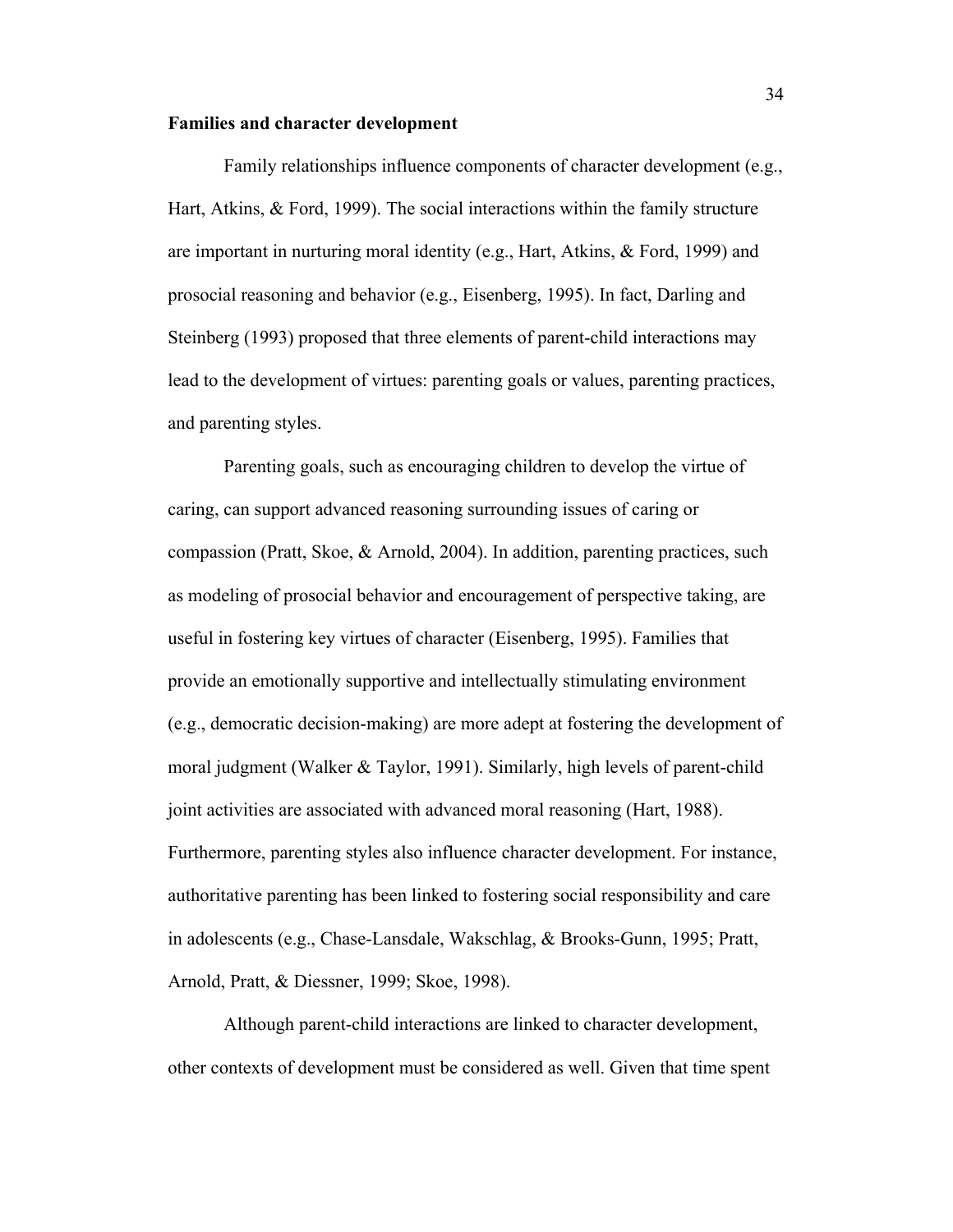**Families and character development**

Family relationships influence components of character development (e.g., Hart, Atkins, & Ford, 1999). The social interactions within the family structure are important in nurturing moral identity (e.g., Hart, Atkins, & Ford, 1999) and prosocial reasoning and behavior (e.g., Eisenberg, 1995). In fact, Darling and Steinberg (1993) proposed that three elements of parent-child interactions may lead to the development of virtues: parenting goals or values, parenting practices, and parenting styles.

Parenting goals, such as encouraging children to develop the virtue of caring, can support advanced reasoning surrounding issues of caring or compassion (Pratt, Skoe, & Arnold, 2004). In addition, parenting practices, such as modeling of prosocial behavior and encouragement of perspective taking, are useful in fostering key virtues of character (Eisenberg, 1995). Families that provide an emotionally supportive and intellectually stimulating environment (e.g., democratic decision-making) are more adept at fostering the development of moral judgment (Walker & Taylor, 1991). Similarly, high levels of parent-child joint activities are associated with advanced moral reasoning (Hart, 1988). Furthermore, parenting styles also influence character development. For instance, authoritative parenting has been linked to fostering social responsibility and care in adolescents (e.g., Chase-Lansdale, Wakschlag, & Brooks-Gunn, 1995; Pratt, Arnold, Pratt, & Diessner, 1999; Skoe, 1998).

Although parent-child interactions are linked to character development, other contexts of development must be considered as well. Given that time spent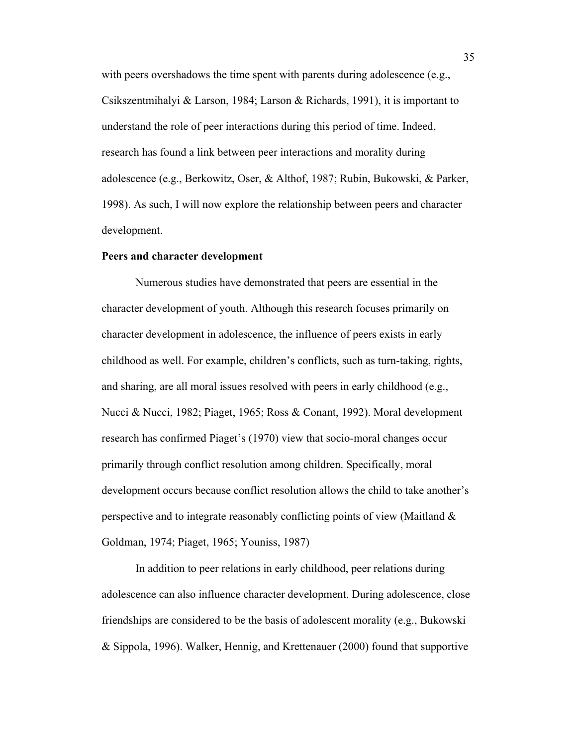with peers overshadows the time spent with parents during adolescence (e.g., Csikszentmihalyi & Larson, 1984; Larson & Richards, 1991), it is important to understand the role of peer interactions during this period of time. Indeed, research has found a link between peer interactions and morality during adolescence (e.g., Berkowitz, Oser, & Althof, 1987; Rubin, Bukowski, & Parker, 1998). As such, I will now explore the relationship between peers and character development.

**Peers and character development**

Numerous studies have demonstrated that peers are essential in the character development of youth. Although this research focuses primarily on character development in adolescence, the influence of peers exists in early childhood as well. For example, children's conflicts, such as turn-taking, rights, and sharing, are all moral issues resolved with peers in early childhood (e.g., Nucci & Nucci, 1982; Piaget, 1965; Ross & Conant, 1992). Moral development research has confirmed Piaget's (1970) view that socio-moral changes occur primarily through conflict resolution among children. Specifically, moral development occurs because conflict resolution allows the child to take another's perspective and to integrate reasonably conflicting points of view (Maitland & Goldman, 1974; Piaget, 1965; Youniss, 1987)

In addition to peer relations in early childhood, peer relations during adolescence can also influence character development. During adolescence, close friendships are considered to be the basis of adolescent morality (e.g., Bukowski & Sippola, 1996). Walker, Hennig, and Krettenauer (2000) found that supportive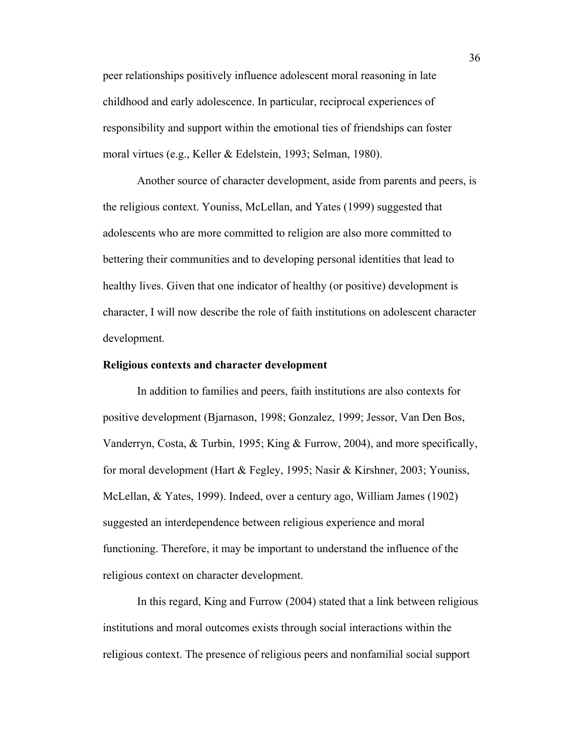peer relationships positively influence adolescent moral reasoning in late childhood and early adolescence. In particular, reciprocal experiences of responsibility and support within the emotional ties of friendships can foster moral virtues (e.g., Keller & Edelstein, 1993; Selman, 1980).

Another source of character development, aside from parents and peers, is the religious context. Youniss, McLellan, and Yates (1999) suggested that adolescents who are more committed to religion are also more committed to bettering their communities and to developing personal identities that lead to healthy lives. Given that one indicator of healthy (or positive) development is character, I will now describe the role of faith institutions on adolescent character development.

**Religious contexts and character development**

In addition to families and peers, faith institutions are also contexts for positive development (Bjarnason, 1998; Gonzalez, 1999; Jessor, Van Den Bos, Vanderryn, Costa, & Turbin, 1995; King & Furrow, 2004), and more specifically, for moral development (Hart & Fegley, 1995; Nasir & Kirshner, 2003; Youniss, McLellan, & Yates, 1999). Indeed, over a century ago, William James (1902) suggested an interdependence between religious experience and moral functioning. Therefore, it may be important to understand the influence of the religious context on character development.

In this regard, King and Furrow (2004) stated that a link between religious institutions and moral outcomes exists through social interactions within the religious context. The presence of religious peers and nonfamilial social support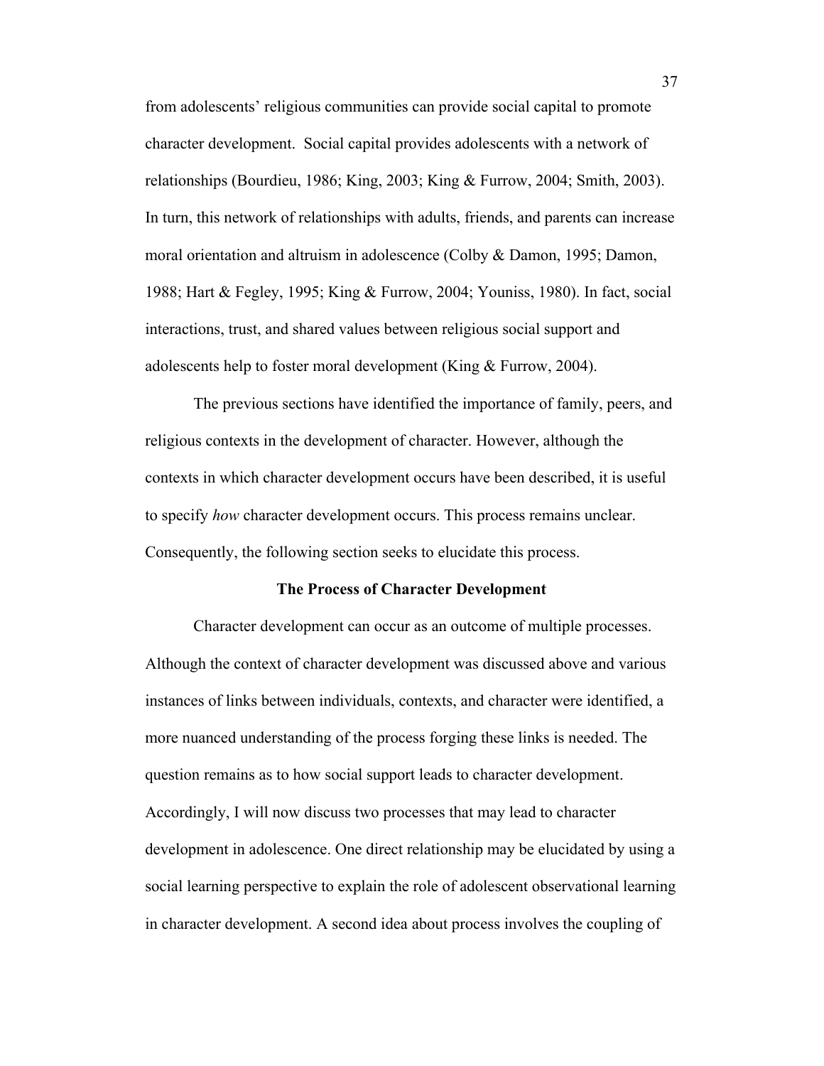from adolescents' religious communities can provide social capital to promote character development. Social capital provides adolescents with a network of relationships (Bourdieu, 1986; King, 2003; King & Furrow, 2004; Smith, 2003). In turn, this network of relationships with adults, friends, and parents can increase moral orientation and altruism in adolescence (Colby & Damon, 1995; Damon, 1988; Hart & Fegley, 1995; King & Furrow, 2004; Youniss, 1980). In fact, social interactions, trust, and shared values between religious social support and adolescents help to foster moral development (King & Furrow, 2004).

The previous sections have identified the importance of family, peers, and religious contexts in the development of character. However, although the contexts in which character development occurs have been described, it is useful to specify *how* character development occurs. This process remains unclear. Consequently, the following section seeks to elucidate this process.

## The Process of Character Development

Character development can occur as an outcome of multiple processes. Although the context of character development was discussed above and various instances of links between individuals, contexts, and character were identified, a more nuanced understanding of the process forging these links is needed. The question remains as to how social support leads to character development. Accordingly, I will now discuss two processes that may lead to character development in adolescence. One direct relationship may be elucidated by using a social learning perspective to explain the role of adolescent observational learning in character development. A second idea about process involves the coupling of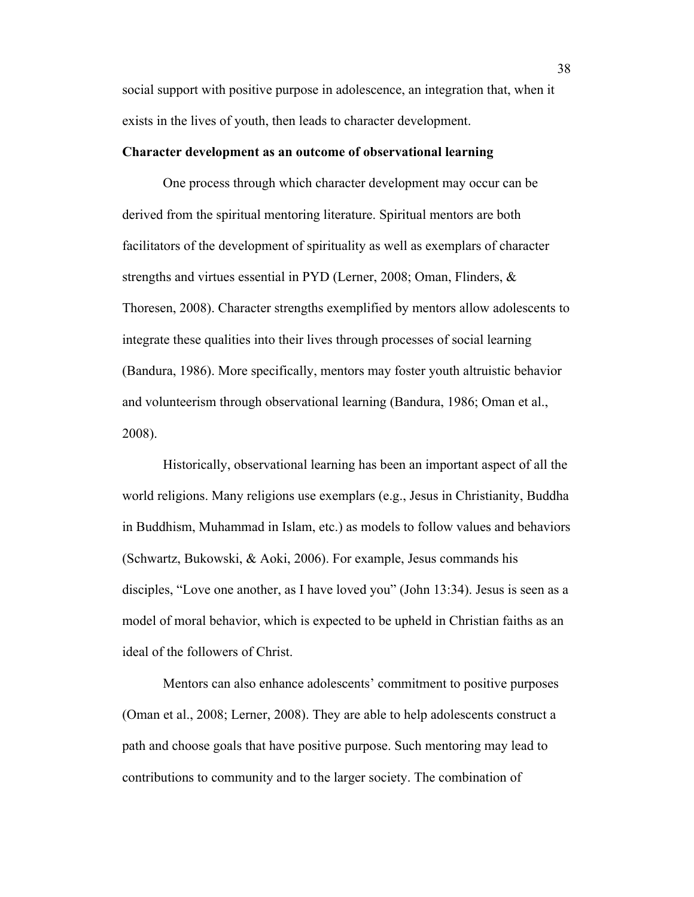social support with positive purpose in adolescence, an integration that, when it exists in the lives of youth, then leads to character development.

**Character development as an outcome of observational learning**

One process through which character development may occur can be derived from the spiritual mentoring literature. Spiritual mentors are both facilitators of the development of spirituality as well as exemplars of character strengths and virtues essential in PYD (Lerner, 2008; Oman, Flinders, & Thoresen, 2008). Character strengths exemplified by mentors allow adolescents to integrate these qualities into their lives through processes of social learning (Bandura, 1986). More specifically, mentors may foster youth altruistic behavior and volunteerism through observational learning (Bandura, 1986; Oman et al., 2008).

Historically, observational learning has been an important aspect of all the world religions. Many religions use exemplars (e.g., Jesus in Christianity, Buddha in Buddhism, Muhammad in Islam, etc.) as models to follow values and behaviors (Schwartz, Bukowski, & Aoki, 2006). For example, Jesus commands his disciples, "Love one another, as I have loved you" (John 13:34). Jesus is seen as a model of moral behavior, which is expected to be upheld in Christian faiths as an ideal of the followers of Christ.

Mentors can also enhance adolescents' commitment to positive purposes (Oman et al., 2008; Lerner, 2008). They are able to help adolescents construct a path and choose goals that have positive purpose. Such mentoring may lead to contributions to community and to the larger society. The combination of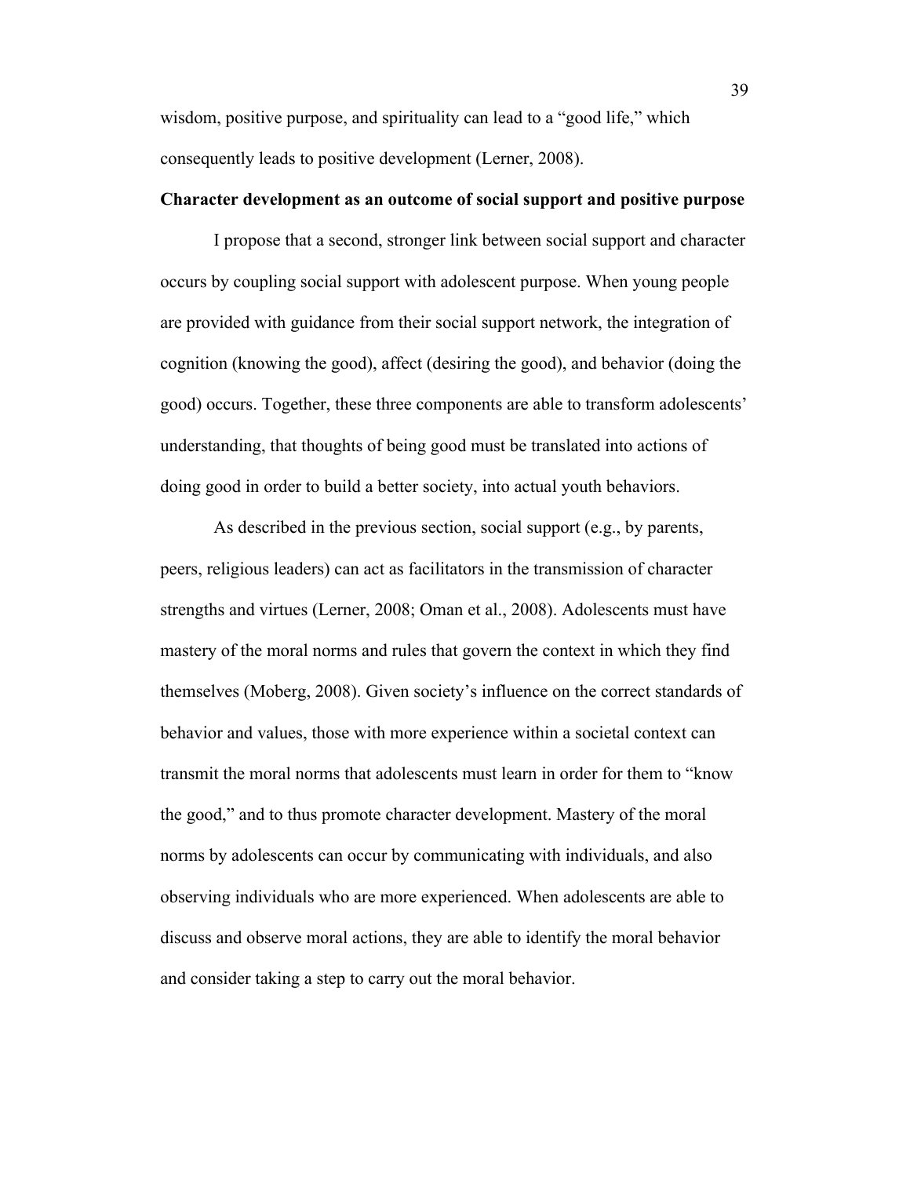wisdom, positive purpose, and spirituality can lead to a "good life," which consequently leads to positive development (Lerner, 2008).

**Character development as an outcome of social support and positive purpose**

I propose that a second, stronger link between social support and character occurs by coupling social support with adolescent purpose. When young people are provided with guidance from their social support network, the integration of cognition (knowing the good), affect (desiring the good), and behavior (doing the good) occurs. Together, these three components are able to transform adolescents' understanding, that thoughts of being good must be translated into actions of doing good in order to build a better society, into actual youth behaviors.

As described in the previous section, social support (e.g., by parents, peers, religious leaders) can act as facilitators in the transmission of character strengths and virtues (Lerner, 2008; Oman et al., 2008). Adolescents must have mastery of the moral norms and rules that govern the context in which they find themselves (Moberg, 2008). Given society's influence on the correct standards of behavior and values, those with more experience within a societal context can transmit the moral norms that adolescents must learn in order for them to "know the good," and to thus promote character development. Mastery of the moral norms by adolescents can occur by communicating with individuals, and also observing individuals who are more experienced. When adolescents are able to discuss and observe moral actions, they are able to identify the moral behavior and consider taking a step to carry out the moral behavior.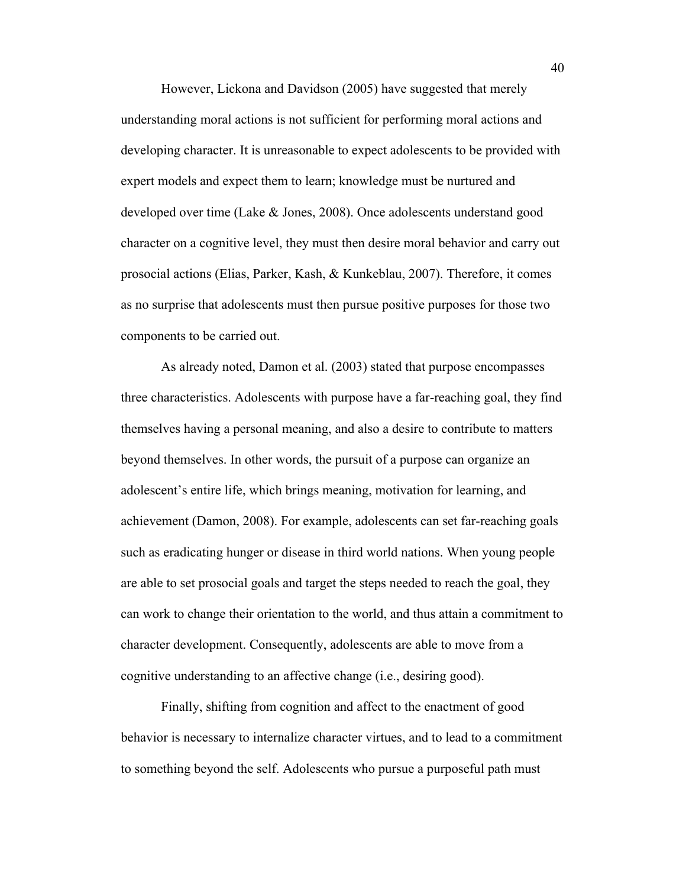However, Lickona and Davidson (2005) have suggested that merely understanding moral actions is not sufficient for performing moral actions and developing character. It is unreasonable to expect adolescents to be provided with expert models and expect them to learn; knowledge must be nurtured and developed over time (Lake & Jones, 2008). Once adolescents understand good character on a cognitive level, they must then desire moral behavior and carry out prosocial actions (Elias, Parker, Kash, & Kunkeblau, 2007). Therefore, it comes as no surprise that adolescents must then pursue positive purposes for those two components to be carried out.

As already noted, Damon et al. (2003) stated that purpose encompasses three characteristics. Adolescents with purpose have a far-reaching goal, they find themselves having a personal meaning, and also a desire to contribute to matters beyond themselves. In other words, the pursuit of a purpose can organize an adolescent's entire life, which brings meaning, motivation for learning, and achievement (Damon, 2008). For example, adolescents can set far-reaching goals such as eradicating hunger or disease in third world nations. When young people are able to set prosocial goals and target the steps needed to reach the goal, they can work to change their orientation to the world, and thus attain a commitment to character development. Consequently, adolescents are able to move from a cognitive understanding to an affective change (i.e., desiring good).

Finally, shifting from cognition and affect to the enactment of good behavior is necessary to internalize character virtues, and to lead to a commitment to something beyond the self. Adolescents who pursue a purposeful path must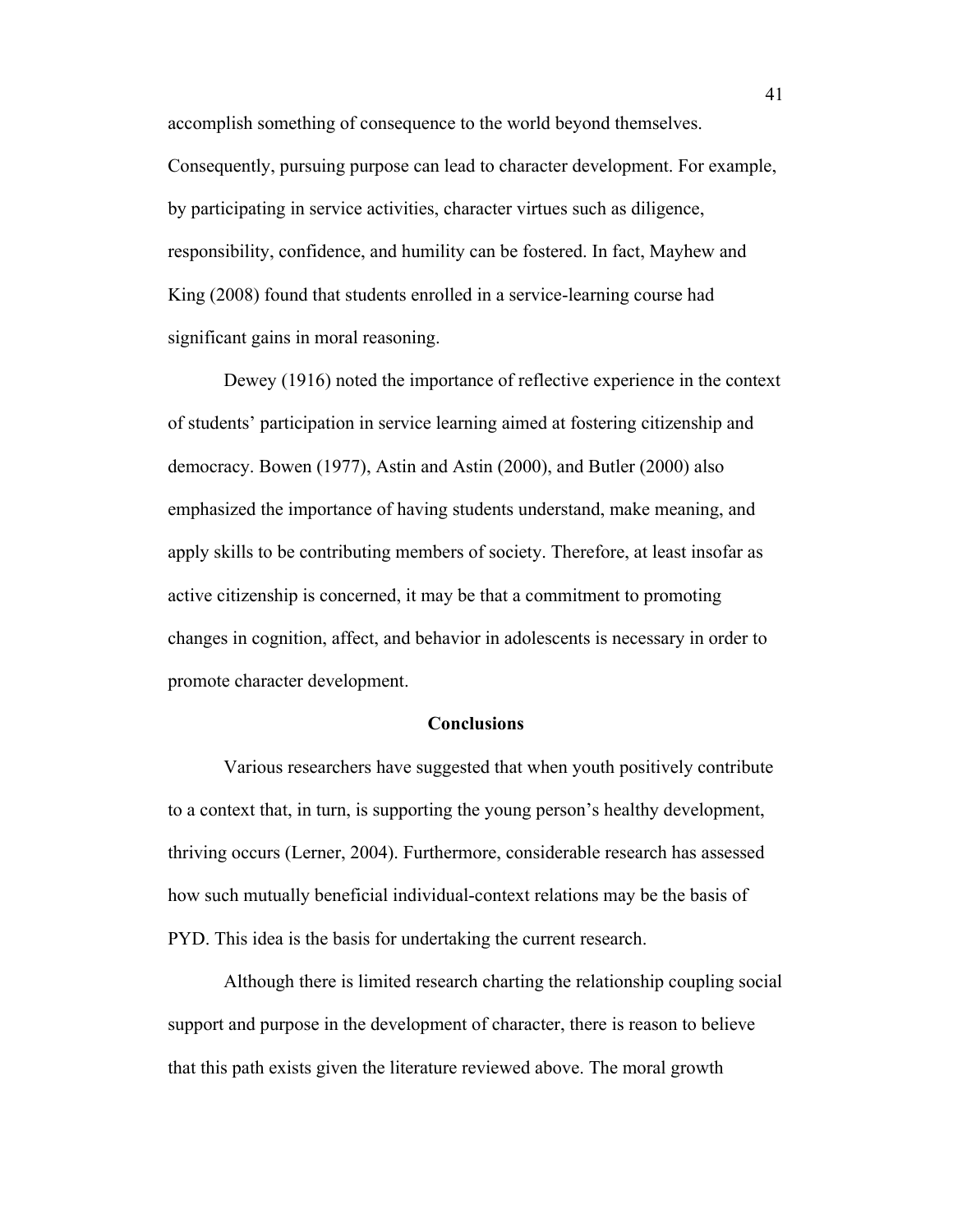accomplish something of consequence to the world beyond themselves. Consequently, pursuing purpose can lead to character development. For example, by participating in service activities, character virtues such as diligence, responsibility, confidence, and humility can be fostered. In fact, Mayhew and King (2008) found that students enrolled in a service-learning course had significant gains in moral reasoning.

Dewey (1916) noted the importance of reflective experience in the context of students' participation in service learning aimed at fostering citizenship and democracy. Bowen (1977), Astin and Astin (2000), and Butler (2000) also emphasized the importance of having students understand, make meaning, and apply skills to be contributing members of society. Therefore, at least insofar as active citizenship is concerned, it may be that a commitment to promoting changes in cognition, affect, and behavior in adolescents is necessary in order to promote character development.

## Conclusions

Various researchers have suggested that when youth positively contribute to a context that, in turn, is supporting the young person's healthy development, thriving occurs (Lerner, 2004). Furthermore, considerable research has assessed how such mutually beneficial individual-context relations may be the basis of PYD. This idea is the basis for undertaking the current research.

Although there is limited research charting the relationship coupling social support and purpose in the development of character, there is reason to believe that this path exists given the literature reviewed above. The moral growth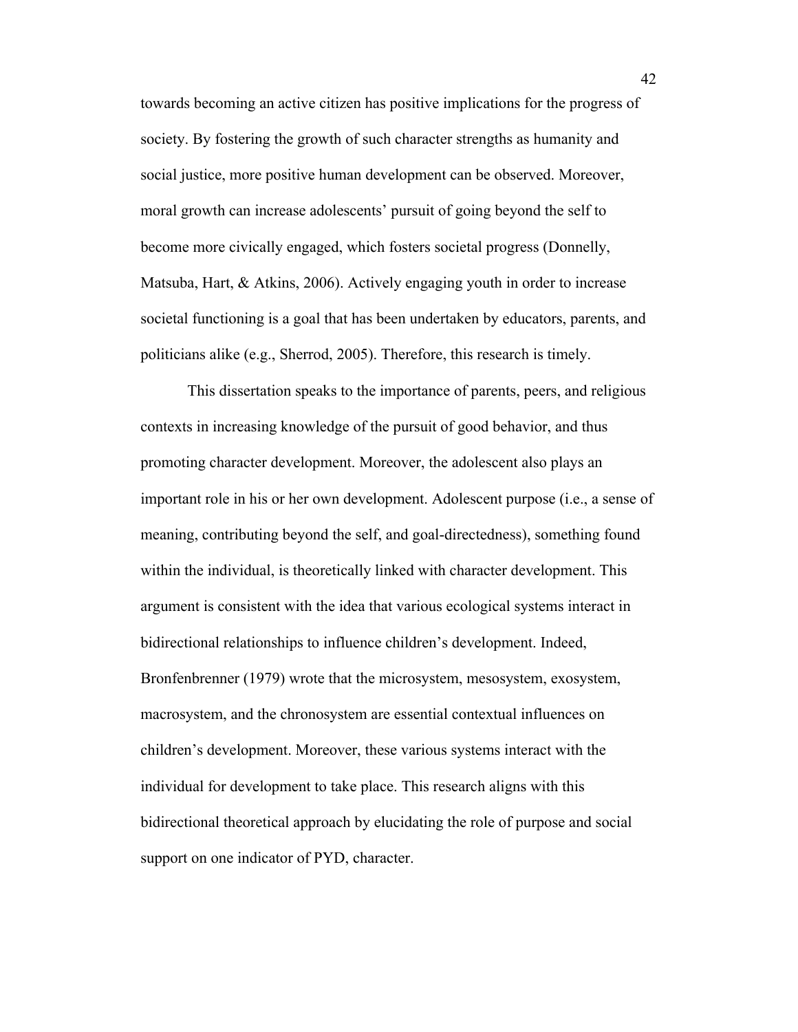towards becoming an active citizen has positive implications for the progress of society. By fostering the growth of such character strengths as humanity and social justice, more positive human development can be observed. Moreover, moral growth can increase adolescents' pursuit of going beyond the self to become more civically engaged, which fosters societal progress (Donnelly, Matsuba, Hart, & Atkins, 2006). Actively engaging youth in order to increase societal functioning is a goal that has been undertaken by educators, parents, and politicians alike (e.g., Sherrod, 2005). Therefore, this research is timely.

This dissertation speaks to the importance of parents, peers, and religious contexts in increasing knowledge of the pursuit of good behavior, and thus promoting character development. Moreover, the adolescent also plays an important role in his or her own development. Adolescent purpose (i.e., a sense of meaning, contributing beyond the self, and goal-directedness), something found within the individual, is theoretically linked with character development. This argument is consistent with the idea that various ecological systems interact in bidirectional relationships to influence children's development. Indeed, Bronfenbrenner (1979) wrote that the microsystem, mesosystem, exosystem, macrosystem, and the chronosystem are essential contextual influences on children's development. Moreover, these various systems interact with the individual for development to take place. This research aligns with this bidirectional theoretical approach by elucidating the role of purpose and social support on one indicator of PYD, character.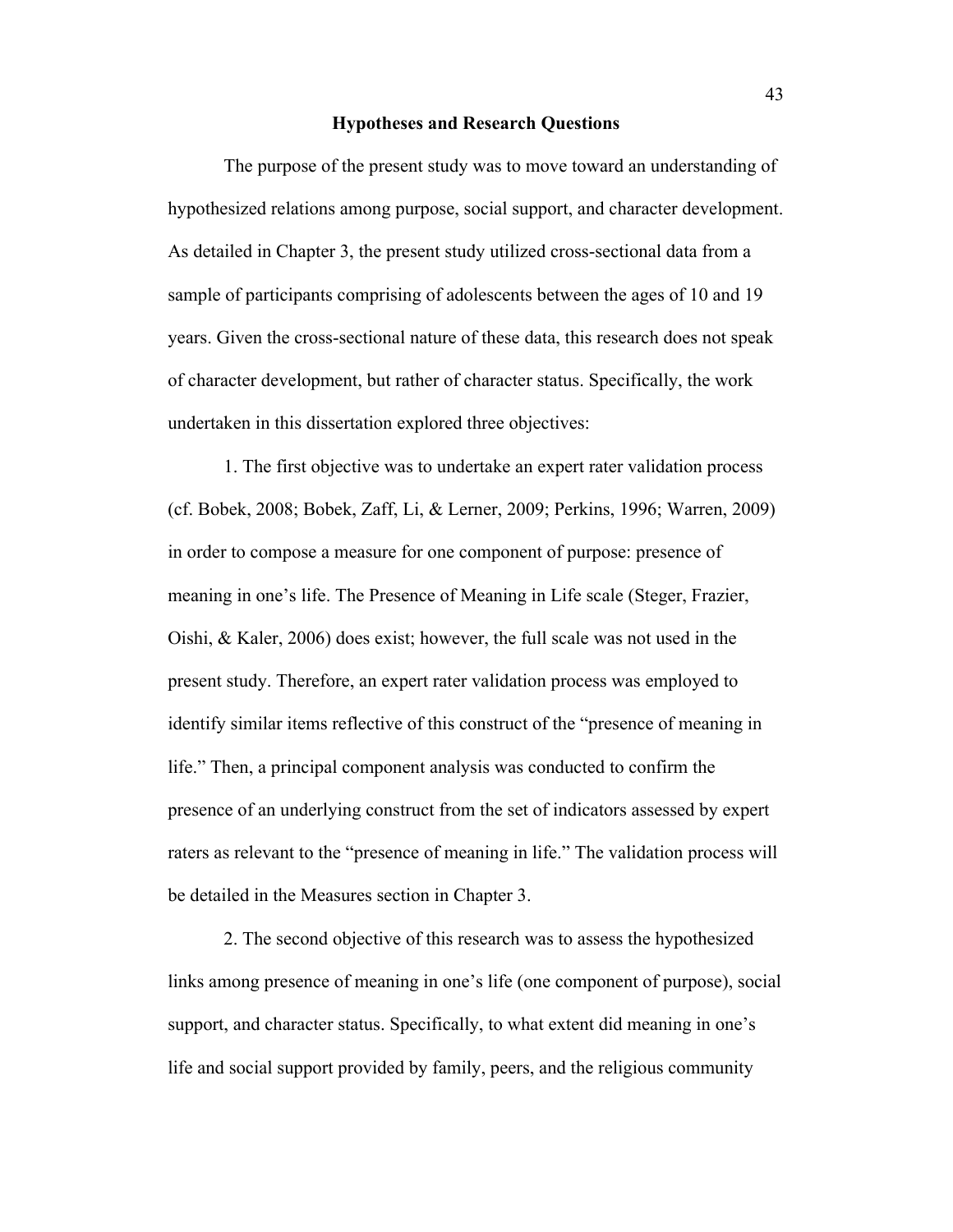## Hypotheses and Research Questions

The purpose of the present study was to move toward an understanding of hypothesized relations among purpose, social support, and character development. As detailed in Chapter 3, the present study utilized cross-sectional data from a sample of participants comprising of adolescents between the ages of 10 and 19 years. Given the cross-sectional nature of these data, this research does not speak of character development, but rather of character status. Specifically, the work undertaken in this dissertation explored three objectives:

1. The first objective was to undertake an expert rater validation process (cf. Bobek, 2008; Bobek, Zaff, Li, & Lerner, 2009; Perkins, 1996; Warren, 2009) in order to compose a measure for one component of purpose: presence of meaning in one's life. The Presence of Meaning in Life scale (Steger, Frazier, Oishi, & Kaler, 2006) does exist; however, the full scale was not used in the present study. Therefore, an expert rater validation process was employed to identify similar items reflective of this construct of the "presence of meaning in life." Then, a principal component analysis was conducted to confirm the presence of an underlying construct from the set of indicators assessed by expert raters as relevant to the "presence of meaning in life." The validation process will be detailed in the Measures section in Chapter 3.

2. The second objective of this research was to assess the hypothesized links among presence of meaning in one's life (one component of purpose), social support, and character status. Specifically, to what extent did meaning in one's life and social support provided by family, peers, and the religious community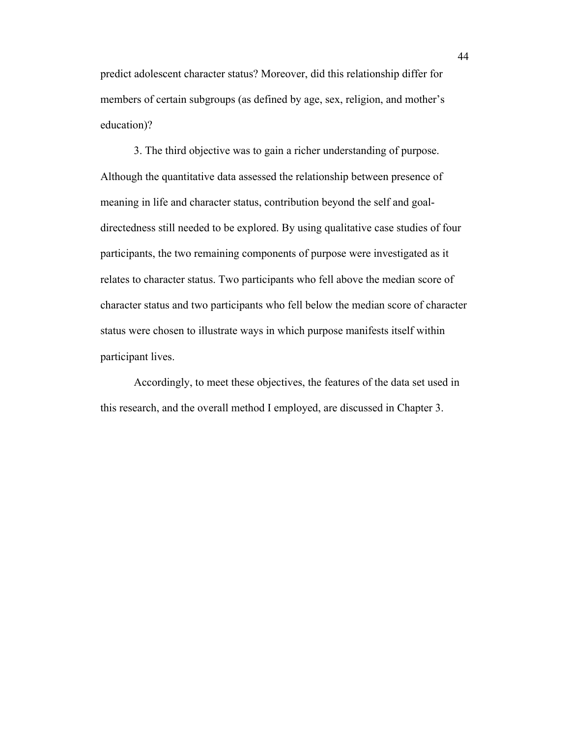predict adolescent character status? Moreover, did this relationship differ for members of certain subgroups (as defined by age, sex, religion, and mother's education)?

3. The third objective was to gain a richer understanding of purpose. Although the quantitative data assessed the relationship between presence of meaning in life and character status, contribution beyond the self and goal-directedness still needed to be explored. By using qualitative case studies of four participants, the two remaining components of purpose were investigated as it relates to character status. Two participants who fell above the median score of character status and two participants who fell below the median score of character status were chosen to illustrate ways in which purpose manifests itself within participant lives.

Accordingly, to meet these objectives, the features of the data set used in this research, and the overall method I employed, are discussed in Chapter 3.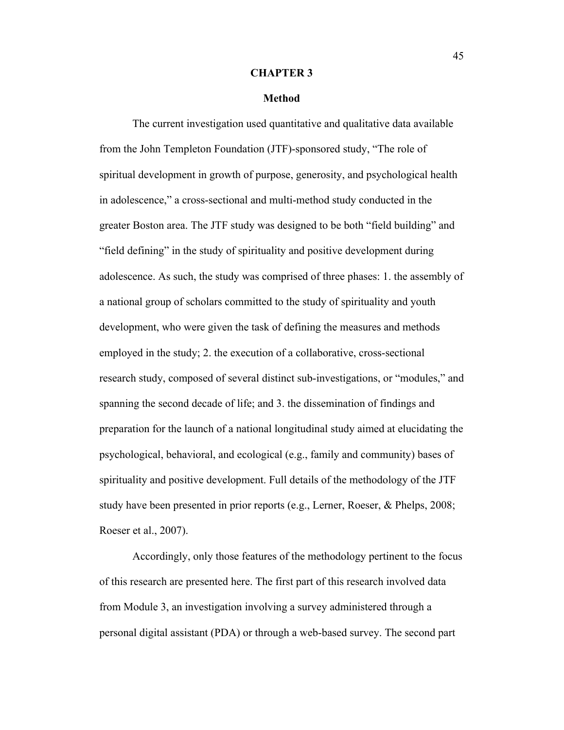# CHAPTER 3

## Method

The current investigation used quantitative and qualitative data available from the John Templeton Foundation (JTF)-sponsored study, "The role of spiritual development in growth of purpose, generosity, and psychological health in adolescence," a cross-sectional and multi-method study conducted in the greater Boston area. The JTF study was designed to be both "field building" and "field defining" in the study of spirituality and positive development during adolescence. As such, the study was comprised of three phases: 1. the assembly of a national group of scholars committed to the study of spirituality and youth development, who were given the task of defining the measures and methods employed in the study; 2. the execution of a collaborative, cross-sectional research study, composed of several distinct sub-investigations, or "modules," and spanning the second decade of life; and 3. the dissemination of findings and preparation for the launch of a national longitudinal study aimed at elucidating the psychological, behavioral, and ecological (e.g., family and community) bases of spirituality and positive development. Full details of the methodology of the JTF study have been presented in prior reports (e.g., Lerner, Roeser, & Phelps, 2008; Roeser et al., 2007).

Accordingly, only those features of the methodology pertinent to the focus of this research are presented here. The first part of this research involved data from Module 3, an investigation involving a survey administered through a personal digital assistant (PDA) or through a web-based survey. The second part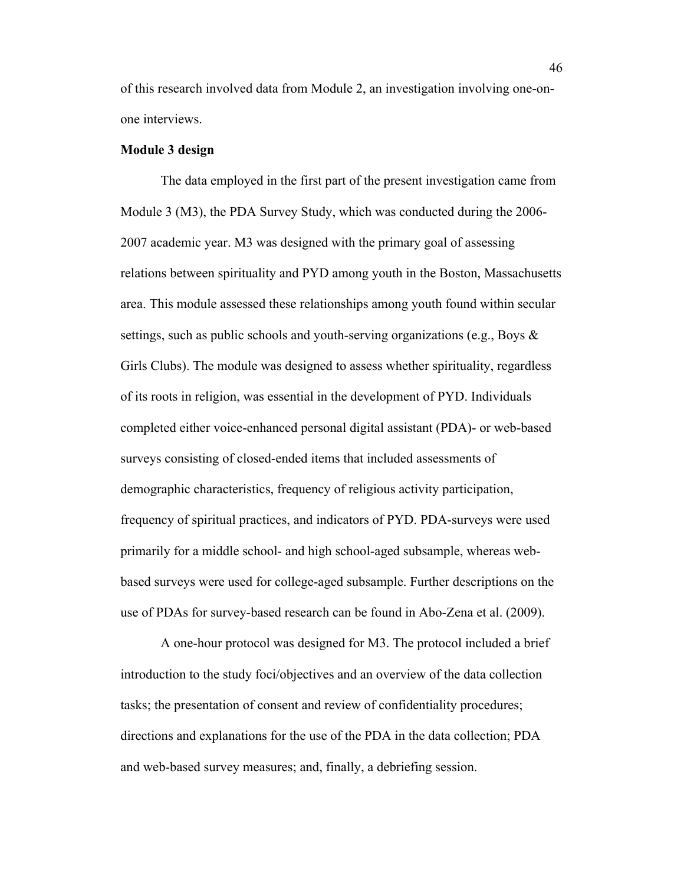of this research involved data from Module 2, an investigation involving one-on-one interviews.

**Module 3 design**

The data employed in the first part of the present investigation came from Module 3 (M3), the PDA Survey Study, which was conducted during the 2006-2007 academic year. M3 was designed with the primary goal of assessing relations between spirituality and PYD among youth in the Boston, Massachusetts area. This module assessed these relationships among youth found within secular settings, such as public schools and youth-serving organizations (e.g., Boys & Girls Clubs). The module was designed to assess whether spirituality, regardless of its roots in religion, was essential in the development of PYD. Individuals completed either voice-enhanced personal digital assistant (PDA)- or web-based surveys consisting of closed-ended items that included assessments of demographic characteristics, frequency of religious activity participation, frequency of spiritual practices, and indicators of PYD. PDA-surveys were used primarily for a middle school- and high school-aged subsample, whereas web-based surveys were used for college-aged subsample. Further descriptions on the use of PDAs for survey-based research can be found in Abo-Zena et al. (2009).

A one-hour protocol was designed for M3. The protocol included a brief introduction to the study foci/objectives and an overview of the data collection tasks; the presentation of consent and review of confidentiality procedures; directions and explanations for the use of the PDA in the data collection; PDA and web-based survey measures; and, finally, a debriefing session.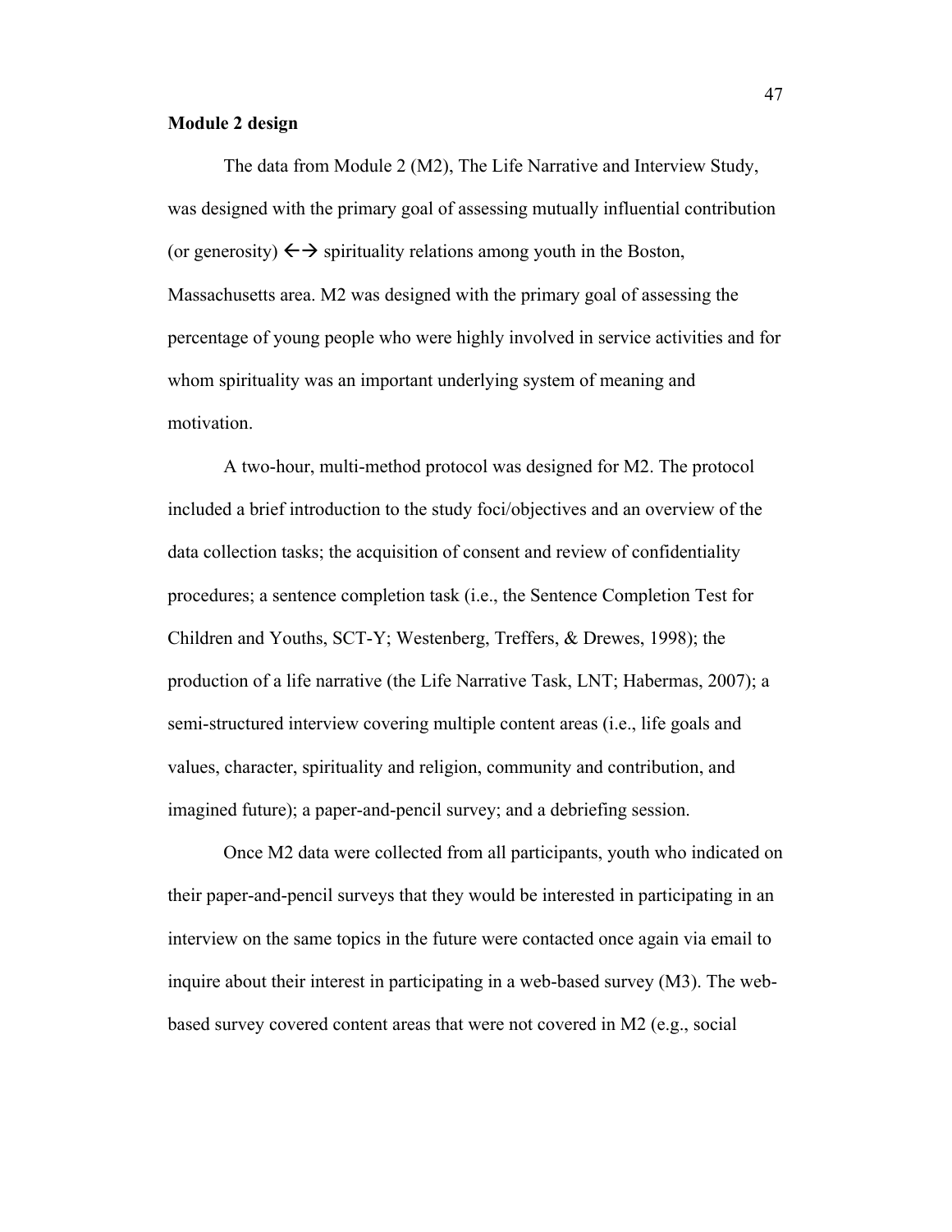**Module 2 design**

The data from Module 2 (M2), The Life Narrative and Interview Study, was designed with the primary goal of assessing mutually influential contribution (or generosity) ←→ spirituality relations among youth in the Boston, Massachusetts area. M2 was designed with the primary goal of assessing the percentage of young people who were highly involved in service activities and for whom spirituality was an important underlying system of meaning and motivation.

A two-hour, multi-method protocol was designed for M2. The protocol included a brief introduction to the study foci/objectives and an overview of the data collection tasks; the acquisition of consent and review of confidentiality procedures; a sentence completion task (i.e., the Sentence Completion Test for Children and Youths, SCT-Y; Westenberg, Treffers, & Drewes, 1998); the production of a life narrative (the Life Narrative Task, LNT; Habermas, 2007); a semi-structured interview covering multiple content areas (i.e., life goals and values, character, spirituality and religion, community and contribution, and imagined future); a paper-and-pencil survey; and a debriefing session.

Once M2 data were collected from all participants, youth who indicated on their paper-and-pencil surveys that they would be interested in participating in an interview on the same topics in the future were contacted once again via email to inquire about their interest in participating in a web-based survey (M3). The web-based survey covered content areas that were not covered in M2 (e.g., social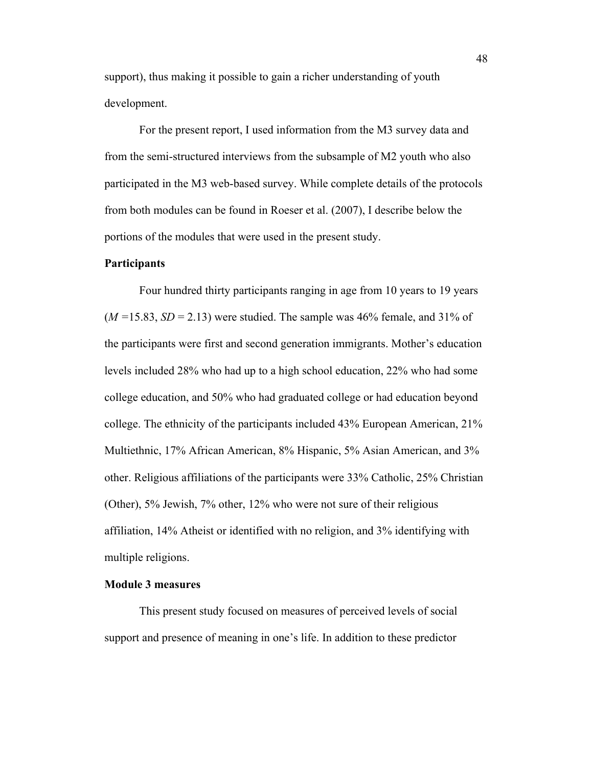support), thus making it possible to gain a richer understanding of youth development.

For the present report, I used information from the M3 survey data and from the semi-structured interviews from the subsample of M2 youth who also participated in the M3 web-based survey. While complete details of the protocols from both modules can be found in Roeser et al. (2007), I describe below the portions of the modules that were used in the present study.

**Participants**

Four hundred thirty participants ranging in age from 10 years to 19 years ($M$ =15.83, $SD$ = 2.13) were studied. The sample was 46% female, and 31% of the participants were first and second generation immigrants. Mother's education levels included 28% who had up to a high school education, 22% who had some college education, and 50% who had graduated college or had education beyond college. The ethnicity of the participants included 43% European American, 21% Multiethnic, 17% African American, 8% Hispanic, 5% Asian American, and 3% other. Religious affiliations of the participants were 33% Catholic, 25% Christian (Other), 5% Jewish, 7% other, 12% who were not sure of their religious affiliation, 14% Atheist or identified with no religion, and 3% identifying with multiple religions.

**Module 3 measures**

This present study focused on measures of perceived levels of social support and presence of meaning in one's life. In addition to these predictor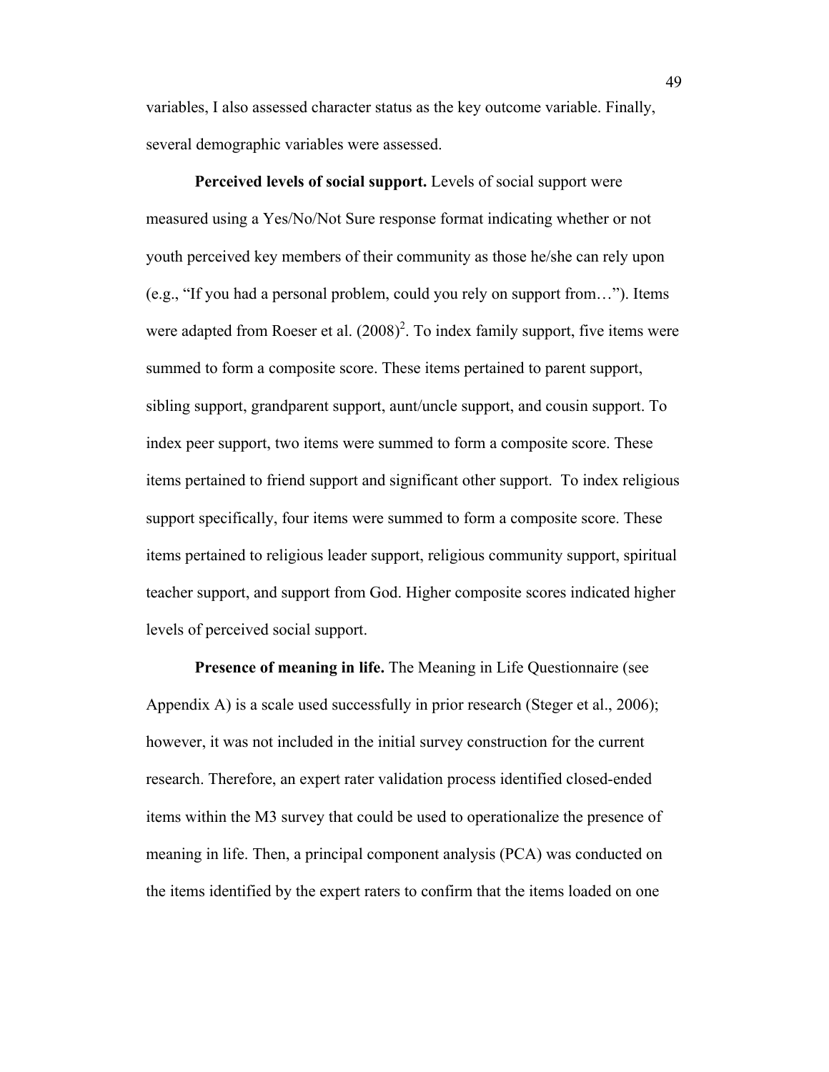variables, I also assessed character status as the key outcome variable. Finally, several demographic variables were assessed.

**Perceived levels of social support.** Levels of social support were measured using a Yes/No/Not Sure response format indicating whether or not youth perceived key members of their community as those he/she can rely upon (e.g., "If you had a personal problem, could you rely on support from…"). Items were adapted from Roeser et al. (2008)[2]. To index family support, five items were summed to form a composite score. These items pertained to parent support, sibling support, grandparent support, aunt/uncle support, and cousin support. To index peer support, two items were summed to form a composite score. These items pertained to friend support and significant other support. To index religious support specifically, four items were summed to form a composite score. These items pertained to religious leader support, religious community support, spiritual teacher support, and support from God. Higher composite scores indicated higher levels of perceived social support.

**Presence of meaning in life.** The Meaning in Life Questionnaire (see Appendix A) is a scale used successfully in prior research (Steger et al., 2006); however, it was not included in the initial survey construction for the current research. Therefore, an expert rater validation process identified closed-ended items within the M3 survey that could be used to operationalize the presence of meaning in life. Then, a principal component analysis (PCA) was conducted on the items identified by the expert raters to confirm that the items loaded on one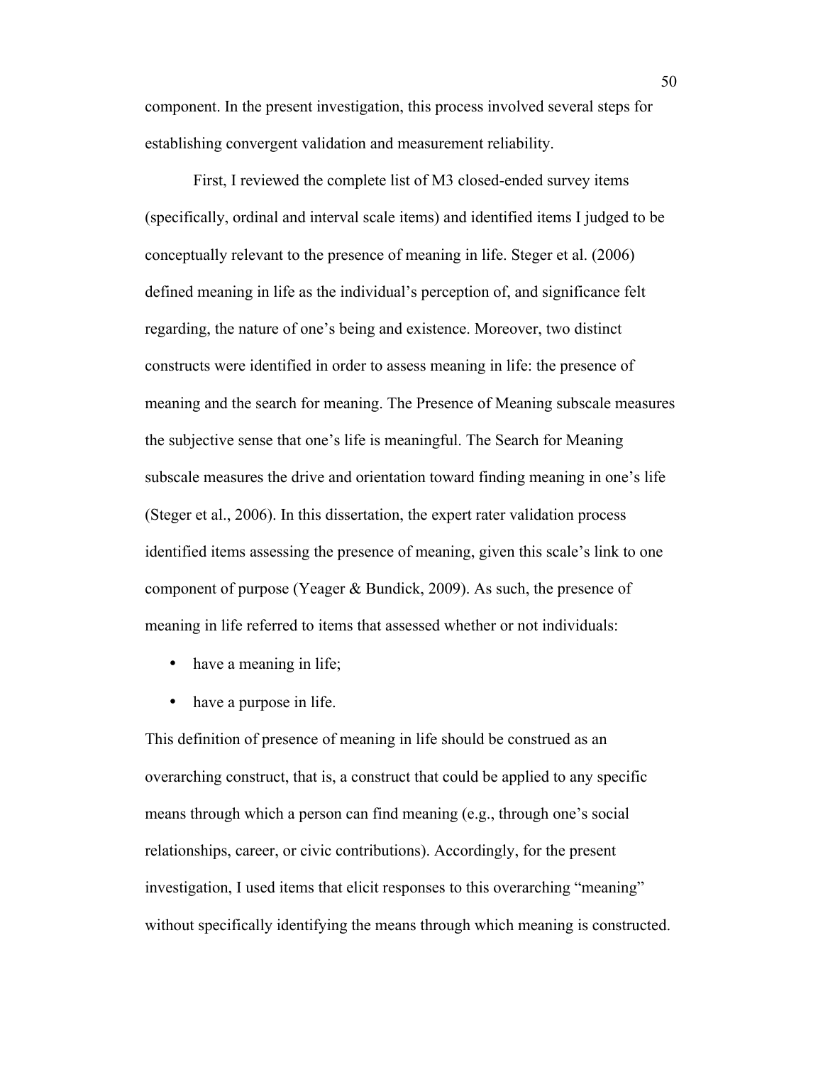component. In the present investigation, this process involved several steps for establishing convergent validation and measurement reliability.

First, I reviewed the complete list of M3 closed-ended survey items (specifically, ordinal and interval scale items) and identified items I judged to be conceptually relevant to the presence of meaning in life. Steger et al. (2006) defined meaning in life as the individual's perception of, and significance felt regarding, the nature of one's being and existence. Moreover, two distinct constructs were identified in order to assess meaning in life: the presence of meaning and the search for meaning. The Presence of Meaning subscale measures the subjective sense that one's life is meaningful. The Search for Meaning subscale measures the drive and orientation toward finding meaning in one's life (Steger et al., 2006). In this dissertation, the expert rater validation process identified items assessing the presence of meaning, given this scale's link to one component of purpose (Yeager & Bundick, 2009). As such, the presence of meaning in life referred to items that assessed whether or not individuals:

- have a meaning in life;
- have a purpose in life.

This definition of presence of meaning in life should be construed as an overarching construct, that is, a construct that could be applied to any specific means through which a person can find meaning (e.g., through one's social relationships, career, or civic contributions). Accordingly, for the present investigation, I used items that elicit responses to this overarching "meaning" without specifically identifying the means through which meaning is constructed.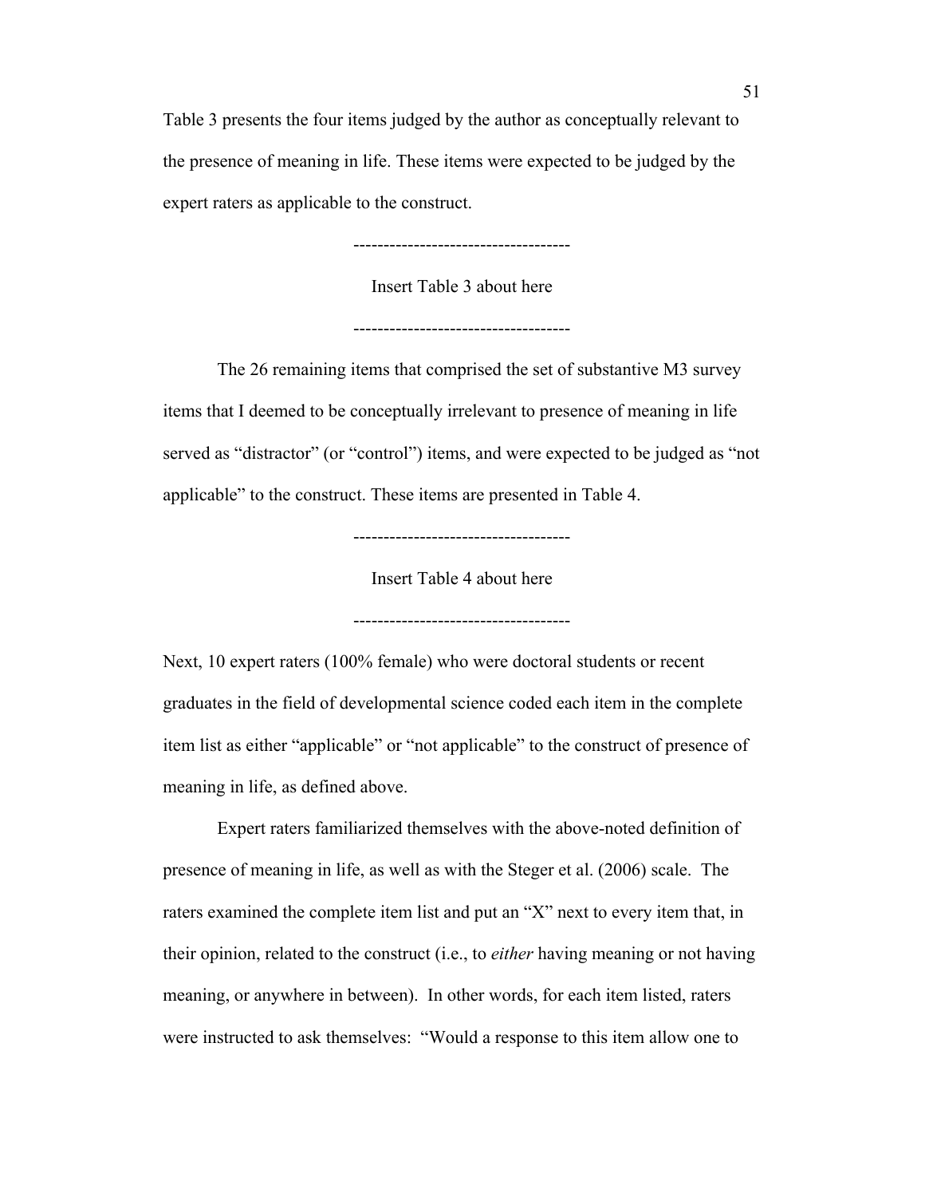Table 3 presents the four items judged by the author as conceptually relevant to the presence of meaning in life. These items were expected to be judged by the expert raters as applicable to the construct.

------------------------------------

Insert Table 3 about here

------------------------------------

The 26 remaining items that comprised the set of substantive M3 survey items that I deemed to be conceptually irrelevant to presence of meaning in life served as "distractor" (or "control") items, and were expected to be judged as "not applicable" to the construct. These items are presented in Table 4.

------------------------------------

Insert Table 4 about here

------------------------------------

Next, 10 expert raters (100% female) who were doctoral students or recent graduates in the field of developmental science coded each item in the complete item list as either "applicable" or "not applicable" to the construct of presence of meaning in life, as defined above.

Expert raters familiarized themselves with the above-noted definition of presence of meaning in life, as well as with the Steger et al. (2006) scale. The raters examined the complete item list and put an "X" next to every item that, in their opinion, related to the construct (i.e., to *either* having meaning or not having meaning, or anywhere in between). In other words, for each item listed, raters were instructed to ask themselves: "Would a response to this item allow one to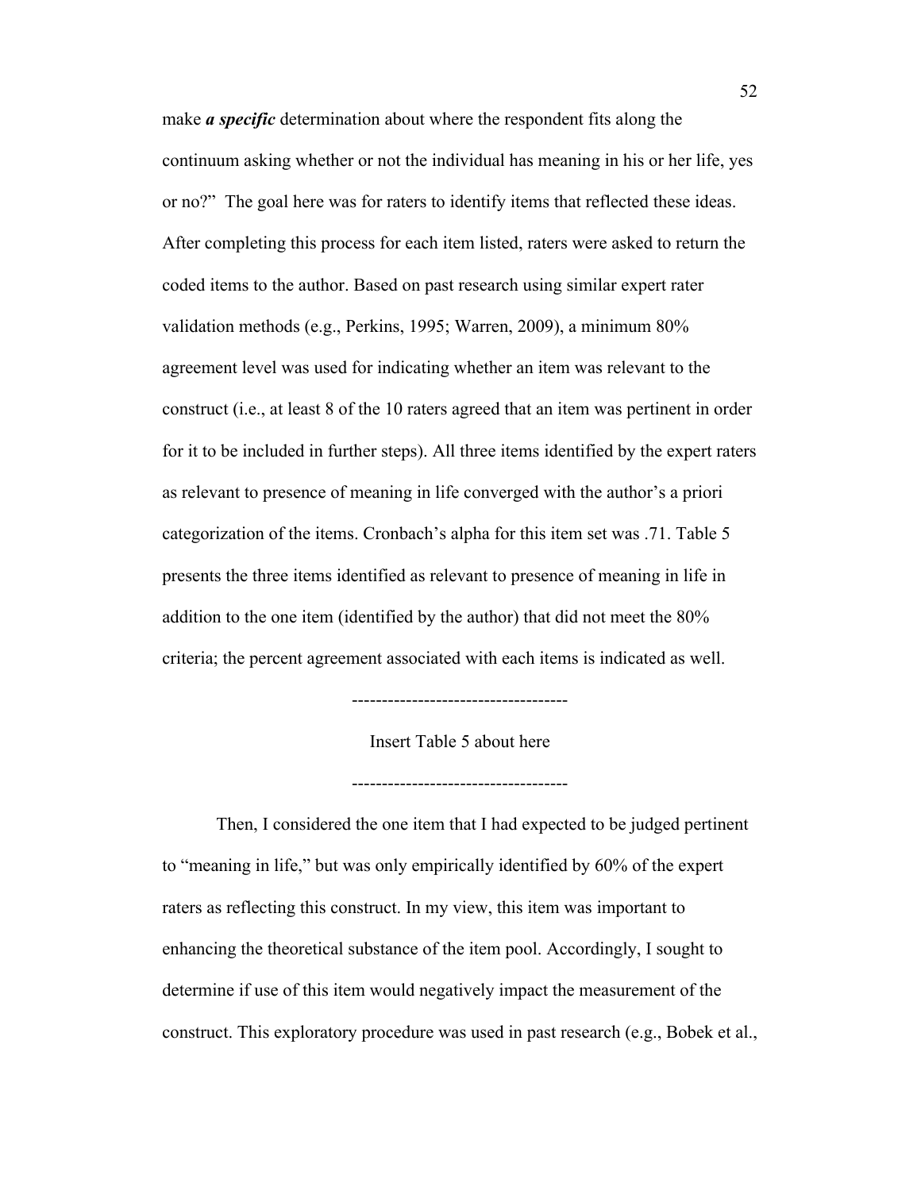make ***a specific*** determination about where the respondent fits along the continuum asking whether or not the individual has meaning in his or her life, yes or no?" The goal here was for raters to identify items that reflected these ideas. After completing this process for each item listed, raters were asked to return the coded items to the author. Based on past research using similar expert rater validation methods (e.g., Perkins, 1995; Warren, 2009), a minimum 80% agreement level was used for indicating whether an item was relevant to the construct (i.e., at least 8 of the 10 raters agreed that an item was pertinent in order for it to be included in further steps). All three items identified by the expert raters as relevant to presence of meaning in life converged with the author's a priori categorization of the items. Cronbach's alpha for this item set was .71. Table 5 presents the three items identified as relevant to presence of meaning in life in addition to the one item (identified by the author) that did not meet the 80% criteria; the percent agreement associated with each items is indicated as well.

-----------------------------------

Insert Table 5 about here

-----------------------------------

Then, I considered the one item that I had expected to be judged pertinent to "meaning in life," but was only empirically identified by 60% of the expert raters as reflecting this construct. In my view, this item was important to enhancing the theoretical substance of the item pool. Accordingly, I sought to determine if use of this item would negatively impact the measurement of the construct. This exploratory procedure was used in past research (e.g., Bobek et al.,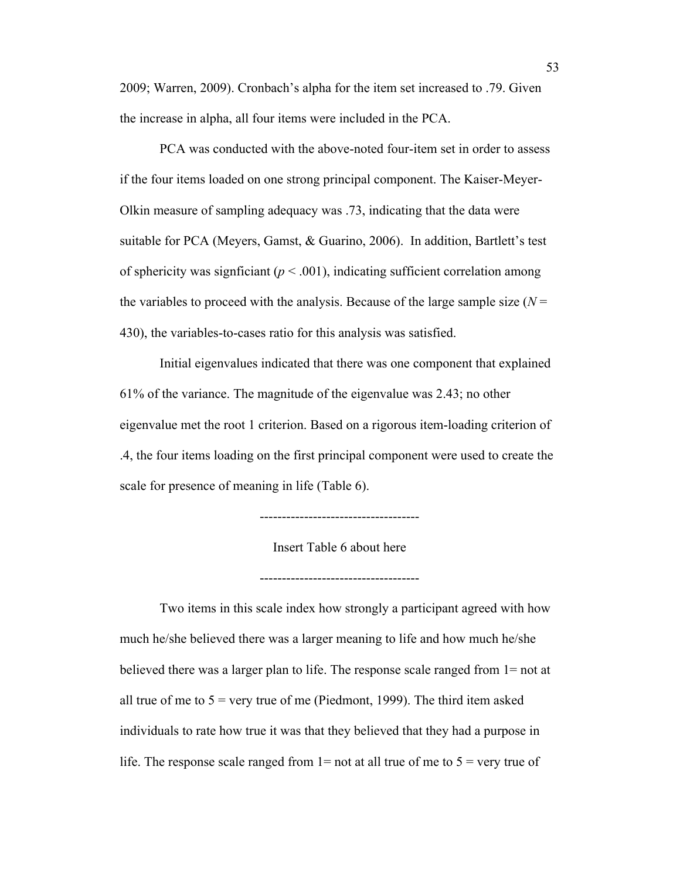2009; Warren, 2009). Cronbach's alpha for the item set increased to .79. Given the increase in alpha, all four items were included in the PCA.

PCA was conducted with the above-noted four-item set in order to assess if the four items loaded on one strong principal component. The Kaiser-Meyer-Olkin measure of sampling adequacy was .73, indicating that the data were suitable for PCA (Meyers, Gamst, & Guarino, 2006). In addition, Bartlett's test of sphericity was signficiant ($p < .001$), indicating sufficient correlation among the variables to proceed with the analysis. Because of the large sample size ($N = 430$), the variables-to-cases ratio for this analysis was satisfied.

Initial eigenvalues indicated that there was one component that explained 61% of the variance. The magnitude of the eigenvalue was 2.43; no other eigenvalue met the root 1 criterion. Based on a rigorous item-loading criterion of .4, the four items loading on the first principal component were used to create the scale for presence of meaning in life (Table 6).

-----------------------------------

Insert Table 6 about here

-----------------------------------

Two items in this scale index how strongly a participant agreed with how much he/she believed there was a larger meaning to life and how much he/she believed there was a larger plan to life. The response scale ranged from 1= not at all true of me to 5 = very true of me (Piedmont, 1999). The third item asked individuals to rate how true it was that they believed that they had a purpose in life. The response scale ranged from 1= not at all true of me to 5 = very true of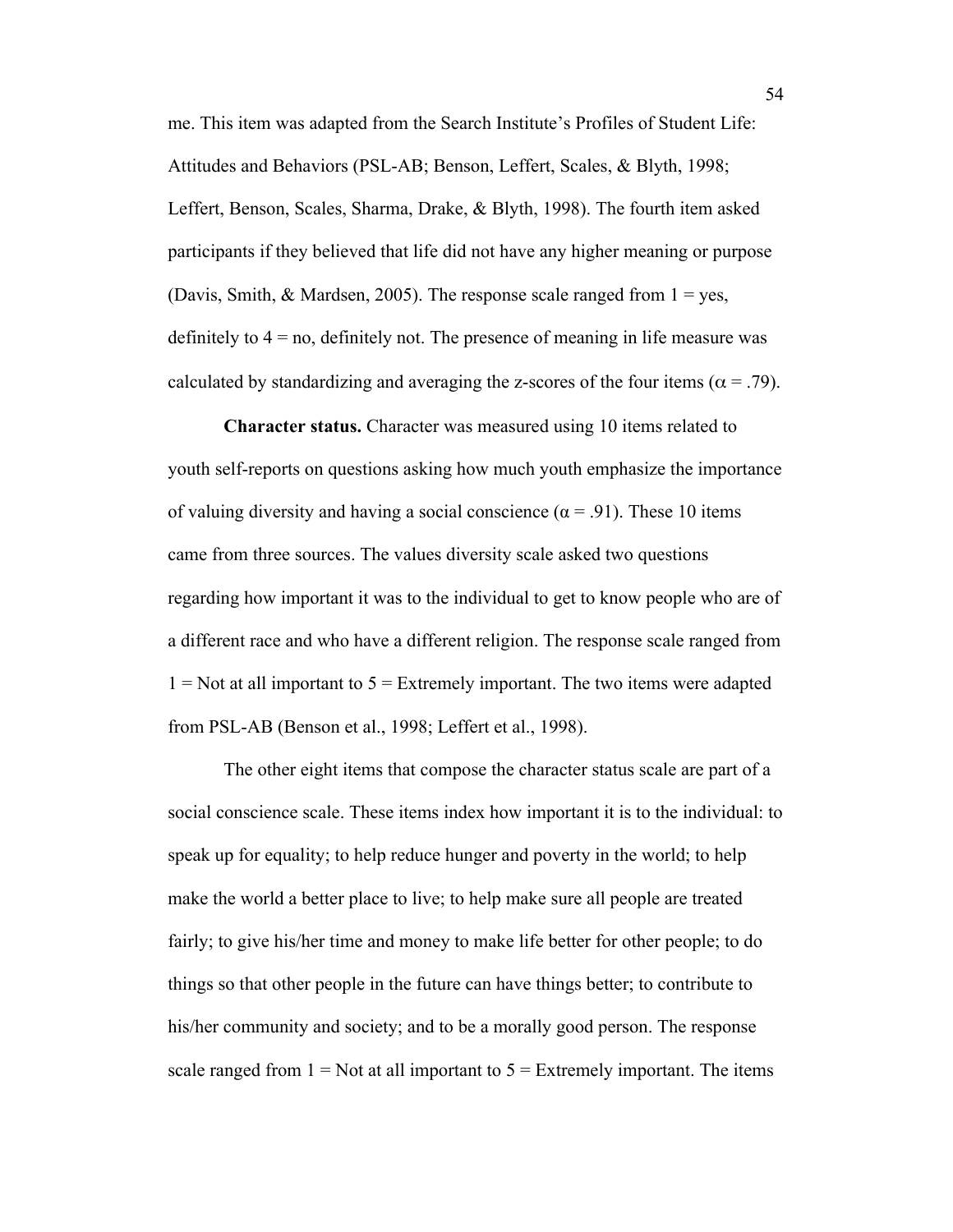me. This item was adapted from the Search Institute's Profiles of Student Life: Attitudes and Behaviors (PSL-AB; Benson, Leffert, Scales, & Blyth, 1998; Leffert, Benson, Scales, Sharma, Drake, & Blyth, 1998). The fourth item asked participants if they believed that life did not have any higher meaning or purpose (Davis, Smith, & Mardsen, 2005). The response scale ranged from 1 = yes, definitely to 4 = no, definitely not. The presence of meaning in life measure was calculated by standardizing and averaging the z-scores of the four items ($\alpha = .79$).

**Character status.** Character was measured using 10 items related to youth self-reports on questions asking how much youth emphasize the importance of valuing diversity and having a social conscience ($\alpha = .91$). These 10 items came from three sources. The values diversity scale asked two questions regarding how important it was to the individual to get to know people who are of a different race and who have a different religion. The response scale ranged from 1 = Not at all important to 5 = Extremely important. The two items were adapted from PSL-AB (Benson et al., 1998; Leffert et al., 1998).

The other eight items that compose the character status scale are part of a social conscience scale. These items index how important it is to the individual: to speak up for equality; to help reduce hunger and poverty in the world; to help make the world a better place to live; to help make sure all people are treated fairly; to give his/her time and money to make life better for other people; to do things so that other people in the future can have things better; to contribute to his/her community and society; and to be a morally good person. The response scale ranged from 1 = Not at all important to 5 = Extremely important. The items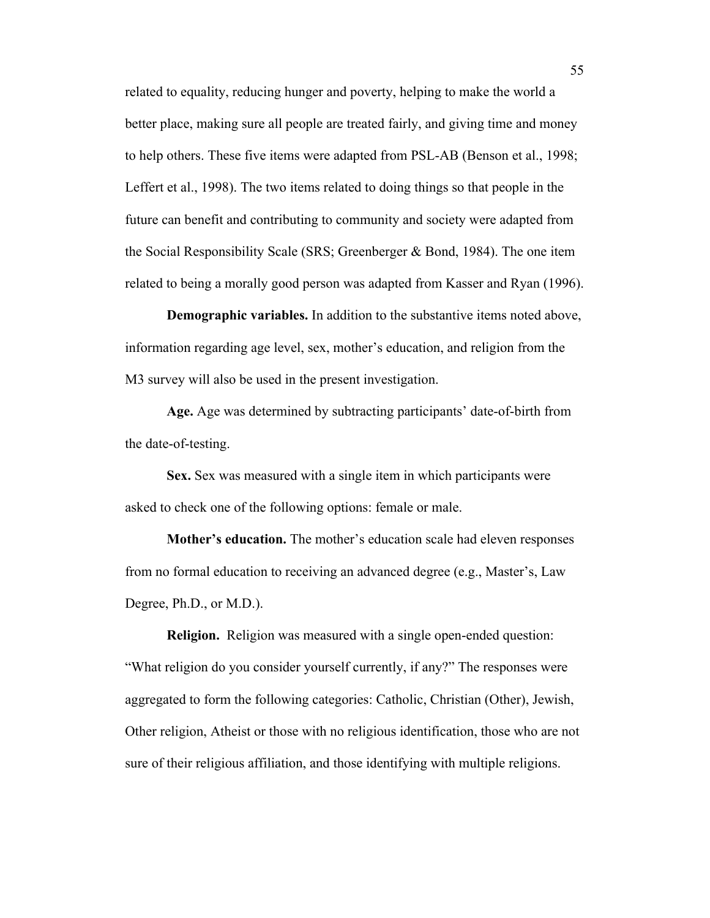related to equality, reducing hunger and poverty, helping to make the world a better place, making sure all people are treated fairly, and giving time and money to help others. These five items were adapted from PSL-AB (Benson et al., 1998; Leffert et al., 1998). The two items related to doing things so that people in the future can benefit and contributing to community and society were adapted from the Social Responsibility Scale (SRS; Greenberger & Bond, 1984). The one item related to being a morally good person was adapted from Kasser and Ryan (1996).

**Demographic variables.** In addition to the substantive items noted above, information regarding age level, sex, mother's education, and religion from the M3 survey will also be used in the present investigation.

**Age.** Age was determined by subtracting participants' date-of-birth from the date-of-testing.

**Sex.** Sex was measured with a single item in which participants were asked to check one of the following options: female or male.

**Mother's education.** The mother's education scale had eleven responses from no formal education to receiving an advanced degree (e.g., Master's, Law Degree, Ph.D., or M.D.).

**Religion.** Religion was measured with a single open-ended question: "What religion do you consider yourself currently, if any?" The responses were aggregated to form the following categories: Catholic, Christian (Other), Jewish, Other religion, Atheist or those with no religious identification, those who are not sure of their religious affiliation, and those identifying with multiple religions.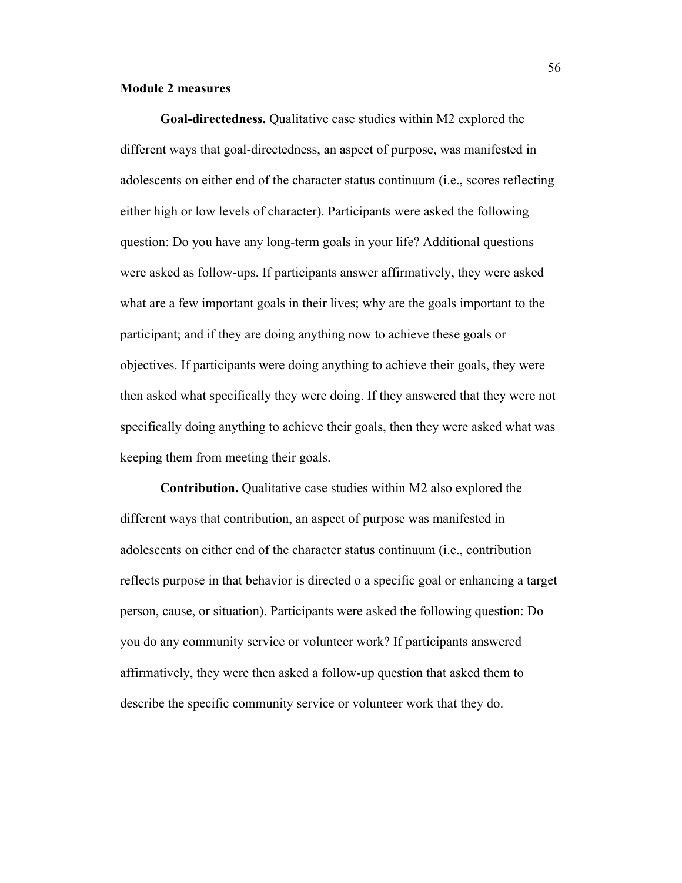**Module 2 measures**

**Goal-directedness.** Qualitative case studies within M2 explored the different ways that goal-directedness, an aspect of purpose, was manifested in adolescents on either end of the character status continuum (i.e., scores reflecting either high or low levels of character). Participants were asked the following question: Do you have any long-term goals in your life? Additional questions were asked as follow-ups. If participants answer affirmatively, they were asked what are a few important goals in their lives; why are the goals important to the participant; and if they are doing anything now to achieve these goals or objectives. If participants were doing anything to achieve their goals, they were then asked what specifically they were doing. If they answered that they were not specifically doing anything to achieve their goals, then they were asked what was keeping them from meeting their goals.

**Contribution.** Qualitative case studies within M2 also explored the different ways that contribution, an aspect of purpose was manifested in adolescents on either end of the character status continuum (i.e., contribution reflects purpose in that behavior is directed o a specific goal or enhancing a target person, cause, or situation). Participants were asked the following question: Do you do any community service or volunteer work? If participants answered affirmatively, they were then asked a follow-up question that asked them to describe the specific community service or volunteer work that they do.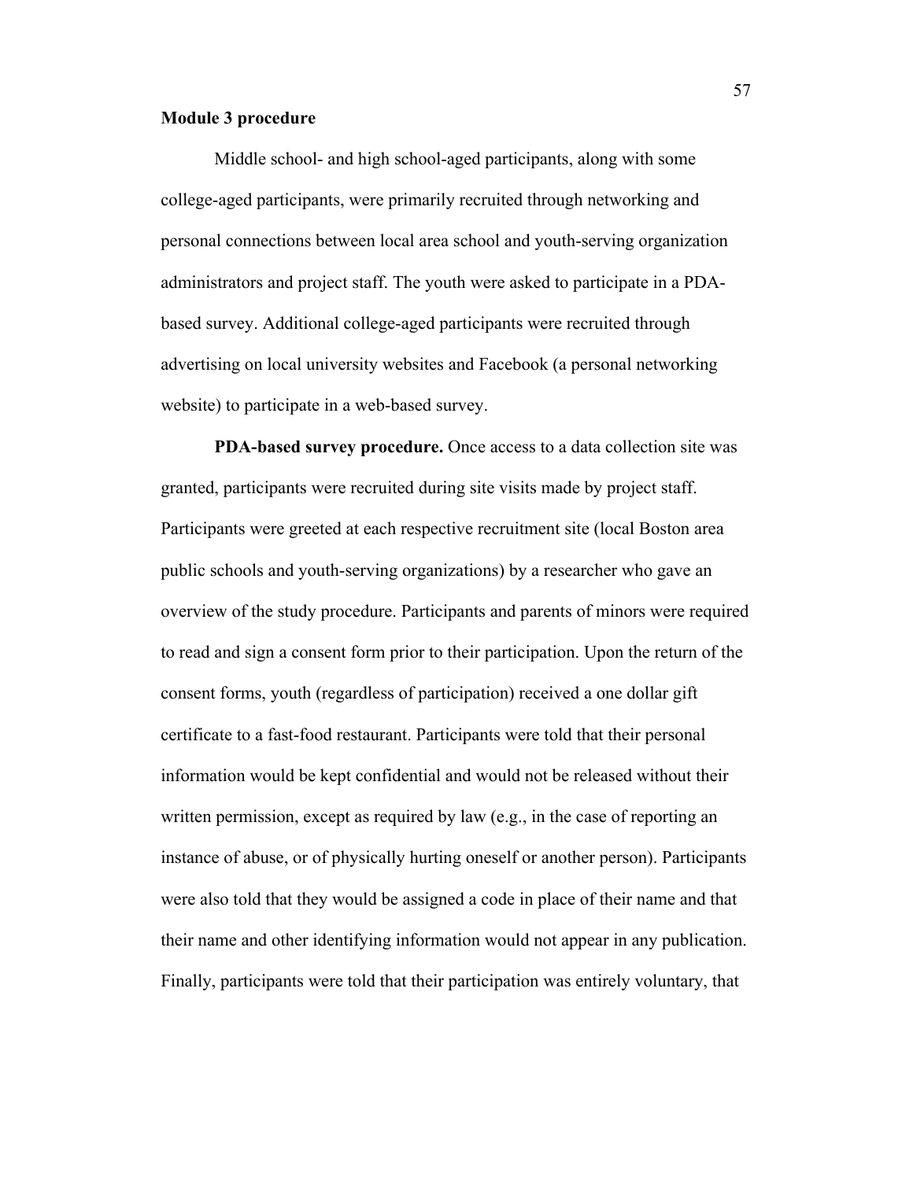**Module 3 procedure**

Middle school- and high school-aged participants, along with some college-aged participants, were primarily recruited through networking and personal connections between local area school and youth-serving organization administrators and project staff. The youth were asked to participate in a PDA-based survey. Additional college-aged participants were recruited through advertising on local university websites and Facebook (a personal networking website) to participate in a web-based survey.

**PDA-based survey procedure.** Once access to a data collection site was granted, participants were recruited during site visits made by project staff. Participants were greeted at each respective recruitment site (local Boston area public schools and youth-serving organizations) by a researcher who gave an overview of the study procedure. Participants and parents of minors were required to read and sign a consent form prior to their participation. Upon the return of the consent forms, youth (regardless of participation) received a one dollar gift certificate to a fast-food restaurant. Participants were told that their personal information would be kept confidential and would not be released without their written permission, except as required by law (e.g., in the case of reporting an instance of abuse, or of physically hurting oneself or another person). Participants were also told that they would be assigned a code in place of their name and that their name and other identifying information would not appear in any publication. Finally, participants were told that their participation was entirely voluntary, that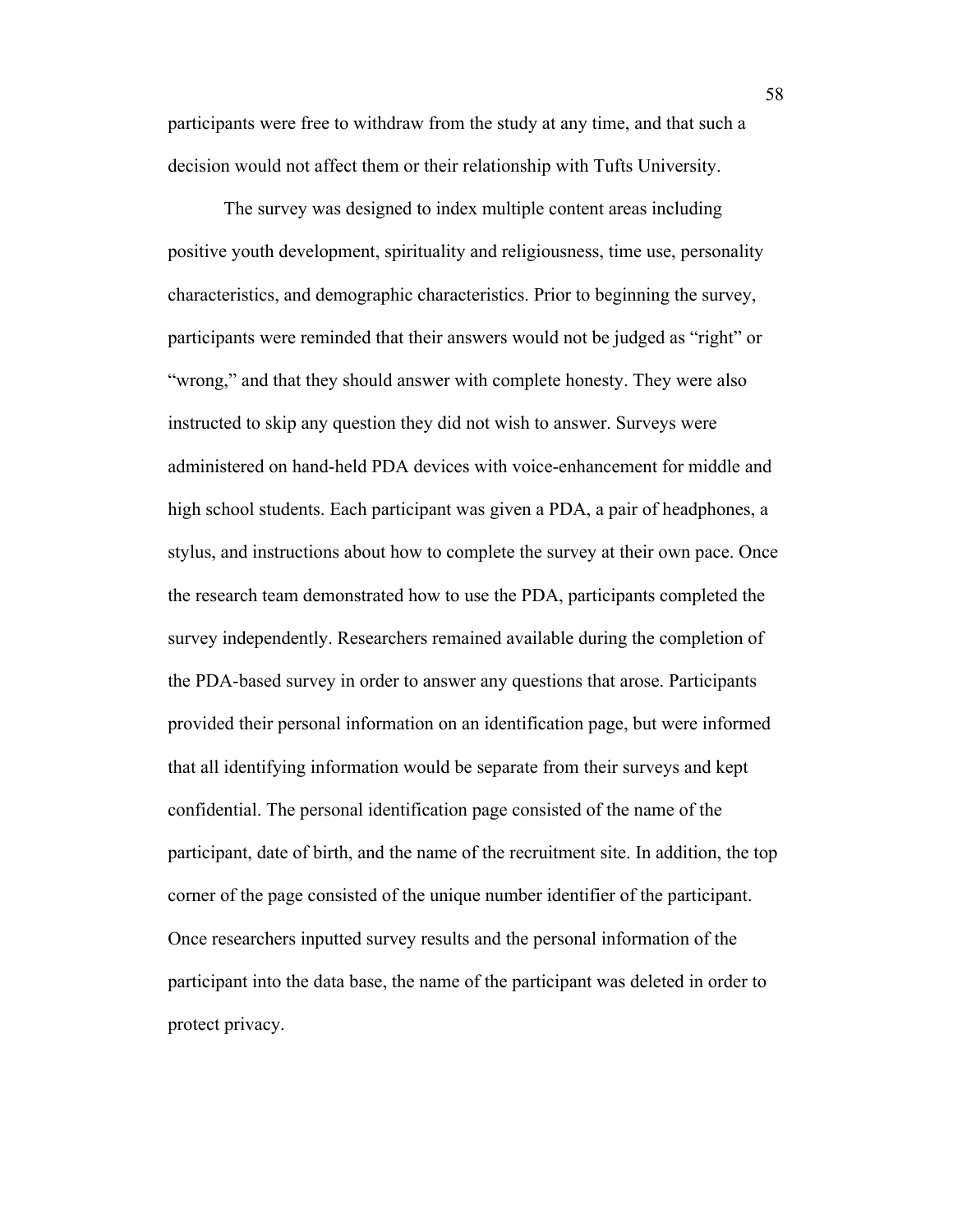participants were free to withdraw from the study at any time, and that such a decision would not affect them or their relationship with Tufts University.

The survey was designed to index multiple content areas including positive youth development, spirituality and religiousness, time use, personality characteristics, and demographic characteristics. Prior to beginning the survey, participants were reminded that their answers would not be judged as "right" or "wrong," and that they should answer with complete honesty. They were also instructed to skip any question they did not wish to answer. Surveys were administered on hand-held PDA devices with voice-enhancement for middle and high school students. Each participant was given a PDA, a pair of headphones, a stylus, and instructions about how to complete the survey at their own pace. Once the research team demonstrated how to use the PDA, participants completed the survey independently. Researchers remained available during the completion of the PDA-based survey in order to answer any questions that arose. Participants provided their personal information on an identification page, but were informed that all identifying information would be separate from their surveys and kept confidential. The personal identification page consisted of the name of the participant, date of birth, and the name of the recruitment site. In addition, the top corner of the page consisted of the unique number identifier of the participant. Once researchers inputted survey results and the personal information of the participant into the data base, the name of the participant was deleted in order to protect privacy.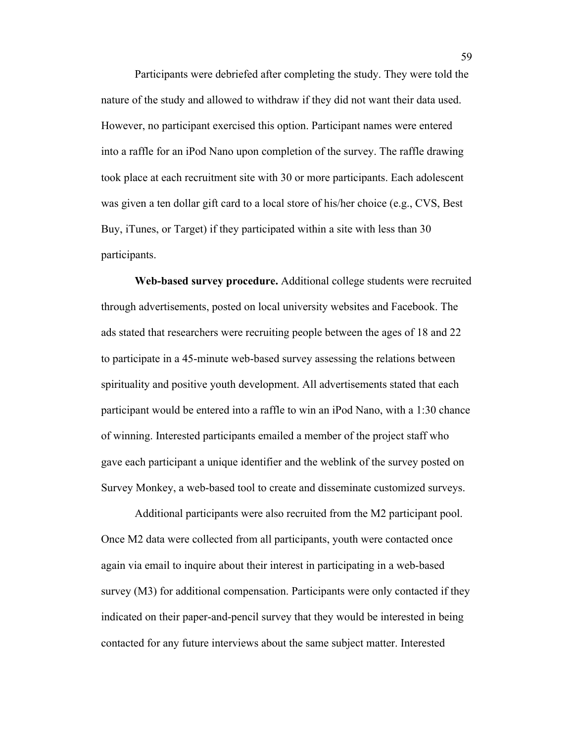Participants were debriefed after completing the study. They were told the nature of the study and allowed to withdraw if they did not want their data used. However, no participant exercised this option. Participant names were entered into a raffle for an iPod Nano upon completion of the survey. The raffle drawing took place at each recruitment site with 30 or more participants. Each adolescent was given a ten dollar gift card to a local store of his/her choice (e.g., CVS, Best Buy, iTunes, or Target) if they participated within a site with less than 30 participants.

**Web-based survey procedure.** Additional college students were recruited through advertisements, posted on local university websites and Facebook. The ads stated that researchers were recruiting people between the ages of 18 and 22 to participate in a 45-minute web-based survey assessing the relations between spirituality and positive youth development. All advertisements stated that each participant would be entered into a raffle to win an iPod Nano, with a 1:30 chance of winning. Interested participants emailed a member of the project staff who gave each participant a unique identifier and the weblink of the survey posted on Survey Monkey, a web-based tool to create and disseminate customized surveys.

Additional participants were also recruited from the M2 participant pool. Once M2 data were collected from all participants, youth were contacted once again via email to inquire about their interest in participating in a web-based survey (M3) for additional compensation. Participants were only contacted if they indicated on their paper-and-pencil survey that they would be interested in being contacted for any future interviews about the same subject matter. Interested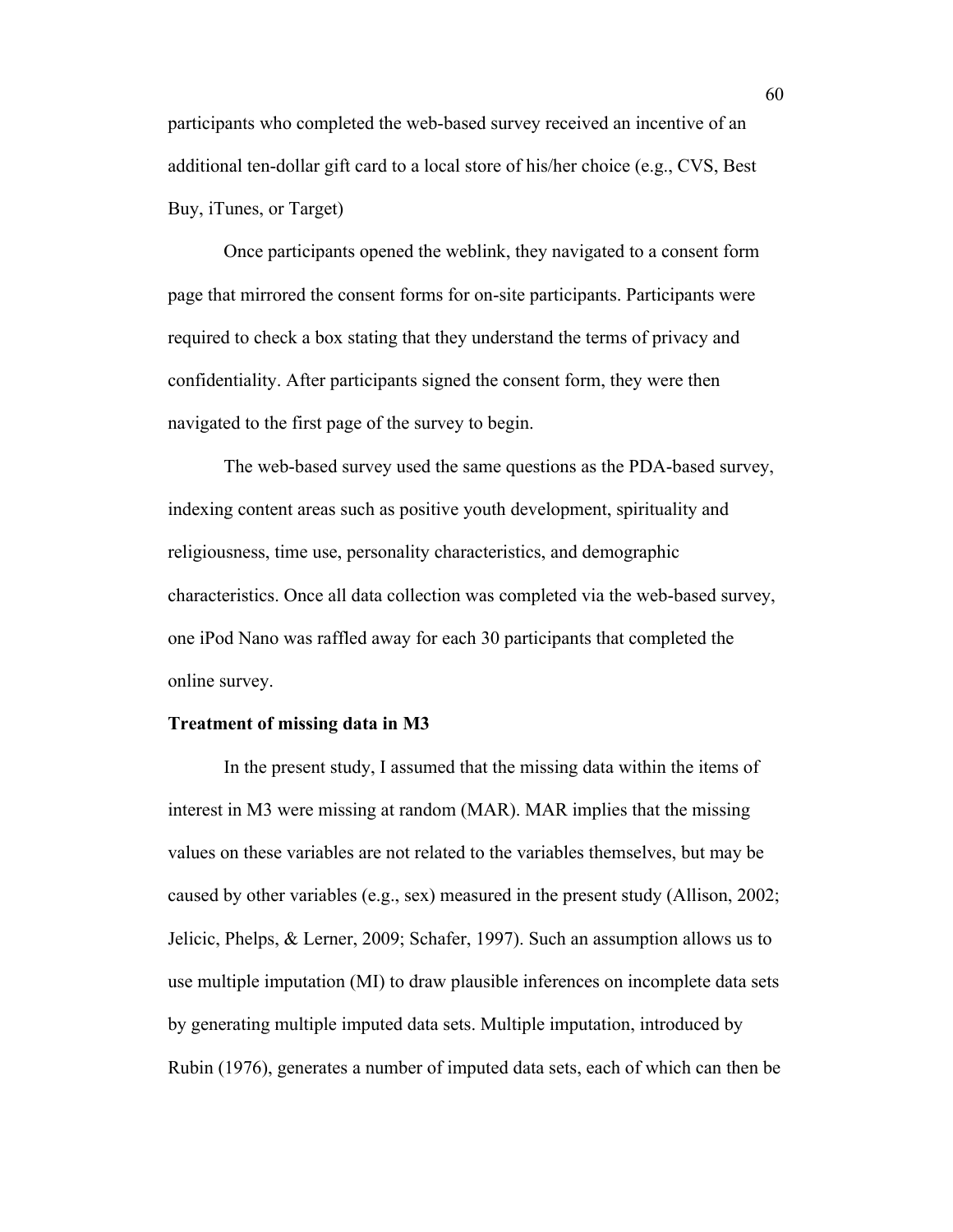participants who completed the web-based survey received an incentive of an additional ten-dollar gift card to a local store of his/her choice (e.g., CVS, Best Buy, iTunes, or Target)

Once participants opened the weblink, they navigated to a consent form page that mirrored the consent forms for on-site participants. Participants were required to check a box stating that they understand the terms of privacy and confidentiality. After participants signed the consent form, they were then navigated to the first page of the survey to begin.

The web-based survey used the same questions as the PDA-based survey, indexing content areas such as positive youth development, spirituality and religiousness, time use, personality characteristics, and demographic characteristics. Once all data collection was completed via the web-based survey, one iPod Nano was raffled away for each 30 participants that completed the online survey.

**Treatment of missing data in M3**

In the present study, I assumed that the missing data within the items of interest in M3 were missing at random (MAR). MAR implies that the missing values on these variables are not related to the variables themselves, but may be caused by other variables (e.g., sex) measured in the present study (Allison, 2002; Jelicic, Phelps, & Lerner, 2009; Schafer, 1997). Such an assumption allows us to use multiple imputation (MI) to draw plausible inferences on incomplete data sets by generating multiple imputed data sets. Multiple imputation, introduced by Rubin (1976), generates a number of imputed data sets, each of which can then be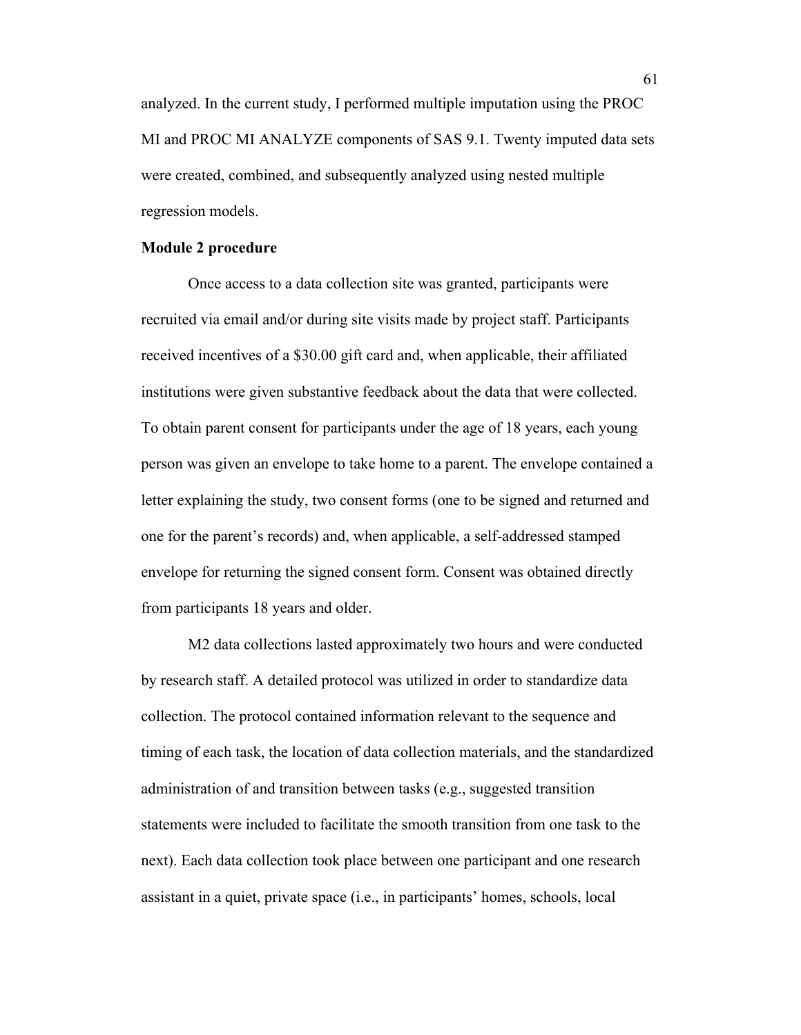analyzed. In the current study, I performed multiple imputation using the PROC MI and PROC MI ANALYZE components of SAS 9.1. Twenty imputed data sets were created, combined, and subsequently analyzed using nested multiple regression models.

**Module 2 procedure**

Once access to a data collection site was granted, participants were recruited via email and/or during site visits made by project staff. Participants received incentives of a $30.00 gift card and, when applicable, their affiliated institutions were given substantive feedback about the data that were collected. To obtain parent consent for participants under the age of 18 years, each young person was given an envelope to take home to a parent. The envelope contained a letter explaining the study, two consent forms (one to be signed and returned and one for the parent's records) and, when applicable, a self-addressed stamped envelope for returning the signed consent form. Consent was obtained directly from participants 18 years and older.

M2 data collections lasted approximately two hours and were conducted by research staff. A detailed protocol was utilized in order to standardize data collection. The protocol contained information relevant to the sequence and timing of each task, the location of data collection materials, and the standardized administration of and transition between tasks (e.g., suggested transition statements were included to facilitate the smooth transition from one task to the next). Each data collection took place between one participant and one research assistant in a quiet, private space (i.e., in participants' homes, schools, local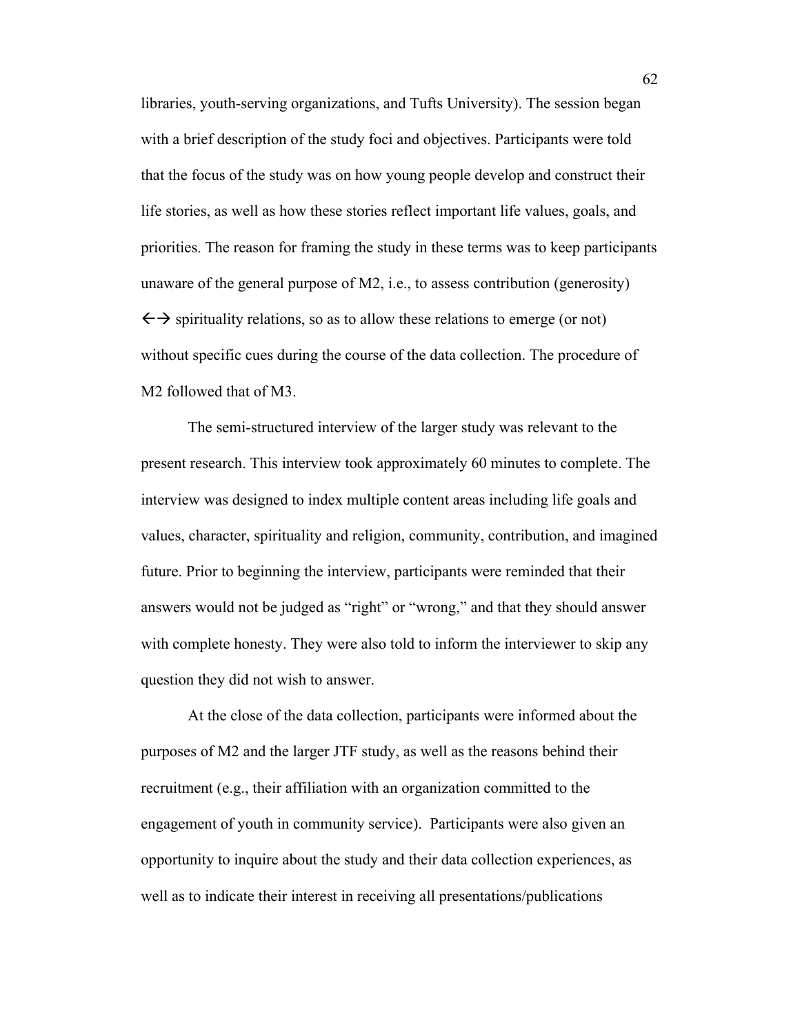libraries, youth-serving organizations, and Tufts University). The session began with a brief description of the study foci and objectives. Participants were told that the focus of the study was on how young people develop and construct their life stories, as well as how these stories reflect important life values, goals, and priorities. The reason for framing the study in these terms was to keep participants unaware of the general purpose of M2, i.e., to assess contribution (generosity) ←→ spirituality relations, so as to allow these relations to emerge (or not) without specific cues during the course of the data collection. The procedure of M2 followed that of M3.

The semi-structured interview of the larger study was relevant to the present research. This interview took approximately 60 minutes to complete. The interview was designed to index multiple content areas including life goals and values, character, spirituality and religion, community, contribution, and imagined future. Prior to beginning the interview, participants were reminded that their answers would not be judged as "right" or "wrong," and that they should answer with complete honesty. They were also told to inform the interviewer to skip any question they did not wish to answer.

At the close of the data collection, participants were informed about the purposes of M2 and the larger JTF study, as well as the reasons behind their recruitment (e.g., their affiliation with an organization committed to the engagement of youth in community service). Participants were also given an opportunity to inquire about the study and their data collection experiences, as well as to indicate their interest in receiving all presentations/publications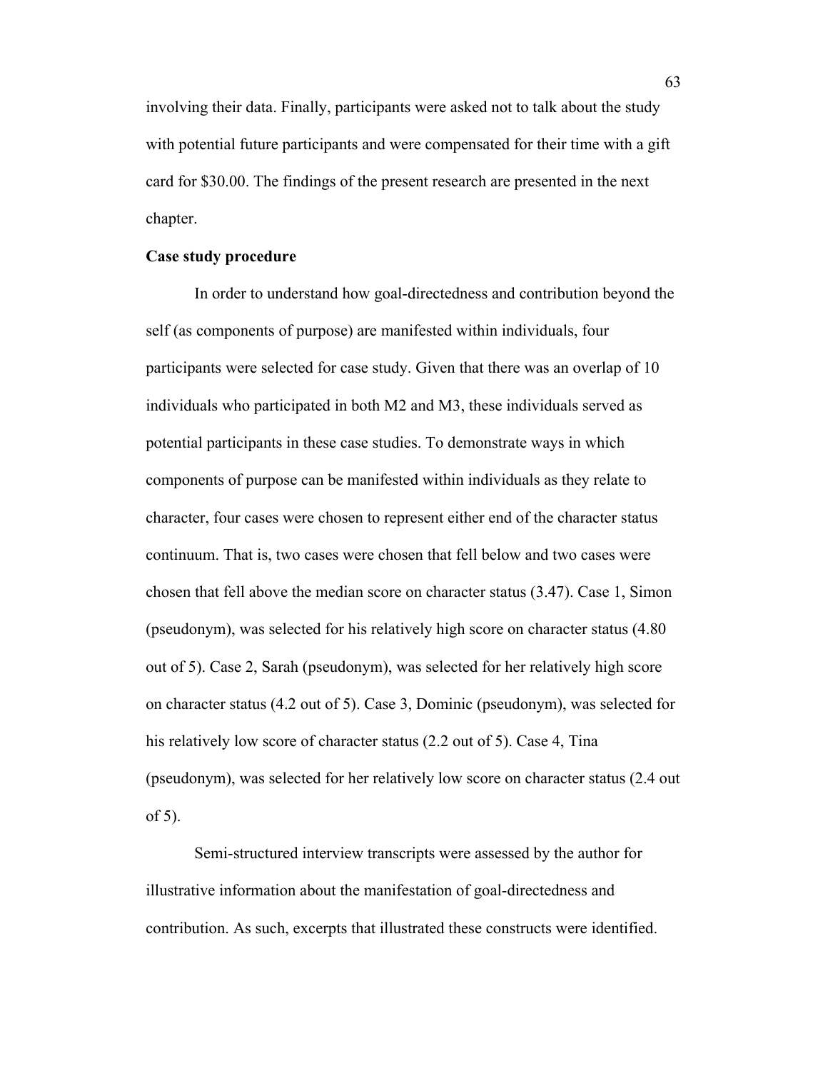involving their data. Finally, participants were asked not to talk about the study with potential future participants and were compensated for their time with a gift card for $30.00. The findings of the present research are presented in the next chapter.

**Case study procedure**

In order to understand how goal-directedness and contribution beyond the self (as components of purpose) are manifested within individuals, four participants were selected for case study. Given that there was an overlap of 10 individuals who participated in both M2 and M3, these individuals served as potential participants in these case studies. To demonstrate ways in which components of purpose can be manifested within individuals as they relate to character, four cases were chosen to represent either end of the character status continuum. That is, two cases were chosen that fell below and two cases were chosen that fell above the median score on character status (3.47). Case 1, Simon (pseudonym), was selected for his relatively high score on character status (4.80 out of 5). Case 2, Sarah (pseudonym), was selected for her relatively high score on character status (4.2 out of 5). Case 3, Dominic (pseudonym), was selected for his relatively low score of character status (2.2 out of 5). Case 4, Tina (pseudonym), was selected for her relatively low score on character status (2.4 out of 5).

Semi-structured interview transcripts were assessed by the author for illustrative information about the manifestation of goal-directedness and contribution. As such, excerpts that illustrated these constructs were identified.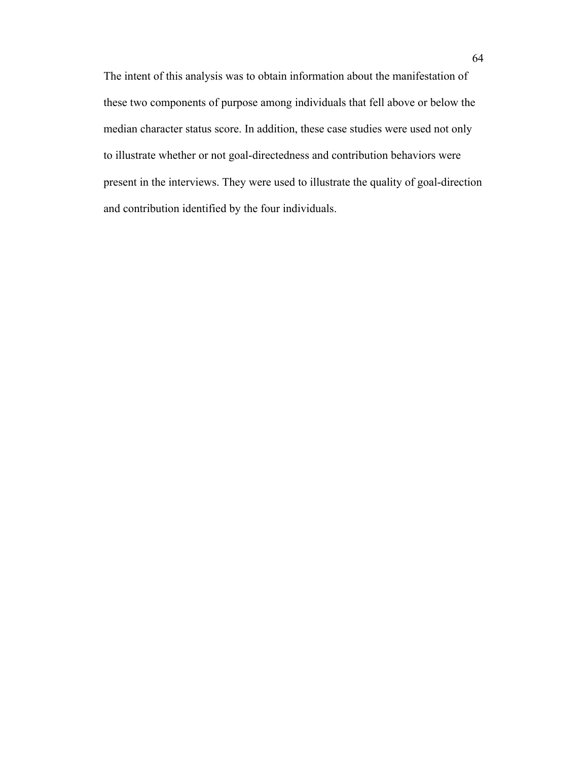The intent of this analysis was to obtain information about the manifestation of these two components of purpose among individuals that fell above or below the median character status score. In addition, these case studies were used not only to illustrate whether or not goal-directedness and contribution behaviors were present in the interviews. They were used to illustrate the quality of goal-direction and contribution identified by the four individuals.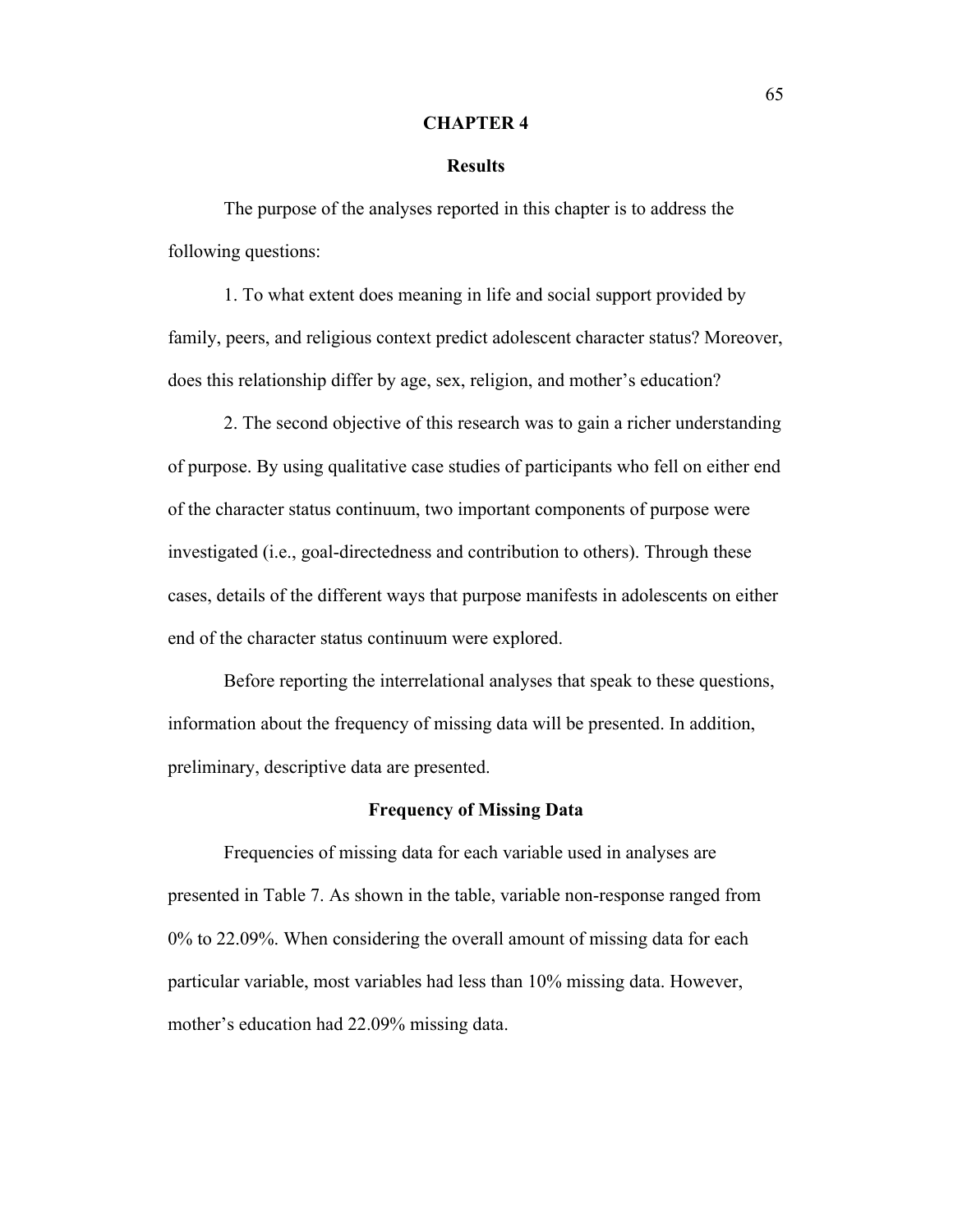# CHAPTER 4

## Results

The purpose of the analyses reported in this chapter is to address the following questions:

1. To what extent does meaning in life and social support provided by family, peers, and religious context predict adolescent character status? Moreover, does this relationship differ by age, sex, religion, and mother's education?

2. The second objective of this research was to gain a richer understanding of purpose. By using qualitative case studies of participants who fell on either end of the character status continuum, two important components of purpose were investigated (i.e., goal-directedness and contribution to others). Through these cases, details of the different ways that purpose manifests in adolescents on either end of the character status continuum were explored.

Before reporting the interrelational analyses that speak to these questions, information about the frequency of missing data will be presented. In addition, preliminary, descriptive data are presented.

### Frequency of Missing Data

Frequencies of missing data for each variable used in analyses are presented in Table 7. As shown in the table, variable non-response ranged from 0% to 22.09%. When considering the overall amount of missing data for each particular variable, most variables had less than 10% missing data. However, mother's education had 22.09% missing data.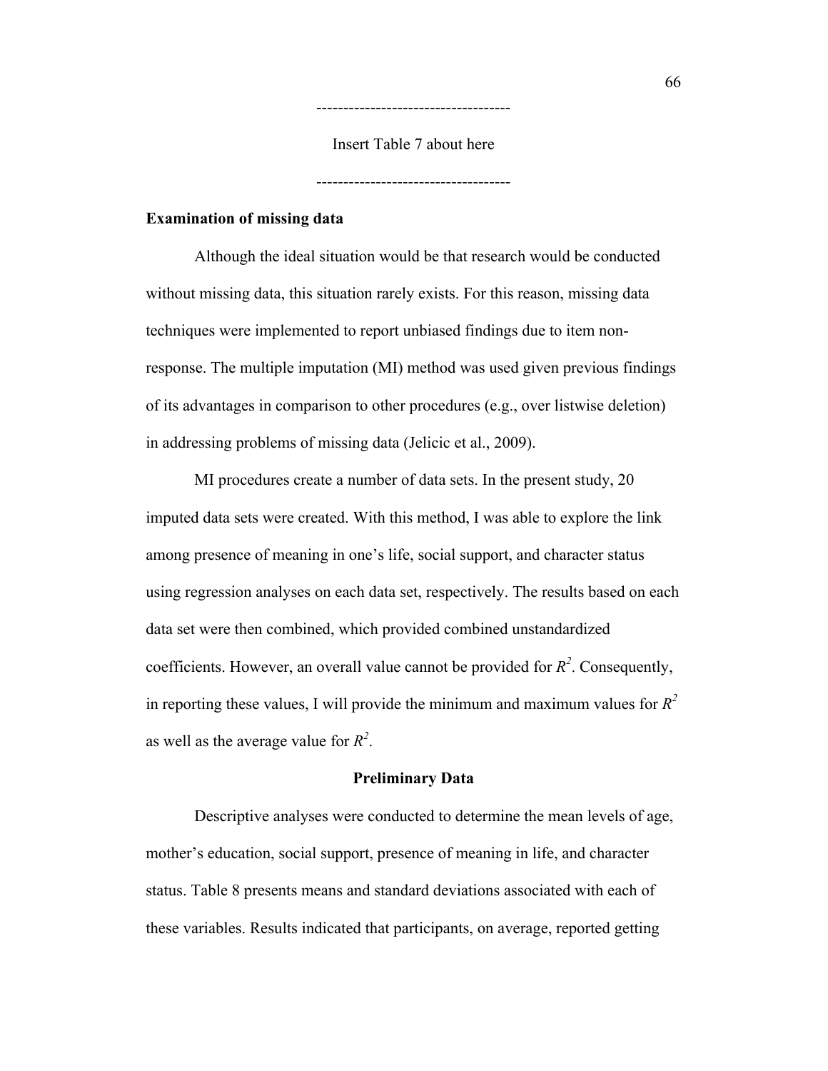------------------------------------

Insert Table 7 about here

------------------------------------

**Examination of missing data**

Although the ideal situation would be that research would be conducted without missing data, this situation rarely exists. For this reason, missing data techniques were implemented to report unbiased findings due to item non-response. The multiple imputation (MI) method was used given previous findings of its advantages in comparison to other procedures (e.g., over listwise deletion) in addressing problems of missing data (Jelicic et al., 2009).

MI procedures create a number of data sets. In the present study, 20 imputed data sets were created. With this method, I was able to explore the link among presence of meaning in one's life, social support, and character status using regression analyses on each data set, respectively. The results based on each data set were then combined, which provided combined unstandardized coefficients. However, an overall value cannot be provided for $R^2$. Consequently, in reporting these values, I will provide the minimum and maximum values for $R^2$ as well as the average value for $R^2$.

## Preliminary Data

Descriptive analyses were conducted to determine the mean levels of age, mother's education, social support, presence of meaning in life, and character status. Table 8 presents means and standard deviations associated with each of these variables. Results indicated that participants, on average, reported getting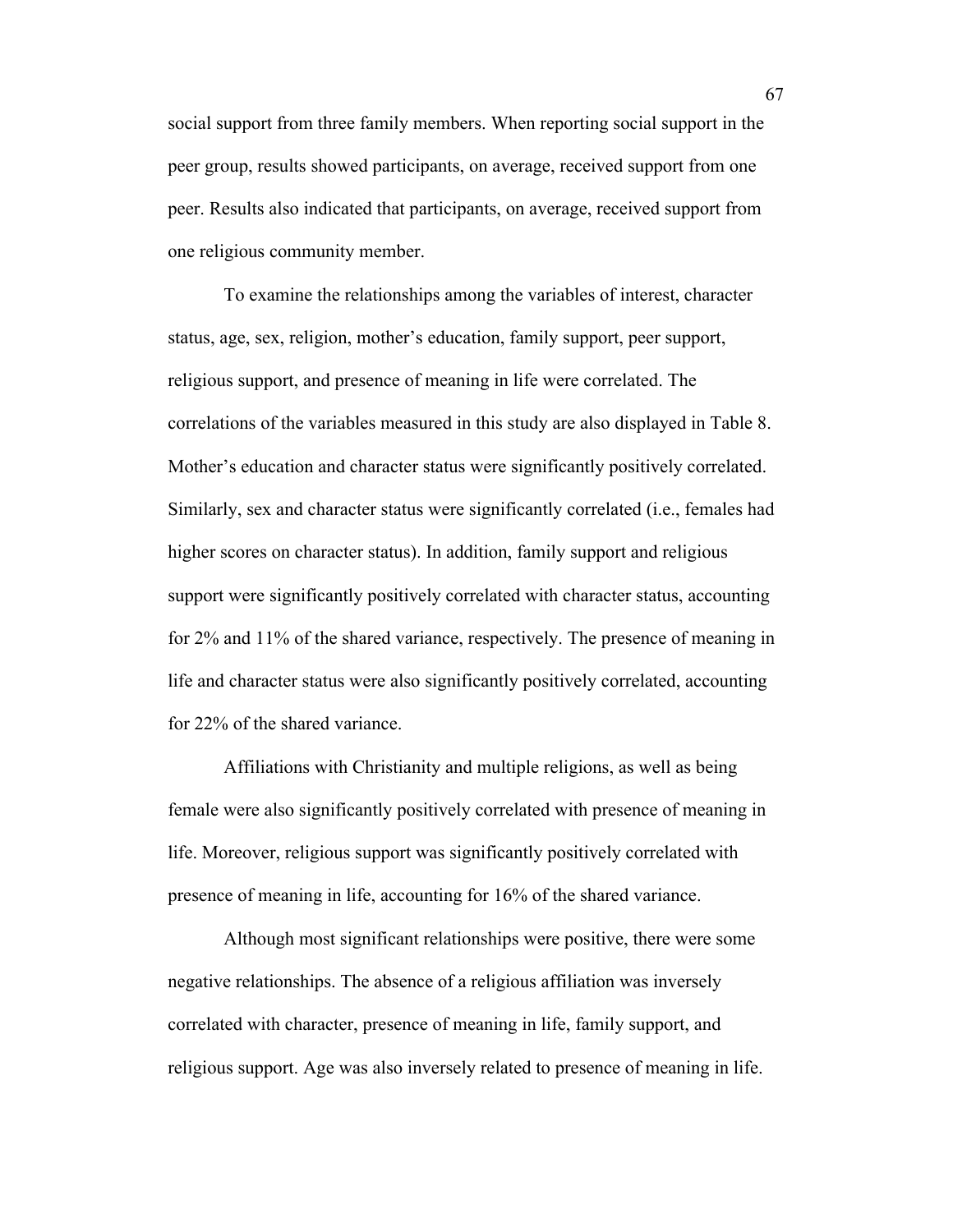social support from three family members. When reporting social support in the peer group, results showed participants, on average, received support from one peer. Results also indicated that participants, on average, received support from one religious community member.

To examine the relationships among the variables of interest, character status, age, sex, religion, mother's education, family support, peer support, religious support, and presence of meaning in life were correlated. The correlations of the variables measured in this study are also displayed in Table 8. Mother's education and character status were significantly positively correlated. Similarly, sex and character status were significantly correlated (i.e., females had higher scores on character status). In addition, family support and religious support were significantly positively correlated with character status, accounting for 2% and 11% of the shared variance, respectively. The presence of meaning in life and character status were also significantly positively correlated, accounting for 22% of the shared variance.

Affiliations with Christianity and multiple religions, as well as being female were also significantly positively correlated with presence of meaning in life. Moreover, religious support was significantly positively correlated with presence of meaning in life, accounting for 16% of the shared variance.

Although most significant relationships were positive, there were some negative relationships. The absence of a religious affiliation was inversely correlated with character, presence of meaning in life, family support, and religious support. Age was also inversely related to presence of meaning in life.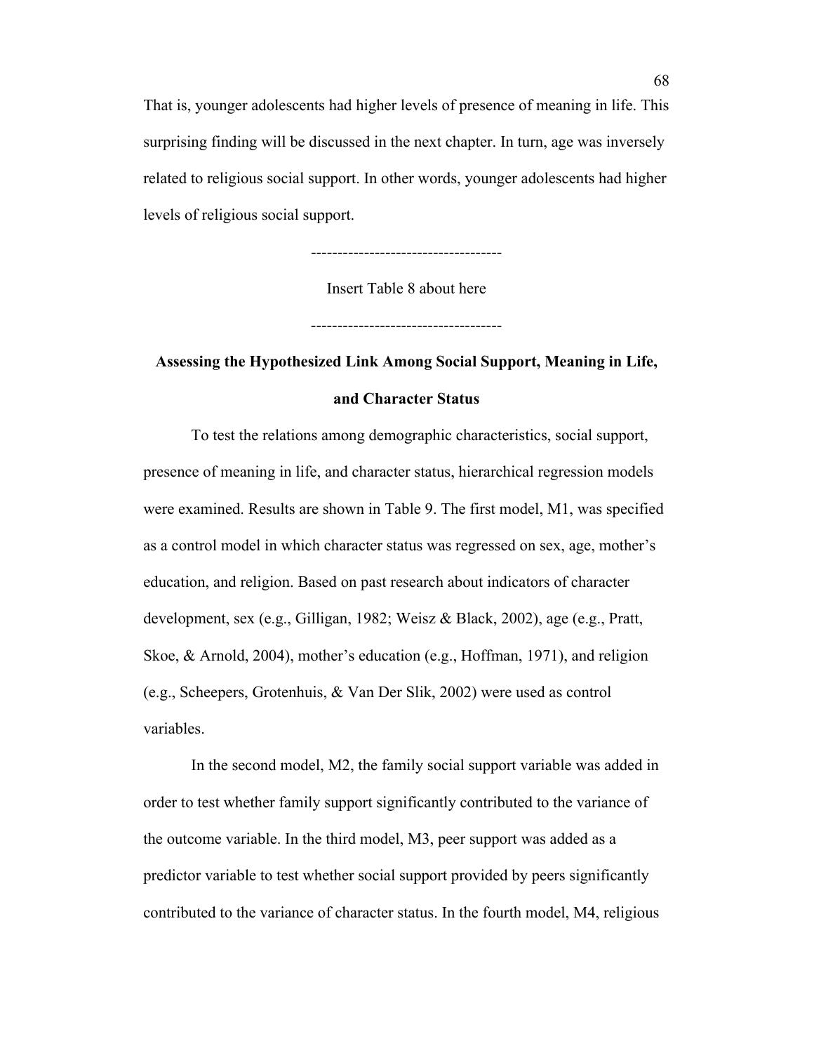That is, younger adolescents had higher levels of presence of meaning in life. This surprising finding will be discussed in the next chapter. In turn, age was inversely related to religious social support. In other words, younger adolescents had higher levels of religious social support.

------------------------------------

Insert Table 8 about here

------------------------------------

## Assessing the Hypothesized Link Among Social Support, Meaning in Life, and Character Status

To test the relations among demographic characteristics, social support, presence of meaning in life, and character status, hierarchical regression models were examined. Results are shown in Table 9. The first model, M1, was specified as a control model in which character status was regressed on sex, age, mother's education, and religion. Based on past research about indicators of character development, sex (e.g., Gilligan, 1982; Weisz & Black, 2002), age (e.g., Pratt, Skoe, & Arnold, 2004), mother's education (e.g., Hoffman, 1971), and religion (e.g., Scheepers, Grotenhuis, & Van Der Slik, 2002) were used as control variables.

In the second model, M2, the family social support variable was added in order to test whether family support significantly contributed to the variance of the outcome variable. In the third model, M3, peer support was added as a predictor variable to test whether social support provided by peers significantly contributed to the variance of character status. In the fourth model, M4, religious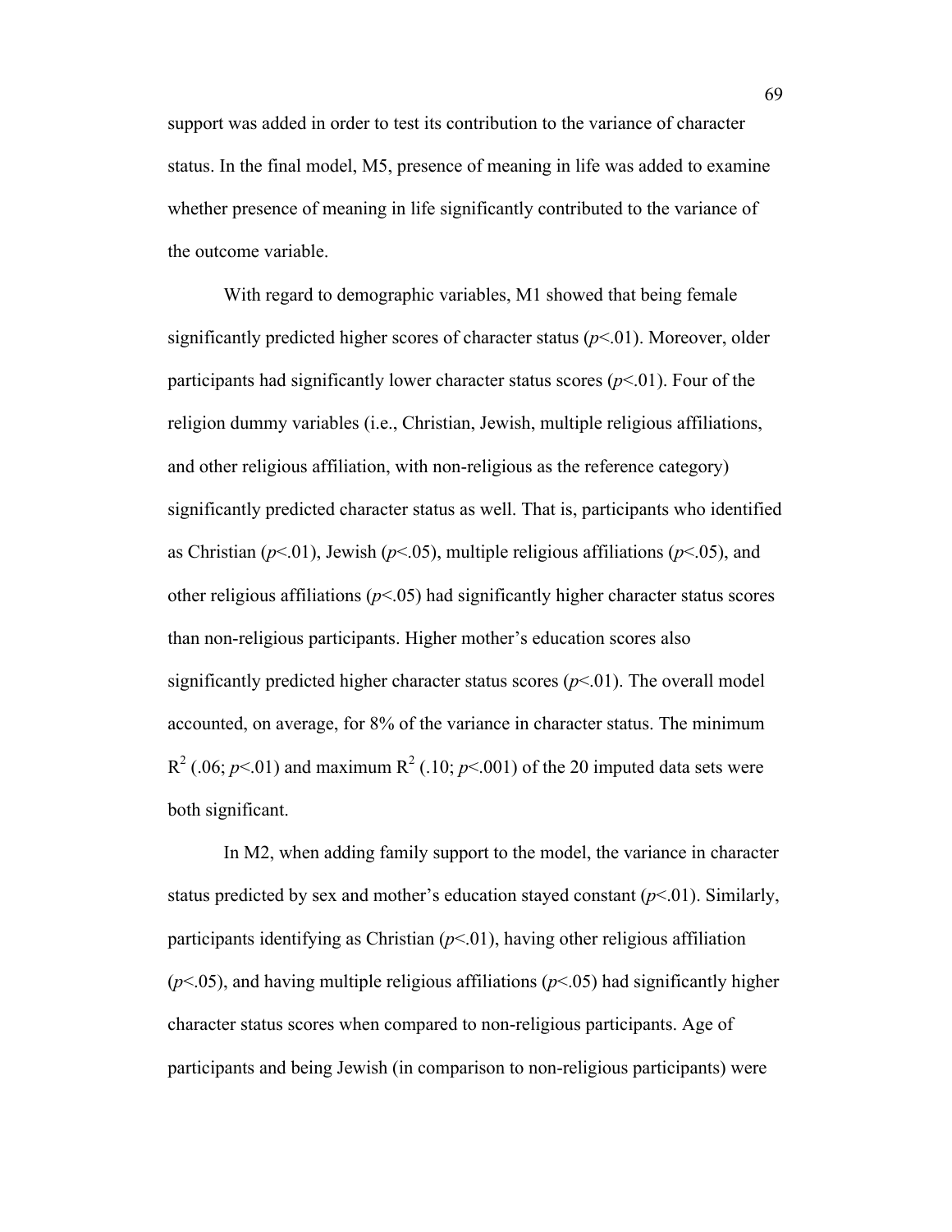support was added in order to test its contribution to the variance of character status. In the final model, M5, presence of meaning in life was added to examine whether presence of meaning in life significantly contributed to the variance of the outcome variable.

With regard to demographic variables, M1 showed that being female significantly predicted higher scores of character status ($p<.01$). Moreover, older participants had significantly lower character status scores ($p<.01$). Four of the religion dummy variables (i.e., Christian, Jewish, multiple religious affiliations, and other religious affiliation, with non-religious as the reference category) significantly predicted character status as well. That is, participants who identified as Christian ($p<.01$), Jewish ($p<.05$), multiple religious affiliations ($p<.05$), and other religious affiliations ($p<.05$) had significantly higher character status scores than non-religious participants. Higher mother's education scores also significantly predicted higher character status scores ($p<.01$). The overall model accounted, on average, for 8% of the variance in character status. The minimum $R^2$ (.06; $p<.01$) and maximum $R^2$ (.10; $p<.001$) of the 20 imputed data sets were both significant.

In M2, when adding family support to the model, the variance in character status predicted by sex and mother's education stayed constant ($p<.01$). Similarly, participants identifying as Christian ($p<.01$), having other religious affiliation ($p<.05$), and having multiple religious affiliations ($p<.05$) had significantly higher character status scores when compared to non-religious participants. Age of participants and being Jewish (in comparison to non-religious participants) were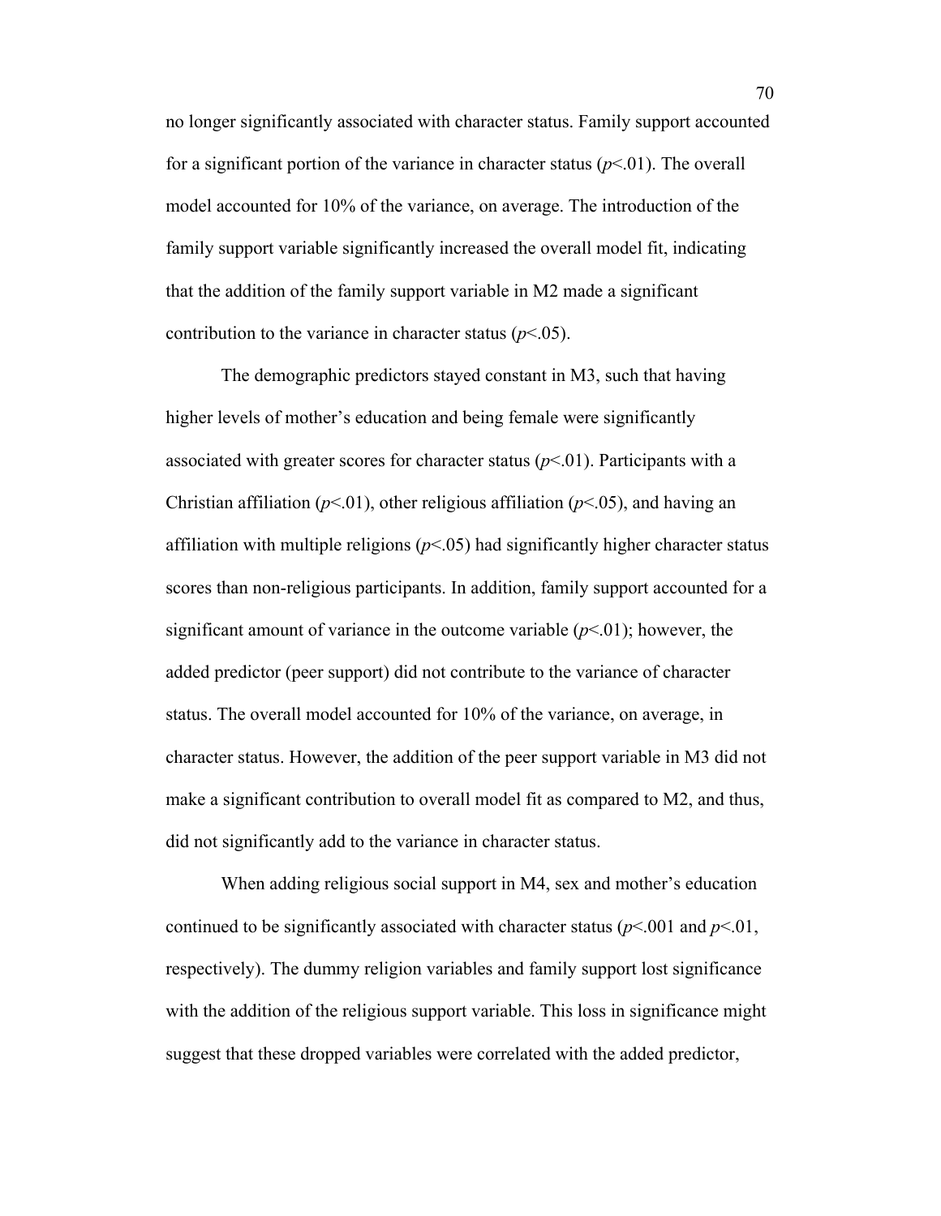no longer significantly associated with character status. Family support accounted for a significant portion of the variance in character status ($p<.01$). The overall model accounted for 10% of the variance, on average. The introduction of the family support variable significantly increased the overall model fit, indicating that the addition of the family support variable in M2 made a significant contribution to the variance in character status ($p<.05$).

The demographic predictors stayed constant in M3, such that having higher levels of mother's education and being female were significantly associated with greater scores for character status ($p<.01$). Participants with a Christian affiliation ($p<.01$), other religious affiliation ($p<.05$), and having an affiliation with multiple religions ($p<.05$) had significantly higher character status scores than non-religious participants. In addition, family support accounted for a significant amount of variance in the outcome variable ($p<.01$); however, the added predictor (peer support) did not contribute to the variance of character status. The overall model accounted for 10% of the variance, on average, in character status. However, the addition of the peer support variable in M3 did not make a significant contribution to overall model fit as compared to M2, and thus, did not significantly add to the variance in character status.

When adding religious social support in M4, sex and mother's education continued to be significantly associated with character status ($p<.001$ and $p<.01$, respectively). The dummy religion variables and family support lost significance with the addition of the religious support variable. This loss in significance might suggest that these dropped variables were correlated with the added predictor,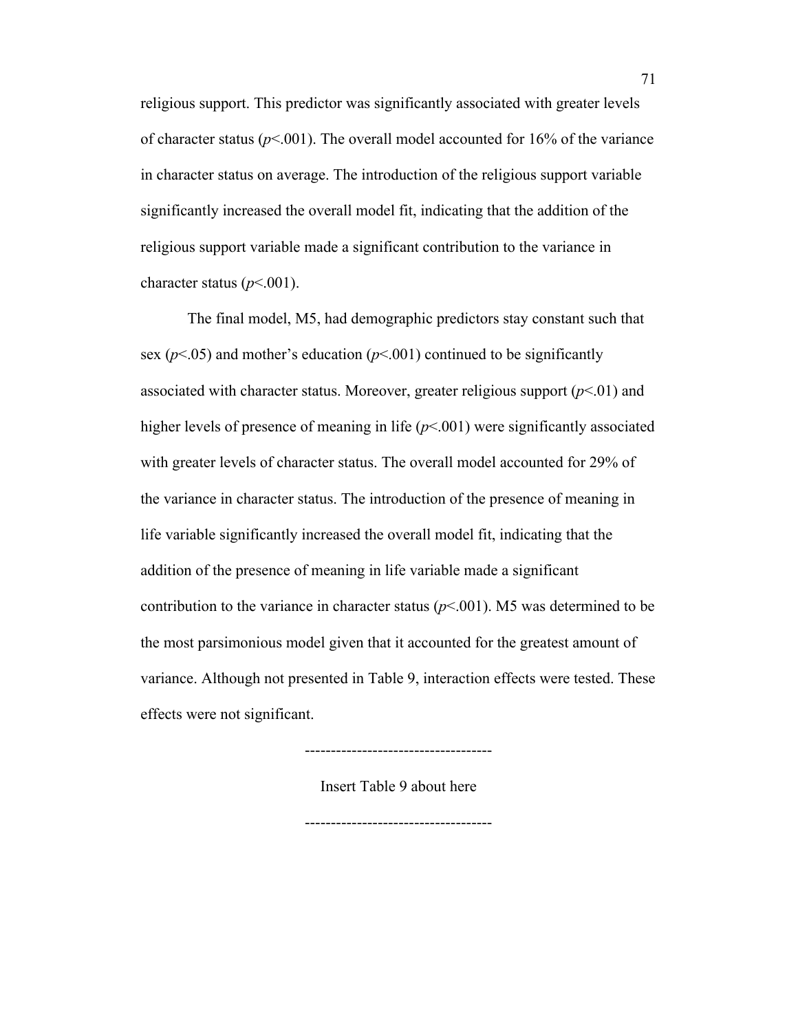religious support. This predictor was significantly associated with greater levels of character status ($p<.001$). The overall model accounted for 16% of the variance in character status on average. The introduction of the religious support variable significantly increased the overall model fit, indicating that the addition of the religious support variable made a significant contribution to the variance in character status ($p<.001$).

The final model, M5, had demographic predictors stay constant such that sex ($p<.05$) and mother's education ($p<.001$) continued to be significantly associated with character status. Moreover, greater religious support ($p<.01$) and higher levels of presence of meaning in life ($p<.001$) were significantly associated with greater levels of character status. The overall model accounted for 29% of the variance in character status. The introduction of the presence of meaning in life variable significantly increased the overall model fit, indicating that the addition of the presence of meaning in life variable made a significant contribution to the variance in character status ($p<.001$). M5 was determined to be the most parsimonious model given that it accounted for the greatest amount of variance. Although not presented in Table 9, interaction effects were tested. These effects were not significant.

-----------------------------------

Insert Table 9 about here

-----------------------------------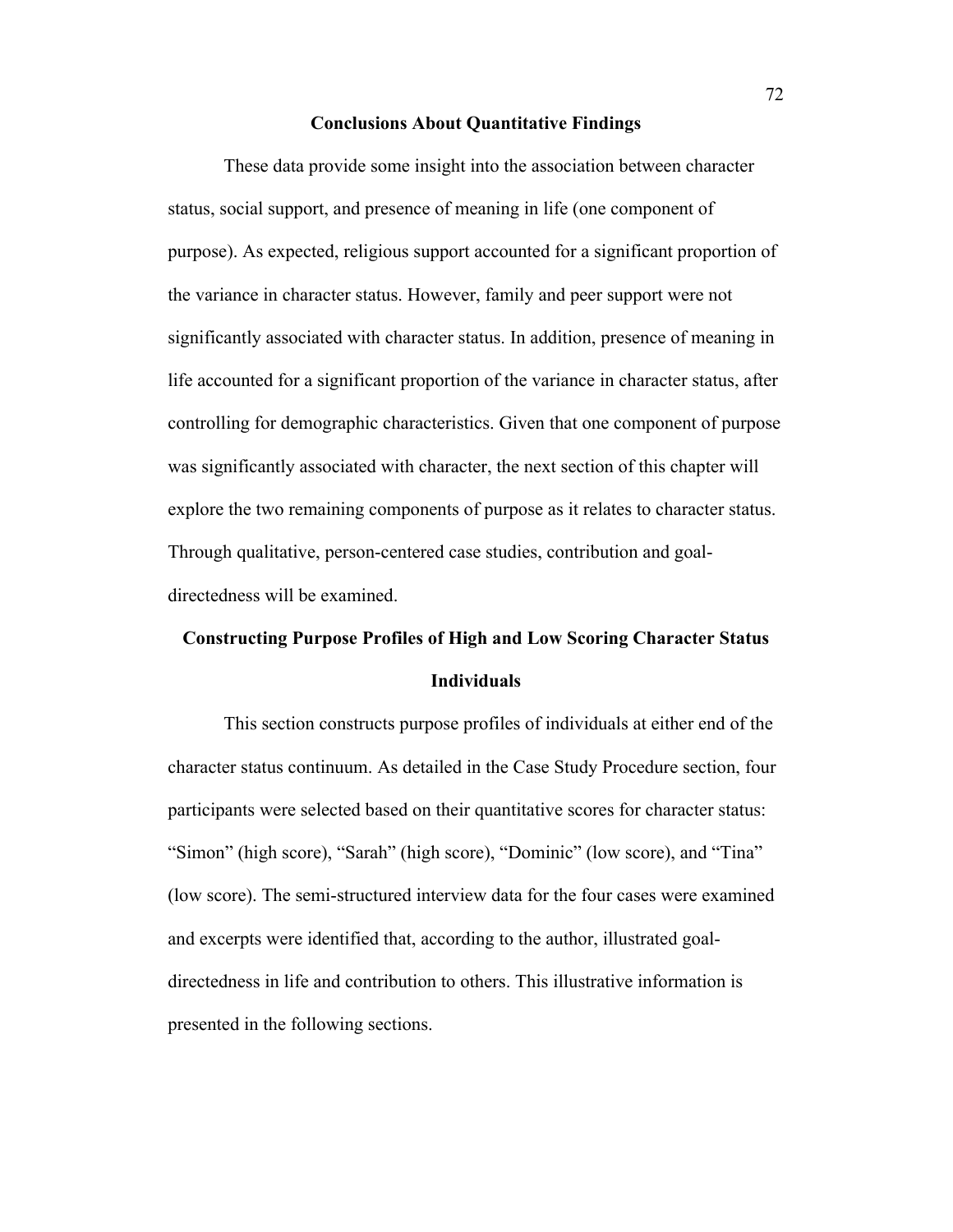## Conclusions About Quantitative Findings

These data provide some insight into the association between character status, social support, and presence of meaning in life (one component of purpose). As expected, religious support accounted for a significant proportion of the variance in character status. However, family and peer support were not significantly associated with character status. In addition, presence of meaning in life accounted for a significant proportion of the variance in character status, after controlling for demographic characteristics. Given that one component of purpose was significantly associated with character, the next section of this chapter will explore the two remaining components of purpose as it relates to character status. Through qualitative, person-centered case studies, contribution and goal-directedness will be examined.

## Constructing Purpose Profiles of High and Low Scoring Character Status Individuals

This section constructs purpose profiles of individuals at either end of the character status continuum. As detailed in the Case Study Procedure section, four participants were selected based on their quantitative scores for character status: "Simon" (high score), "Sarah" (high score), "Dominic" (low score), and "Tina" (low score). The semi-structured interview data for the four cases were examined and excerpts were identified that, according to the author, illustrated goal-directedness in life and contribution to others. This illustrative information is presented in the following sections.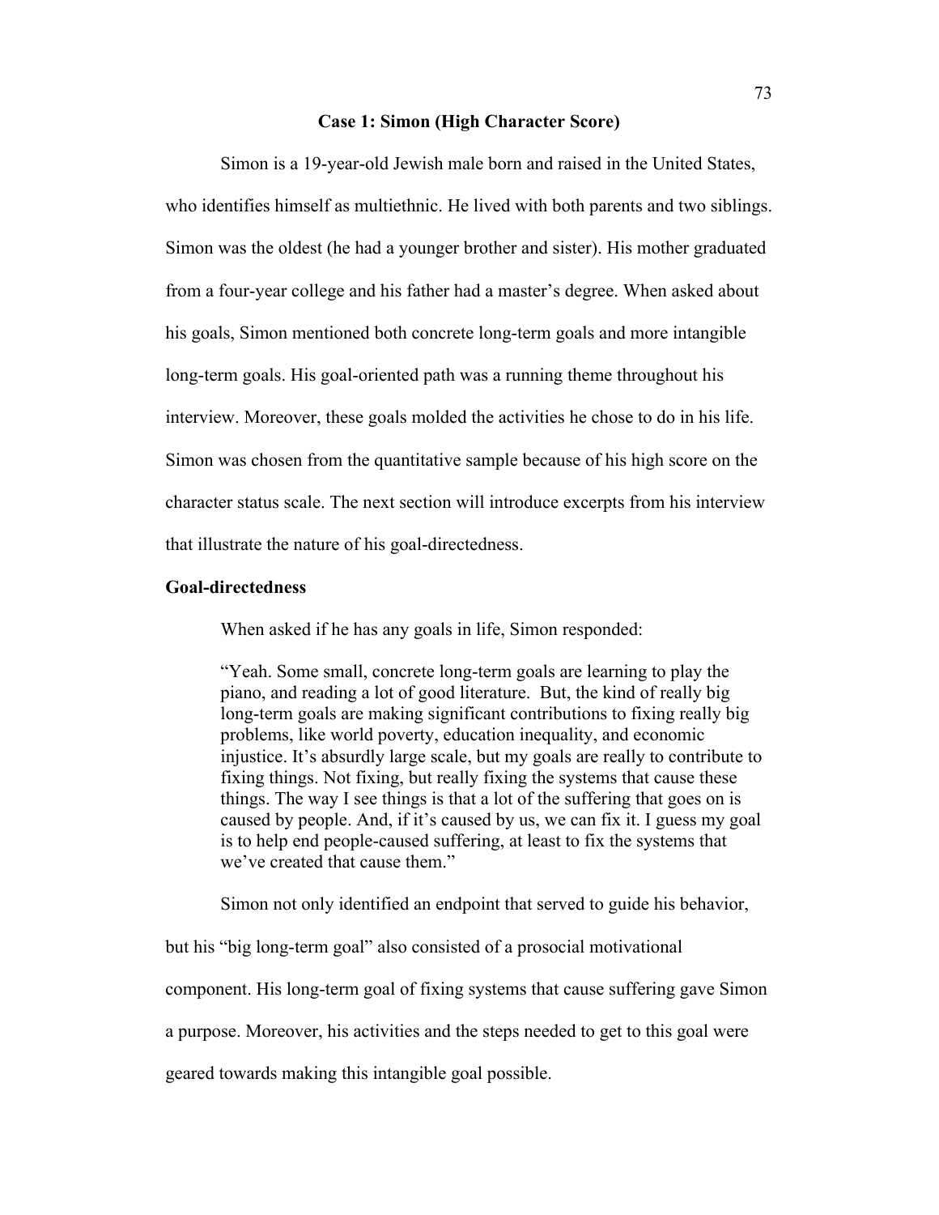### Case 1: Simon (High Character Score)

Simon is a 19-year-old Jewish male born and raised in the United States, who identifies himself as multiethnic. He lived with both parents and two siblings. Simon was the oldest (he had a younger brother and sister). His mother graduated from a four-year college and his father had a master's degree. When asked about his goals, Simon mentioned both concrete long-term goals and more intangible long-term goals. His goal-oriented path was a running theme throughout his interview. Moreover, these goals molded the activities he chose to do in his life. Simon was chosen from the quantitative sample because of his high score on the character status scale. The next section will introduce excerpts from his interview that illustrate the nature of his goal-directedness.

#### Goal-directedness

When asked if he has any goals in life, Simon responded:

> "Yeah. Some small, concrete long-term goals are learning to play the piano, and reading a lot of good literature. But, the kind of really big long-term goals are making significant contributions to fixing really big problems, like world poverty, education inequality, and economic injustice. It's absurdly large scale, but my goals are really to contribute to fixing things. Not fixing, but really fixing the systems that cause these things. The way I see things is that a lot of the suffering that goes on is caused by people. And, if it's caused by us, we can fix it. I guess my goal is to help end people-caused suffering, at least to fix the systems that we've created that cause them."

Simon not only identified an endpoint that served to guide his behavior, but his "big long-term goal" also consisted of a prosocial motivational component. His long-term goal of fixing systems that cause suffering gave Simon a purpose. Moreover, his activities and the steps needed to get to this goal were geared towards making this intangible goal possible.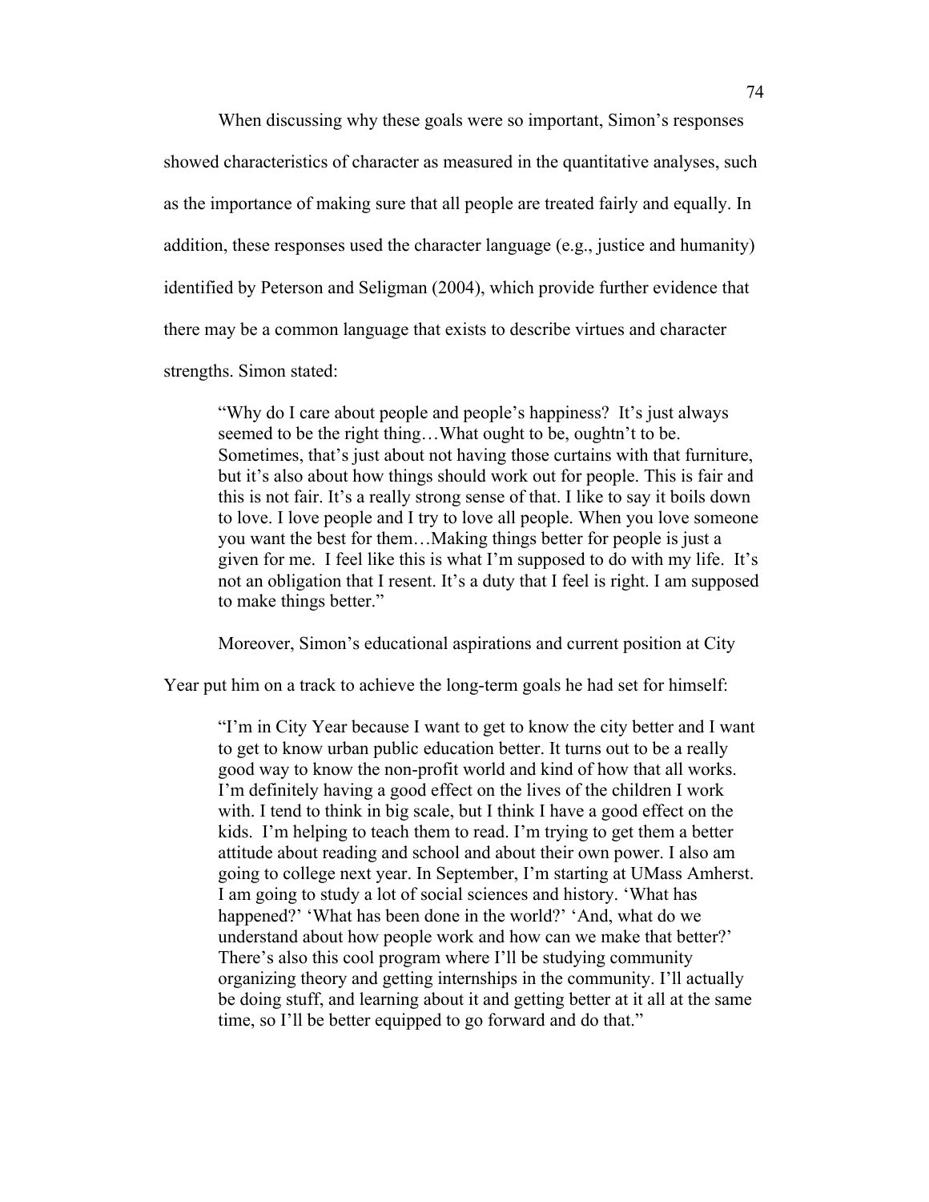When discussing why these goals were so important, Simon's responses showed characteristics of character as measured in the quantitative analyses, such as the importance of making sure that all people are treated fairly and equally. In addition, these responses used the character language (e.g., justice and humanity) identified by Peterson and Seligman (2004), which provide further evidence that there may be a common language that exists to describe virtues and character strengths. Simon stated:

> "Why do I care about people and people's happiness? It's just always seemed to be the right thing…What ought to be, oughtn't to be. Sometimes, that's just about not having those curtains with that furniture, but it's also about how things should work out for people. This is fair and this is not fair. It's a really strong sense of that. I like to say it boils down to love. I love people and I try to love all people. When you love someone you want the best for them…Making things better for people is just a given for me. I feel like this is what I'm supposed to do with my life. It's not an obligation that I resent. It's a duty that I feel is right. I am supposed to make things better."

Moreover, Simon's educational aspirations and current position at City Year put him on a track to achieve the long-term goals he had set for himself:

> "I'm in City Year because I want to get to know the city better and I want to get to know urban public education better. It turns out to be a really good way to know the non-profit world and kind of how that all works. I'm definitely having a good effect on the lives of the children I work with. I tend to think in big scale, but I think I have a good effect on the kids. I'm helping to teach them to read. I'm trying to get them a better attitude about reading and school and about their own power. I also am going to college next year. In September, I'm starting at UMass Amherst. I am going to study a lot of social sciences and history. 'What has happened?' 'What has been done in the world?' 'And, what do we understand about how people work and how can we make that better?' There's also this cool program where I'll be studying community organizing theory and getting internships in the community. I'll actually be doing stuff, and learning about it and getting better at it all at the same time, so I'll be better equipped to go forward and do that."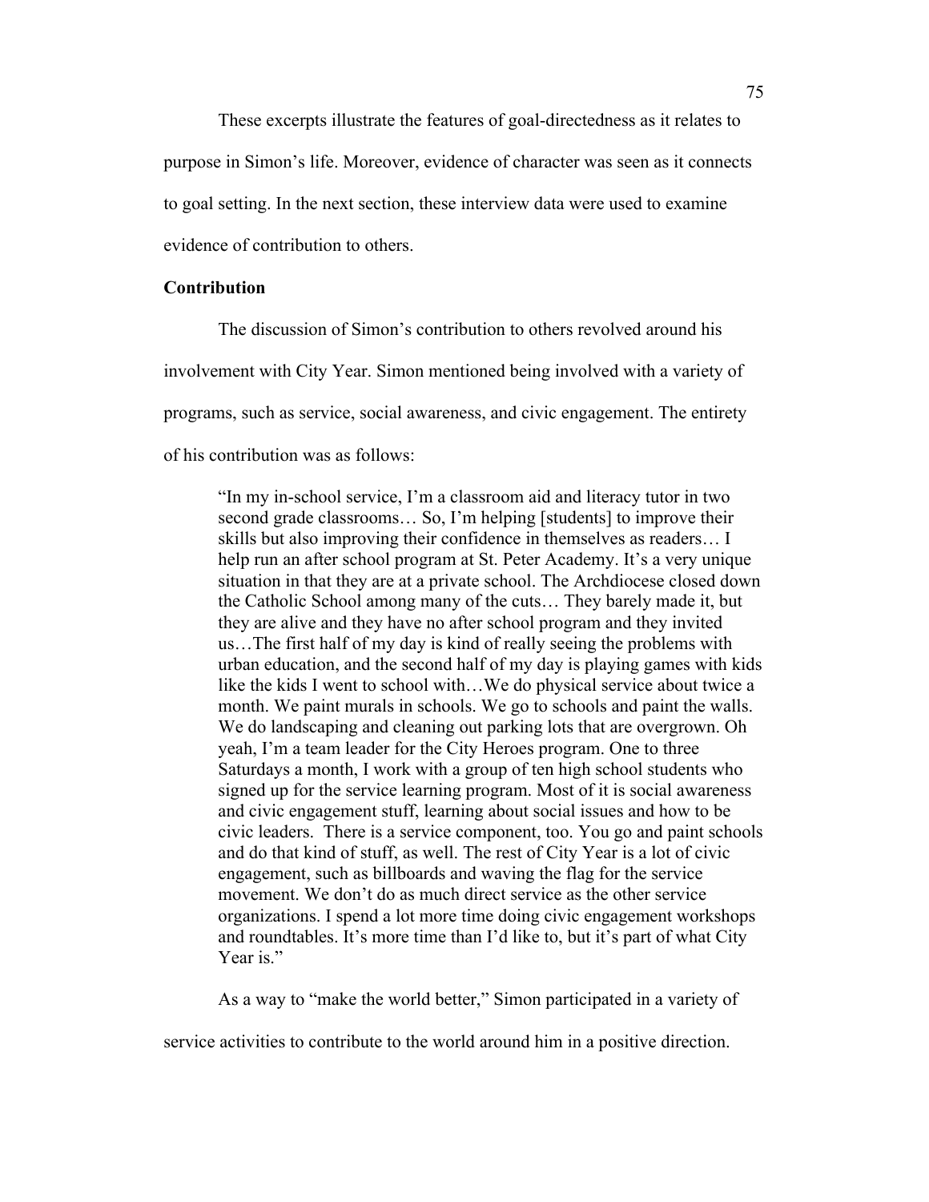These excerpts illustrate the features of goal-directedness as it relates to purpose in Simon's life. Moreover, evidence of character was seen as it connects to goal setting. In the next section, these interview data were used to examine evidence of contribution to others.

**Contribution**

The discussion of Simon's contribution to others revolved around his involvement with City Year. Simon mentioned being involved with a variety of programs, such as service, social awareness, and civic engagement. The entirety of his contribution was as follows:

> "In my in-school service, I'm a classroom aid and literacy tutor in two second grade classrooms… So, I'm helping [students] to improve their skills but also improving their confidence in themselves as readers… I help run an after school program at St. Peter Academy. It's a very unique situation in that they are at a private school. The Archdiocese closed down the Catholic School among many of the cuts… They barely made it, but they are alive and they have no after school program and they invited us…The first half of my day is kind of really seeing the problems with urban education, and the second half of my day is playing games with kids like the kids I went to school with…We do physical service about twice a month. We paint murals in schools. We go to schools and paint the walls. We do landscaping and cleaning out parking lots that are overgrown. Oh yeah, I'm a team leader for the City Heroes program. One to three Saturdays a month, I work with a group of ten high school students who signed up for the service learning program. Most of it is social awareness and civic engagement stuff, learning about social issues and how to be civic leaders. There is a service component, too. You go and paint schools and do that kind of stuff, as well. The rest of City Year is a lot of civic engagement, such as billboards and waving the flag for the service movement. We don't do as much direct service as the other service organizations. I spend a lot more time doing civic engagement workshops and roundtables. It's more time than I'd like to, but it's part of what City Year is."

As a way to "make the world better," Simon participated in a variety of service activities to contribute to the world around him in a positive direction.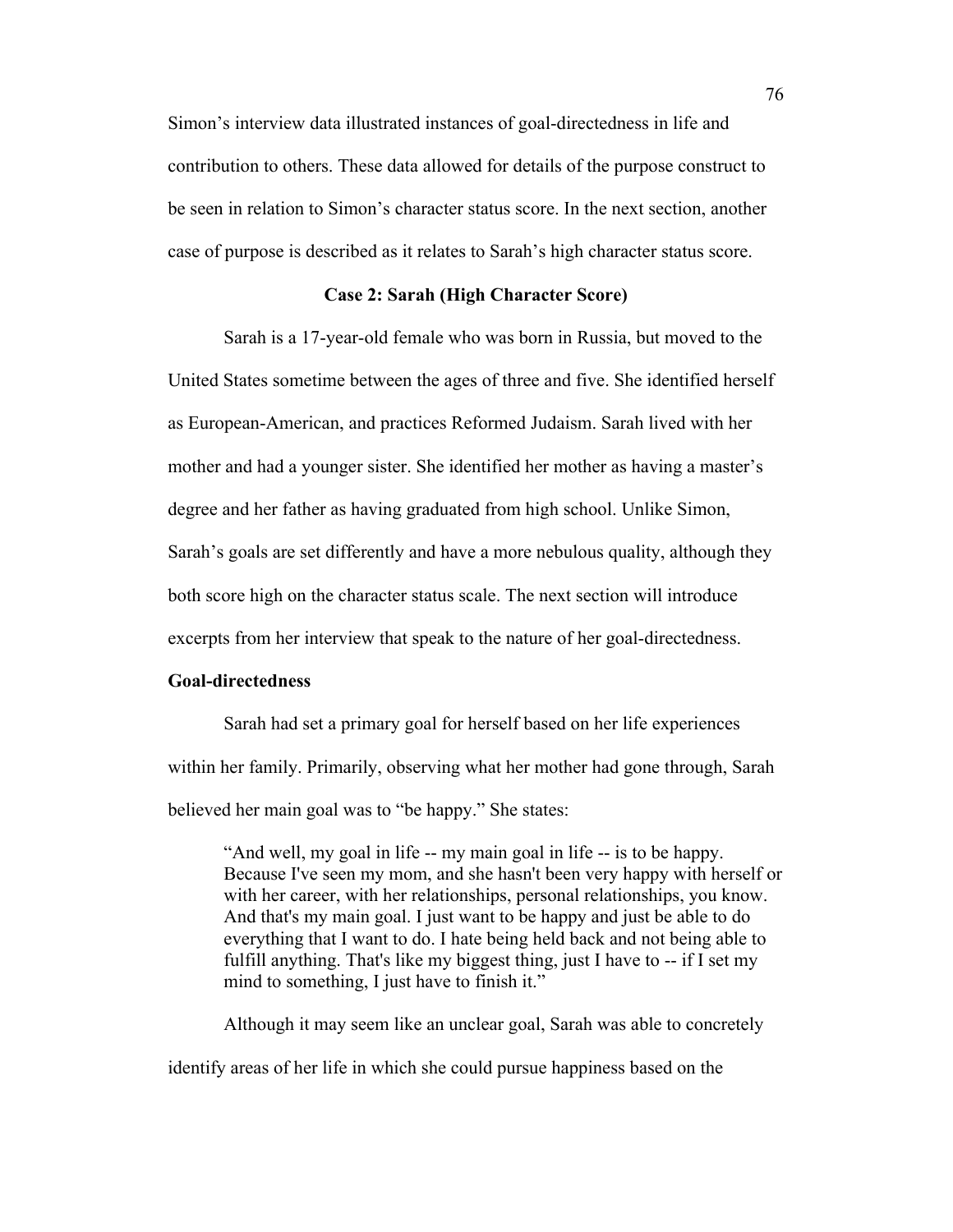Simon's interview data illustrated instances of goal-directedness in life and contribution to others. These data allowed for details of the purpose construct to be seen in relation to Simon's character status score. In the next section, another case of purpose is described as it relates to Sarah's high character status score.

### Case 2: Sarah (High Character Score)

Sarah is a 17-year-old female who was born in Russia, but moved to the United States sometime between the ages of three and five. She identified herself as European-American, and practices Reformed Judaism. Sarah lived with her mother and had a younger sister. She identified her mother as having a master's degree and her father as having graduated from high school. Unlike Simon, Sarah's goals are set differently and have a more nebulous quality, although they both score high on the character status scale. The next section will introduce excerpts from her interview that speak to the nature of her goal-directedness.

#### Goal-directedness

Sarah had set a primary goal for herself based on her life experiences within her family. Primarily, observing what her mother had gone through, Sarah believed her main goal was to "be happy." She states:

> "And well, my goal in life -- my main goal in life -- is to be happy. Because I've seen my mom, and she hasn't been very happy with herself or with her career, with her relationships, personal relationships, you know. And that's my main goal. I just want to be happy and just be able to do everything that I want to do. I hate being held back and not being able to fulfill anything. That's like my biggest thing, just I have to -- if I set my mind to something, I just have to finish it."

Although it may seem like an unclear goal, Sarah was able to concretely identify areas of her life in which she could pursue happiness based on the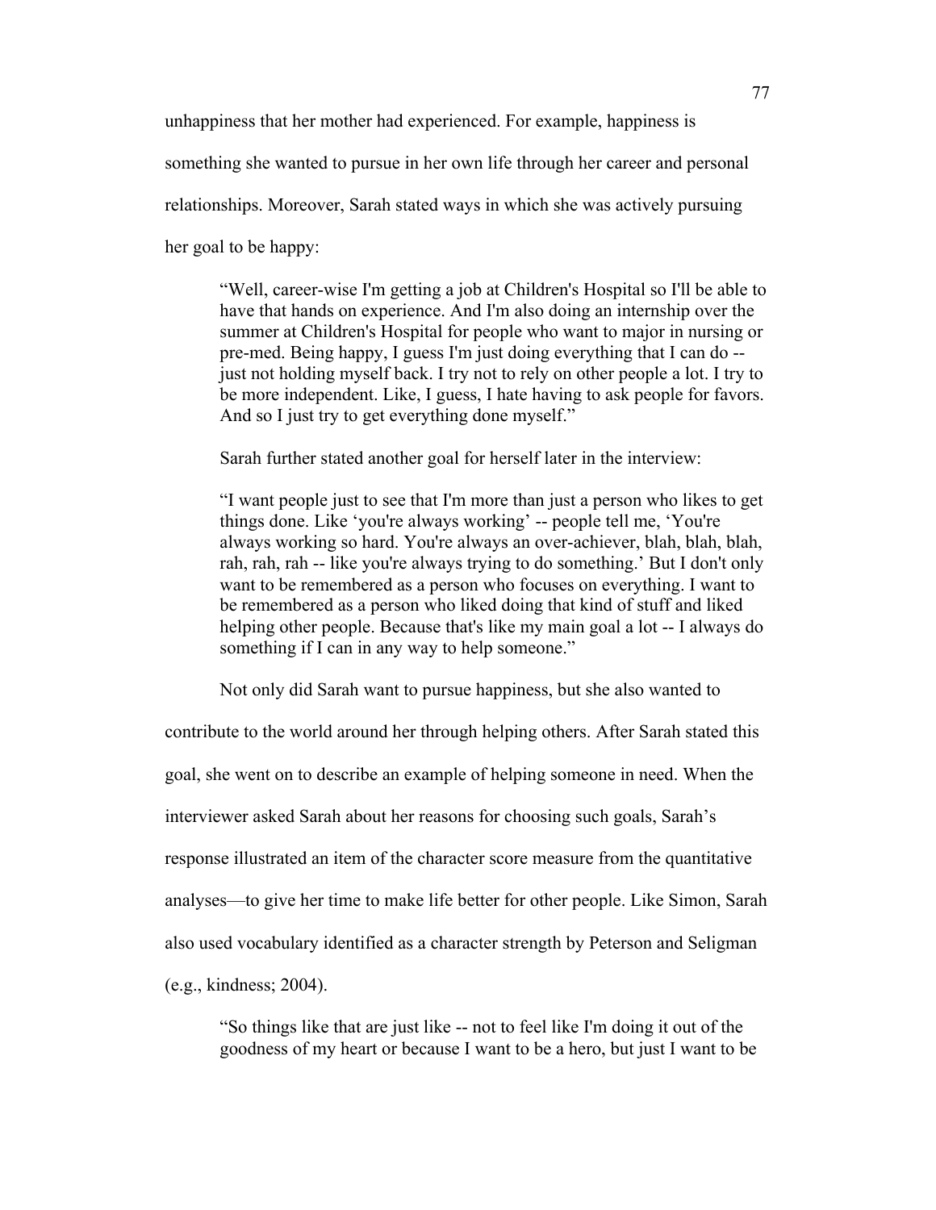unhappiness that her mother had experienced. For example, happiness is something she wanted to pursue in her own life through her career and personal relationships. Moreover, Sarah stated ways in which she was actively pursuing her goal to be happy:

> "Well, career-wise I'm getting a job at Children's Hospital so I'll be able to have that hands on experience. And I'm also doing an internship over the summer at Children's Hospital for people who want to major in nursing or pre-med. Being happy, I guess I'm just doing everything that I can do -- just not holding myself back. I try not to rely on other people a lot. I try to be more independent. Like, I guess, I hate having to ask people for favors. And so I just try to get everything done myself."
>
> Sarah further stated another goal for herself later in the interview:
>
> "I want people just to see that I'm more than just a person who likes to get things done. Like 'you're always working' -- people tell me, 'You're always working so hard. You're always an over-achiever, blah, blah, blah, rah, rah, rah -- like you're always trying to do something.' But I don't only want to be remembered as a person who focuses on everything. I want to be remembered as a person who liked doing that kind of stuff and liked helping other people. Because that's like my main goal a lot -- I always do something if I can in any way to help someone."

Not only did Sarah want to pursue happiness, but she also wanted to contribute to the world around her through helping others. After Sarah stated this goal, she went on to describe an example of helping someone in need. When the interviewer asked Sarah about her reasons for choosing such goals, Sarah's response illustrated an item of the character score measure from the quantitative analyses—to give her time to make life better for other people. Like Simon, Sarah also used vocabulary identified as a character strength by Peterson and Seligman (e.g., kindness; 2004).

> "So things like that are just like -- not to feel like I'm doing it out of the goodness of my heart or because I want to be a hero, but just I want to be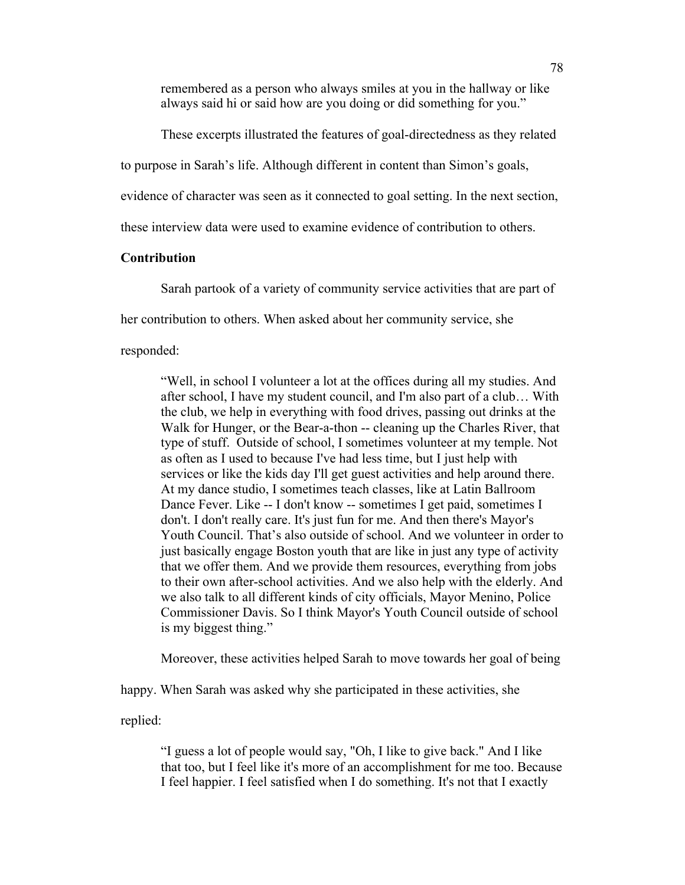remembered as a person who always smiles at you in the hallway or like always said hi or said how are you doing or did something for you."

These excerpts illustrated the features of goal-directedness as they related to purpose in Sarah's life. Although different in content than Simon's goals, evidence of character was seen as it connected to goal setting. In the next section, these interview data were used to examine evidence of contribution to others.

**Contribution**

Sarah partook of a variety of community service activities that are part of her contribution to others. When asked about her community service, she responded:

> "Well, in school I volunteer a lot at the offices during all my studies. And after school, I have my student council, and I'm also part of a club… With the club, we help in everything with food drives, passing out drinks at the Walk for Hunger, or the Bear-a-thon -- cleaning up the Charles River, that type of stuff. Outside of school, I sometimes volunteer at my temple. Not as often as I used to because I've had less time, but I just help with services or like the kids day I'll get guest activities and help around there. At my dance studio, I sometimes teach classes, like at Latin Ballroom Dance Fever. Like -- I don't know -- sometimes I get paid, sometimes I don't. I don't really care. It's just fun for me. And then there's Mayor's Youth Council. That's also outside of school. And we volunteer in order to just basically engage Boston youth that are like in just any type of activity that we offer them. And we provide them resources, everything from jobs to their own after-school activities. And we also help with the elderly. And we also talk to all different kinds of city officials, Mayor Menino, Police Commissioner Davis. So I think Mayor's Youth Council outside of school is my biggest thing."

Moreover, these activities helped Sarah to move towards her goal of being happy. When Sarah was asked why she participated in these activities, she replied:

> "I guess a lot of people would say, "Oh, I like to give back." And I like that too, but I feel like it's more of an accomplishment for me too. Because I feel happier. I feel satisfied when I do something. It's not that I exactly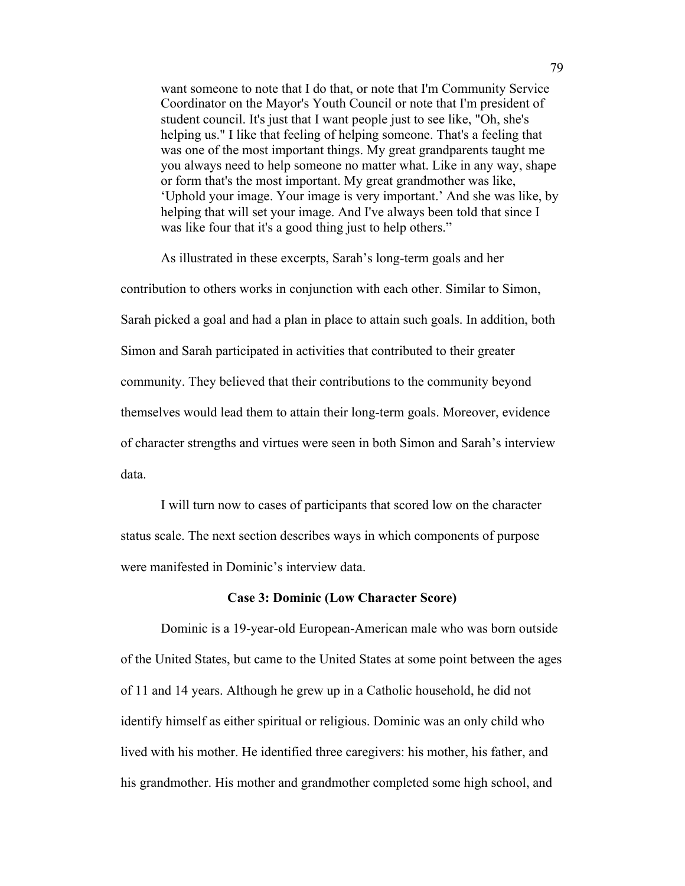want someone to note that I do that, or note that I'm Community Service Coordinator on the Mayor's Youth Council or note that I'm president of student council. It's just that I want people just to see like, "Oh, she's helping us." I like that feeling of helping someone. That's a feeling that was one of the most important things. My great grandparents taught me you always need to help someone no matter what. Like in any way, shape or form that's the most important. My great grandmother was like, 'Uphold your image. Your image is very important.' And she was like, by helping that will set your image. And I've always been told that since I was like four that it's a good thing just to help others."

As illustrated in these excerpts, Sarah's long-term goals and her contribution to others works in conjunction with each other. Similar to Simon, Sarah picked a goal and had a plan in place to attain such goals. In addition, both Simon and Sarah participated in activities that contributed to their greater community. They believed that their contributions to the community beyond themselves would lead them to attain their long-term goals. Moreover, evidence of character strengths and virtues were seen in both Simon and Sarah's interview data.

I will turn now to cases of participants that scored low on the character status scale. The next section describes ways in which components of purpose were manifested in Dominic's interview data.

**Case 3: Dominic (Low Character Score)**

Dominic is a 19-year-old European-American male who was born outside of the United States, but came to the United States at some point between the ages of 11 and 14 years. Although he grew up in a Catholic household, he did not identify himself as either spiritual or religious. Dominic was an only child who lived with his mother. He identified three caregivers: his mother, his father, and his grandmother. His mother and grandmother completed some high school, and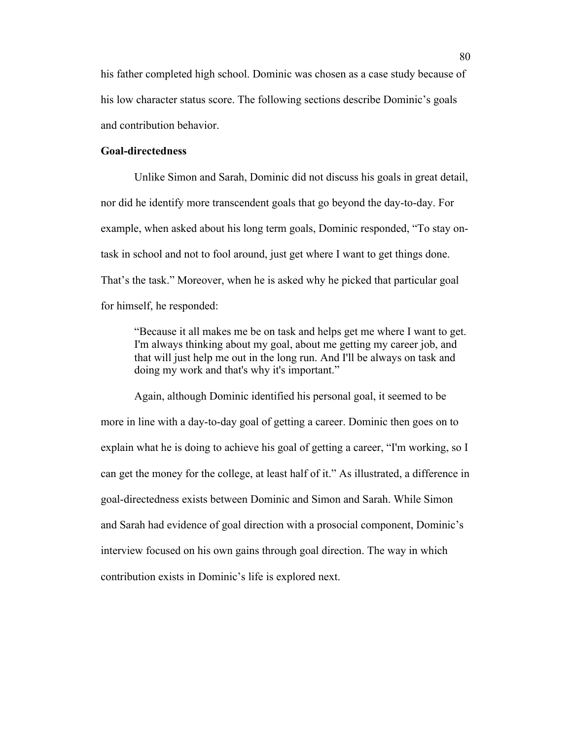his father completed high school. Dominic was chosen as a case study because of his low character status score. The following sections describe Dominic's goals and contribution behavior.

**Goal-directedness**

Unlike Simon and Sarah, Dominic did not discuss his goals in great detail, nor did he identify more transcendent goals that go beyond the day-to-day. For example, when asked about his long term goals, Dominic responded, "To stay on-task in school and not to fool around, just get where I want to get things done. That's the task." Moreover, when he is asked why he picked that particular goal for himself, he responded:

> "Because it all makes me be on task and helps get me where I want to get. I'm always thinking about my goal, about me getting my career job, and that will just help me out in the long run. And I'll be always on task and doing my work and that's why it's important."

Again, although Dominic identified his personal goal, it seemed to be more in line with a day-to-day goal of getting a career. Dominic then goes on to explain what he is doing to achieve his goal of getting a career, "I'm working, so I can get the money for the college, at least half of it." As illustrated, a difference in goal-directedness exists between Dominic and Simon and Sarah. While Simon and Sarah had evidence of goal direction with a prosocial component, Dominic's interview focused on his own gains through goal direction. The way in which contribution exists in Dominic's life is explored next.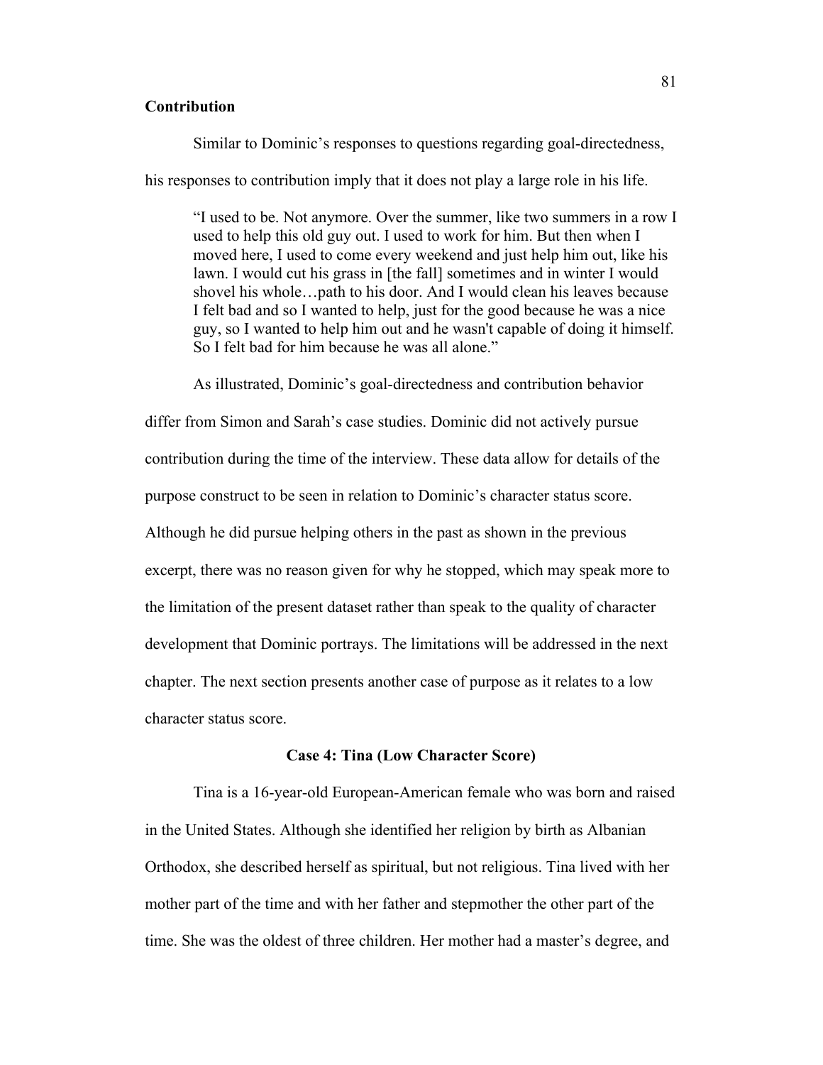**Contribution**

Similar to Dominic's responses to questions regarding goal-directedness, his responses to contribution imply that it does not play a large role in his life.

> "I used to be. Not anymore. Over the summer, like two summers in a row I used to help this old guy out. I used to work for him. But then when I moved here, I used to come every weekend and just help him out, like his lawn. I would cut his grass in [the fall] sometimes and in winter I would shovel his whole…path to his door. And I would clean his leaves because I felt bad and so I wanted to help, just for the good because he was a nice guy, so I wanted to help him out and he wasn't capable of doing it himself. So I felt bad for him because he was all alone."

As illustrated, Dominic's goal-directedness and contribution behavior differ from Simon and Sarah's case studies. Dominic did not actively pursue contribution during the time of the interview. These data allow for details of the purpose construct to be seen in relation to Dominic's character status score. Although he did pursue helping others in the past as shown in the previous excerpt, there was no reason given for why he stopped, which may speak more to the limitation of the present dataset rather than speak to the quality of character development that Dominic portrays. The limitations will be addressed in the next chapter. The next section presents another case of purpose as it relates to a low character status score.

### Case 4: Tina (Low Character Score)

Tina is a 16-year-old European-American female who was born and raised in the United States. Although she identified her religion by birth as Albanian Orthodox, she described herself as spiritual, but not religious. Tina lived with her mother part of the time and with her father and stepmother the other part of the time. She was the oldest of three children. Her mother had a master's degree, and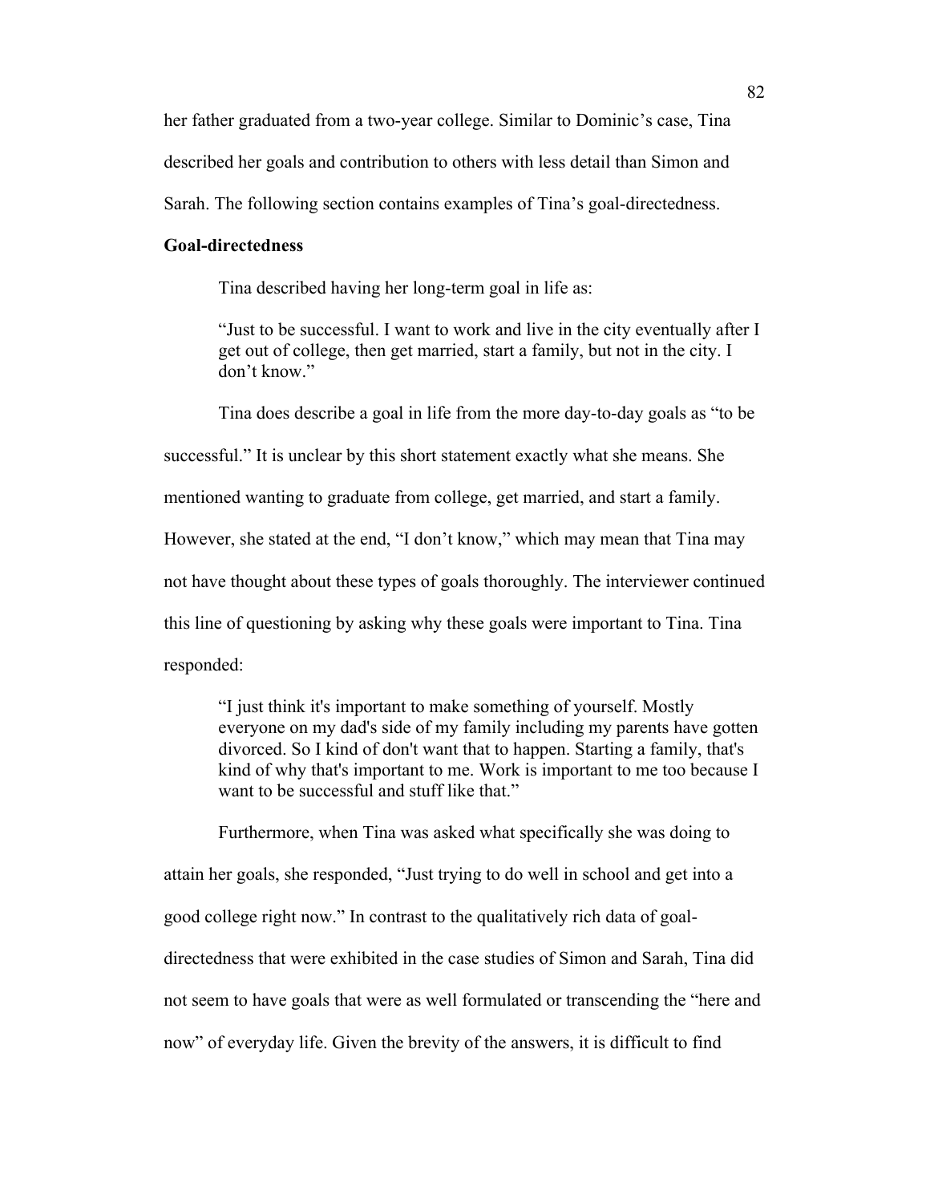her father graduated from a two-year college. Similar to Dominic's case, Tina described her goals and contribution to others with less detail than Simon and Sarah. The following section contains examples of Tina's goal-directedness.

**Goal-directedness**

Tina described having her long-term goal in life as:

> "Just to be successful. I want to work and live in the city eventually after I get out of college, then get married, start a family, but not in the city. I don't know."

Tina does describe a goal in life from the more day-to-day goals as "to be successful." It is unclear by this short statement exactly what she means. She mentioned wanting to graduate from college, get married, and start a family. However, she stated at the end, "I don't know," which may mean that Tina may not have thought about these types of goals thoroughly. The interviewer continued this line of questioning by asking why these goals were important to Tina. Tina responded:

> "I just think it's important to make something of yourself. Mostly everyone on my dad's side of my family including my parents have gotten divorced. So I kind of don't want that to happen. Starting a family, that's kind of why that's important to me. Work is important to me too because I want to be successful and stuff like that."

Furthermore, when Tina was asked what specifically she was doing to attain her goals, she responded, "Just trying to do well in school and get into a good college right now." In contrast to the qualitatively rich data of goal-directedness that were exhibited in the case studies of Simon and Sarah, Tina did not seem to have goals that were as well formulated or transcending the "here and now" of everyday life. Given the brevity of the answers, it is difficult to find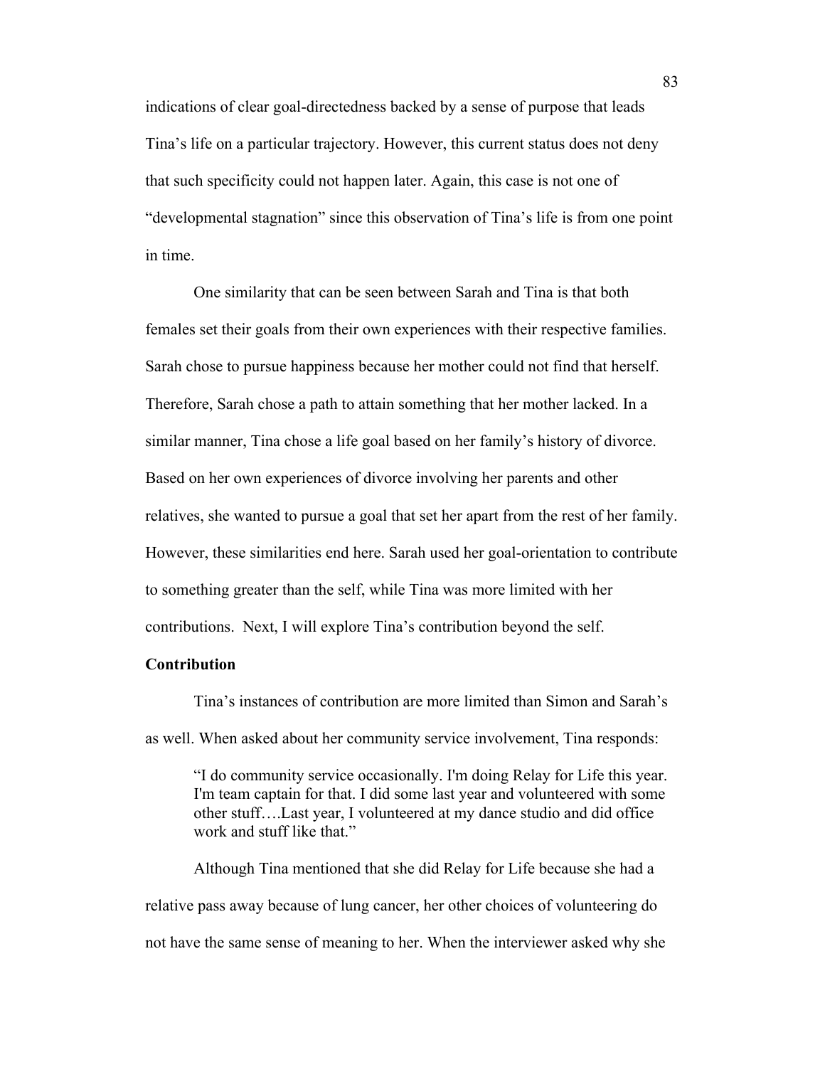indications of clear goal-directedness backed by a sense of purpose that leads Tina's life on a particular trajectory. However, this current status does not deny that such specificity could not happen later. Again, this case is not one of "developmental stagnation" since this observation of Tina's life is from one point in time.

One similarity that can be seen between Sarah and Tina is that both females set their goals from their own experiences with their respective families. Sarah chose to pursue happiness because her mother could not find that herself. Therefore, Sarah chose a path to attain something that her mother lacked. In a similar manner, Tina chose a life goal based on her family's history of divorce. Based on her own experiences of divorce involving her parents and other relatives, she wanted to pursue a goal that set her apart from the rest of her family. However, these similarities end here. Sarah used her goal-orientation to contribute to something greater than the self, while Tina was more limited with her contributions. Next, I will explore Tina's contribution beyond the self.

**Contribution**

Tina's instances of contribution are more limited than Simon and Sarah's as well. When asked about her community service involvement, Tina responds:

> "I do community service occasionally. I'm doing Relay for Life this year. I'm team captain for that. I did some last year and volunteered with some other stuff….Last year, I volunteered at my dance studio and did office work and stuff like that."

Although Tina mentioned that she did Relay for Life because she had a relative pass away because of lung cancer, her other choices of volunteering do not have the same sense of meaning to her. When the interviewer asked why she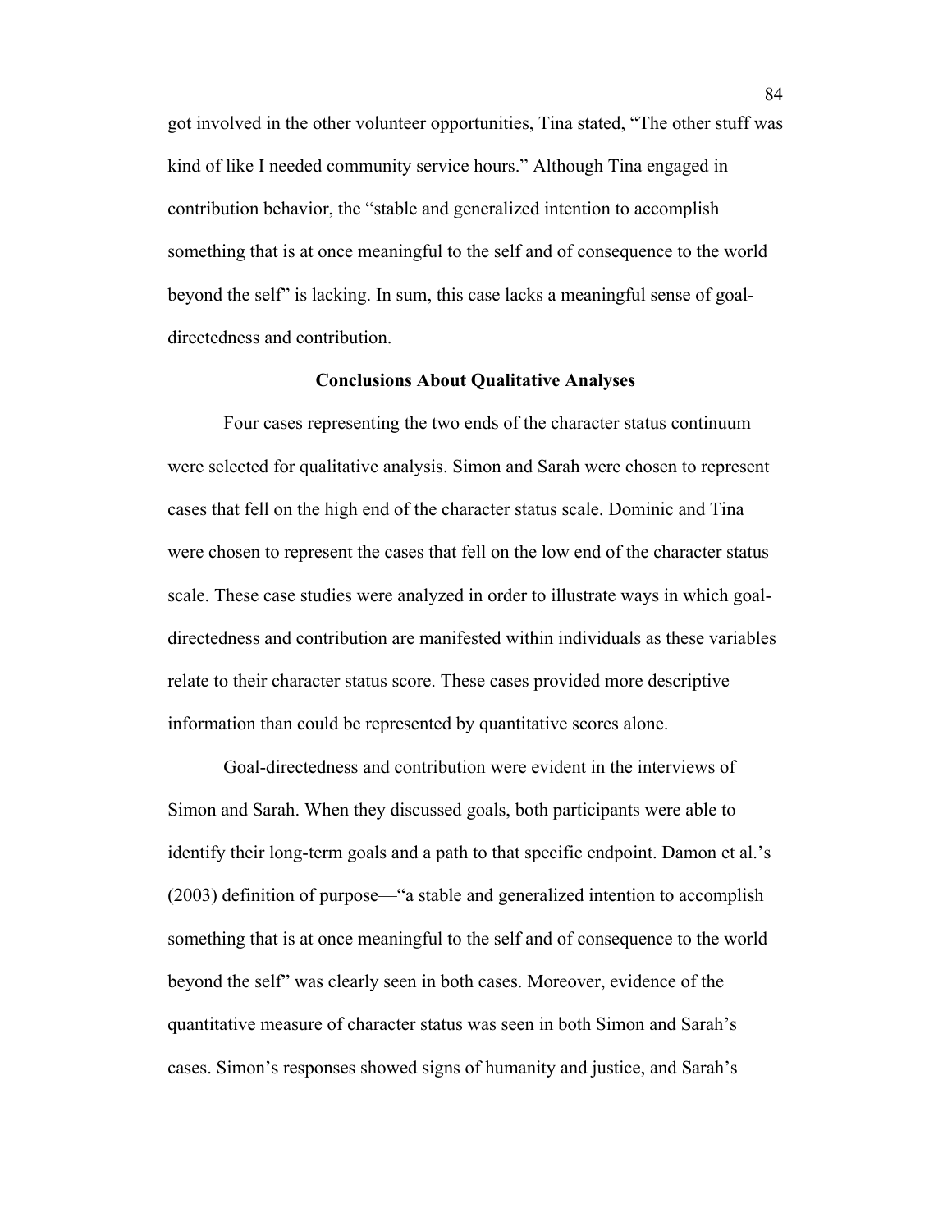got involved in the other volunteer opportunities, Tina stated, "The other stuff was kind of like I needed community service hours." Although Tina engaged in contribution behavior, the "stable and generalized intention to accomplish something that is at once meaningful to the self and of consequence to the world beyond the self" is lacking. In sum, this case lacks a meaningful sense of goal-directedness and contribution.

## Conclusions About Qualitative Analyses

Four cases representing the two ends of the character status continuum were selected for qualitative analysis. Simon and Sarah were chosen to represent cases that fell on the high end of the character status scale. Dominic and Tina were chosen to represent the cases that fell on the low end of the character status scale. These case studies were analyzed in order to illustrate ways in which goal-directedness and contribution are manifested within individuals as these variables relate to their character status score. These cases provided more descriptive information than could be represented by quantitative scores alone.

Goal-directedness and contribution were evident in the interviews of Simon and Sarah. When they discussed goals, both participants were able to identify their long-term goals and a path to that specific endpoint. Damon et al.'s (2003) definition of purpose—"a stable and generalized intention to accomplish something that is at once meaningful to the self and of consequence to the world beyond the self" was clearly seen in both cases. Moreover, evidence of the quantitative measure of character status was seen in both Simon and Sarah's cases. Simon's responses showed signs of humanity and justice, and Sarah's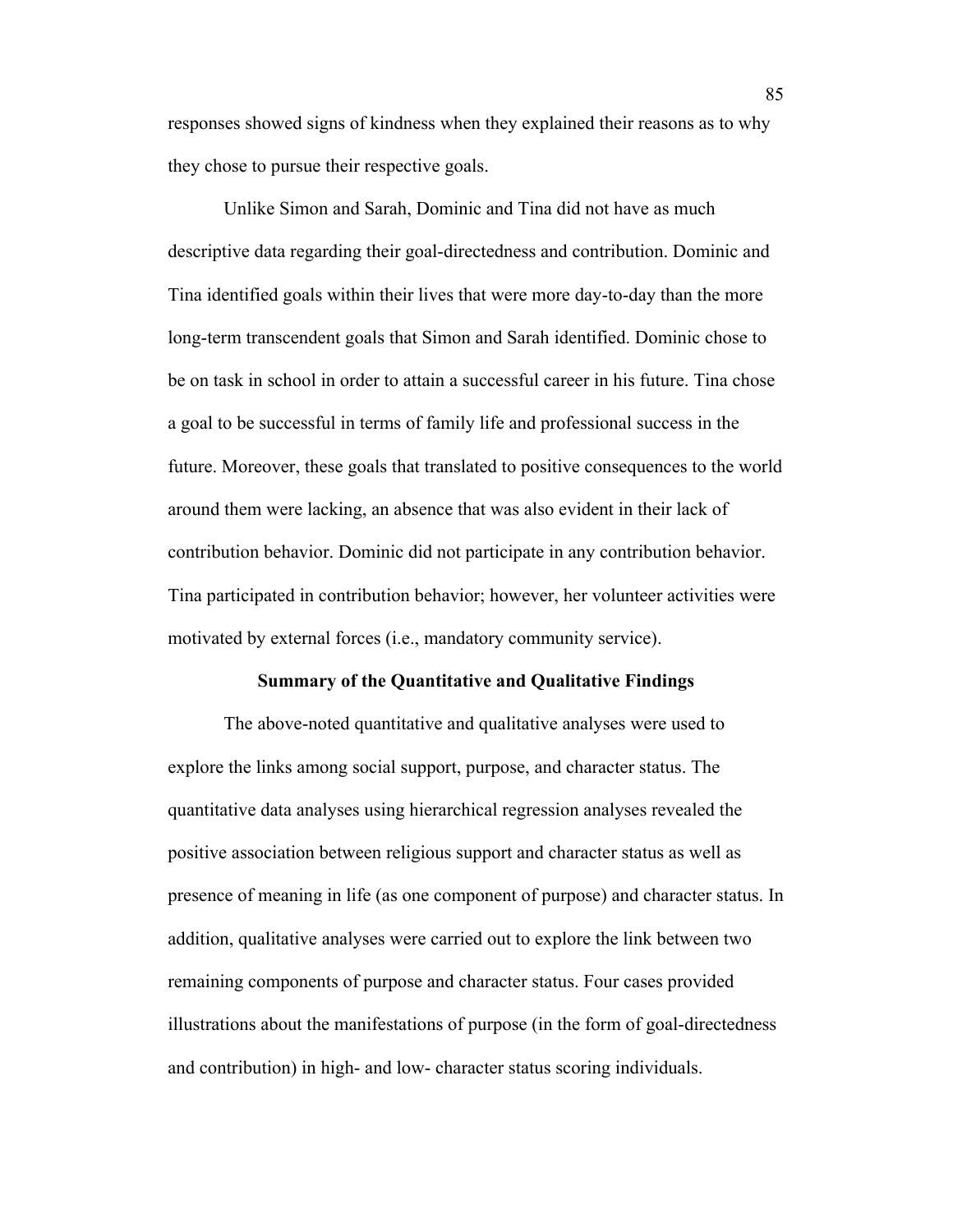responses showed signs of kindness when they explained their reasons as to why they chose to pursue their respective goals.

Unlike Simon and Sarah, Dominic and Tina did not have as much descriptive data regarding their goal-directedness and contribution. Dominic and Tina identified goals within their lives that were more day-to-day than the more long-term transcendent goals that Simon and Sarah identified. Dominic chose to be on task in school in order to attain a successful career in his future. Tina chose a goal to be successful in terms of family life and professional success in the future. Moreover, these goals that translated to positive consequences to the world around them were lacking, an absence that was also evident in their lack of contribution behavior. Dominic did not participate in any contribution behavior. Tina participated in contribution behavior; however, her volunteer activities were motivated by external forces (i.e., mandatory community service).

## Summary of the Quantitative and Qualitative Findings

The above-noted quantitative and qualitative analyses were used to explore the links among social support, purpose, and character status. The quantitative data analyses using hierarchical regression analyses revealed the positive association between religious support and character status as well as presence of meaning in life (as one component of purpose) and character status. In addition, qualitative analyses were carried out to explore the link between two remaining components of purpose and character status. Four cases provided illustrations about the manifestations of purpose (in the form of goal-directedness and contribution) in high- and low- character status scoring individuals.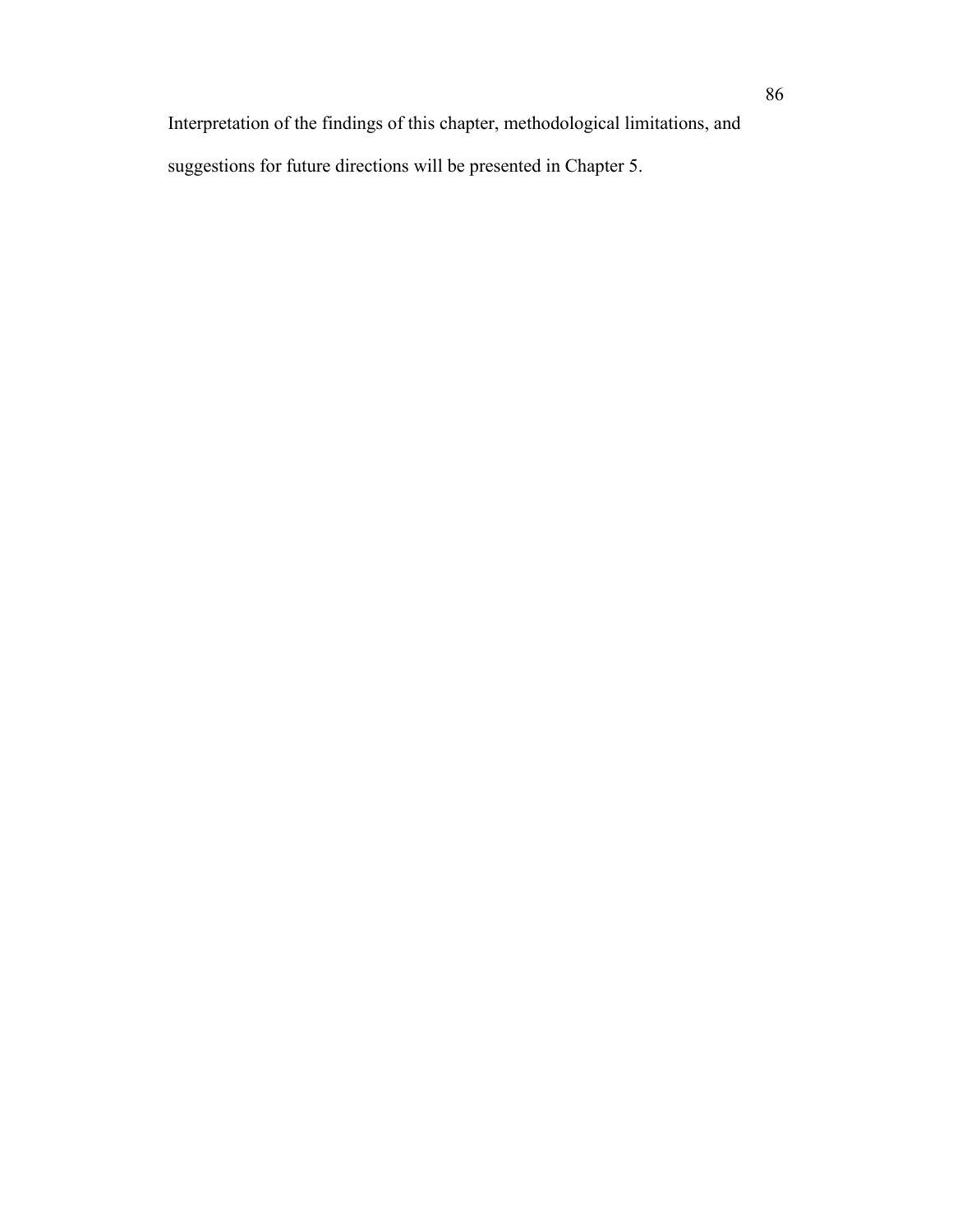Interpretation of the findings of this chapter, methodological limitations, and suggestions for future directions will be presented in Chapter 5.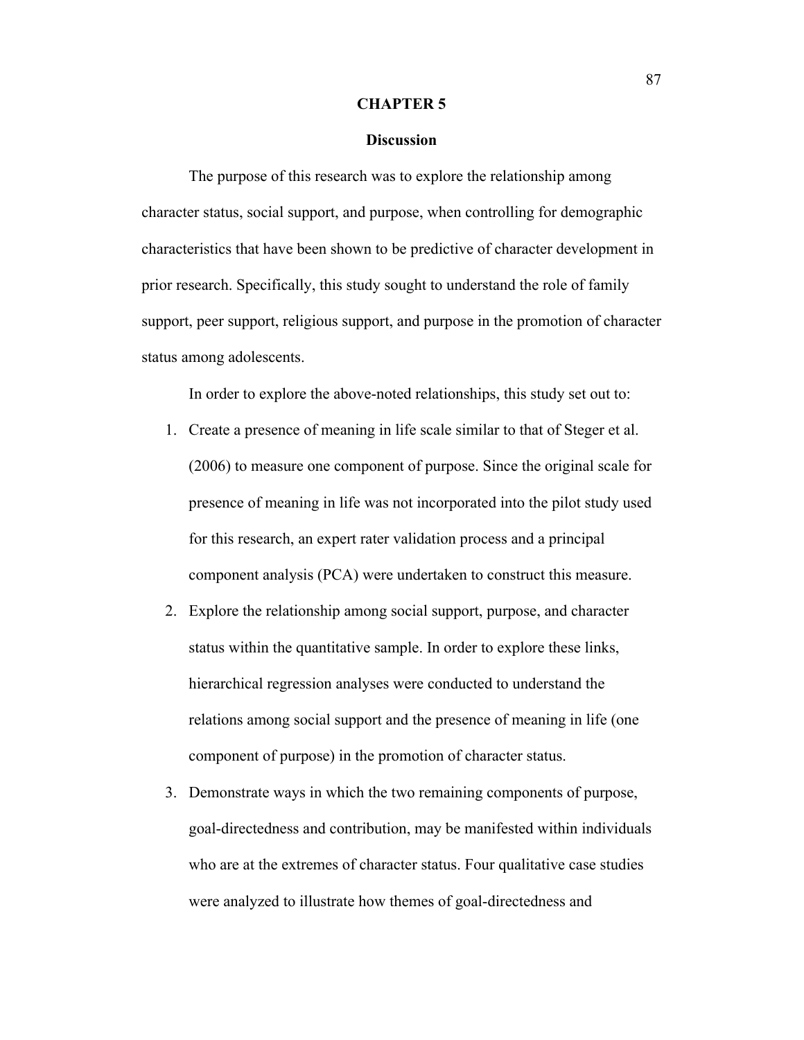# CHAPTER 5

## Discussion

The purpose of this research was to explore the relationship among character status, social support, and purpose, when controlling for demographic characteristics that have been shown to be predictive of character development in prior research. Specifically, this study sought to understand the role of family support, peer support, religious support, and purpose in the promotion of character status among adolescents.

In order to explore the above-noted relationships, this study set out to:

1. Create a presence of meaning in life scale similar to that of Steger et al. (2006) to measure one component of purpose. Since the original scale for presence of meaning in life was not incorporated into the pilot study used for this research, an expert rater validation process and a principal component analysis (PCA) were undertaken to construct this measure.
2. Explore the relationship among social support, purpose, and character status within the quantitative sample. In order to explore these links, hierarchical regression analyses were conducted to understand the relations among social support and the presence of meaning in life (one component of purpose) in the promotion of character status.
3. Demonstrate ways in which the two remaining components of purpose, goal-directedness and contribution, may be manifested within individuals who are at the extremes of character status. Four qualitative case studies were analyzed to illustrate how themes of goal-directedness and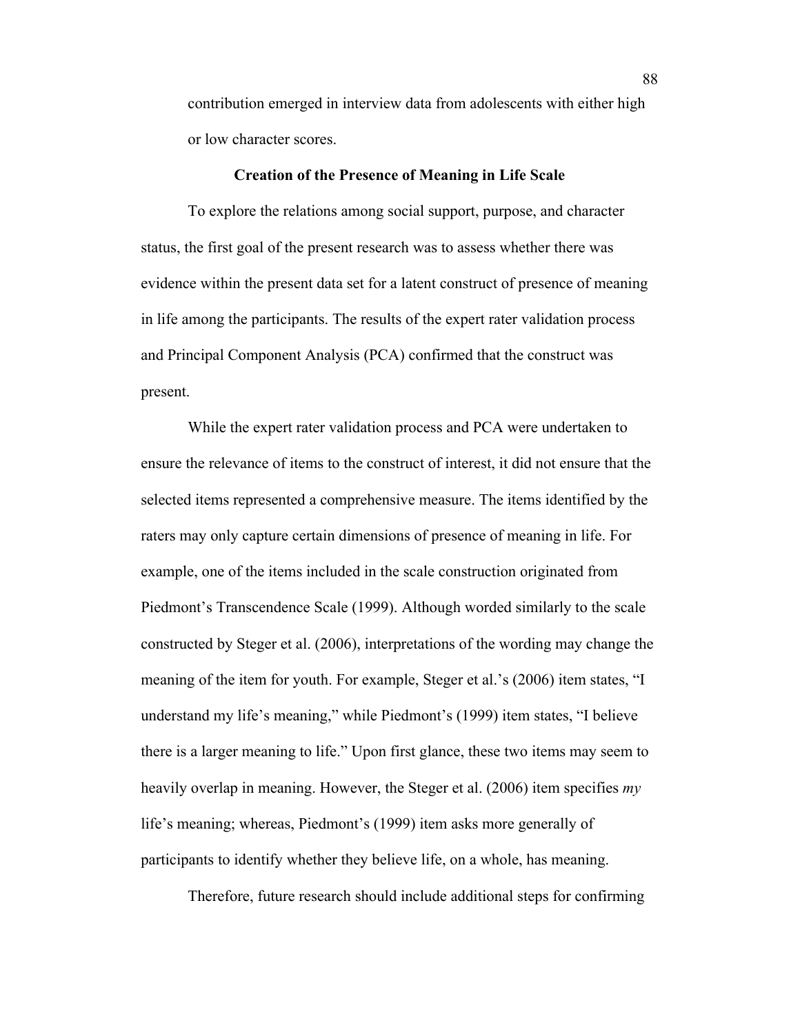contribution emerged in interview data from adolescents with either high or low character scores.

## Creation of the Presence of Meaning in Life Scale

To explore the relations among social support, purpose, and character status, the first goal of the present research was to assess whether there was evidence within the present data set for a latent construct of presence of meaning in life among the participants. The results of the expert rater validation process and Principal Component Analysis (PCA) confirmed that the construct was present.

While the expert rater validation process and PCA were undertaken to ensure the relevance of items to the construct of interest, it did not ensure that the selected items represented a comprehensive measure. The items identified by the raters may only capture certain dimensions of presence of meaning in life. For example, one of the items included in the scale construction originated from Piedmont's Transcendence Scale (1999). Although worded similarly to the scale constructed by Steger et al. (2006), interpretations of the wording may change the meaning of the item for youth. For example, Steger et al.'s (2006) item states, "I understand my life's meaning," while Piedmont's (1999) item states, "I believe there is a larger meaning to life." Upon first glance, these two items may seem to heavily overlap in meaning. However, the Steger et al. (2006) item specifies *my* life's meaning; whereas, Piedmont's (1999) item asks more generally of participants to identify whether they believe life, on a whole, has meaning.

Therefore, future research should include additional steps for confirming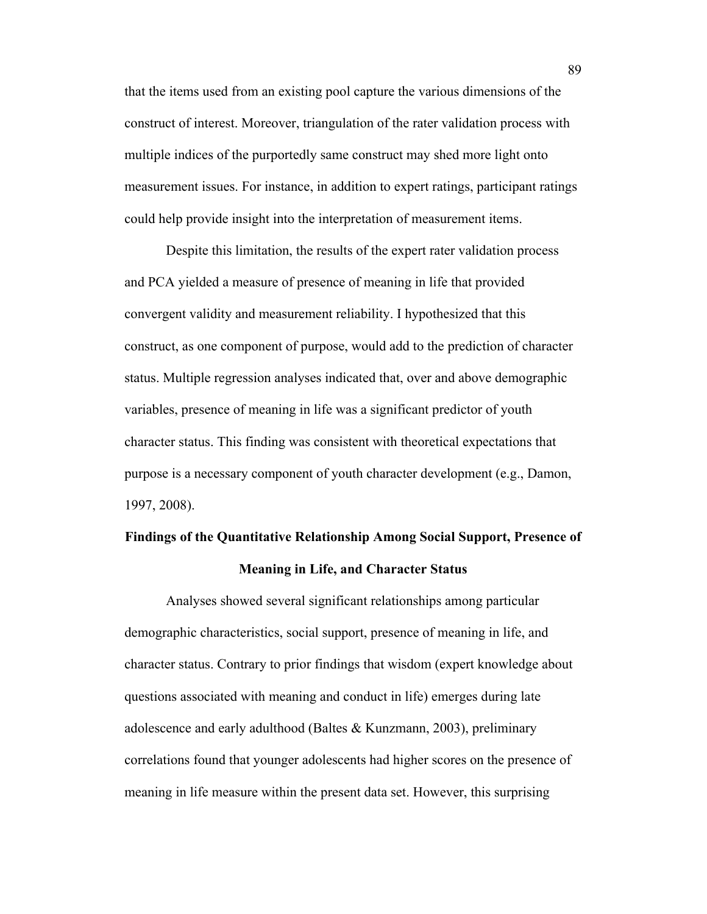that the items used from an existing pool capture the various dimensions of the construct of interest. Moreover, triangulation of the rater validation process with multiple indices of the purportedly same construct may shed more light onto measurement issues. For instance, in addition to expert ratings, participant ratings could help provide insight into the interpretation of measurement items.

Despite this limitation, the results of the expert rater validation process and PCA yielded a measure of presence of meaning in life that provided convergent validity and measurement reliability. I hypothesized that this construct, as one component of purpose, would add to the prediction of character status. Multiple regression analyses indicated that, over and above demographic variables, presence of meaning in life was a significant predictor of youth character status. This finding was consistent with theoretical expectations that purpose is a necessary component of youth character development (e.g., Damon, 1997, 2008).

## Findings of the Quantitative Relationship Among Social Support, Presence of Meaning in Life, and Character Status

Analyses showed several significant relationships among particular demographic characteristics, social support, presence of meaning in life, and character status. Contrary to prior findings that wisdom (expert knowledge about questions associated with meaning and conduct in life) emerges during late adolescence and early adulthood (Baltes & Kunzmann, 2003), preliminary correlations found that younger adolescents had higher scores on the presence of meaning in life measure within the present data set. However, this surprising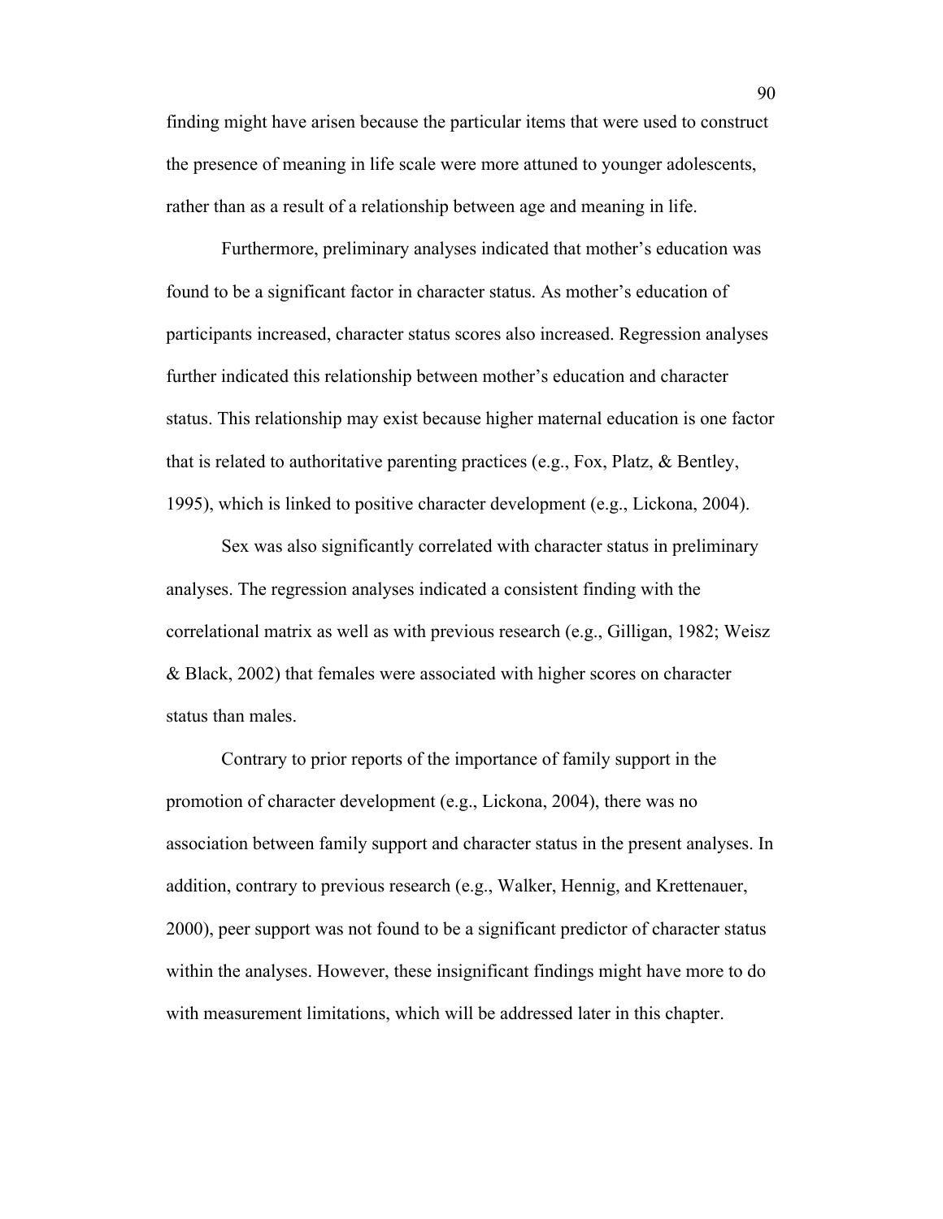finding might have arisen because the particular items that were used to construct the presence of meaning in life scale were more attuned to younger adolescents, rather than as a result of a relationship between age and meaning in life.

Furthermore, preliminary analyses indicated that mother's education was found to be a significant factor in character status. As mother's education of participants increased, character status scores also increased. Regression analyses further indicated this relationship between mother's education and character status. This relationship may exist because higher maternal education is one factor that is related to authoritative parenting practices (e.g., Fox, Platz, & Bentley, 1995), which is linked to positive character development (e.g., Lickona, 2004).

Sex was also significantly correlated with character status in preliminary analyses. The regression analyses indicated a consistent finding with the correlational matrix as well as with previous research (e.g., Gilligan, 1982; Weisz & Black, 2002) that females were associated with higher scores on character status than males.

Contrary to prior reports of the importance of family support in the promotion of character development (e.g., Lickona, 2004), there was no association between family support and character status in the present analyses. In addition, contrary to previous research (e.g., Walker, Hennig, and Krettenauer, 2000), peer support was not found to be a significant predictor of character status within the analyses. However, these insignificant findings might have more to do with measurement limitations, which will be addressed later in this chapter.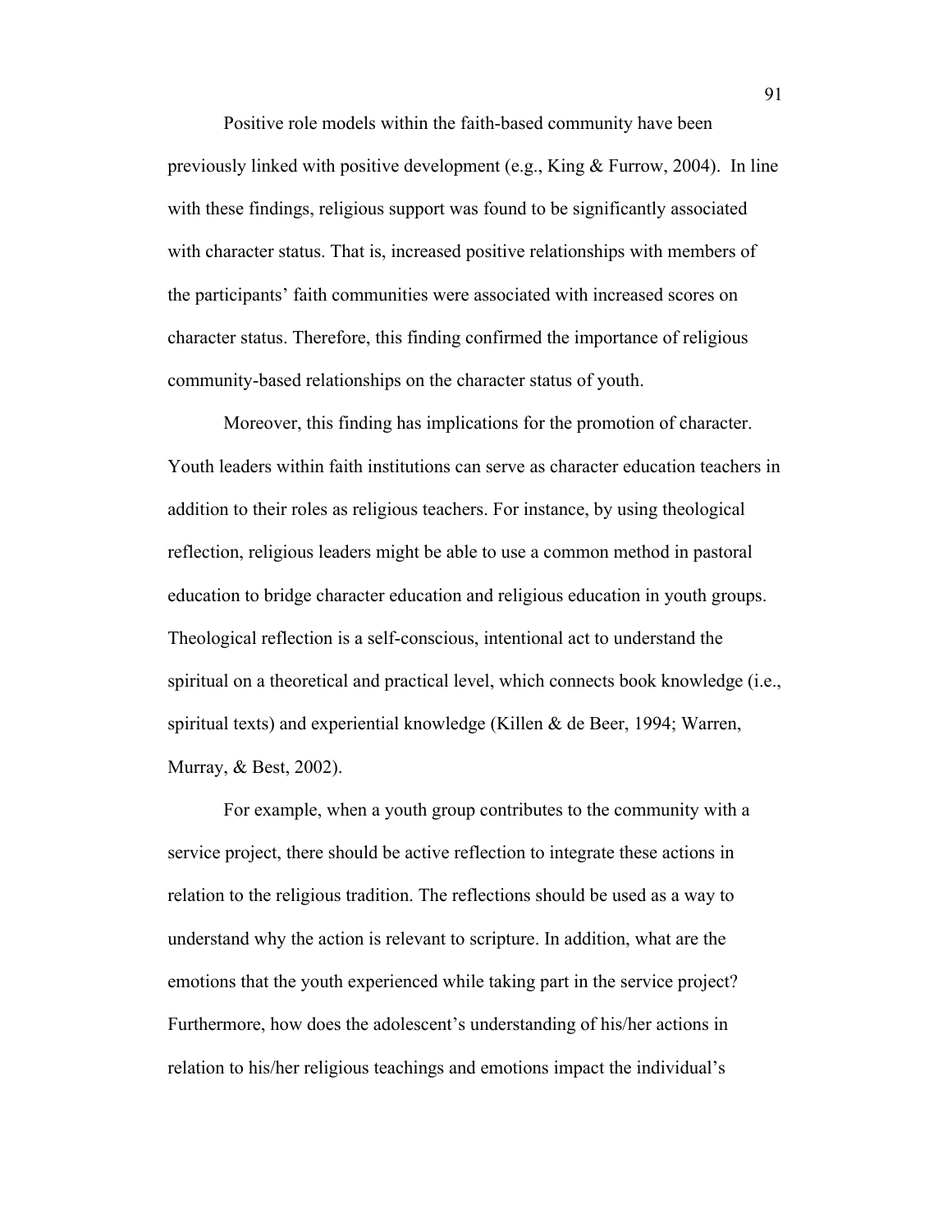Positive role models within the faith-based community have been previously linked with positive development (e.g., King & Furrow, 2004). In line with these findings, religious support was found to be significantly associated with character status. That is, increased positive relationships with members of the participants' faith communities were associated with increased scores on character status. Therefore, this finding confirmed the importance of religious community-based relationships on the character status of youth.

Moreover, this finding has implications for the promotion of character. Youth leaders within faith institutions can serve as character education teachers in addition to their roles as religious teachers. For instance, by using theological reflection, religious leaders might be able to use a common method in pastoral education to bridge character education and religious education in youth groups. Theological reflection is a self-conscious, intentional act to understand the spiritual on a theoretical and practical level, which connects book knowledge (i.e., spiritual texts) and experiential knowledge (Killen & de Beer, 1994; Warren, Murray, & Best, 2002).

For example, when a youth group contributes to the community with a service project, there should be active reflection to integrate these actions in relation to the religious tradition. The reflections should be used as a way to understand why the action is relevant to scripture. In addition, what are the emotions that the youth experienced while taking part in the service project? Furthermore, how does the adolescent's understanding of his/her actions in relation to his/her religious teachings and emotions impact the individual's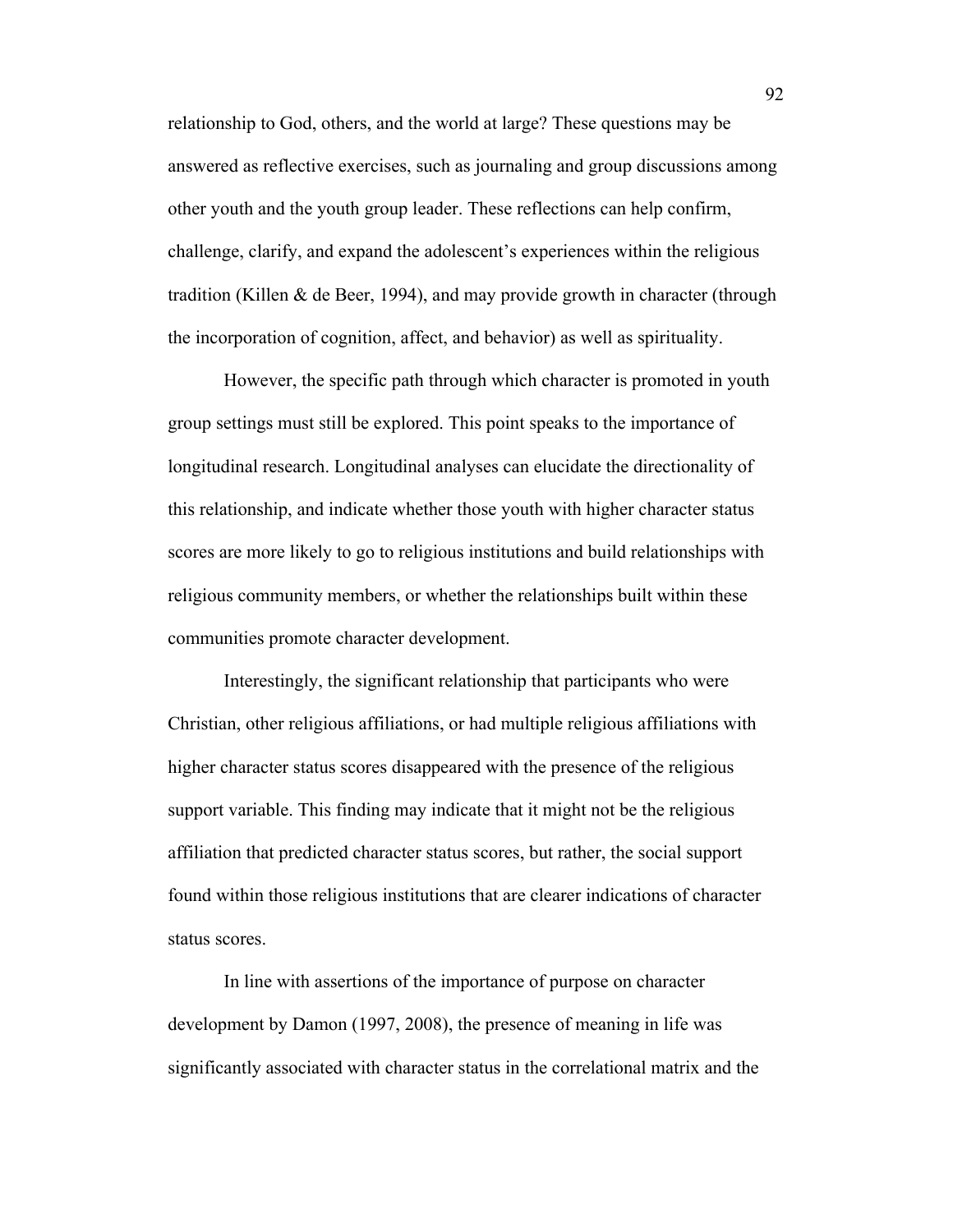relationship to God, others, and the world at large? These questions may be answered as reflective exercises, such as journaling and group discussions among other youth and the youth group leader. These reflections can help confirm, challenge, clarify, and expand the adolescent's experiences within the religious tradition (Killen & de Beer, 1994), and may provide growth in character (through the incorporation of cognition, affect, and behavior) as well as spirituality.

However, the specific path through which character is promoted in youth group settings must still be explored. This point speaks to the importance of longitudinal research. Longitudinal analyses can elucidate the directionality of this relationship, and indicate whether those youth with higher character status scores are more likely to go to religious institutions and build relationships with religious community members, or whether the relationships built within these communities promote character development.

Interestingly, the significant relationship that participants who were Christian, other religious affiliations, or had multiple religious affiliations with higher character status scores disappeared with the presence of the religious support variable. This finding may indicate that it might not be the religious affiliation that predicted character status scores, but rather, the social support found within those religious institutions that are clearer indications of character status scores.

In line with assertions of the importance of purpose on character development by Damon (1997, 2008), the presence of meaning in life was significantly associated with character status in the correlational matrix and the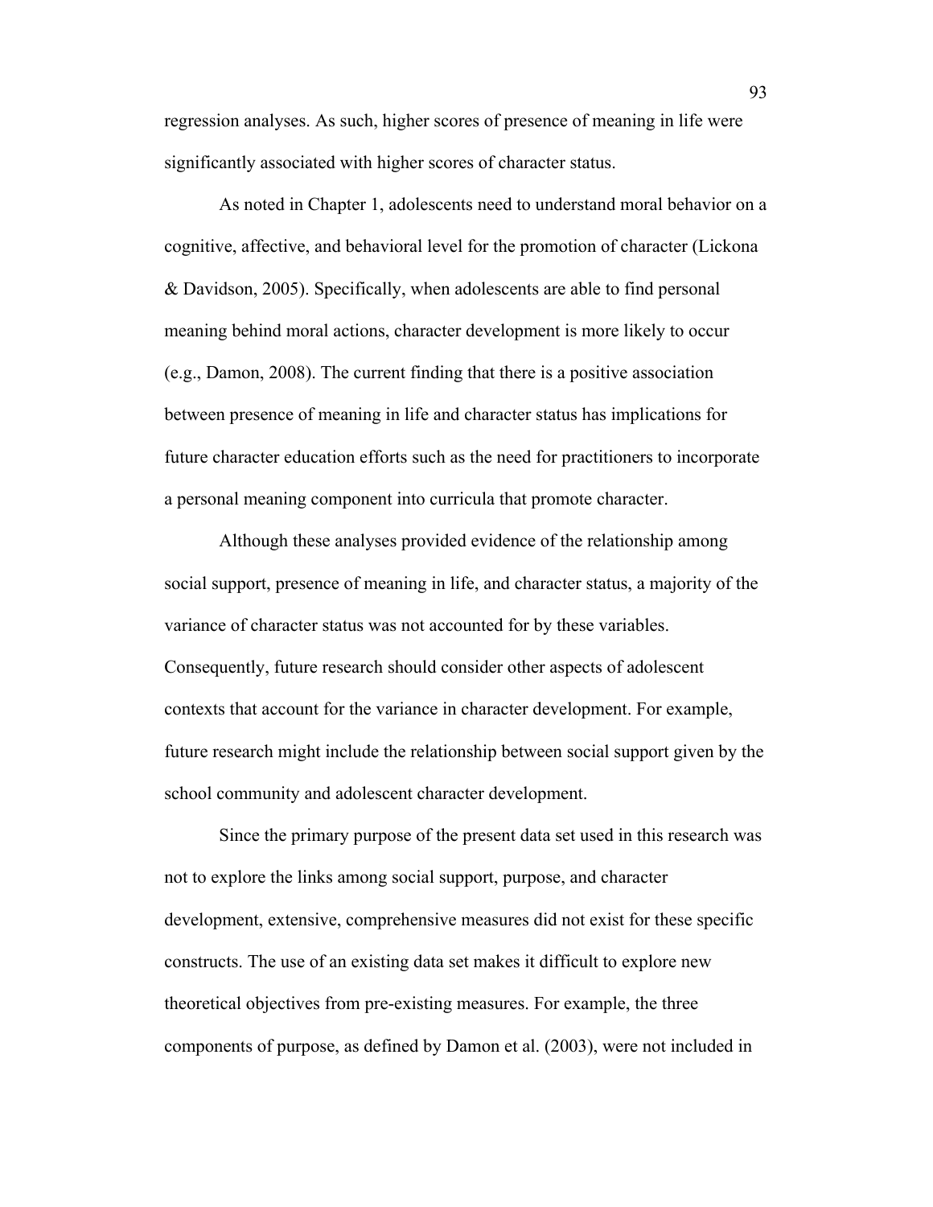regression analyses. As such, higher scores of presence of meaning in life were significantly associated with higher scores of character status.

As noted in Chapter 1, adolescents need to understand moral behavior on a cognitive, affective, and behavioral level for the promotion of character (Lickona & Davidson, 2005). Specifically, when adolescents are able to find personal meaning behind moral actions, character development is more likely to occur (e.g., Damon, 2008). The current finding that there is a positive association between presence of meaning in life and character status has implications for future character education efforts such as the need for practitioners to incorporate a personal meaning component into curricula that promote character.

Although these analyses provided evidence of the relationship among social support, presence of meaning in life, and character status, a majority of the variance of character status was not accounted for by these variables. Consequently, future research should consider other aspects of adolescent contexts that account for the variance in character development. For example, future research might include the relationship between social support given by the school community and adolescent character development.

Since the primary purpose of the present data set used in this research was not to explore the links among social support, purpose, and character development, extensive, comprehensive measures did not exist for these specific constructs. The use of an existing data set makes it difficult to explore new theoretical objectives from pre-existing measures. For example, the three components of purpose, as defined by Damon et al. (2003), were not included in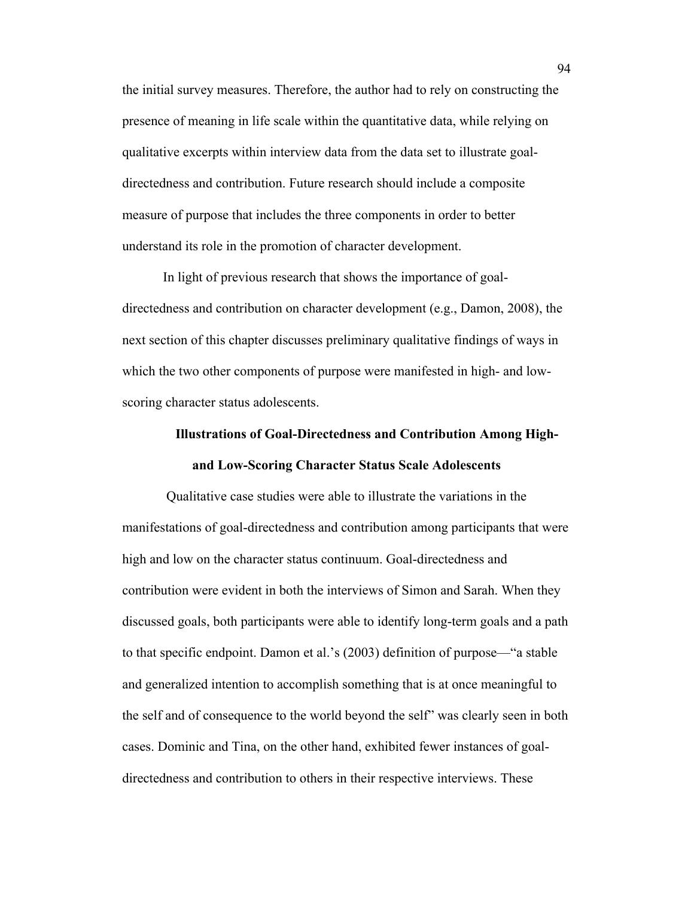the initial survey measures. Therefore, the author had to rely on constructing the presence of meaning in life scale within the quantitative data, while relying on qualitative excerpts within interview data from the data set to illustrate goal-directedness and contribution. Future research should include a composite measure of purpose that includes the three components in order to better understand its role in the promotion of character development.

In light of previous research that shows the importance of goal-directedness and contribution on character development (e.g., Damon, 2008), the next section of this chapter discusses preliminary qualitative findings of ways in which the two other components of purpose were manifested in high- and low-scoring character status adolescents.

## Illustrations of Goal-Directedness and Contribution Among High- and Low-Scoring Character Status Scale Adolescents

Qualitative case studies were able to illustrate the variations in the manifestations of goal-directedness and contribution among participants that were high and low on the character status continuum. Goal-directedness and contribution were evident in both the interviews of Simon and Sarah. When they discussed goals, both participants were able to identify long-term goals and a path to that specific endpoint. Damon et al.'s (2003) definition of purpose—"a stable and generalized intention to accomplish something that is at once meaningful to the self and of consequence to the world beyond the self" was clearly seen in both cases. Dominic and Tina, on the other hand, exhibited fewer instances of goal-directedness and contribution to others in their respective interviews. These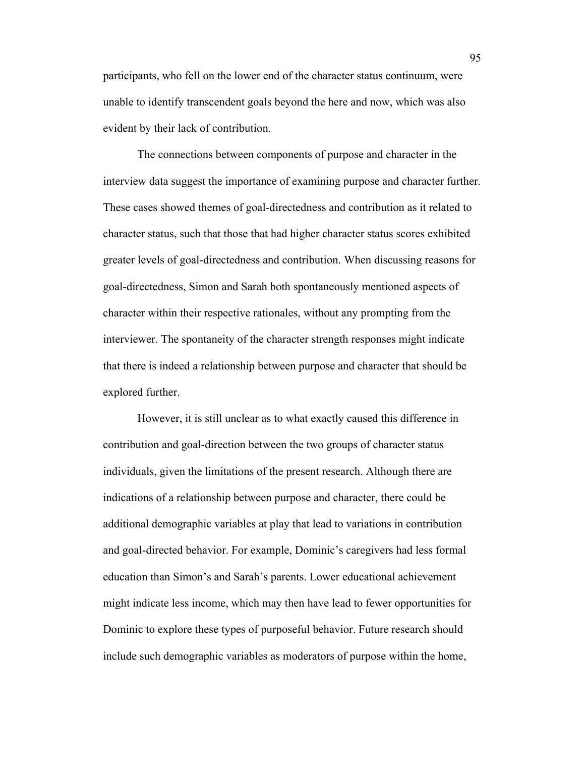participants, who fell on the lower end of the character status continuum, were unable to identify transcendent goals beyond the here and now, which was also evident by their lack of contribution.

The connections between components of purpose and character in the interview data suggest the importance of examining purpose and character further. These cases showed themes of goal-directedness and contribution as it related to character status, such that those that had higher character status scores exhibited greater levels of goal-directedness and contribution. When discussing reasons for goal-directedness, Simon and Sarah both spontaneously mentioned aspects of character within their respective rationales, without any prompting from the interviewer. The spontaneity of the character strength responses might indicate that there is indeed a relationship between purpose and character that should be explored further.

However, it is still unclear as to what exactly caused this difference in contribution and goal-direction between the two groups of character status individuals, given the limitations of the present research. Although there are indications of a relationship between purpose and character, there could be additional demographic variables at play that lead to variations in contribution and goal-directed behavior. For example, Dominic's caregivers had less formal education than Simon's and Sarah's parents. Lower educational achievement might indicate less income, which may then have lead to fewer opportunities for Dominic to explore these types of purposeful behavior. Future research should include such demographic variables as moderators of purpose within the home,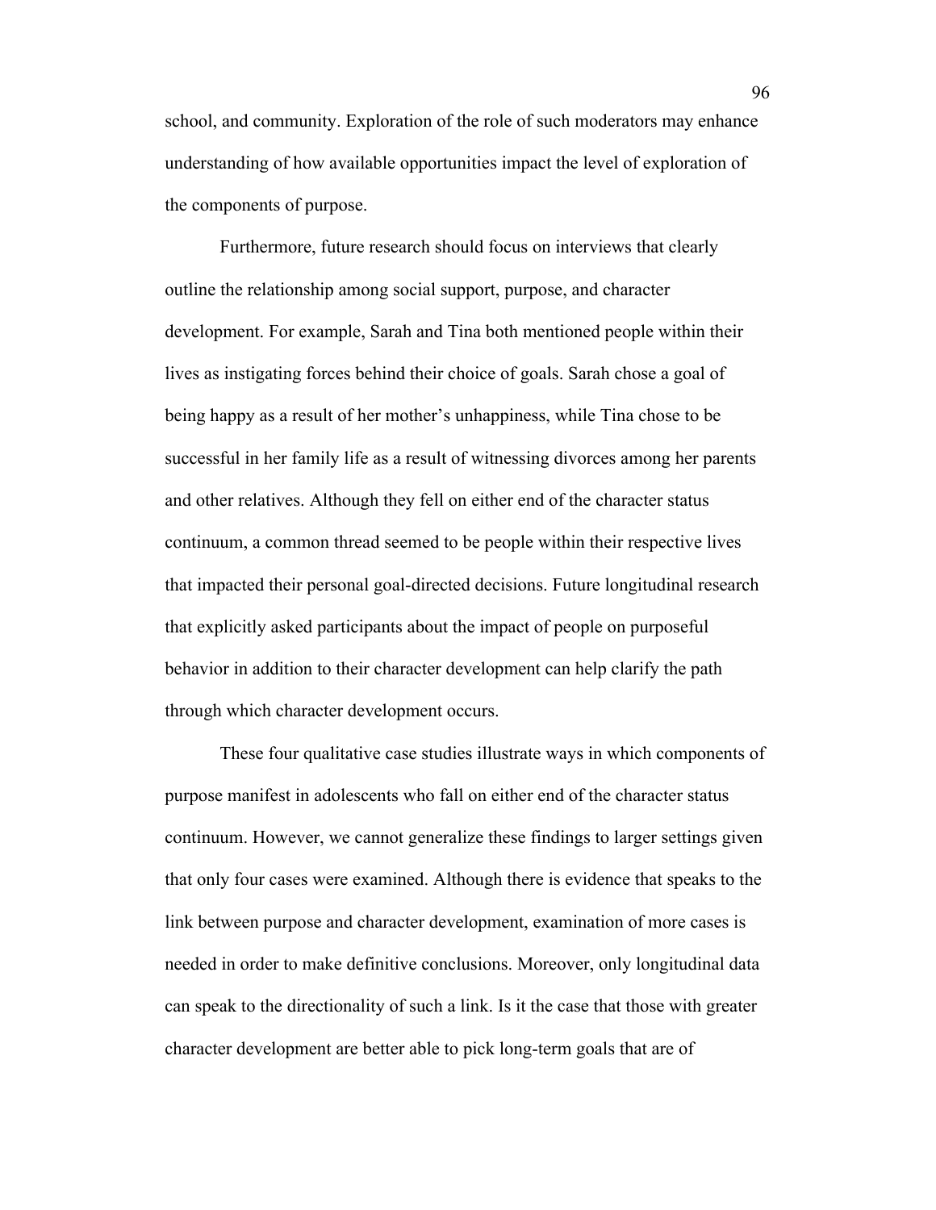school, and community. Exploration of the role of such moderators may enhance understanding of how available opportunities impact the level of exploration of the components of purpose.

Furthermore, future research should focus on interviews that clearly outline the relationship among social support, purpose, and character development. For example, Sarah and Tina both mentioned people within their lives as instigating forces behind their choice of goals. Sarah chose a goal of being happy as a result of her mother's unhappiness, while Tina chose to be successful in her family life as a result of witnessing divorces among her parents and other relatives. Although they fell on either end of the character status continuum, a common thread seemed to be people within their respective lives that impacted their personal goal-directed decisions. Future longitudinal research that explicitly asked participants about the impact of people on purposeful behavior in addition to their character development can help clarify the path through which character development occurs.

These four qualitative case studies illustrate ways in which components of purpose manifest in adolescents who fall on either end of the character status continuum. However, we cannot generalize these findings to larger settings given that only four cases were examined. Although there is evidence that speaks to the link between purpose and character development, examination of more cases is needed in order to make definitive conclusions. Moreover, only longitudinal data can speak to the directionality of such a link. Is it the case that those with greater character development are better able to pick long-term goals that are of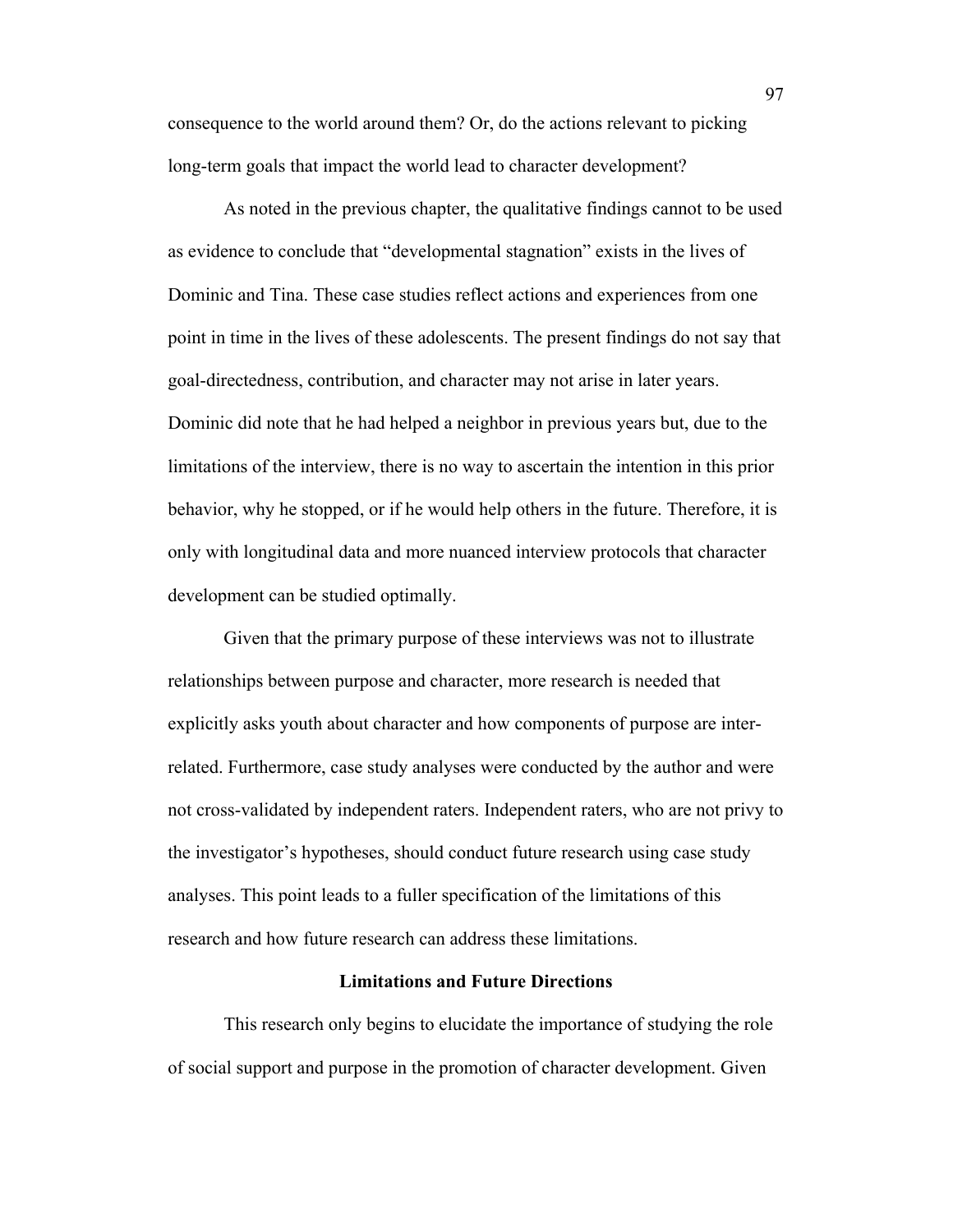consequence to the world around them? Or, do the actions relevant to picking long-term goals that impact the world lead to character development?

As noted in the previous chapter, the qualitative findings cannot to be used as evidence to conclude that "developmental stagnation" exists in the lives of Dominic and Tina. These case studies reflect actions and experiences from one point in time in the lives of these adolescents. The present findings do not say that goal-directedness, contribution, and character may not arise in later years. Dominic did note that he had helped a neighbor in previous years but, due to the limitations of the interview, there is no way to ascertain the intention in this prior behavior, why he stopped, or if he would help others in the future. Therefore, it is only with longitudinal data and more nuanced interview protocols that character development can be studied optimally.

Given that the primary purpose of these interviews was not to illustrate relationships between purpose and character, more research is needed that explicitly asks youth about character and how components of purpose are inter-related. Furthermore, case study analyses were conducted by the author and were not cross-validated by independent raters. Independent raters, who are not privy to the investigator's hypotheses, should conduct future research using case study analyses. This point leads to a fuller specification of the limitations of this research and how future research can address these limitations.

## Limitations and Future Directions

This research only begins to elucidate the importance of studying the role of social support and purpose in the promotion of character development. Given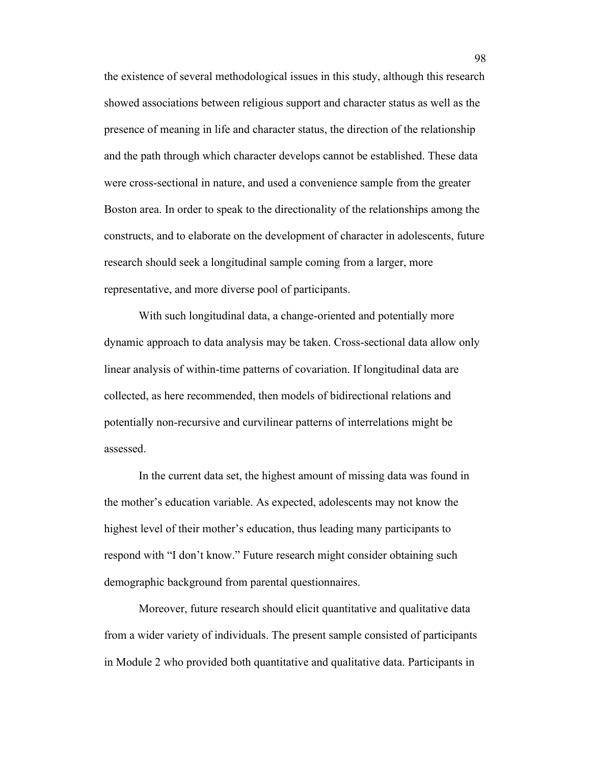the existence of several methodological issues in this study, although this research showed associations between religious support and character status as well as the presence of meaning in life and character status, the direction of the relationship and the path through which character develops cannot be established. These data were cross-sectional in nature, and used a convenience sample from the greater Boston area. In order to speak to the directionality of the relationships among the constructs, and to elaborate on the development of character in adolescents, future research should seek a longitudinal sample coming from a larger, more representative, and more diverse pool of participants.

With such longitudinal data, a change-oriented and potentially more dynamic approach to data analysis may be taken. Cross-sectional data allow only linear analysis of within-time patterns of covariation. If longitudinal data are collected, as here recommended, then models of bidirectional relations and potentially non-recursive and curvilinear patterns of interrelations might be assessed.

In the current data set, the highest amount of missing data was found in the mother's education variable. As expected, adolescents may not know the highest level of their mother's education, thus leading many participants to respond with "I don't know." Future research might consider obtaining such demographic background from parental questionnaires.

Moreover, future research should elicit quantitative and qualitative data from a wider variety of individuals. The present sample consisted of participants in Module 2 who provided both quantitative and qualitative data. Participants in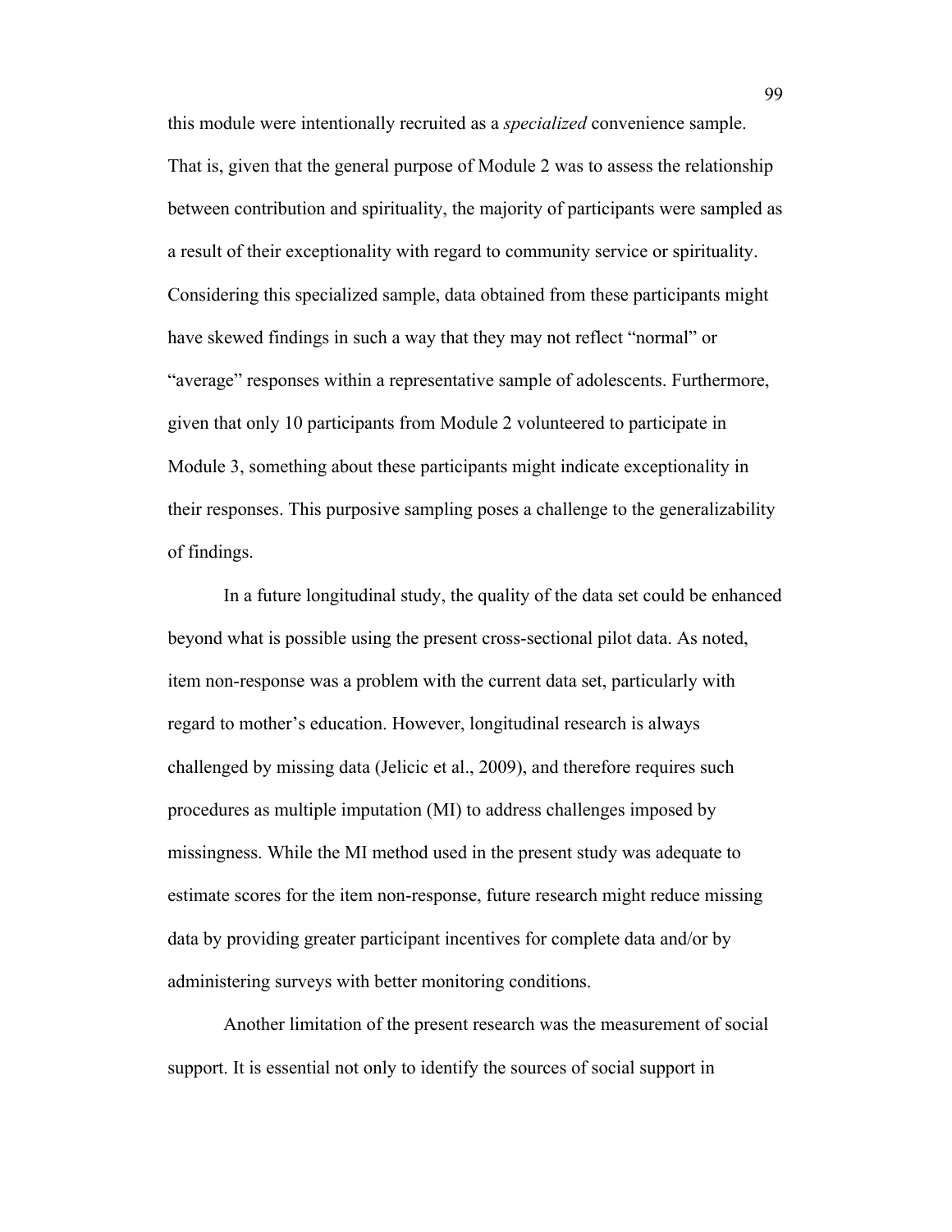this module were intentionally recruited as a *specialized* convenience sample. That is, given that the general purpose of Module 2 was to assess the relationship between contribution and spirituality, the majority of participants were sampled as a result of their exceptionality with regard to community service or spirituality. Considering this specialized sample, data obtained from these participants might have skewed findings in such a way that they may not reflect "normal" or "average" responses within a representative sample of adolescents. Furthermore, given that only 10 participants from Module 2 volunteered to participate in Module 3, something about these participants might indicate exceptionality in their responses. This purposive sampling poses a challenge to the generalizability of findings.

In a future longitudinal study, the quality of the data set could be enhanced beyond what is possible using the present cross-sectional pilot data. As noted, item non-response was a problem with the current data set, particularly with regard to mother's education. However, longitudinal research is always challenged by missing data (Jelicic et al., 2009), and therefore requires such procedures as multiple imputation (MI) to address challenges imposed by missingness. While the MI method used in the present study was adequate to estimate scores for the item non-response, future research might reduce missing data by providing greater participant incentives for complete data and/or by administering surveys with better monitoring conditions.

Another limitation of the present research was the measurement of social support. It is essential not only to identify the sources of social support in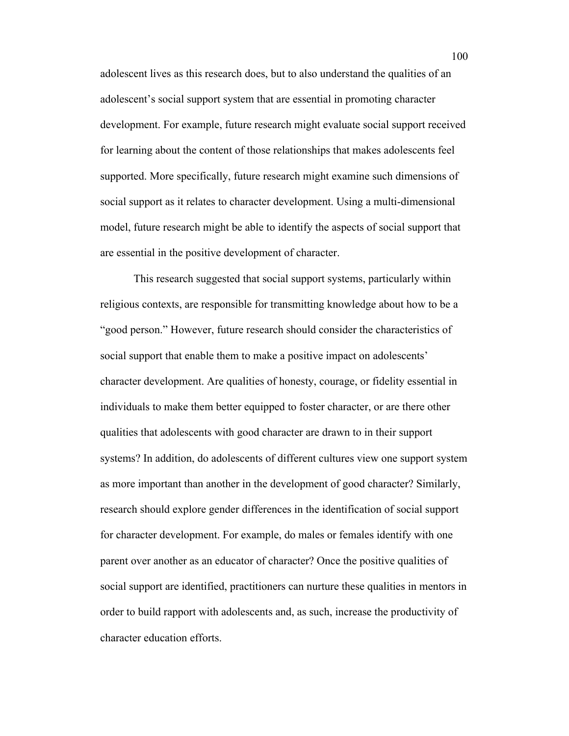adolescent lives as this research does, but to also understand the qualities of an adolescent's social support system that are essential in promoting character development. For example, future research might evaluate social support received for learning about the content of those relationships that makes adolescents feel supported. More specifically, future research might examine such dimensions of social support as it relates to character development. Using a multi-dimensional model, future research might be able to identify the aspects of social support that are essential in the positive development of character.

This research suggested that social support systems, particularly within religious contexts, are responsible for transmitting knowledge about how to be a "good person." However, future research should consider the characteristics of social support that enable them to make a positive impact on adolescents' character development. Are qualities of honesty, courage, or fidelity essential in individuals to make them better equipped to foster character, or are there other qualities that adolescents with good character are drawn to in their support systems? In addition, do adolescents of different cultures view one support system as more important than another in the development of good character? Similarly, research should explore gender differences in the identification of social support for character development. For example, do males or females identify with one parent over another as an educator of character? Once the positive qualities of social support are identified, practitioners can nurture these qualities in mentors in order to build rapport with adolescents and, as such, increase the productivity of character education efforts.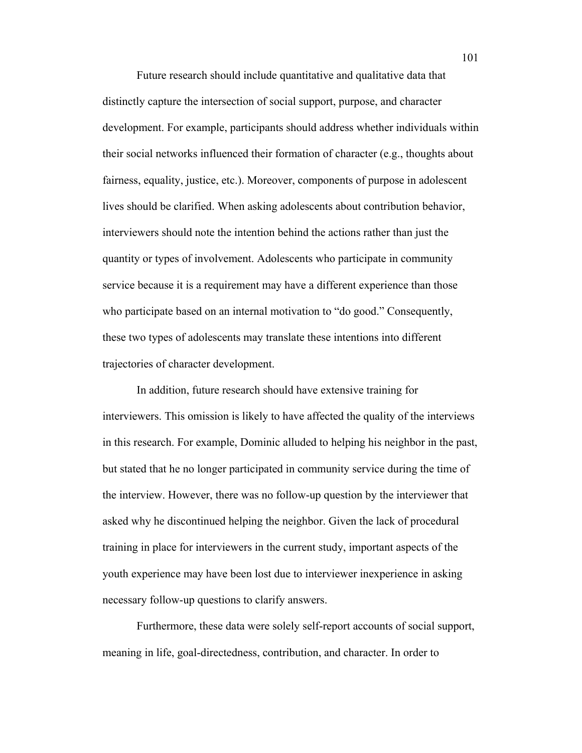Future research should include quantitative and qualitative data that distinctly capture the intersection of social support, purpose, and character development. For example, participants should address whether individuals within their social networks influenced their formation of character (e.g., thoughts about fairness, equality, justice, etc.). Moreover, components of purpose in adolescent lives should be clarified. When asking adolescents about contribution behavior, interviewers should note the intention behind the actions rather than just the quantity or types of involvement. Adolescents who participate in community service because it is a requirement may have a different experience than those who participate based on an internal motivation to "do good." Consequently, these two types of adolescents may translate these intentions into different trajectories of character development.

In addition, future research should have extensive training for interviewers. This omission is likely to have affected the quality of the interviews in this research. For example, Dominic alluded to helping his neighbor in the past, but stated that he no longer participated in community service during the time of the interview. However, there was no follow-up question by the interviewer that asked why he discontinued helping the neighbor. Given the lack of procedural training in place for interviewers in the current study, important aspects of the youth experience may have been lost due to interviewer inexperience in asking necessary follow-up questions to clarify answers.

Furthermore, these data were solely self-report accounts of social support, meaning in life, goal-directedness, contribution, and character. In order to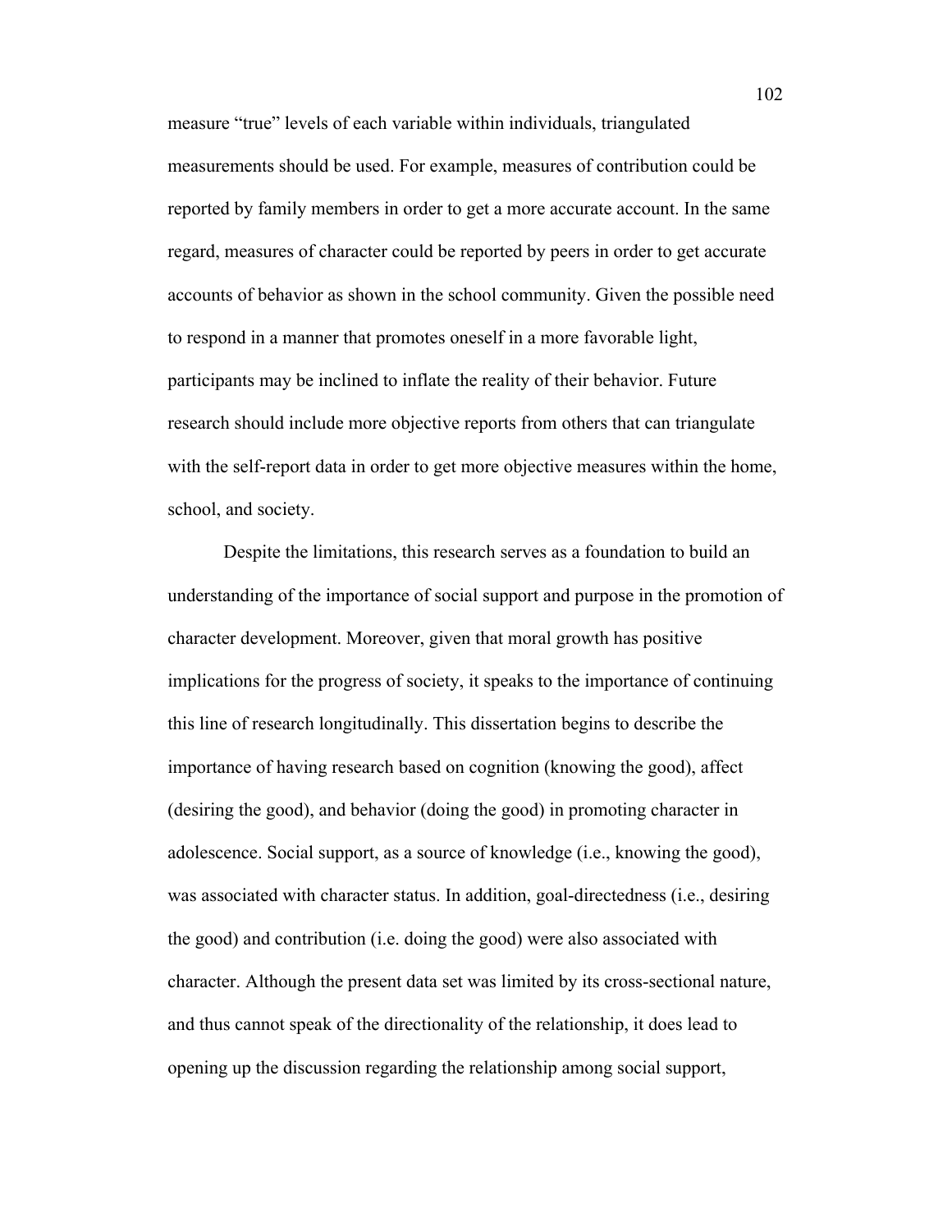measure "true" levels of each variable within individuals, triangulated measurements should be used. For example, measures of contribution could be reported by family members in order to get a more accurate account. In the same regard, measures of character could be reported by peers in order to get accurate accounts of behavior as shown in the school community. Given the possible need to respond in a manner that promotes oneself in a more favorable light, participants may be inclined to inflate the reality of their behavior. Future research should include more objective reports from others that can triangulate with the self-report data in order to get more objective measures within the home, school, and society.

Despite the limitations, this research serves as a foundation to build an understanding of the importance of social support and purpose in the promotion of character development. Moreover, given that moral growth has positive implications for the progress of society, it speaks to the importance of continuing this line of research longitudinally. This dissertation begins to describe the importance of having research based on cognition (knowing the good), affect (desiring the good), and behavior (doing the good) in promoting character in adolescence. Social support, as a source of knowledge (i.e., knowing the good), was associated with character status. In addition, goal-directedness (i.e., desiring the good) and contribution (i.e. doing the good) were also associated with character. Although the present data set was limited by its cross-sectional nature, and thus cannot speak of the directionality of the relationship, it does lead to opening up the discussion regarding the relationship among social support,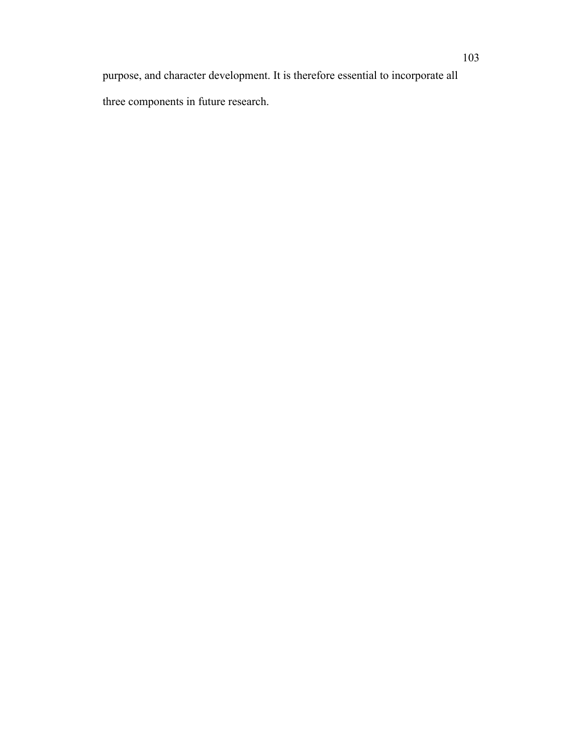purpose, and character development. It is therefore essential to incorporate all three components in future research.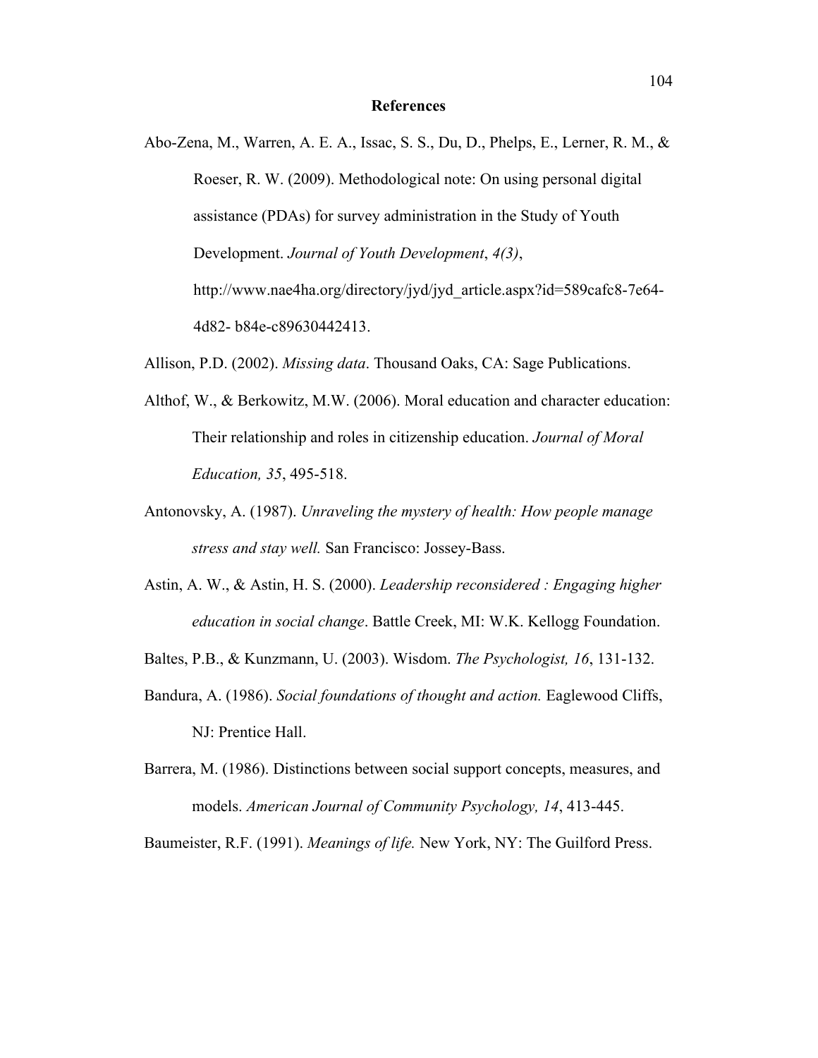# References

Abo-Zena, M., Warren, A. E. A., Issac, S. S., Du, D., Phelps, E., Lerner, R. M., & Roeser, R. W. (2009). Methodological note: On using personal digital assistance (PDAs) for survey administration in the Study of Youth Development. *Journal of Youth Development*, *4(3)*, http://www.nae4ha.org/directory/jyd/jyd_article.aspx?id=589cafc8-7e64-4d82- b84e-c89630442413.

Allison, P.D. (2002). *Missing data*. Thousand Oaks, CA: Sage Publications.

Althof, W., & Berkowitz, M.W. (2006). Moral education and character education: Their relationship and roles in citizenship education. *Journal of Moral Education, 35*, 495-518.

Antonovsky, A. (1987). *Unraveling the mystery of health: How people manage stress and stay well.* San Francisco: Jossey-Bass.

Astin, A. W., & Astin, H. S. (2000). *Leadership reconsidered : Engaging higher education in social change*. Battle Creek, MI: W.K. Kellogg Foundation.

Baltes, P.B., & Kunzmann, U. (2003). Wisdom. *The Psychologist, 16*, 131-132.

Bandura, A. (1986). *Social foundations of thought and action.* Eaglewood Cliffs, NJ: Prentice Hall.

Barrera, M. (1986). Distinctions between social support concepts, measures, and models. *American Journal of Community Psychology, 14*, 413-445.

Baumeister, R.F. (1991). *Meanings of life.* New York, NY: The Guilford Press.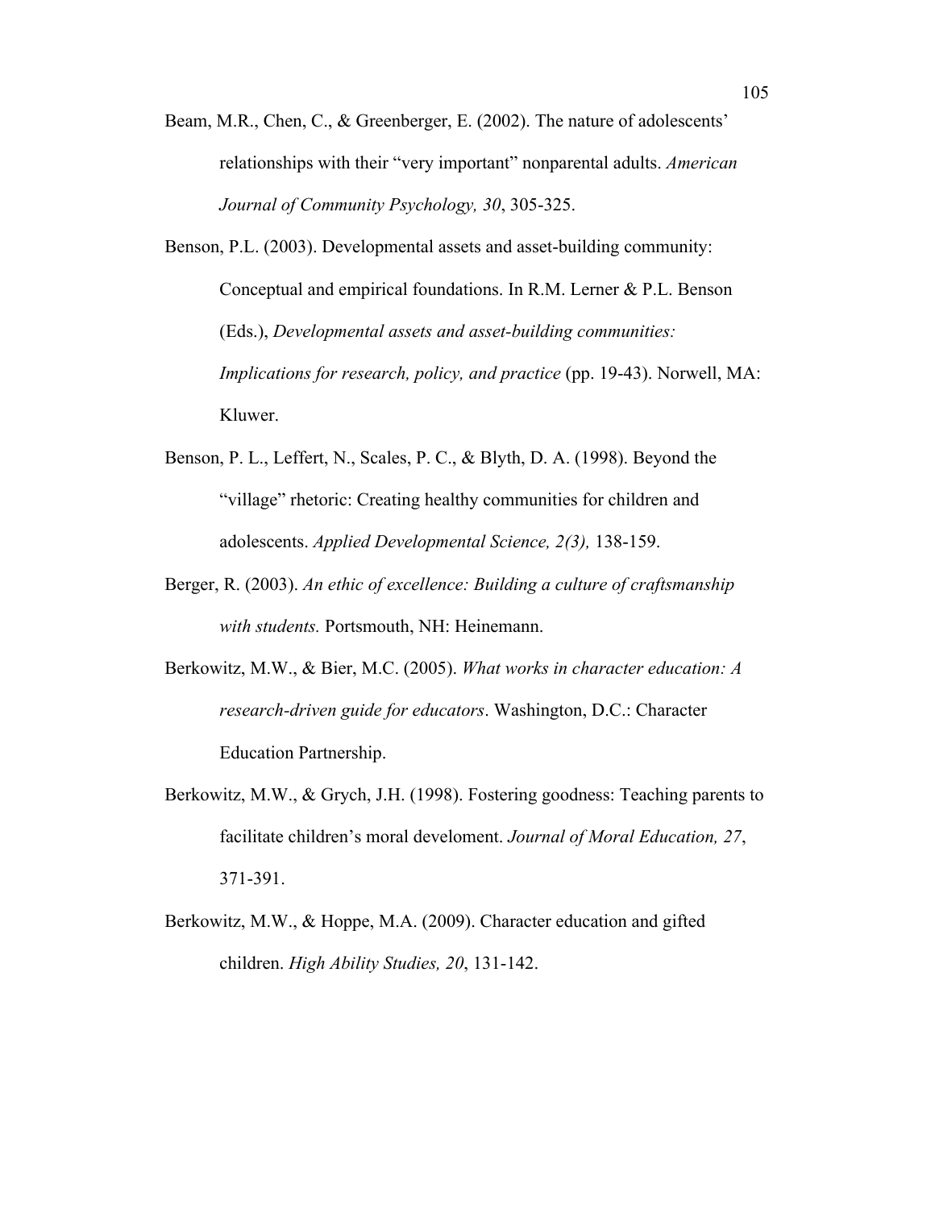Beam, M.R., Chen, C., & Greenberger, E. (2002). The nature of adolescents' relationships with their "very important" nonparental adults. *American Journal of Community Psychology, 30*, 305-325.

Benson, P.L. (2003). Developmental assets and asset-building community: Conceptual and empirical foundations. In R.M. Lerner & P.L. Benson (Eds.), *Developmental assets and asset-building communities: Implications for research, policy, and practice* (pp. 19-43). Norwell, MA: Kluwer.

Benson, P. L., Leffert, N., Scales, P. C., & Blyth, D. A. (1998). Beyond the "village" rhetoric: Creating healthy communities for children and adolescents. *Applied Developmental Science, 2(3),* 138-159.

Berger, R. (2003). *An ethic of excellence: Building a culture of craftsmanship with students.* Portsmouth, NH: Heinemann.

Berkowitz, M.W., & Bier, M.C. (2005). *What works in character education: A research-driven guide for educators*. Washington, D.C.: Character Education Partnership.

Berkowitz, M.W., & Grych, J.H. (1998). Fostering goodness: Teaching parents to facilitate children's moral develoment. *Journal of Moral Education, 27*, 371-391.

Berkowitz, M.W., & Hoppe, M.A. (2009). Character education and gifted children. *High Ability Studies, 20*, 131-142.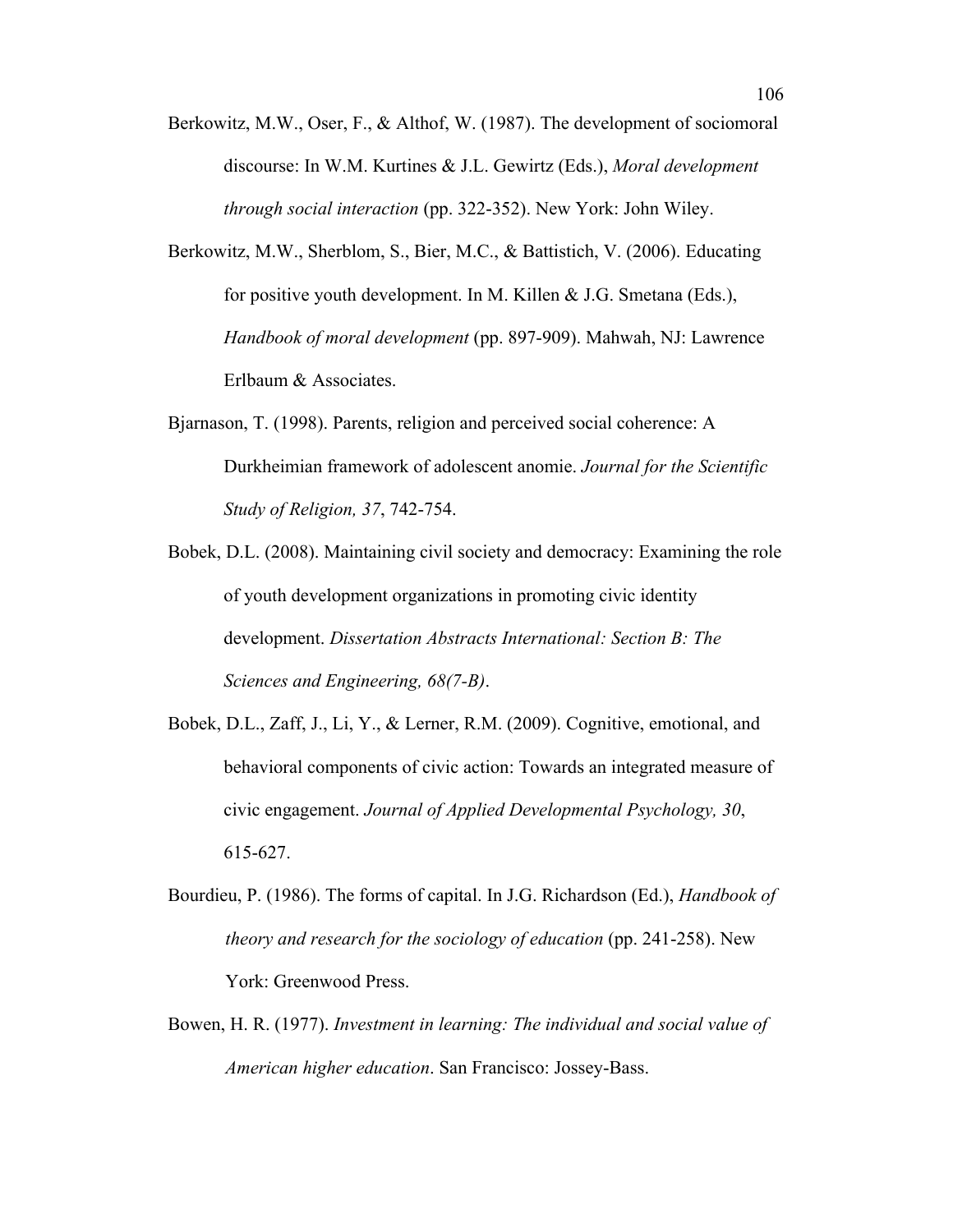Berkowitz, M.W., Oser, F., & Althof, W. (1987). The development of sociomoral discourse: In W.M. Kurtines & J.L. Gewirtz (Eds.), *Moral development through social interaction* (pp. 322-352). New York: John Wiley.

Berkowitz, M.W., Sherblom, S., Bier, M.C., & Battistich, V. (2006). Educating for positive youth development. In M. Killen & J.G. Smetana (Eds.), *Handbook of moral development* (pp. 897-909). Mahwah, NJ: Lawrence Erlbaum & Associates.

Bjarnason, T. (1998). Parents, religion and perceived social coherence: A Durkheimian framework of adolescent anomie. *Journal for the Scientific Study of Religion, 37*, 742-754.

Bobek, D.L. (2008). Maintaining civil society and democracy: Examining the role of youth development organizations in promoting civic identity development. *Dissertation Abstracts International: Section B: The Sciences and Engineering, 68(7-B)*.

Bobek, D.L., Zaff, J., Li, Y., & Lerner, R.M. (2009). Cognitive, emotional, and behavioral components of civic action: Towards an integrated measure of civic engagement. *Journal of Applied Developmental Psychology, 30*, 615-627.

Bourdieu, P. (1986). The forms of capital. In J.G. Richardson (Ed.), *Handbook of theory and research for the sociology of education* (pp. 241-258). New York: Greenwood Press.

Bowen, H. R. (1977). *Investment in learning: The individual and social value of American higher education*. San Francisco: Jossey-Bass.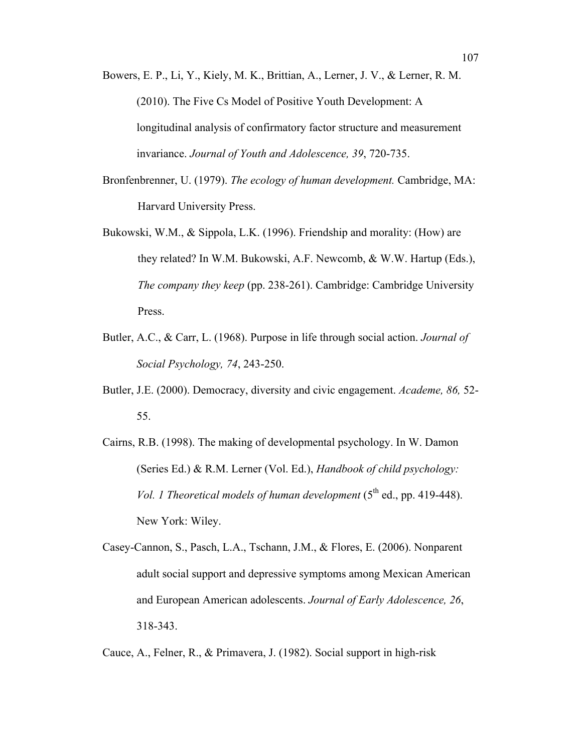Bowers, E. P., Li, Y., Kiely, M. K., Brittian, A., Lerner, J. V., & Lerner, R. M. (2010). The Five Cs Model of Positive Youth Development: A longitudinal analysis of confirmatory factor structure and measurement invariance. *Journal of Youth and Adolescence, 39*, 720-735.

Bronfenbrenner, U. (1979). *The ecology of human development.* Cambridge, MA: Harvard University Press.

Bukowski, W.M., & Sippola, L.K. (1996). Friendship and morality: (How) are they related? In W.M. Bukowski, A.F. Newcomb, & W.W. Hartup (Eds.), *The company they keep* (pp. 238-261). Cambridge: Cambridge University Press.

Butler, A.C., & Carr, L. (1968). Purpose in life through social action. *Journal of Social Psychology, 74*, 243-250.

Butler, J.E. (2000). Democracy, diversity and civic engagement. *Academe, 86,* 52-55.

Cairns, R.B. (1998). The making of developmental psychology. In W. Damon (Series Ed.) & R.M. Lerner (Vol. Ed.), *Handbook of child psychology: Vol. 1 Theoretical models of human development* (5th ed., pp. 419-448). New York: Wiley.

Casey-Cannon, S., Pasch, L.A., Tschann, J.M., & Flores, E. (2006). Nonparent adult social support and depressive symptoms among Mexican American and European American adolescents. *Journal of Early Adolescence, 26*, 318-343.

Cauce, A., Felner, R., & Primavera, J. (1982). Social support in high-risk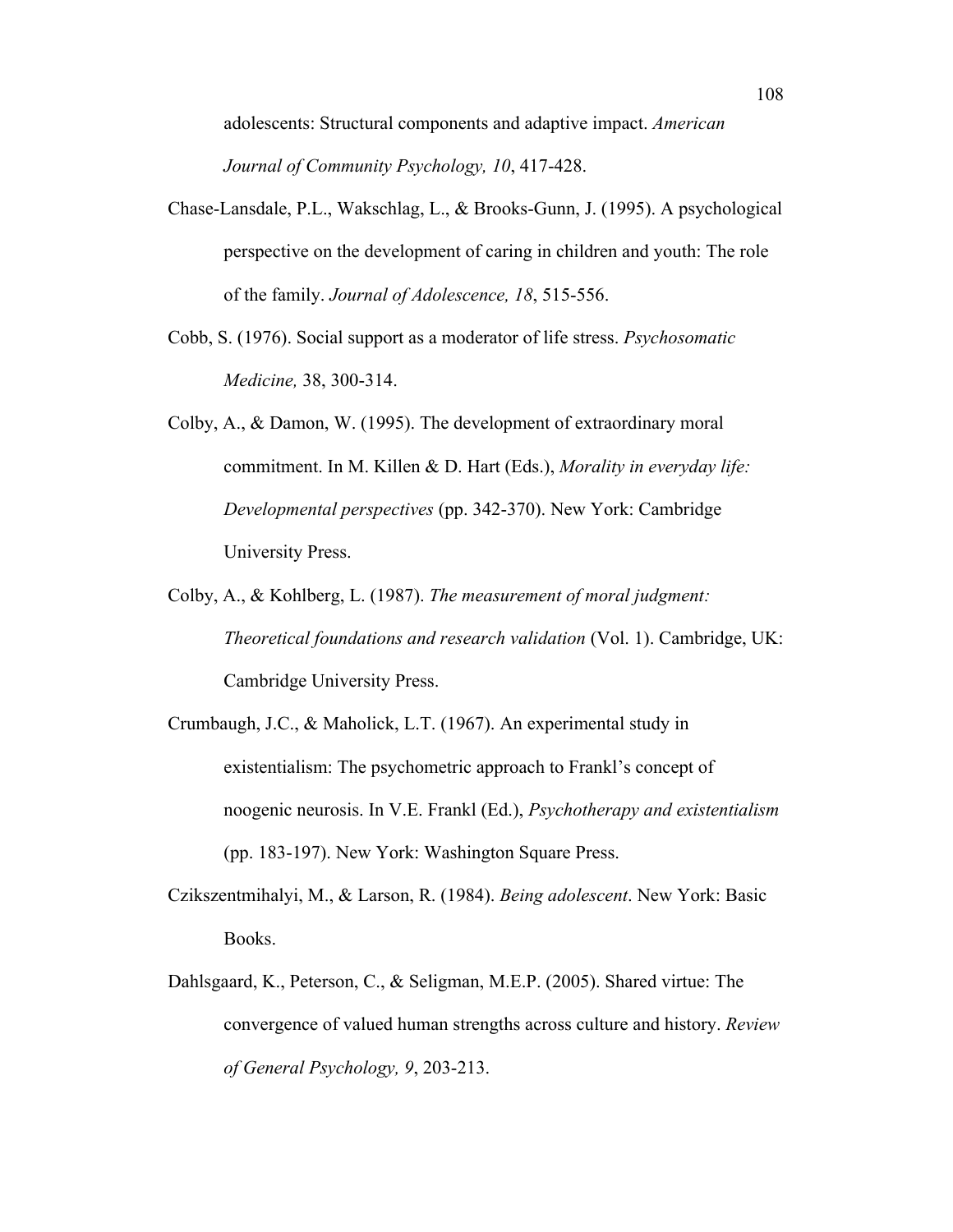adolescents: Structural components and adaptive impact. *American Journal of Community Psychology, 10*, 417-428.

Chase-Lansdale, P.L., Wakschlag, L., & Brooks-Gunn, J. (1995). A psychological perspective on the development of caring in children and youth: The role of the family. *Journal of Adolescence, 18*, 515-556.

Cobb, S. (1976). Social support as a moderator of life stress. *Psychosomatic Medicine,* 38, 300-314.

Colby, A., & Damon, W. (1995). The development of extraordinary moral commitment. In M. Killen & D. Hart (Eds.), *Morality in everyday life: Developmental perspectives* (pp. 342-370). New York: Cambridge University Press.

Colby, A., & Kohlberg, L. (1987). *The measurement of moral judgment: Theoretical foundations and research validation* (Vol. 1). Cambridge, UK: Cambridge University Press.

Crumbaugh, J.C., & Maholick, L.T. (1967). An experimental study in existentialism: The psychometric approach to Frankl's concept of noogenic neurosis. In V.E. Frankl (Ed.), *Psychotherapy and existentialism* (pp. 183-197). New York: Washington Square Press.

Czikszentmihalyi, M., & Larson, R. (1984). *Being adolescent*. New York: Basic Books.

Dahlsgaard, K., Peterson, C., & Seligman, M.E.P. (2005). Shared virtue: The convergence of valued human strengths across culture and history. *Review of General Psychology, 9*, 203-213.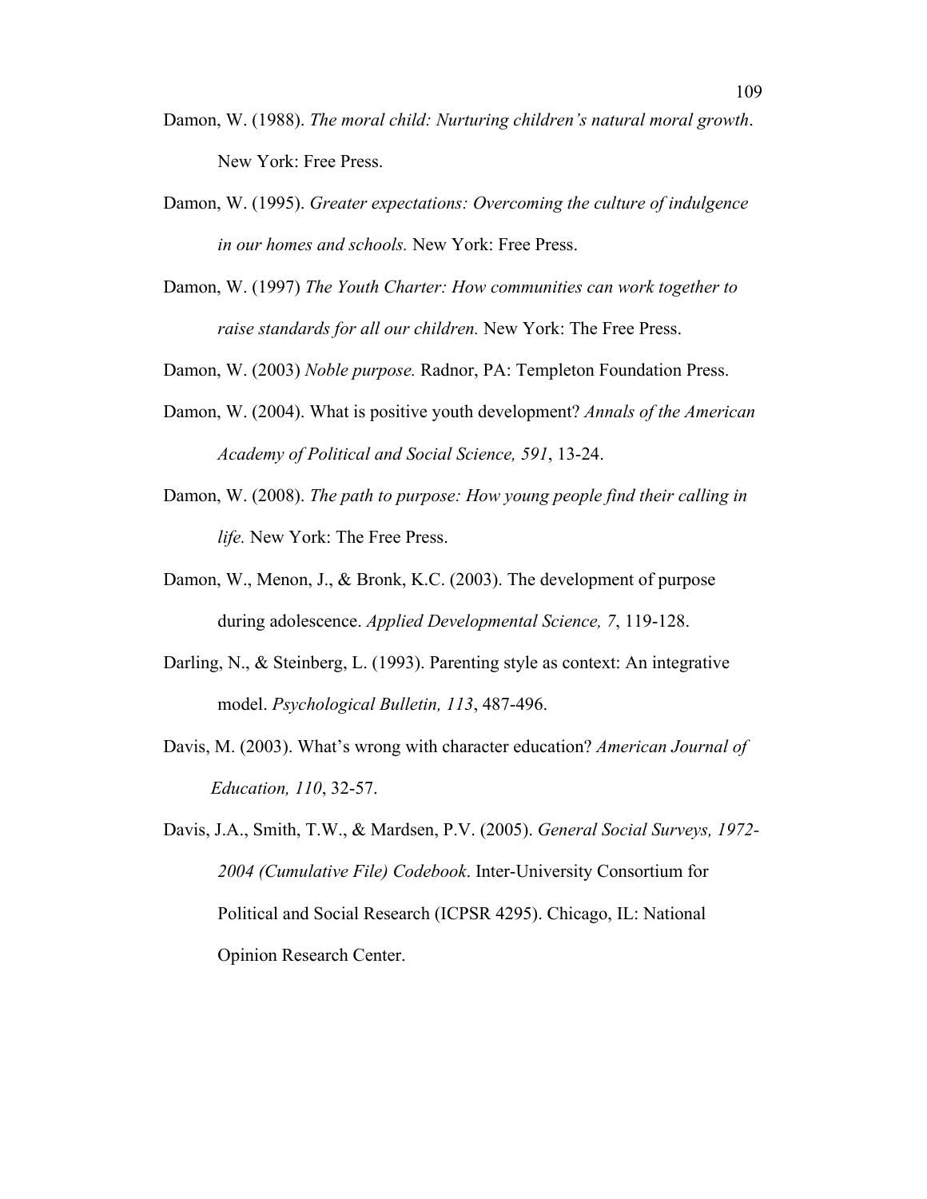Damon, W. (1988). *The moral child: Nurturing children's natural moral growth*. New York: Free Press.

Damon, W. (1995). *Greater expectations: Overcoming the culture of indulgence in our homes and schools.* New York: Free Press.

Damon, W. (1997) *The Youth Charter: How communities can work together to raise standards for all our children.* New York: The Free Press.

Damon, W. (2003) *Noble purpose.* Radnor, PA: Templeton Foundation Press.

Damon, W. (2004). What is positive youth development? *Annals of the American Academy of Political and Social Science, 591*, 13-24.

Damon, W. (2008). *The path to purpose: How young people find their calling in life.* New York: The Free Press.

Damon, W., Menon, J., & Bronk, K.C. (2003). The development of purpose during adolescence. *Applied Developmental Science, 7*, 119-128.

Darling, N., & Steinberg, L. (1993). Parenting style as context: An integrative model. *Psychological Bulletin, 113*, 487-496.

Davis, M. (2003). What's wrong with character education? *American Journal of Education, 110*, 32-57.

Davis, J.A., Smith, T.W., & Mardsen, P.V. (2005). *General Social Surveys, 1972-2004 (Cumulative File) Codebook*. Inter-University Consortium for Political and Social Research (ICPSR 4295). Chicago, IL: National Opinion Research Center.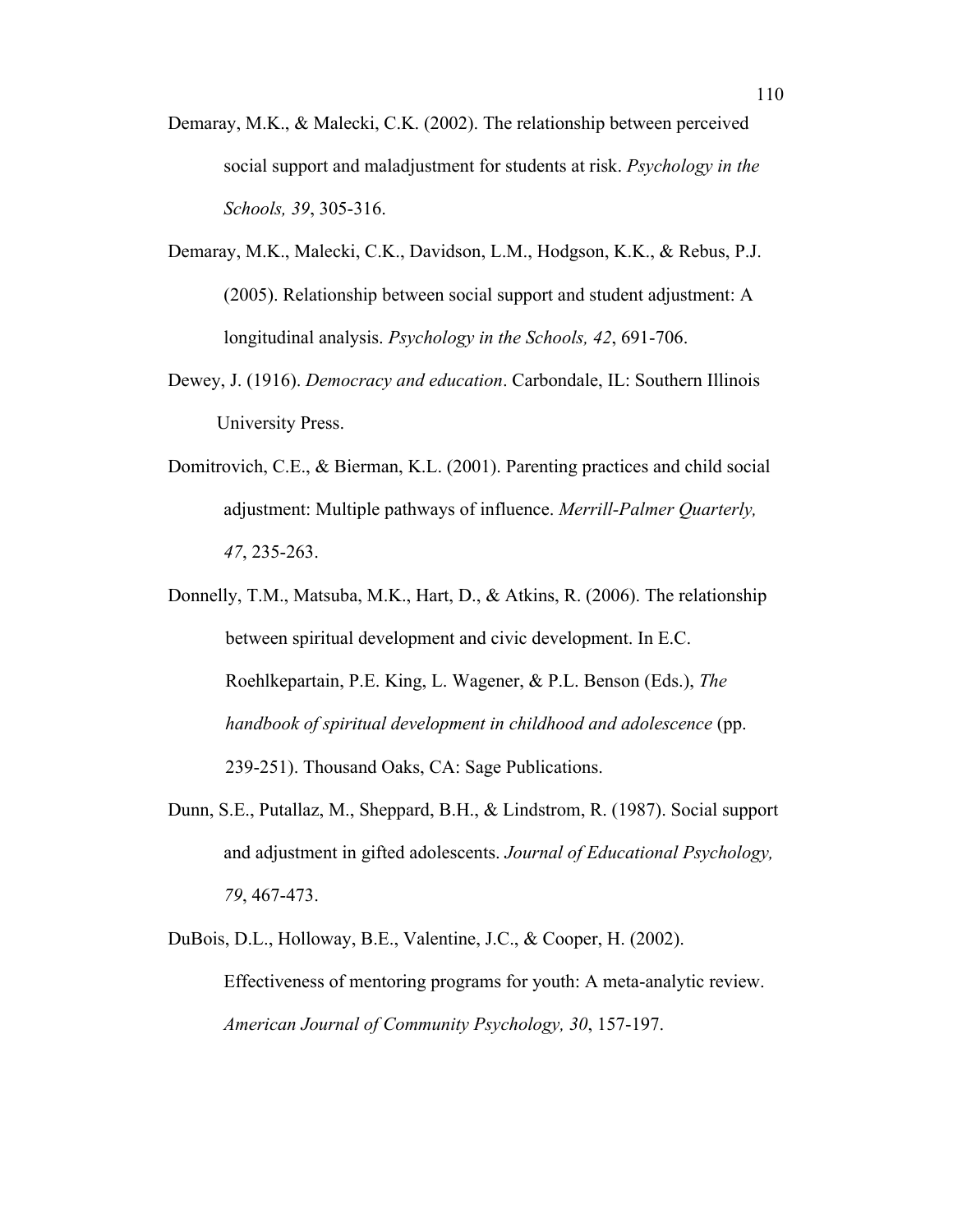Demaray, M.K., & Malecki, C.K. (2002). The relationship between perceived social support and maladjustment for students at risk. *Psychology in the Schools, 39*, 305-316.

Demaray, M.K., Malecki, C.K., Davidson, L.M., Hodgson, K.K., & Rebus, P.J. (2005). Relationship between social support and student adjustment: A longitudinal analysis. *Psychology in the Schools, 42*, 691-706.

Dewey, J. (1916). *Democracy and education*. Carbondale, IL: Southern Illinois University Press.

Domitrovich, C.E., & Bierman, K.L. (2001). Parenting practices and child social adjustment: Multiple pathways of influence. *Merrill-Palmer Quarterly, 47*, 235-263.

Donnelly, T.M., Matsuba, M.K., Hart, D., & Atkins, R. (2006). The relationship between spiritual development and civic development. In E.C. Roehlkepartain, P.E. King, L. Wagener, & P.L. Benson (Eds.), *The handbook of spiritual development in childhood and adolescence* (pp. 239-251). Thousand Oaks, CA: Sage Publications.

Dunn, S.E., Putallaz, M., Sheppard, B.H., & Lindstrom, R. (1987). Social support and adjustment in gifted adolescents. *Journal of Educational Psychology, 79*, 467-473.

DuBois, D.L., Holloway, B.E., Valentine, J.C., & Cooper, H. (2002). Effectiveness of mentoring programs for youth: A meta-analytic review. *American Journal of Community Psychology, 30*, 157-197.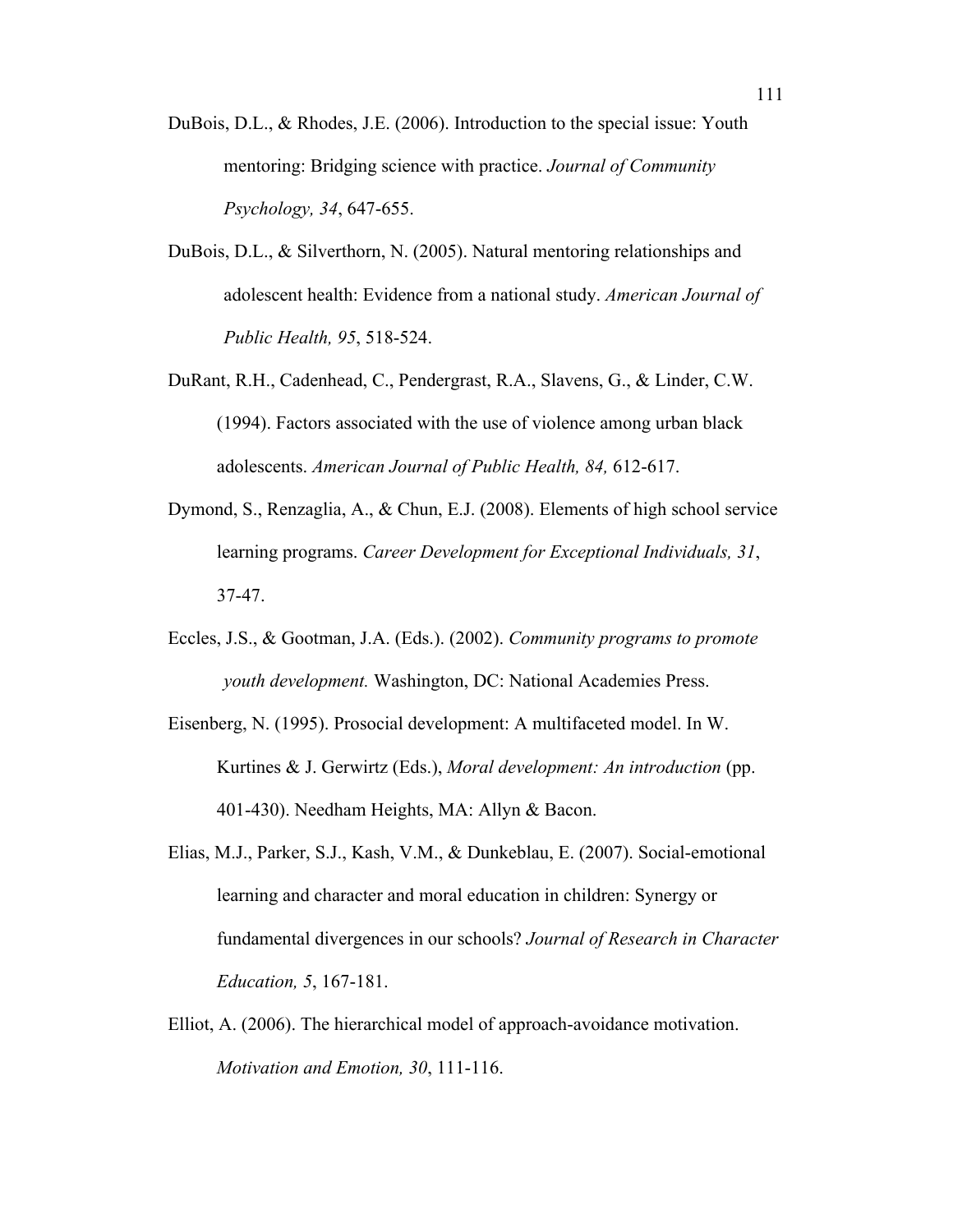DuBois, D.L., & Rhodes, J.E. (2006). Introduction to the special issue: Youth mentoring: Bridging science with practice. *Journal of Community Psychology, 34*, 647-655.

DuBois, D.L., & Silverthorn, N. (2005). Natural mentoring relationships and adolescent health: Evidence from a national study. *American Journal of Public Health, 95*, 518-524.

DuRant, R.H., Cadenhead, C., Pendergrast, R.A., Slavens, G., & Linder, C.W. (1994). Factors associated with the use of violence among urban black adolescents. *American Journal of Public Health, 84,* 612-617.

Dymond, S., Renzaglia, A., & Chun, E.J. (2008). Elements of high school service learning programs. *Career Development for Exceptional Individuals, 31*, 37-47.

Eccles, J.S., & Gootman, J.A. (Eds.). (2002). *Community programs to promote youth development.* Washington, DC: National Academies Press.

Eisenberg, N. (1995). Prosocial development: A multifaceted model. In W. Kurtines & J. Gerwirtz (Eds.), *Moral development: An introduction* (pp. 401-430). Needham Heights, MA: Allyn & Bacon.

Elias, M.J., Parker, S.J., Kash, V.M., & Dunkeblau, E. (2007). Social-emotional learning and character and moral education in children: Synergy or fundamental divergences in our schools? *Journal of Research in Character Education, 5*, 167-181.

Elliot, A. (2006). The hierarchical model of approach-avoidance motivation. *Motivation and Emotion, 30*, 111-116.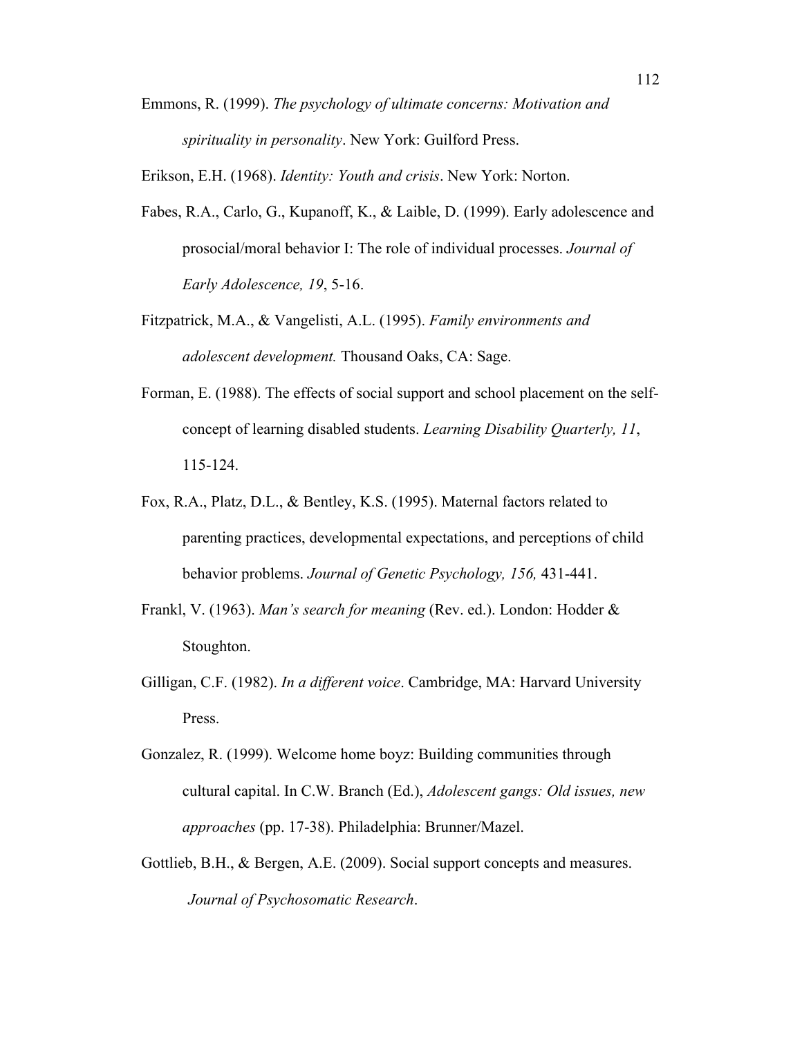Emmons, R. (1999). *The psychology of ultimate concerns: Motivation and spirituality in personality*. New York: Guilford Press.

Erikson, E.H. (1968). *Identity: Youth and crisis*. New York: Norton.

Fabes, R.A., Carlo, G., Kupanoff, K., & Laible, D. (1999). Early adolescence and prosocial/moral behavior I: The role of individual processes. *Journal of Early Adolescence, 19*, 5-16.

Fitzpatrick, M.A., & Vangelisti, A.L. (1995). *Family environments and adolescent development.* Thousand Oaks, CA: Sage.

Forman, E. (1988). The effects of social support and school placement on the self-concept of learning disabled students. *Learning Disability Quarterly, 11*, 115-124.

Fox, R.A., Platz, D.L., & Bentley, K.S. (1995). Maternal factors related to parenting practices, developmental expectations, and perceptions of child behavior problems. *Journal of Genetic Psychology, 156,* 431-441.

Frankl, V. (1963). *Man's search for meaning* (Rev. ed.). London: Hodder & Stoughton.

Gilligan, C.F. (1982). *In a different voice*. Cambridge, MA: Harvard University Press.

Gonzalez, R. (1999). Welcome home boyz: Building communities through cultural capital. In C.W. Branch (Ed.), *Adolescent gangs: Old issues, new approaches* (pp. 17-38). Philadelphia: Brunner/Mazel.

Gottlieb, B.H., & Bergen, A.E. (2009). Social support concepts and measures. *Journal of Psychosomatic Research*.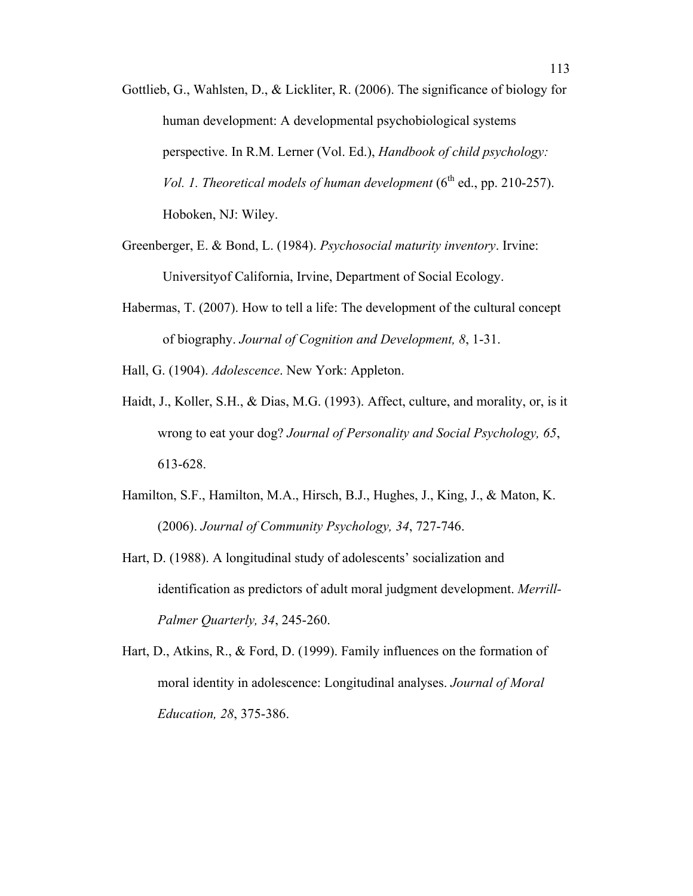Gottlieb, G., Wahlsten, D., & Lickliter, R. (2006). The significance of biology for human development: A developmental psychobiological systems perspective. In R.M. Lerner (Vol. Ed.), *Handbook of child psychology: Vol. 1. Theoretical models of human development* (6th ed., pp. 210-257). Hoboken, NJ: Wiley.

Greenberger, E. & Bond, L. (1984). *Psychosocial maturity inventory*. Irvine: Universityof California, Irvine, Department of Social Ecology.

Habermas, T. (2007). How to tell a life: The development of the cultural concept of biography. *Journal of Cognition and Development, 8*, 1-31.

Hall, G. (1904). *Adolescence*. New York: Appleton.

Haidt, J., Koller, S.H., & Dias, M.G. (1993). Affect, culture, and morality, or, is it wrong to eat your dog? *Journal of Personality and Social Psychology, 65*, 613-628.

Hamilton, S.F., Hamilton, M.A., Hirsch, B.J., Hughes, J., King, J., & Maton, K. (2006). *Journal of Community Psychology, 34*, 727-746.

Hart, D. (1988). A longitudinal study of adolescents' socialization and identification as predictors of adult moral judgment development. *Merrill-Palmer Quarterly, 34*, 245-260.

Hart, D., Atkins, R., & Ford, D. (1999). Family influences on the formation of moral identity in adolescence: Longitudinal analyses. *Journal of Moral Education, 28*, 375-386.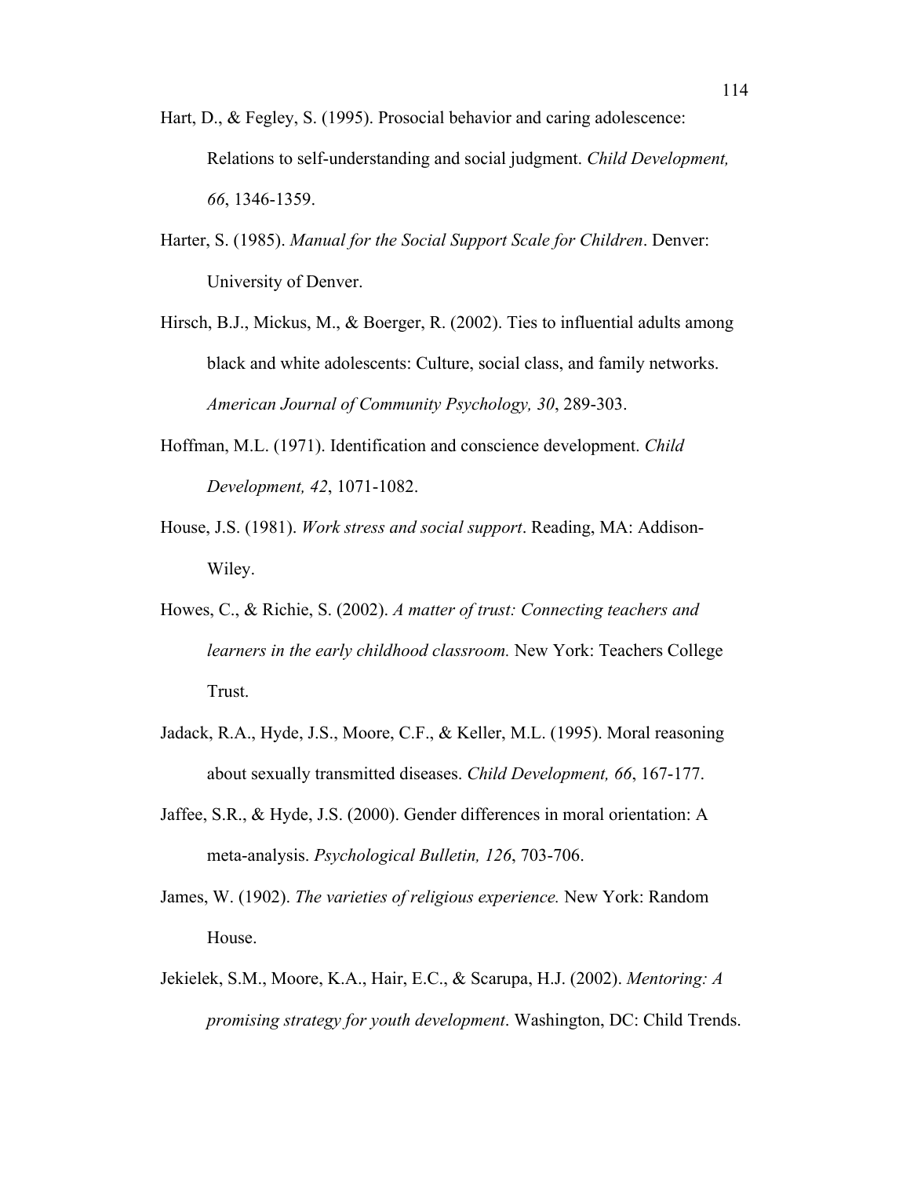Hart, D., & Fegley, S. (1995). Prosocial behavior and caring adolescence: Relations to self-understanding and social judgment. *Child Development, 66*, 1346-1359.

Harter, S. (1985). *Manual for the Social Support Scale for Children*. Denver: University of Denver.

Hirsch, B.J., Mickus, M., & Boerger, R. (2002). Ties to influential adults among black and white adolescents: Culture, social class, and family networks. *American Journal of Community Psychology, 30*, 289-303.

Hoffman, M.L. (1971). Identification and conscience development. *Child Development, 42*, 1071-1082.

House, J.S. (1981). *Work stress and social support*. Reading, MA: Addison-Wiley.

Howes, C., & Richie, S. (2002). *A matter of trust: Connecting teachers and learners in the early childhood classroom.* New York: Teachers College Trust.

Jadack, R.A., Hyde, J.S., Moore, C.F., & Keller, M.L. (1995). Moral reasoning about sexually transmitted diseases. *Child Development, 66*, 167-177.

Jaffee, S.R., & Hyde, J.S. (2000). Gender differences in moral orientation: A meta-analysis. *Psychological Bulletin, 126*, 703-706.

James, W. (1902). *The varieties of religious experience.* New York: Random House.

Jekielek, S.M., Moore, K.A., Hair, E.C., & Scarupa, H.J. (2002). *Mentoring: A promising strategy for youth development*. Washington, DC: Child Trends.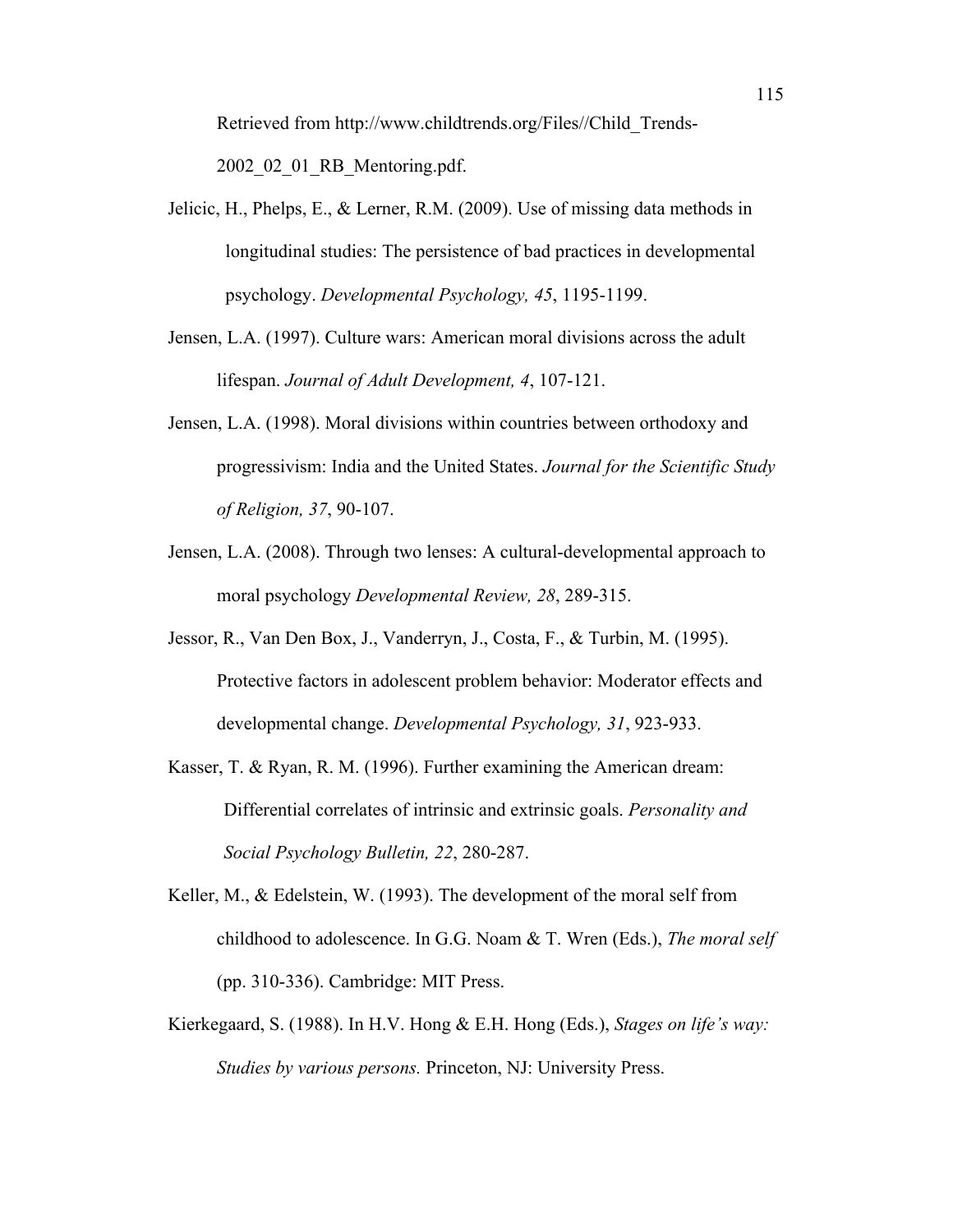Retrieved from http://www.childtrends.org/Files//Child_Trends-2002_02_01_RB_Mentoring.pdf.

Jelicic, H., Phelps, E., & Lerner, R.M. (2009). Use of missing data methods in longitudinal studies: The persistence of bad practices in developmental psychology. *Developmental Psychology, 45*, 1195-1199.

Jensen, L.A. (1997). Culture wars: American moral divisions across the adult lifespan. *Journal of Adult Development, 4*, 107-121.

Jensen, L.A. (1998). Moral divisions within countries between orthodoxy and progressivism: India and the United States. *Journal for the Scientific Study of Religion, 37*, 90-107.

Jensen, L.A. (2008). Through two lenses: A cultural-developmental approach to moral psychology *Developmental Review, 28*, 289-315.

Jessor, R., Van Den Box, J., Vanderryn, J., Costa, F., & Turbin, M. (1995). Protective factors in adolescent problem behavior: Moderator effects and developmental change. *Developmental Psychology, 31*, 923-933.

Kasser, T. & Ryan, R. M. (1996). Further examining the American dream: Differential correlates of intrinsic and extrinsic goals. *Personality and Social Psychology Bulletin, 22*, 280-287.

Keller, M., & Edelstein, W. (1993). The development of the moral self from childhood to adolescence. In G.G. Noam & T. Wren (Eds.), *The moral self* (pp. 310-336). Cambridge: MIT Press.

Kierkegaard, S. (1988). In H.V. Hong & E.H. Hong (Eds.), *Stages on life's way: Studies by various persons.* Princeton, NJ: University Press.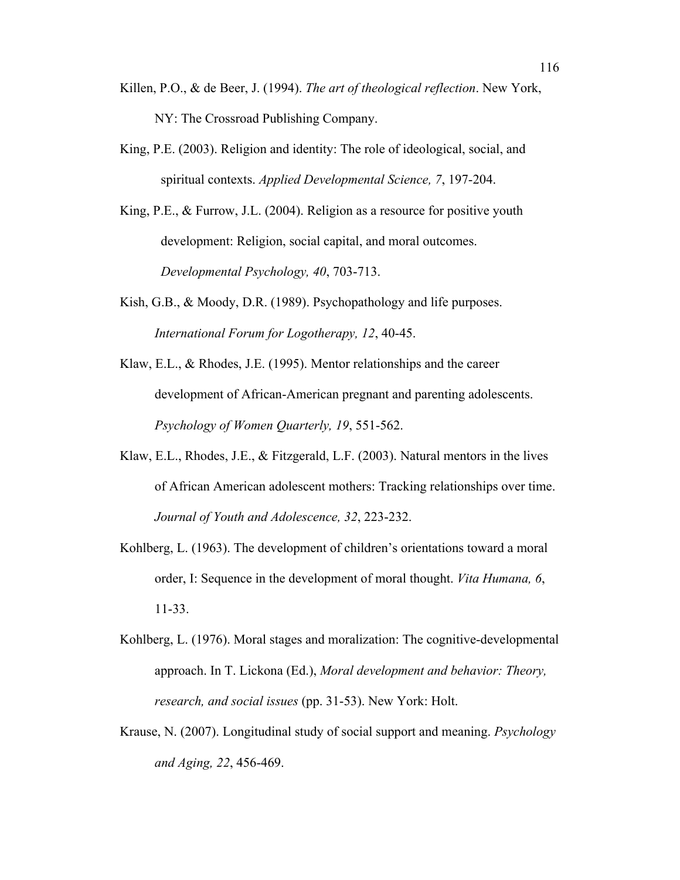Killen, P.O., & de Beer, J. (1994). *The art of theological reflection*. New York, NY: The Crossroad Publishing Company.

King, P.E. (2003). Religion and identity: The role of ideological, social, and spiritual contexts. *Applied Developmental Science, 7*, 197-204.

King, P.E., & Furrow, J.L. (2004). Religion as a resource for positive youth development: Religion, social capital, and moral outcomes. *Developmental Psychology, 40*, 703-713.

Kish, G.B., & Moody, D.R. (1989). Psychopathology and life purposes. *International Forum for Logotherapy, 12*, 40-45.

Klaw, E.L., & Rhodes, J.E. (1995). Mentor relationships and the career development of African-American pregnant and parenting adolescents. *Psychology of Women Quarterly, 19*, 551-562.

Klaw, E.L., Rhodes, J.E., & Fitzgerald, L.F. (2003). Natural mentors in the lives of African American adolescent mothers: Tracking relationships over time. *Journal of Youth and Adolescence, 32*, 223-232.

Kohlberg, L. (1963). The development of children's orientations toward a moral order, I: Sequence in the development of moral thought. *Vita Humana, 6*, 11-33.

Kohlberg, L. (1976). Moral stages and moralization: The cognitive-developmental approach. In T. Lickona (Ed.), *Moral development and behavior: Theory, research, and social issues* (pp. 31-53). New York: Holt.

Krause, N. (2007). Longitudinal study of social support and meaning. *Psychology and Aging, 22*, 456-469.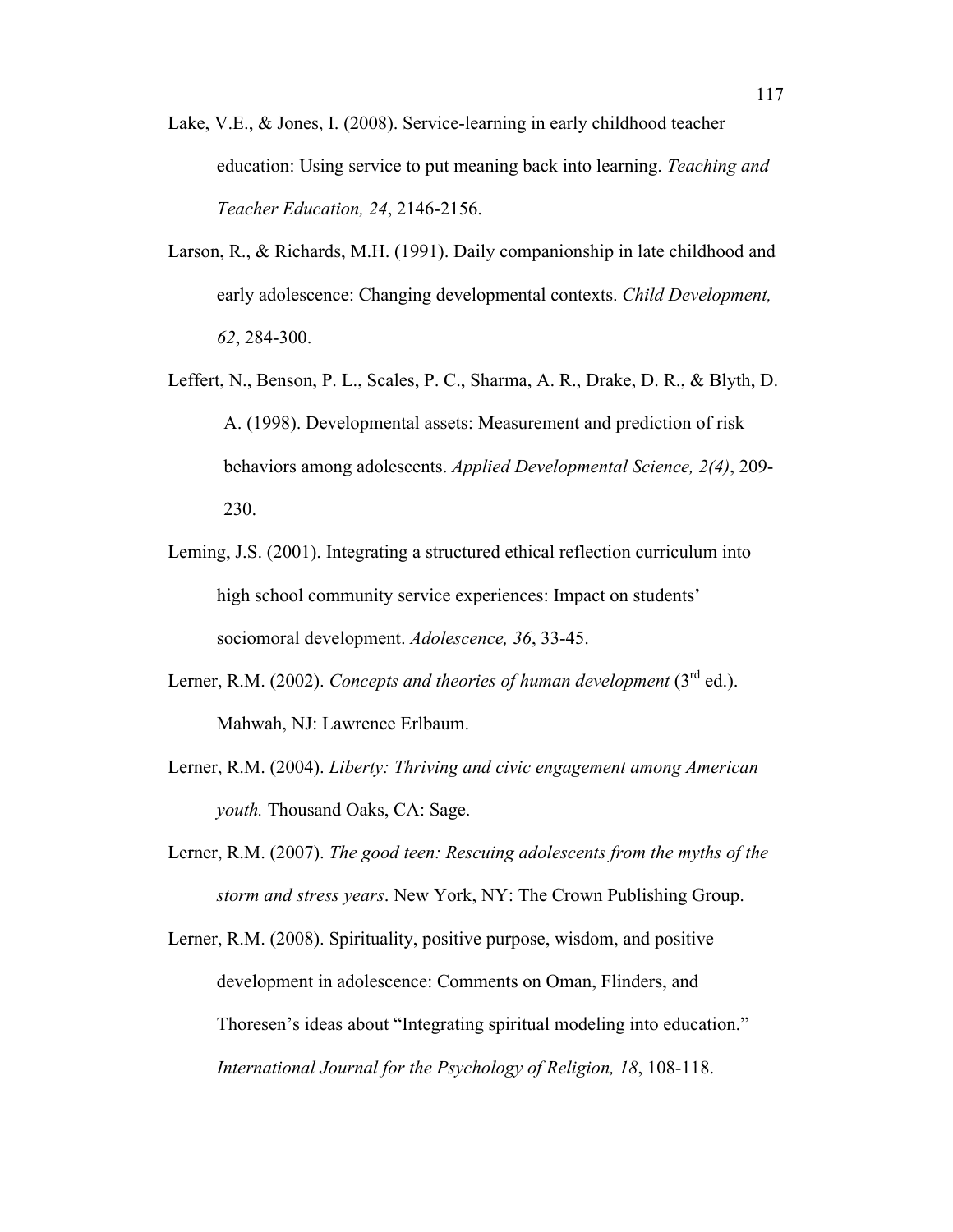Lake, V.E., & Jones, I. (2008). Service-learning in early childhood teacher education: Using service to put meaning back into learning. *Teaching and Teacher Education, 24*, 2146-2156.

Larson, R., & Richards, M.H. (1991). Daily companionship in late childhood and early adolescence: Changing developmental contexts. *Child Development, 62*, 284-300.

Leffert, N., Benson, P. L., Scales, P. C., Sharma, A. R., Drake, D. R., & Blyth, D. A. (1998). Developmental assets: Measurement and prediction of risk behaviors among adolescents. *Applied Developmental Science, 2(4)*, 209-230.

Leming, J.S. (2001). Integrating a structured ethical reflection curriculum into high school community service experiences: Impact on students' sociomoral development. *Adolescence, 36*, 33-45.

Lerner, R.M. (2002). *Concepts and theories of human development* (3rd ed.). Mahwah, NJ: Lawrence Erlbaum.

Lerner, R.M. (2004). *Liberty: Thriving and civic engagement among American youth.* Thousand Oaks, CA: Sage.

Lerner, R.M. (2007). *The good teen: Rescuing adolescents from the myths of the storm and stress years*. New York, NY: The Crown Publishing Group.

Lerner, R.M. (2008). Spirituality, positive purpose, wisdom, and positive development in adolescence: Comments on Oman, Flinders, and Thoresen's ideas about "Integrating spiritual modeling into education." *International Journal for the Psychology of Religion, 18*, 108-118.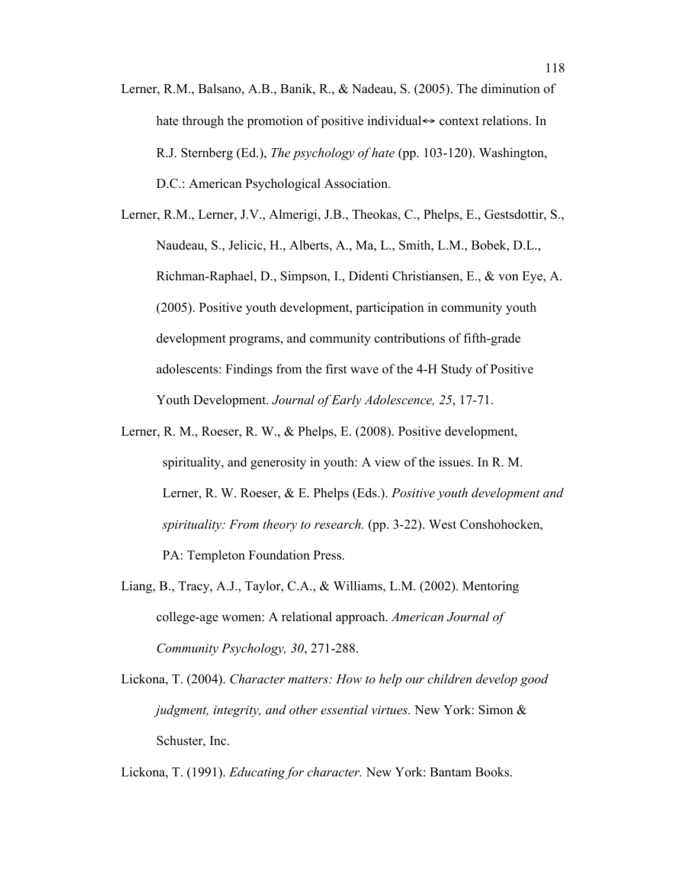Lerner, R.M., Balsano, A.B., Banik, R., & Nadeau, S. (2005). The diminution of hate through the promotion of positive individual↔ context relations. In R.J. Sternberg (Ed.), *The psychology of hate* (pp. 103-120). Washington, D.C.: American Psychological Association.

Lerner, R.M., Lerner, J.V., Almerigi, J.B., Theokas, C., Phelps, E., Gestsdottir, S., Naudeau, S., Jelicic, H., Alberts, A., Ma, L., Smith, L.M., Bobek, D.L., Richman-Raphael, D., Simpson, I., Didenti Christiansen, E., & von Eye, A. (2005). Positive youth development, participation in community youth development programs, and community contributions of fifth-grade adolescents: Findings from the first wave of the 4-H Study of Positive Youth Development. *Journal of Early Adolescence, 25*, 17-71.

Lerner, R. M., Roeser, R. W., & Phelps, E. (2008). Positive development, spirituality, and generosity in youth: A view of the issues. In R. M. Lerner, R. W. Roeser, & E. Phelps (Eds.). *Positive youth development and spirituality: From theory to research.* (pp. 3-22). West Conshohocken, PA: Templeton Foundation Press.

Liang, B., Tracy, A.J., Taylor, C.A., & Williams, L.M. (2002). Mentoring college-age women: A relational approach. *American Journal of Community Psychology, 30*, 271-288.

Lickona, T. (2004). *Character matters: How to help our children develop good judgment, integrity, and other essential virtues.* New York: Simon & Schuster, Inc.

Lickona, T. (1991). *Educating for character.* New York: Bantam Books.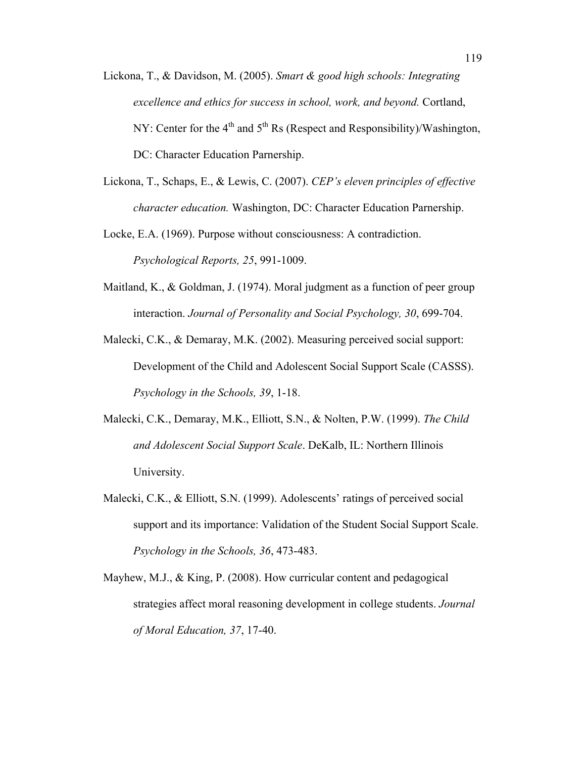Lickona, T., & Davidson, M. (2005). *Smart & good high schools: Integrating excellence and ethics for success in school, work, and beyond.* Cortland, NY: Center for the 4th and 5th Rs (Respect and Responsibility)/Washington, DC: Character Education Parnership.

Lickona, T., Schaps, E., & Lewis, C. (2007). *CEP's eleven principles of effective character education.* Washington, DC: Character Education Parnership.

Locke, E.A. (1969). Purpose without consciousness: A contradiction. *Psychological Reports, 25*, 991-1009.

Maitland, K., & Goldman, J. (1974). Moral judgment as a function of peer group interaction. *Journal of Personality and Social Psychology, 30*, 699-704.

Malecki, C.K., & Demaray, M.K. (2002). Measuring perceived social support: Development of the Child and Adolescent Social Support Scale (CASSS). *Psychology in the Schools, 39*, 1-18.

Malecki, C.K., Demaray, M.K., Elliott, S.N., & Nolten, P.W. (1999). *The Child and Adolescent Social Support Scale*. DeKalb, IL: Northern Illinois University.

Malecki, C.K., & Elliott, S.N. (1999). Adolescents' ratings of perceived social support and its importance: Validation of the Student Social Support Scale. *Psychology in the Schools, 36*, 473-483.

Mayhew, M.J., & King, P. (2008). How curricular content and pedagogical strategies affect moral reasoning development in college students. *Journal of Moral Education, 37*, 17-40.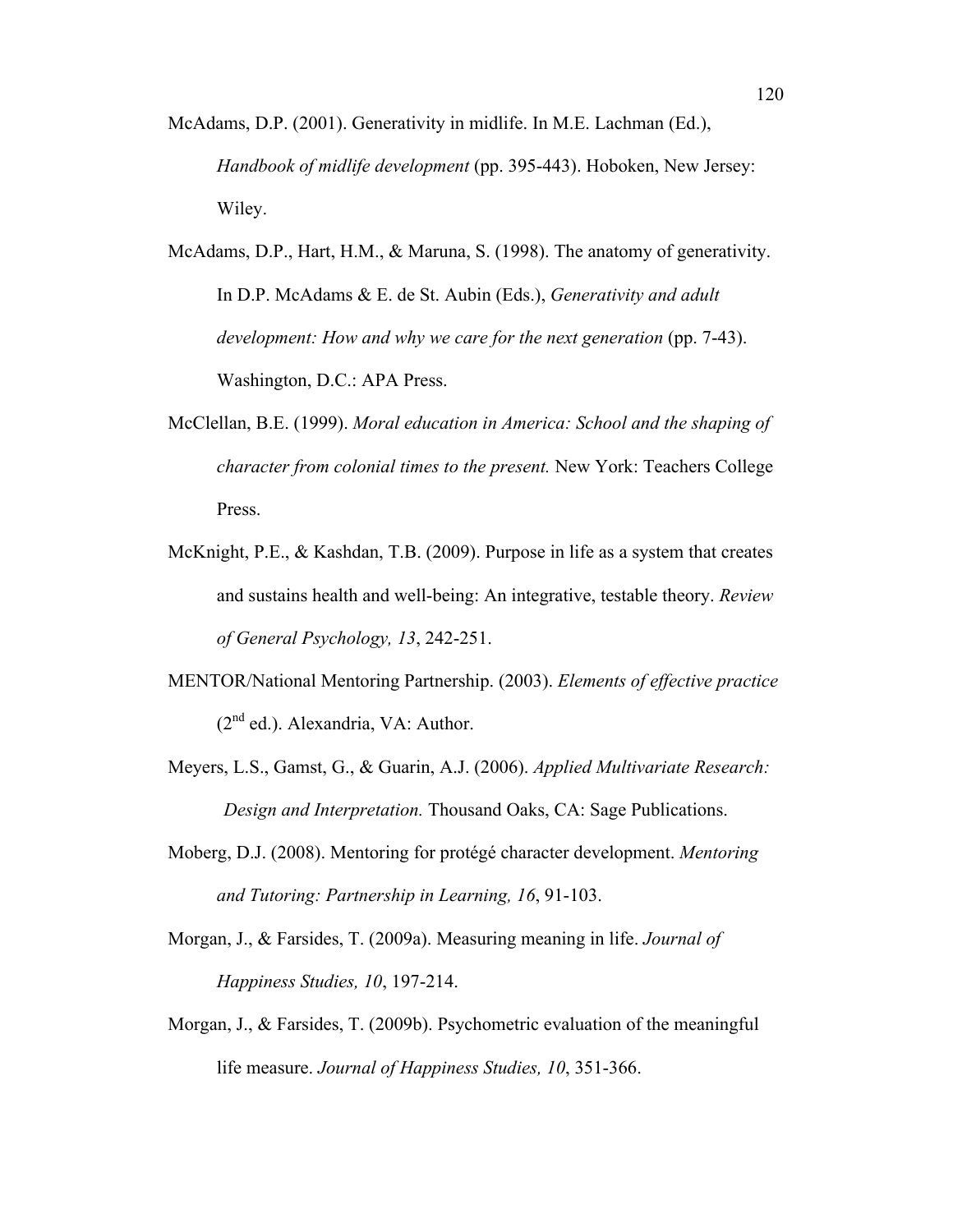McAdams, D.P. (2001). Generativity in midlife. In M.E. Lachman (Ed.), *Handbook of midlife development* (pp. 395-443). Hoboken, New Jersey: Wiley.

McAdams, D.P., Hart, H.M., & Maruna, S. (1998). The anatomy of generativity. In D.P. McAdams & E. de St. Aubin (Eds.), *Generativity and adult development: How and why we care for the next generation* (pp. 7-43). Washington, D.C.: APA Press.

McClellan, B.E. (1999). *Moral education in America: School and the shaping of character from colonial times to the present.* New York: Teachers College Press.

McKnight, P.E., & Kashdan, T.B. (2009). Purpose in life as a system that creates and sustains health and well-being: An integrative, testable theory. *Review of General Psychology, 13*, 242-251.

MENTOR/National Mentoring Partnership. (2003). *Elements of effective practice* (2nd ed.). Alexandria, VA: Author.

Meyers, L.S., Gamst, G., & Guarin, A.J. (2006). *Applied Multivariate Research: Design and Interpretation.* Thousand Oaks, CA: Sage Publications.

Moberg, D.J. (2008). Mentoring for protégé character development. *Mentoring and Tutoring: Partnership in Learning, 16*, 91-103.

Morgan, J., & Farsides, T. (2009a). Measuring meaning in life. *Journal of Happiness Studies, 10*, 197-214.

Morgan, J., & Farsides, T. (2009b). Psychometric evaluation of the meaningful life measure. *Journal of Happiness Studies, 10*, 351-366.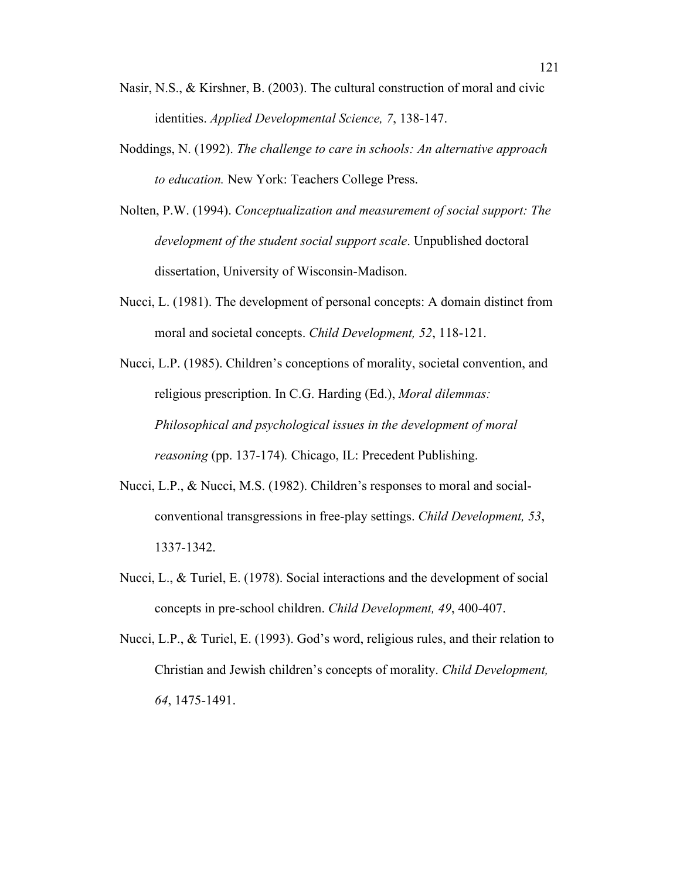Nasir, N.S., & Kirshner, B. (2003). The cultural construction of moral and civic identities. *Applied Developmental Science, 7*, 138-147.

Noddings, N. (1992). *The challenge to care in schools: An alternative approach to education.* New York: Teachers College Press.

Nolten, P.W. (1994). *Conceptualization and measurement of social support: The development of the student social support scale*. Unpublished doctoral dissertation, University of Wisconsin-Madison.

Nucci, L. (1981). The development of personal concepts: A domain distinct from moral and societal concepts. *Child Development, 52*, 118-121.

Nucci, L.P. (1985). Children's conceptions of morality, societal convention, and religious prescription. In C.G. Harding (Ed.), *Moral dilemmas: Philosophical and psychological issues in the development of moral reasoning* (pp. 137-174)*.* Chicago, IL: Precedent Publishing.

Nucci, L.P., & Nucci, M.S. (1982). Children's responses to moral and social-conventional transgressions in free-play settings. *Child Development, 53*, 1337-1342.

Nucci, L., & Turiel, E. (1978). Social interactions and the development of social concepts in pre-school children. *Child Development, 49*, 400-407.

Nucci, L.P., & Turiel, E. (1993). God's word, religious rules, and their relation to Christian and Jewish children's concepts of morality. *Child Development, 64*, 1475-1491.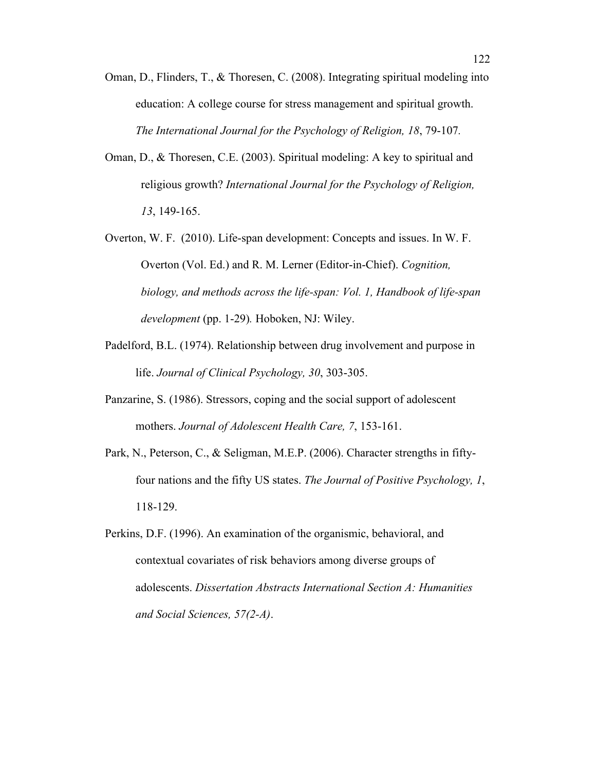Oman, D., Flinders, T., & Thoresen, C. (2008). Integrating spiritual modeling into education: A college course for stress management and spiritual growth. *The International Journal for the Psychology of Religion, 18*, 79-107.

Oman, D., & Thoresen, C.E. (2003). Spiritual modeling: A key to spiritual and religious growth? *International Journal for the Psychology of Religion, 13*, 149-165.

Overton, W. F. (2010). Life-span development: Concepts and issues. In W. F. Overton (Vol. Ed.) and R. M. Lerner (Editor-in-Chief). *Cognition, biology, and methods across the life-span: Vol. 1, Handbook of life-span development* (pp. 1-29)*.* Hoboken, NJ: Wiley.

Padelford, B.L. (1974). Relationship between drug involvement and purpose in life. *Journal of Clinical Psychology, 30*, 303-305.

Panzarine, S. (1986). Stressors, coping and the social support of adolescent mothers. *Journal of Adolescent Health Care, 7*, 153-161.

Park, N., Peterson, C., & Seligman, M.E.P. (2006). Character strengths in fifty-four nations and the fifty US states. *The Journal of Positive Psychology, 1*, 118-129.

Perkins, D.F. (1996). An examination of the organismic, behavioral, and contextual covariates of risk behaviors among diverse groups of adolescents. *Dissertation Abstracts International Section A: Humanities and Social Sciences, 57(2-A)*.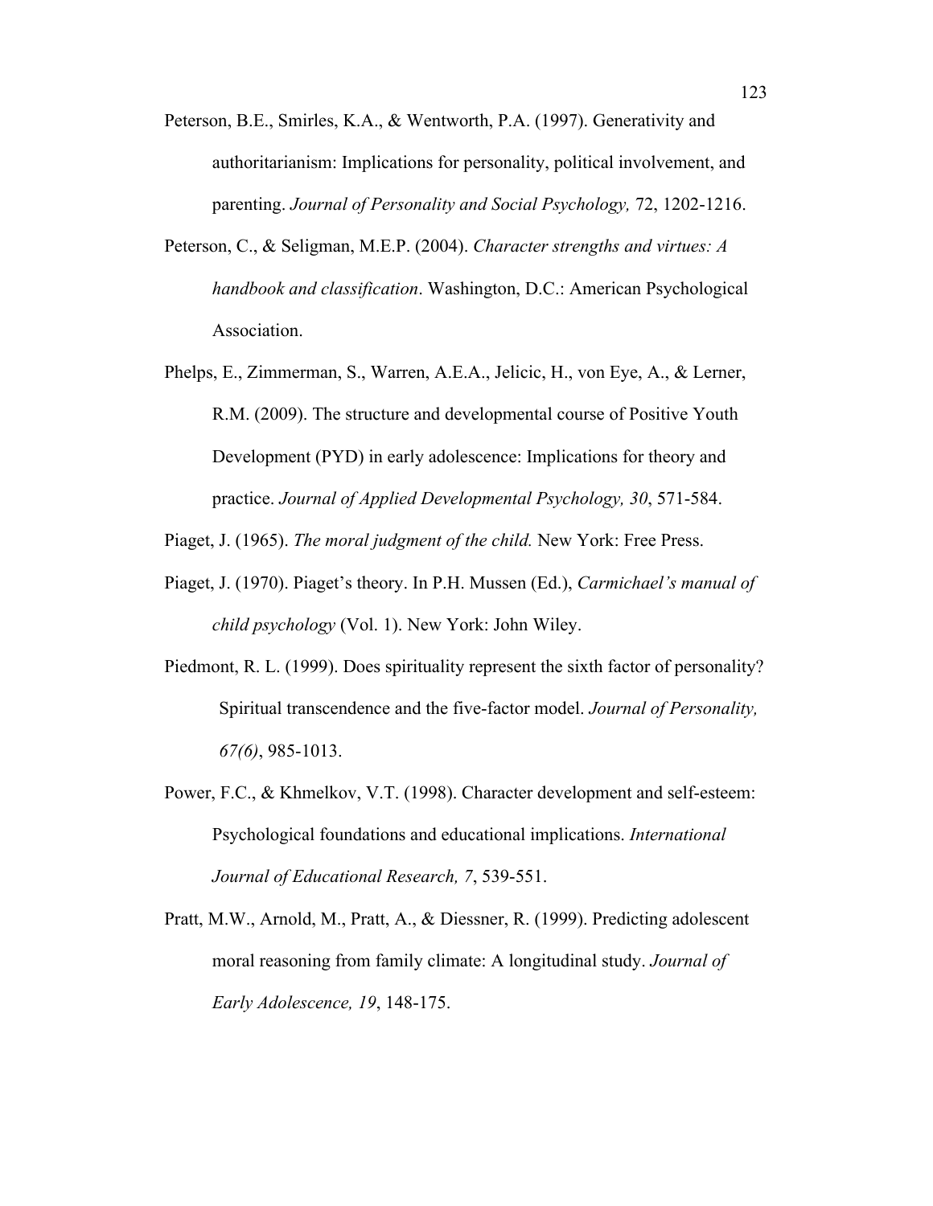Peterson, B.E., Smirles, K.A., & Wentworth, P.A. (1997). Generativity and authoritarianism: Implications for personality, political involvement, and parenting. *Journal of Personality and Social Psychology,* 72, 1202-1216.

Peterson, C., & Seligman, M.E.P. (2004). *Character strengths and virtues: A handbook and classification*. Washington, D.C.: American Psychological Association.

Phelps, E., Zimmerman, S., Warren, A.E.A., Jelicic, H., von Eye, A., & Lerner, R.M. (2009). The structure and developmental course of Positive Youth Development (PYD) in early adolescence: Implications for theory and practice. *Journal of Applied Developmental Psychology, 30*, 571-584.

Piaget, J. (1965). *The moral judgment of the child.* New York: Free Press.

Piaget, J. (1970). Piaget's theory. In P.H. Mussen (Ed.), *Carmichael's manual of child psychology* (Vol. 1). New York: John Wiley.

Piedmont, R. L. (1999). Does spirituality represent the sixth factor of personality? Spiritual transcendence and the five-factor model. *Journal of Personality, 67(6)*, 985-1013.

Power, F.C., & Khmelkov, V.T. (1998). Character development and self-esteem: Psychological foundations and educational implications. *International Journal of Educational Research, 7*, 539-551.

Pratt, M.W., Arnold, M., Pratt, A., & Diessner, R. (1999). Predicting adolescent moral reasoning from family climate: A longitudinal study. *Journal of Early Adolescence, 19*, 148-175.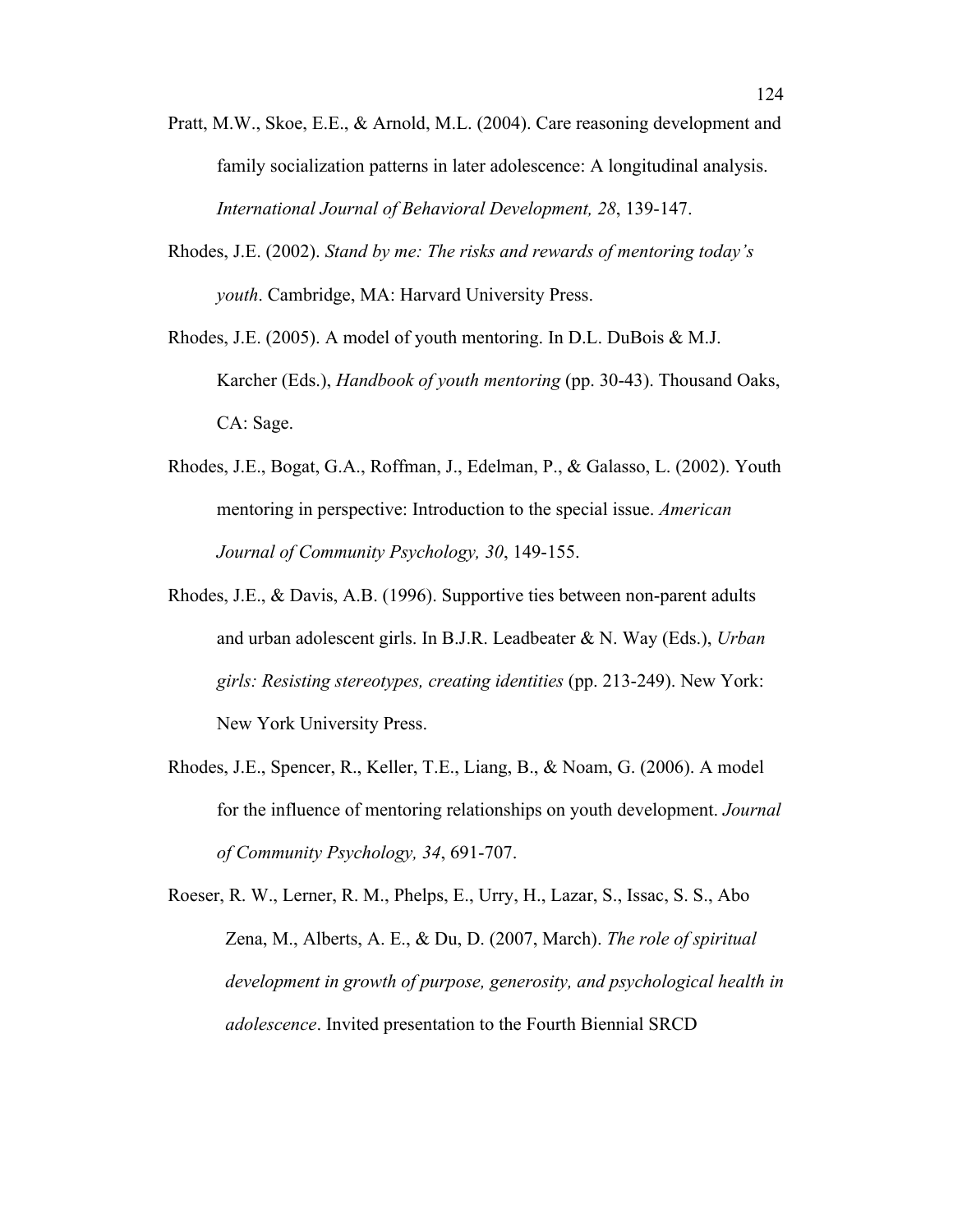Pratt, M.W., Skoe, E.E., & Arnold, M.L. (2004). Care reasoning development and family socialization patterns in later adolescence: A longitudinal analysis. *International Journal of Behavioral Development, 28*, 139-147.

Rhodes, J.E. (2002). *Stand by me: The risks and rewards of mentoring today's youth*. Cambridge, MA: Harvard University Press.

Rhodes, J.E. (2005). A model of youth mentoring. In D.L. DuBois & M.J. Karcher (Eds.), *Handbook of youth mentoring* (pp. 30-43). Thousand Oaks, CA: Sage.

Rhodes, J.E., Bogat, G.A., Roffman, J., Edelman, P., & Galasso, L. (2002). Youth mentoring in perspective: Introduction to the special issue. *American Journal of Community Psychology, 30*, 149-155.

Rhodes, J.E., & Davis, A.B. (1996). Supportive ties between non-parent adults and urban adolescent girls. In B.J.R. Leadbeater & N. Way (Eds.), *Urban girls: Resisting stereotypes, creating identities* (pp. 213-249). New York: New York University Press.

Rhodes, J.E., Spencer, R., Keller, T.E., Liang, B., & Noam, G. (2006). A model for the influence of mentoring relationships on youth development. *Journal of Community Psychology, 34*, 691-707.

Roeser, R. W., Lerner, R. M., Phelps, E., Urry, H., Lazar, S., Issac, S. S., Abo Zena, M., Alberts, A. E., & Du, D. (2007, March). *The role of spiritual development in growth of purpose, generosity, and psychological health in adolescence*. Invited presentation to the Fourth Biennial SRCD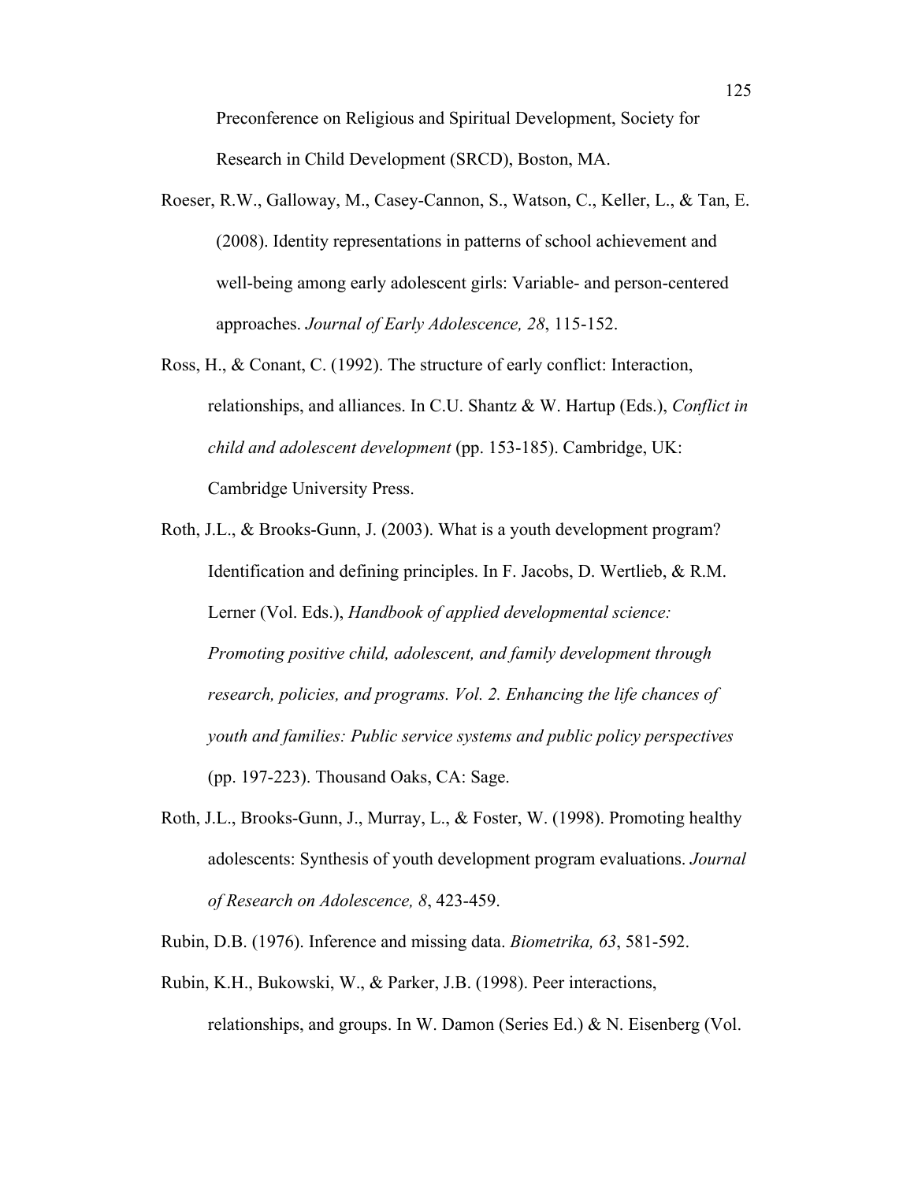Preconference on Religious and Spiritual Development, Society for Research in Child Development (SRCD), Boston, MA.

Roeser, R.W., Galloway, M., Casey-Cannon, S., Watson, C., Keller, L., & Tan, E. (2008). Identity representations in patterns of school achievement and well-being among early adolescent girls: Variable- and person-centered approaches. *Journal of Early Adolescence, 28*, 115-152.

Ross, H., & Conant, C. (1992). The structure of early conflict: Interaction, relationships, and alliances. In C.U. Shantz & W. Hartup (Eds.), *Conflict in child and adolescent development* (pp. 153-185). Cambridge, UK: Cambridge University Press.

Roth, J.L., & Brooks-Gunn, J. (2003). What is a youth development program? Identification and defining principles. In F. Jacobs, D. Wertlieb, & R.M. Lerner (Vol. Eds.), *Handbook of applied developmental science: Promoting positive child, adolescent, and family development through research, policies, and programs. Vol. 2. Enhancing the life chances of youth and families: Public service systems and public policy perspectives* (pp. 197-223). Thousand Oaks, CA: Sage.

Roth, J.L., Brooks-Gunn, J., Murray, L., & Foster, W. (1998). Promoting healthy adolescents: Synthesis of youth development program evaluations. *Journal of Research on Adolescence, 8*, 423-459.

Rubin, D.B. (1976). Inference and missing data. *Biometrika, 63*, 581-592.

Rubin, K.H., Bukowski, W., & Parker, J.B. (1998). Peer interactions, relationships, and groups. In W. Damon (Series Ed.) & N. Eisenberg (Vol.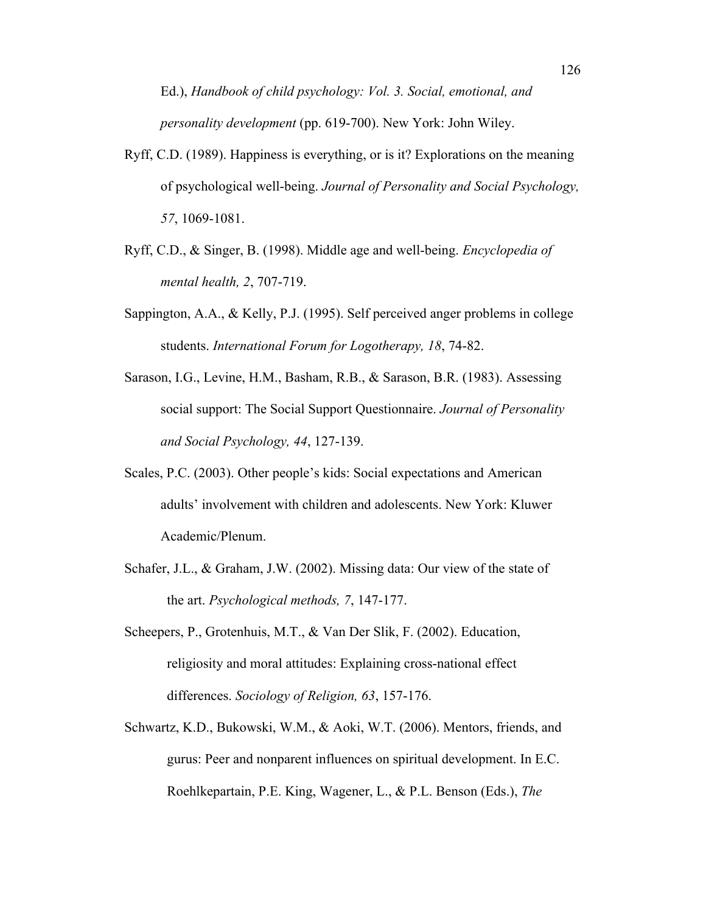Ed.), *Handbook of child psychology: Vol. 3. Social, emotional, and personality development* (pp. 619-700). New York: John Wiley.

Ryff, C.D. (1989). Happiness is everything, or is it? Explorations on the meaning of psychological well-being. *Journal of Personality and Social Psychology, 57*, 1069-1081.

Ryff, C.D., & Singer, B. (1998). Middle age and well-being. *Encyclopedia of mental health, 2*, 707-719.

Sappington, A.A., & Kelly, P.J. (1995). Self perceived anger problems in college students. *International Forum for Logotherapy, 18*, 74-82.

Sarason, I.G., Levine, H.M., Basham, R.B., & Sarason, B.R. (1983). Assessing social support: The Social Support Questionnaire. *Journal of Personality and Social Psychology, 44*, 127-139.

Scales, P.C. (2003). Other people's kids: Social expectations and American adults' involvement with children and adolescents. New York: Kluwer Academic/Plenum.

Schafer, J.L., & Graham, J.W. (2002). Missing data: Our view of the state of the art. *Psychological methods, 7*, 147-177.

Scheepers, P., Grotenhuis, M.T., & Van Der Slik, F. (2002). Education, religiosity and moral attitudes: Explaining cross-national effect differences. *Sociology of Religion, 63*, 157-176.

Schwartz, K.D., Bukowski, W.M., & Aoki, W.T. (2006). Mentors, friends, and gurus: Peer and nonparent influences on spiritual development. In E.C. Roehlkepartain, P.E. King, Wagener, L., & P.L. Benson (Eds.), *The*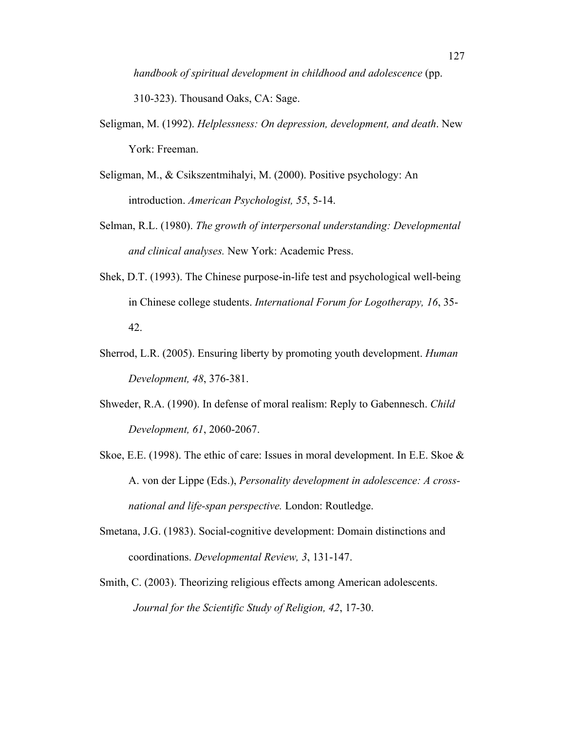*handbook of spiritual development in childhood and adolescence* (pp. 310-323). Thousand Oaks, CA: Sage.

Seligman, M. (1992). *Helplessness: On depression, development, and death*. New York: Freeman.

Seligman, M., & Csikszentmihalyi, M. (2000). Positive psychology: An introduction. *American Psychologist, 55*, 5-14.

Selman, R.L. (1980). *The growth of interpersonal understanding: Developmental and clinical analyses.* New York: Academic Press.

Shek, D.T. (1993). The Chinese purpose-in-life test and psychological well-being in Chinese college students. *International Forum for Logotherapy, 16*, 35-42.

Sherrod, L.R. (2005). Ensuring liberty by promoting youth development. *Human Development, 48*, 376-381.

Shweder, R.A. (1990). In defense of moral realism: Reply to Gabennesch. *Child Development, 61*, 2060-2067.

Skoe, E.E. (1998). The ethic of care: Issues in moral development. In E.E. Skoe & A. von der Lippe (Eds.), *Personality development in adolescence: A cross-national and life-span perspective.* London: Routledge.

Smetana, J.G. (1983). Social-cognitive development: Domain distinctions and coordinations. *Developmental Review, 3*, 131-147.

Smith, C. (2003). Theorizing religious effects among American adolescents. *Journal for the Scientific Study of Religion, 42*, 17-30.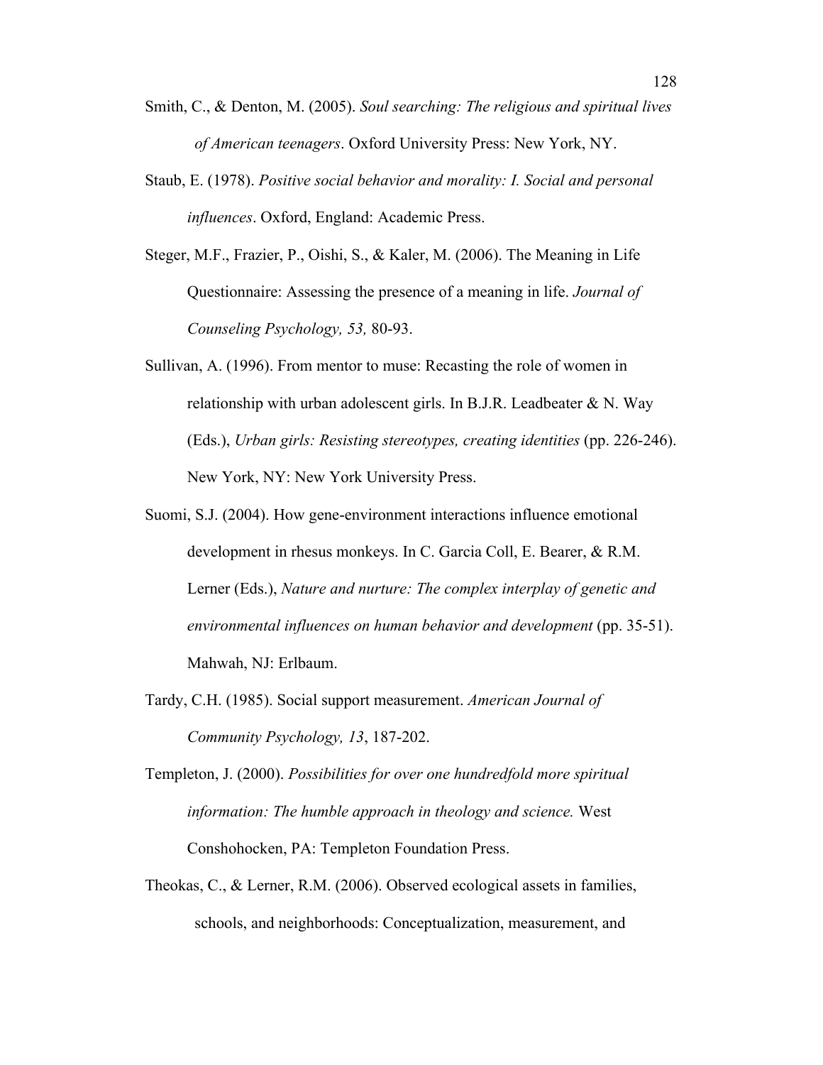Smith, C., & Denton, M. (2005). *Soul searching: The religious and spiritual lives of American teenagers*. Oxford University Press: New York, NY.

Staub, E. (1978). *Positive social behavior and morality: I. Social and personal influences*. Oxford, England: Academic Press.

Steger, M.F., Frazier, P., Oishi, S., & Kaler, M. (2006). The Meaning in Life Questionnaire: Assessing the presence of a meaning in life. *Journal of Counseling Psychology, 53,* 80-93.

Sullivan, A. (1996). From mentor to muse: Recasting the role of women in relationship with urban adolescent girls. In B.J.R. Leadbeater & N. Way (Eds.), *Urban girls: Resisting stereotypes, creating identities* (pp. 226-246). New York, NY: New York University Press.

Suomi, S.J. (2004). How gene-environment interactions influence emotional development in rhesus monkeys. In C. Garcia Coll, E. Bearer, & R.M. Lerner (Eds.), *Nature and nurture: The complex interplay of genetic and environmental influences on human behavior and development* (pp. 35-51). Mahwah, NJ: Erlbaum.

Tardy, C.H. (1985). Social support measurement. *American Journal of Community Psychology, 13*, 187-202.

Templeton, J. (2000). *Possibilities for over one hundredfold more spiritual information: The humble approach in theology and science.* West Conshohocken, PA: Templeton Foundation Press.

Theokas, C., & Lerner, R.M. (2006). Observed ecological assets in families, schools, and neighborhoods: Conceptualization, measurement, and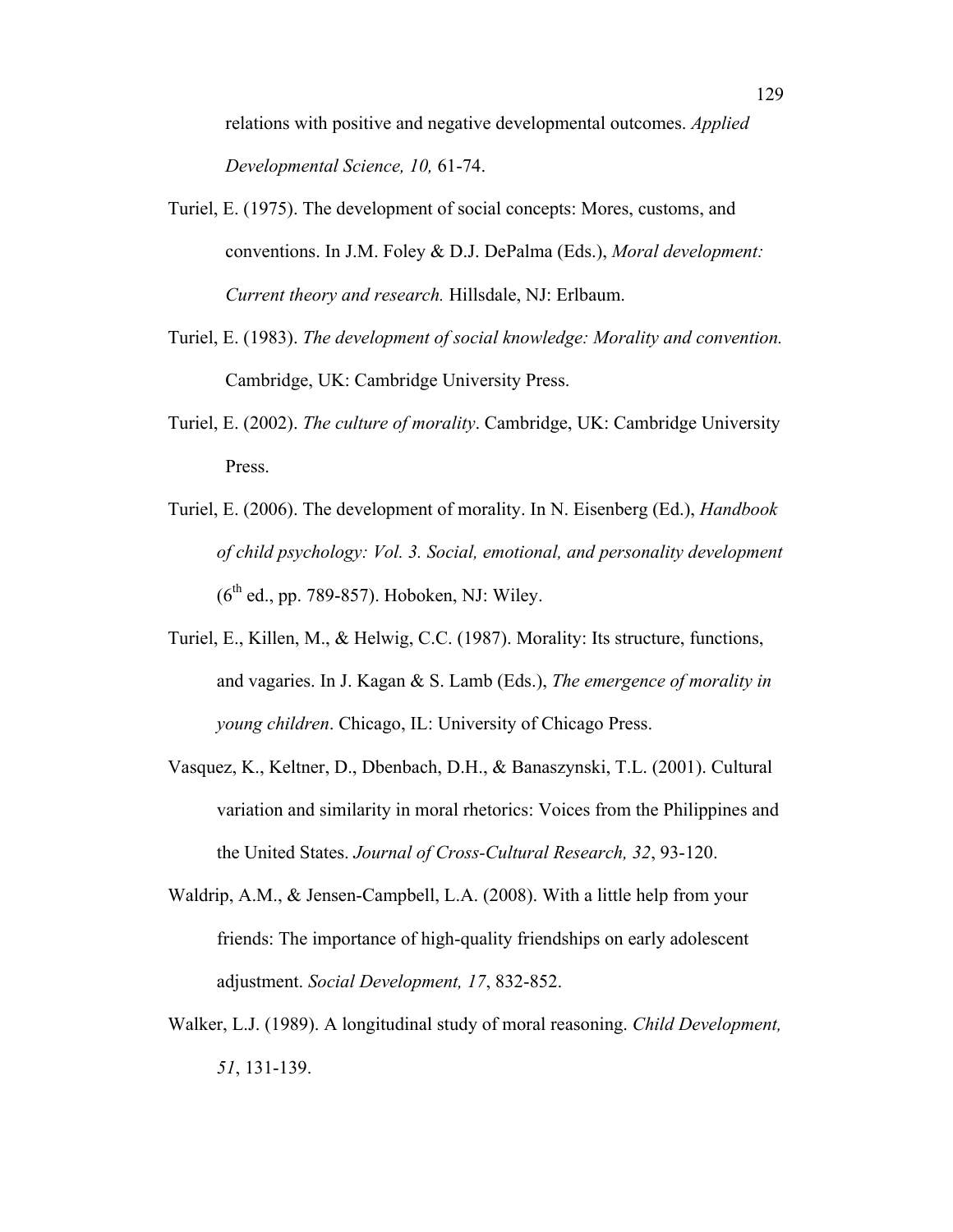relations with positive and negative developmental outcomes. *Applied Developmental Science, 10,* 61-74.

Turiel, E. (1975). The development of social concepts: Mores, customs, and conventions. In J.M. Foley & D.J. DePalma (Eds.), *Moral development: Current theory and research.* Hillsdale, NJ: Erlbaum.

Turiel, E. (1983). *The development of social knowledge: Morality and convention.* Cambridge, UK: Cambridge University Press.

Turiel, E. (2002). *The culture of morality*. Cambridge, UK: Cambridge University Press.

Turiel, E. (2006). The development of morality. In N. Eisenberg (Ed.), *Handbook of child psychology: Vol. 3. Social, emotional, and personality development* (6th ed., pp. 789-857). Hoboken, NJ: Wiley.

Turiel, E., Killen, M., & Helwig, C.C. (1987). Morality: Its structure, functions, and vagaries. In J. Kagan & S. Lamb (Eds.), *The emergence of morality in young children*. Chicago, IL: University of Chicago Press.

Vasquez, K., Keltner, D., Dbenbach, D.H., & Banaszynski, T.L. (2001). Cultural variation and similarity in moral rhetorics: Voices from the Philippines and the United States. *Journal of Cross-Cultural Research, 32*, 93-120.

Waldrip, A.M., & Jensen-Campbell, L.A. (2008). With a little help from your friends: The importance of high-quality friendships on early adolescent adjustment. *Social Development, 17*, 832-852.

Walker, L.J. (1989). A longitudinal study of moral reasoning. *Child Development, 51*, 131-139.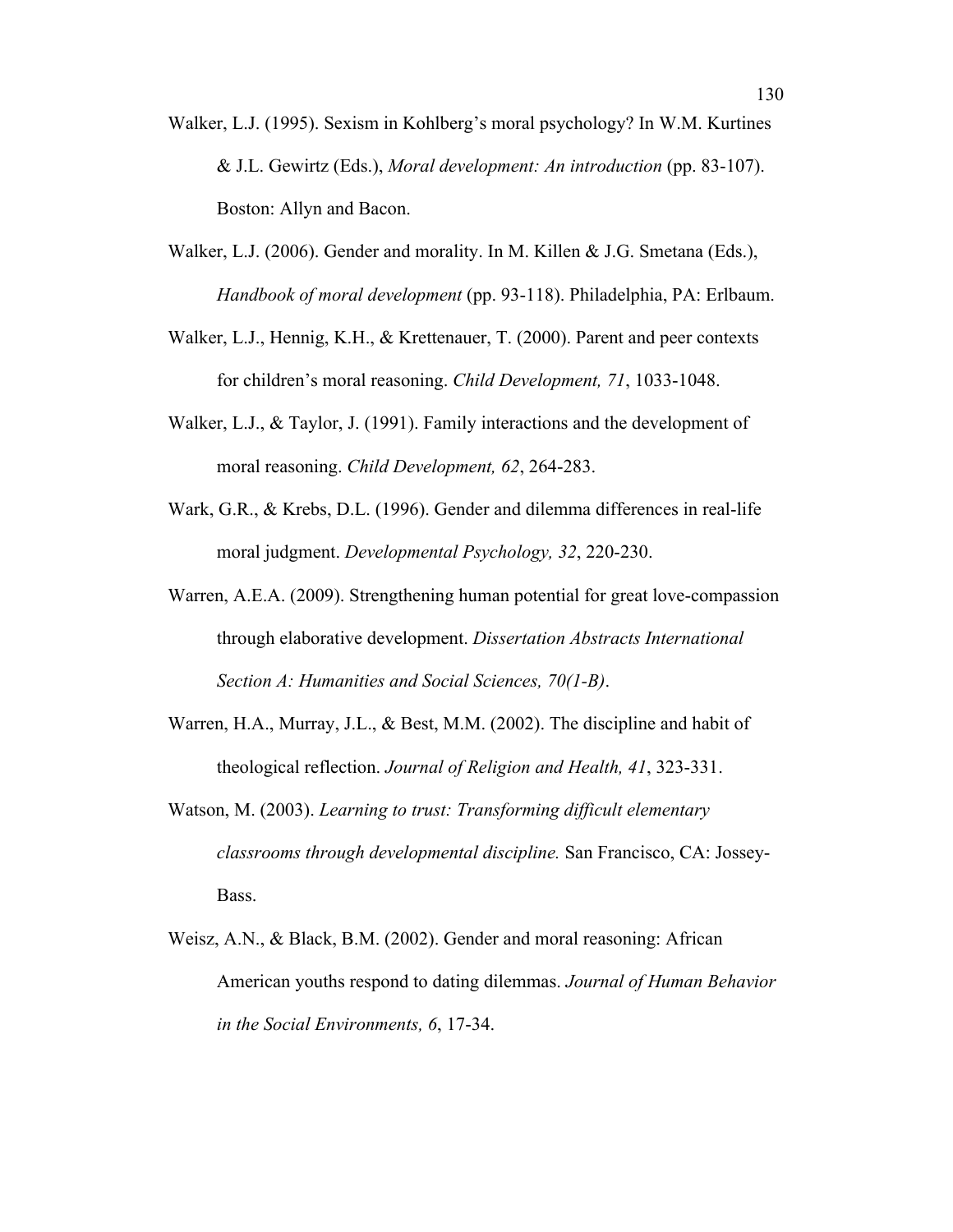Walker, L.J. (1995). Sexism in Kohlberg's moral psychology? In W.M. Kurtines & J.L. Gewirtz (Eds.), *Moral development: An introduction* (pp. 83-107). Boston: Allyn and Bacon.

Walker, L.J. (2006). Gender and morality. In M. Killen & J.G. Smetana (Eds.), *Handbook of moral development* (pp. 93-118). Philadelphia, PA: Erlbaum.

Walker, L.J., Hennig, K.H., & Krettenauer, T. (2000). Parent and peer contexts for children's moral reasoning. *Child Development, 71*, 1033-1048.

Walker, L.J., & Taylor, J. (1991). Family interactions and the development of moral reasoning. *Child Development, 62*, 264-283.

Wark, G.R., & Krebs, D.L. (1996). Gender and dilemma differences in real-life moral judgment. *Developmental Psychology, 32*, 220-230.

Warren, A.E.A. (2009). Strengthening human potential for great love-compassion through elaborative development. *Dissertation Abstracts International Section A: Humanities and Social Sciences, 70(1-B)*.

Warren, H.A., Murray, J.L., & Best, M.M. (2002). The discipline and habit of theological reflection. *Journal of Religion and Health, 41*, 323-331.

Watson, M. (2003). *Learning to trust: Transforming difficult elementary classrooms through developmental discipline.* San Francisco, CA: Jossey-Bass.

Weisz, A.N., & Black, B.M. (2002). Gender and moral reasoning: African American youths respond to dating dilemmas. *Journal of Human Behavior in the Social Environments, 6*, 17-34.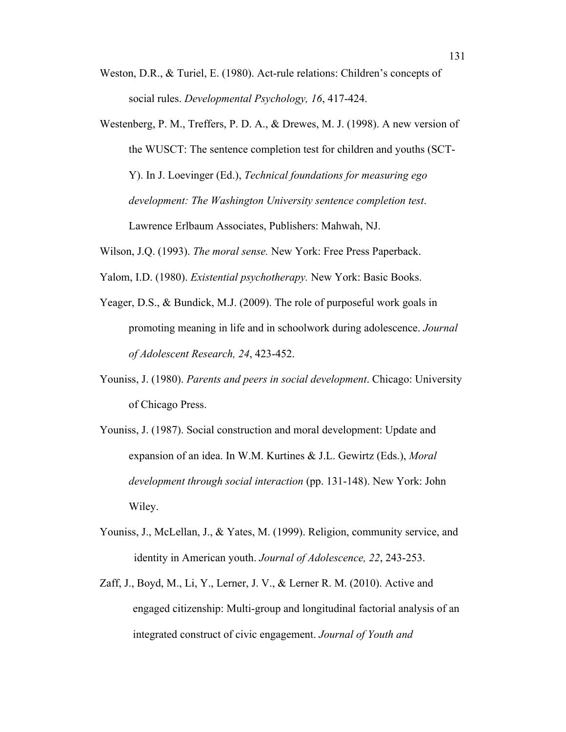Weston, D.R., & Turiel, E. (1980). Act-rule relations: Children's concepts of social rules. *Developmental Psychology, 16*, 417-424.

Westenberg, P. M., Treffers, P. D. A., & Drewes, M. J. (1998). A new version of the WUSCT: The sentence completion test for children and youths (SCT-Y). In J. Loevinger (Ed.), *Technical foundations for measuring ego development: The Washington University sentence completion test*. Lawrence Erlbaum Associates, Publishers: Mahwah, NJ.

Wilson, J.Q. (1993). *The moral sense.* New York: Free Press Paperback.

Yalom, I.D. (1980). *Existential psychotherapy.* New York: Basic Books.

Yeager, D.S., & Bundick, M.J. (2009). The role of purposeful work goals in promoting meaning in life and in schoolwork during adolescence. *Journal of Adolescent Research, 24*, 423-452.

Youniss, J. (1980). *Parents and peers in social development*. Chicago: University of Chicago Press.

Youniss, J. (1987). Social construction and moral development: Update and expansion of an idea. In W.M. Kurtines & J.L. Gewirtz (Eds.), *Moral development through social interaction* (pp. 131-148). New York: John Wiley.

Youniss, J., McLellan, J., & Yates, M. (1999). Religion, community service, and identity in American youth. *Journal of Adolescence, 22*, 243-253.

Zaff, J., Boyd, M., Li, Y., Lerner, J. V., & Lerner R. M. (2010). Active and engaged citizenship: Multi-group and longitudinal factorial analysis of an integrated construct of civic engagement. *Journal of Youth and*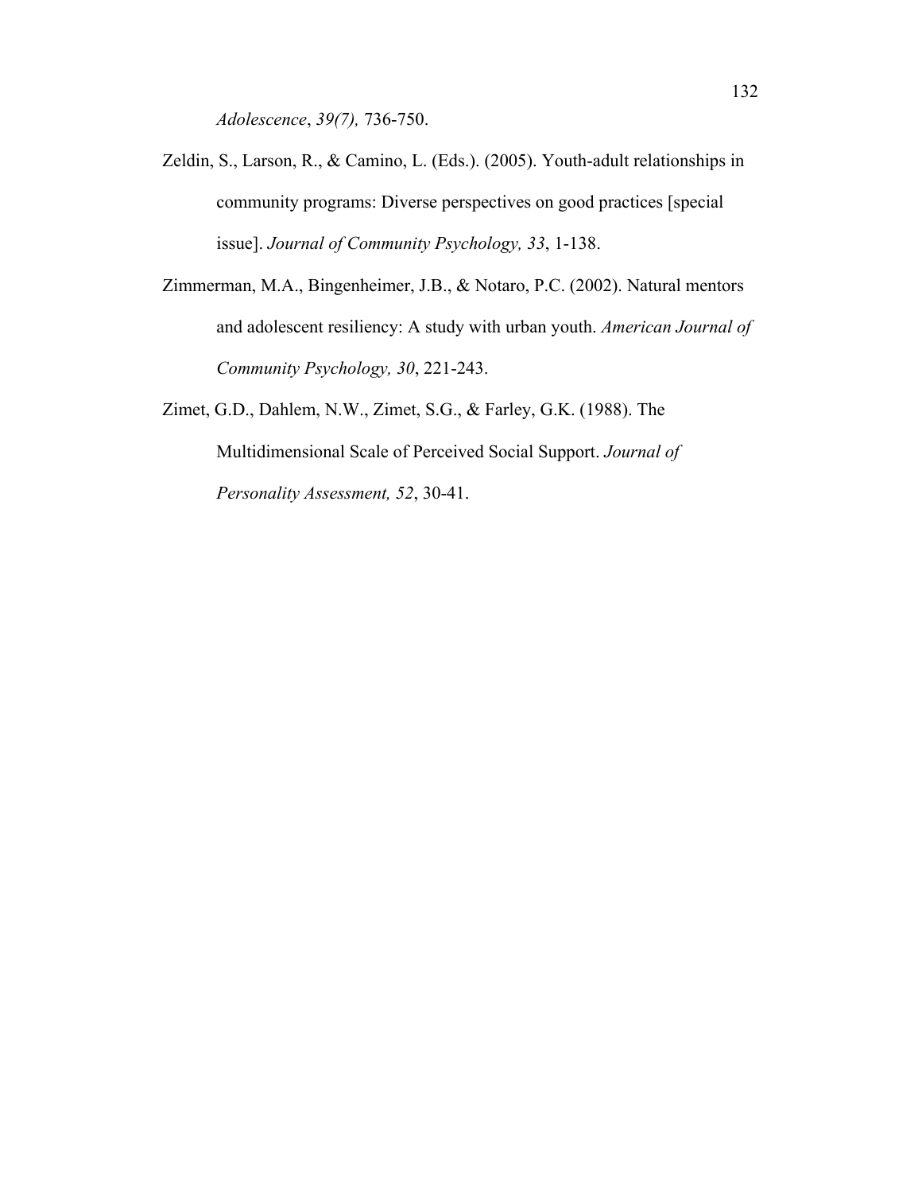*Adolescence*, *39(7),* 736-750.

Zeldin, S., Larson, R., & Camino, L. (Eds.). (2005). Youth-adult relationships in community programs: Diverse perspectives on good practices [special issue]. *Journal of Community Psychology, 33*, 1-138.

Zimmerman, M.A., Bingenheimer, J.B., & Notaro, P.C. (2002). Natural mentors and adolescent resiliency: A study with urban youth. *American Journal of Community Psychology, 30*, 221-243.

Zimet, G.D., Dahlem, N.W., Zimet, S.G., & Farley, G.K. (1988). The Multidimensional Scale of Perceived Social Support. *Journal of Personality Assessment, 52*, 30-41.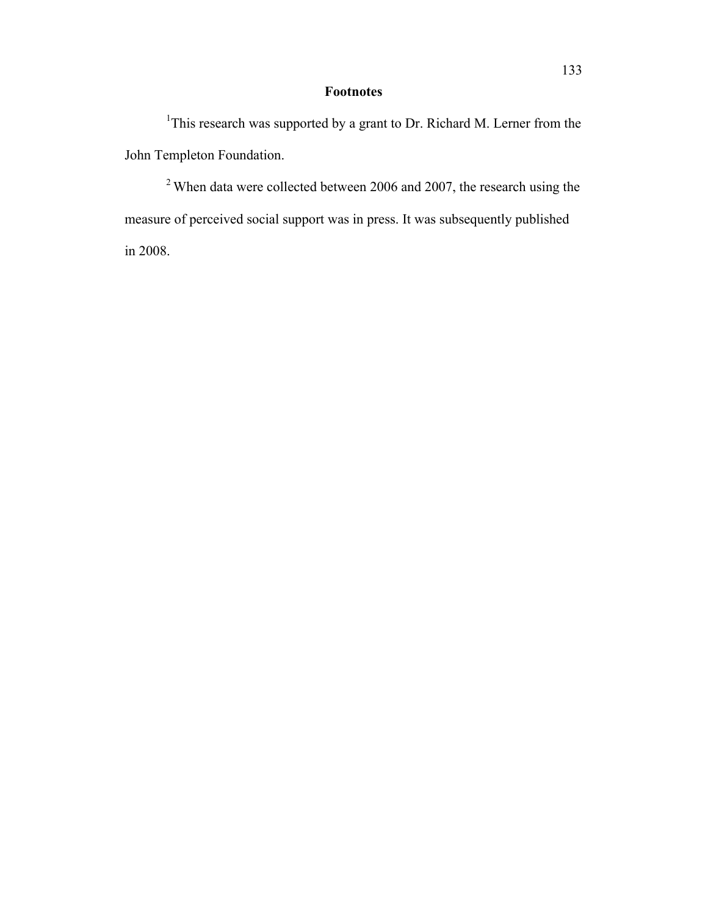# Footnotes

[1]This research was supported by a grant to Dr. Richard M. Lerner from the John Templeton Foundation.

[2] When data were collected between 2006 and 2007, the research using the measure of perceived social support was in press. It was subsequently published in 2008.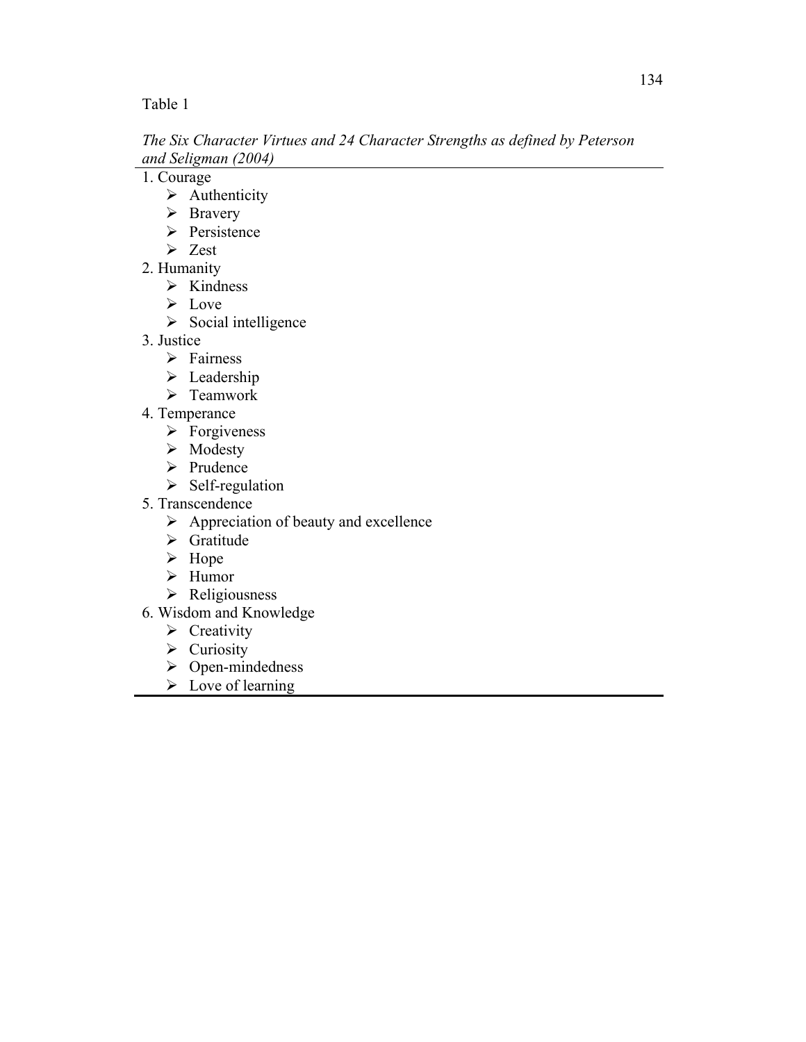Table 1

*The Six Character Virtues and 24 Character Strengths as defined by Peterson and Seligman (2004)*

1. Courage
    - Authenticity
    - Bravery
    - Persistence
    - Zest
2. Humanity
    - Kindness
    - Love
    - Social intelligence
3. Justice
    - Fairness
    - Leadership
    - Teamwork
4. Temperance
    - Forgiveness
    - Modesty
    - Prudence
    - Self-regulation
5. Transcendence
    - Appreciation of beauty and excellence
    - Gratitude
    - Hope
    - Humor
    - Religiousness
6. Wisdom and Knowledge
    - Creativity
    - Curiosity
    - Open-mindedness
    - Love of learning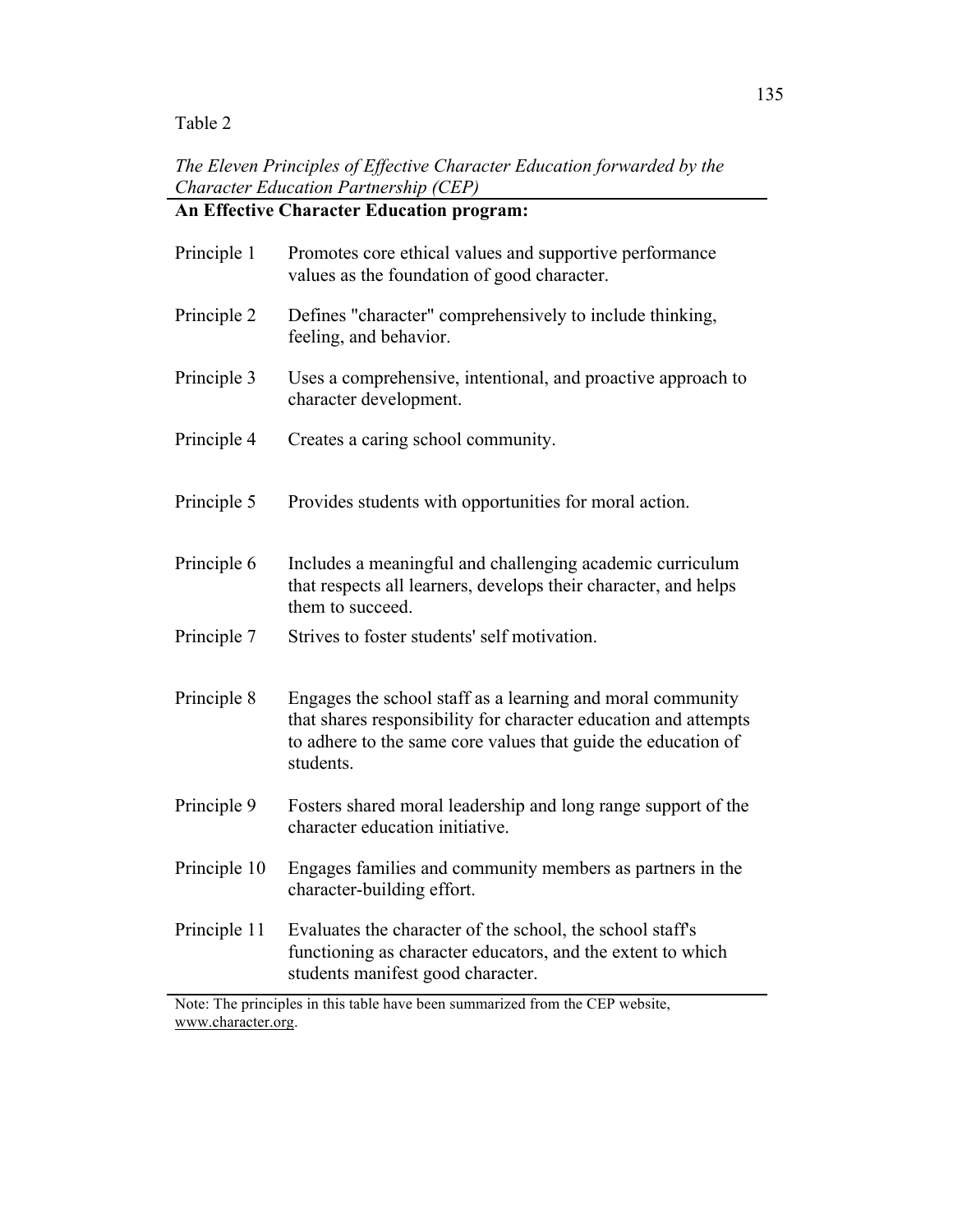Table 2

*The Eleven Principles of Effective Character Education forwarded by the Character Education Partnership (CEP)*

| **An Effective Character Education program:** | |
|---|---|
| Principle 1 | Promotes core ethical values and supportive performance values as the foundation of good character. |
| Principle 2 | Defines "character" comprehensively to include thinking, feeling, and behavior. |
| Principle 3 | Uses a comprehensive, intentional, and proactive approach to character development. |
| Principle 4 | Creates a caring school community. |
| Principle 5 | Provides students with opportunities for moral action. |
| Principle 6 | Includes a meaningful and challenging academic curriculum that respects all learners, develops their character, and helps them to succeed. |
| Principle 7 | Strives to foster students' self motivation. |
| Principle 8 | Engages the school staff as a learning and moral community that shares responsibility for character education and attempts to adhere to the same core values that guide the education of students. |
| Principle 9 | Fosters shared moral leadership and long range support of the character education initiative. |
| Principle 10 | Engages families and community members as partners in the character-building effort. |
| Principle 11 | Evaluates the character of the school, the school staff's functioning as character educators, and the extent to which students manifest good character. |

Note: The principles in this table have been summarized from the CEP website, www.character.org.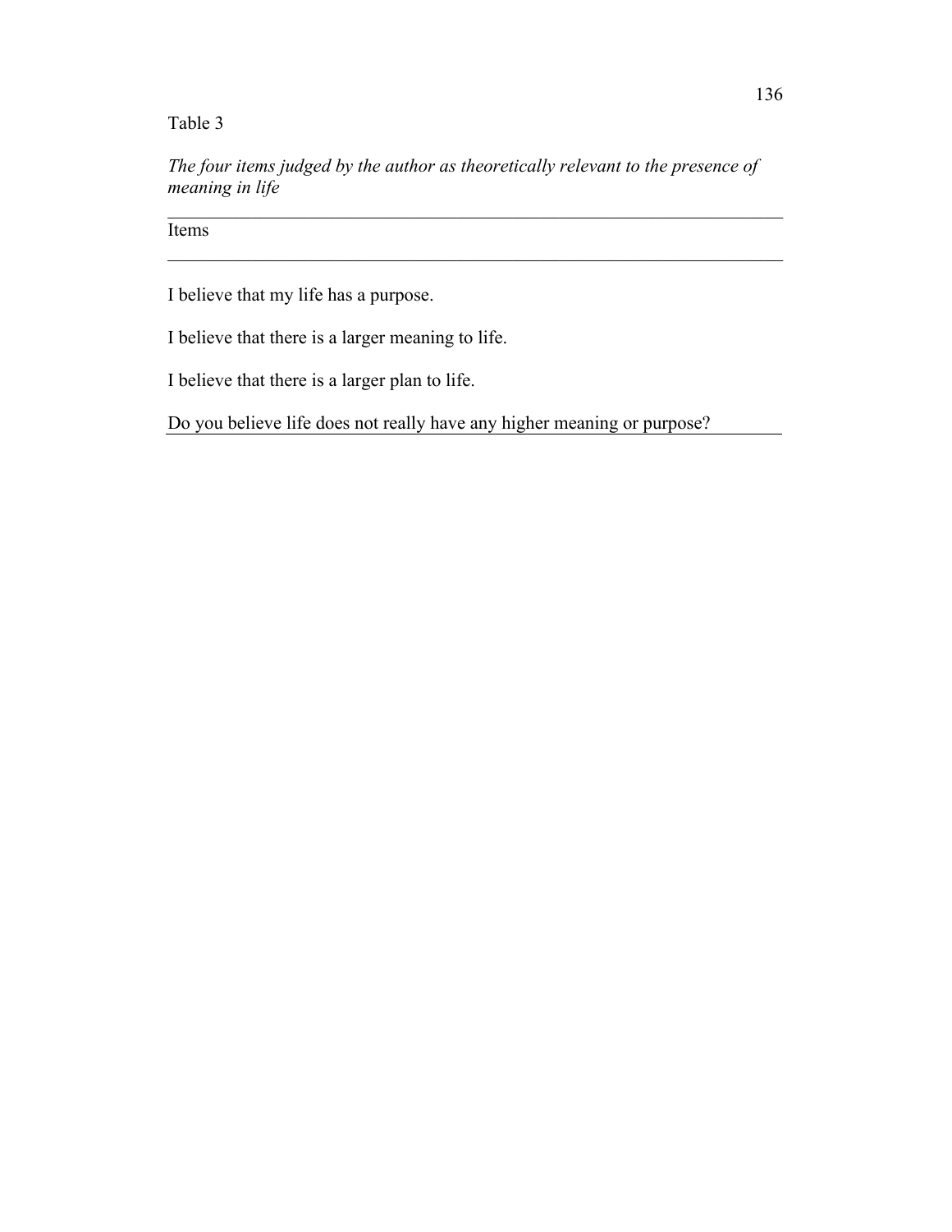Table 3

*The four items judged by the author as theoretically relevant to the presence of meaning in life*

| Items |
| --- |
| I believe that my life has a purpose. |
| I believe that there is a larger meaning to life. |
| I believe that there is a larger plan to life. |
| Do you believe life does not really have any higher meaning or purpose? |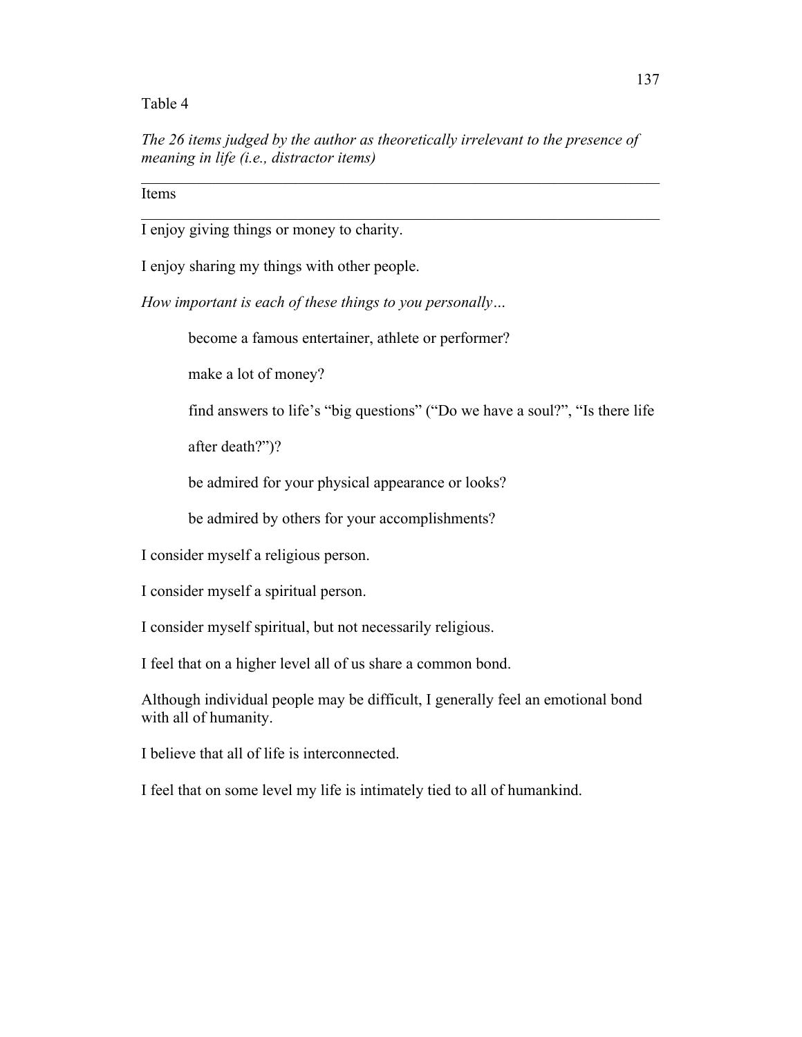Table 4

*The 26 items judged by the author as theoretically irrelevant to the presence of meaning in life (i.e., distractor items)*

| Items |
| --- |
| I enjoy giving things or money to charity. |
| I enjoy sharing my things with other people. |
| *How important is each of these things to you personally…* |
| become a famous entertainer, athlete or performer? |
| make a lot of money? |
| find answers to life's "big questions" ("Do we have a soul?", "Is there life after death?")? |
| be admired for your physical appearance or looks? |
| be admired by others for your accomplishments? |
| I consider myself a religious person. |
| I consider myself a spiritual person. |
| I consider myself spiritual, but not necessarily religious. |
| I feel that on a higher level all of us share a common bond. |
| Although individual people may be difficult, I generally feel an emotional bond with all of humanity. |
| I believe that all of life is interconnected. |
| I feel that on some level my life is intimately tied to all of humankind. |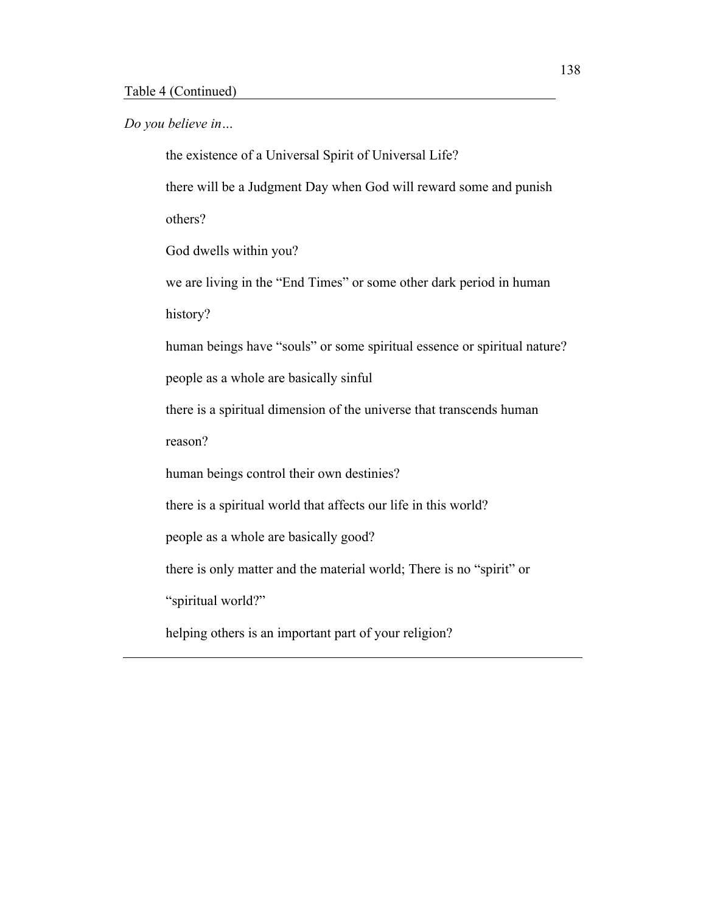Table 4 (Continued)

*Do you believe in…*

the existence of a Universal Spirit of Universal Life?

there will be a Judgment Day when God will reward some and punish others?

God dwells within you?

we are living in the "End Times" or some other dark period in human history?

human beings have "souls" or some spiritual essence or spiritual nature?

people as a whole are basically sinful

there is a spiritual dimension of the universe that transcends human reason?

human beings control their own destinies?

there is a spiritual world that affects our life in this world?

people as a whole are basically good?

there is only matter and the material world; There is no "spirit" or "spiritual world?"

helping others is an important part of your religion?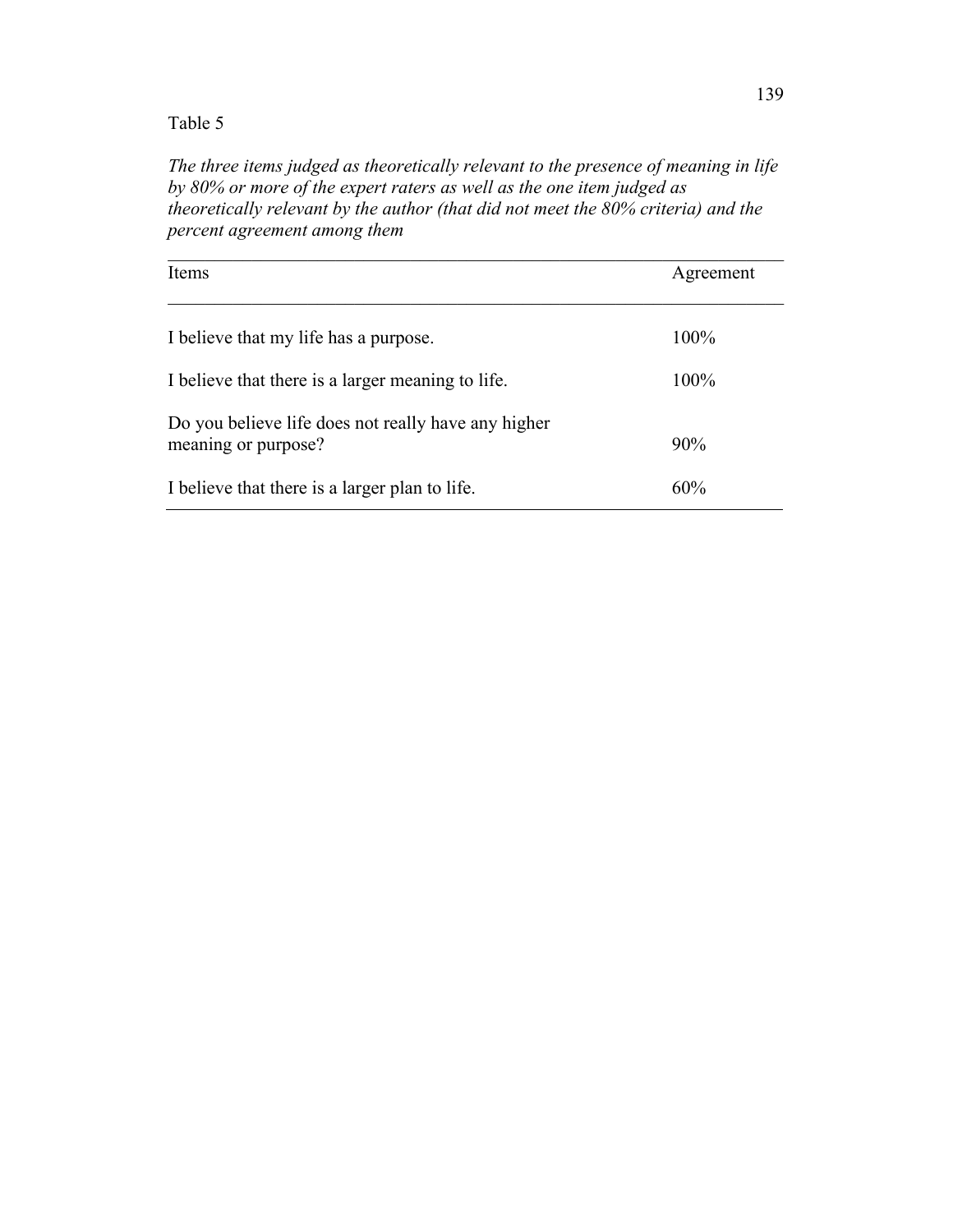Table 5

*The three items judged as theoretically relevant to the presence of meaning in life by 80% or more of the expert raters as well as the one item judged as theoretically relevant by the author (that did not meet the 80% criteria) and the percent agreement among them*

| Items | Agreement |
|---|---|
| I believe that my life has a purpose. | 100% |
| I believe that there is a larger meaning to life. | 100% |
| Do you believe life does not really have any higher meaning or purpose? | 90% |
| I believe that there is a larger plan to life. | 60% |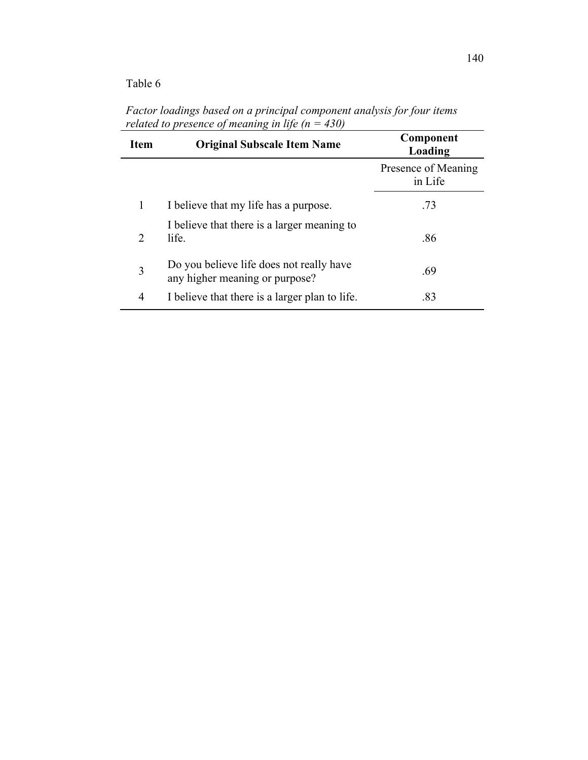Table 6

*Factor loadings based on a principal component analysis for four items related to presence of meaning in life (n = 430)*

| Item | Original Subscale Item Name | Component Loading |
|---|---|---|
| | | Presence of Meaning in Life |
| 1 | I believe that my life has a purpose. | .73 |
| 2 | I believe that there is a larger meaning to life. | .86 |
| 3 | Do you believe life does not really have any higher meaning or purpose? | .69 |
| 4 | I believe that there is a larger plan to life. | .83 |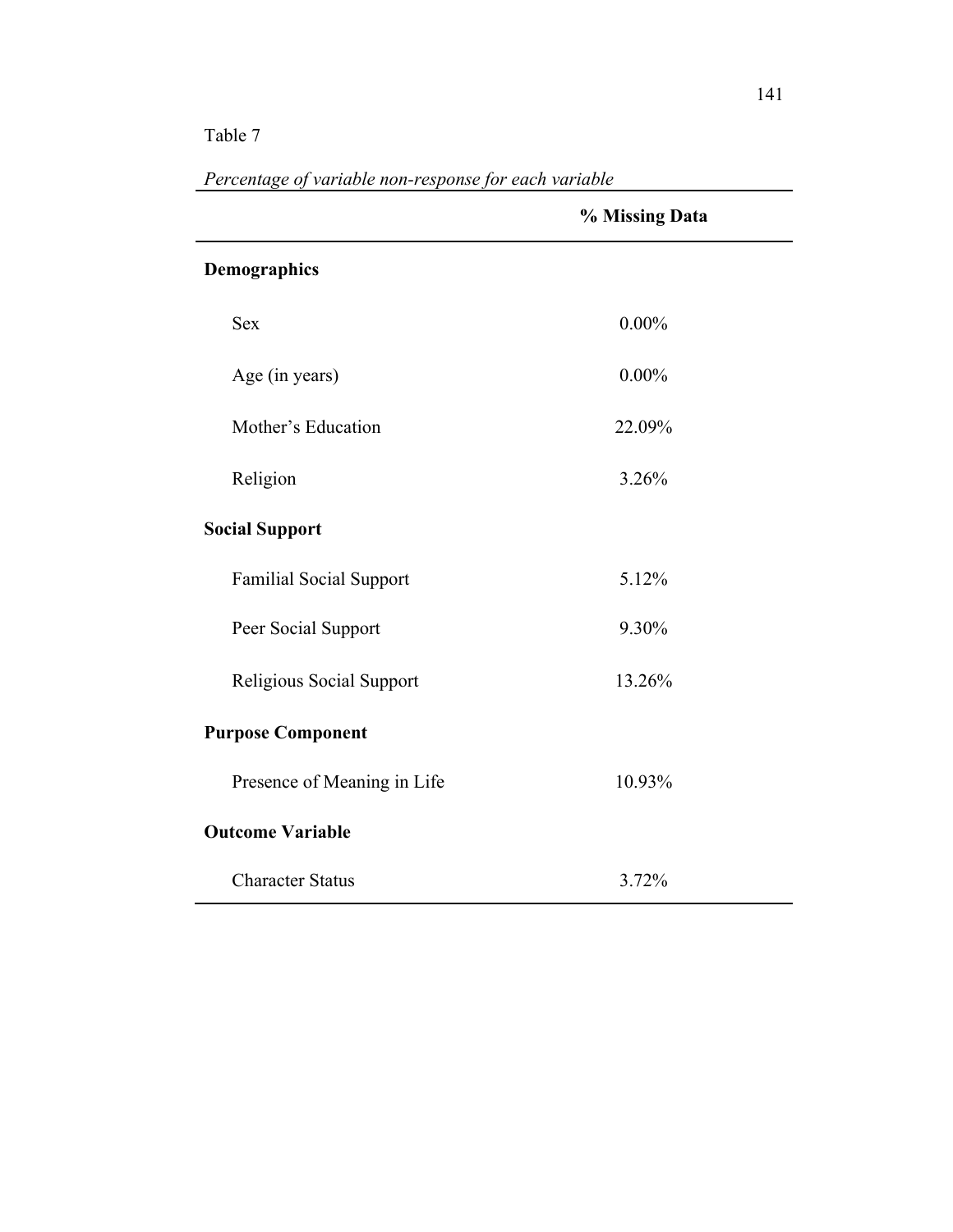Table 7

*Percentage of variable non-response for each variable*

| | % Missing Data |
|---|---|
| **Demographics** | |
| Sex | 0.00% |
| Age (in years) | 0.00% |
| Mother's Education | 22.09% |
| Religion | 3.26% |
| **Social Support** | |
| Familial Social Support | 5.12% |
| Peer Social Support | 9.30% |
| Religious Social Support | 13.26% |
| **Purpose Component** | |
| Presence of Meaning in Life | 10.93% |
| **Outcome Variable** | |
| Character Status | 3.72% |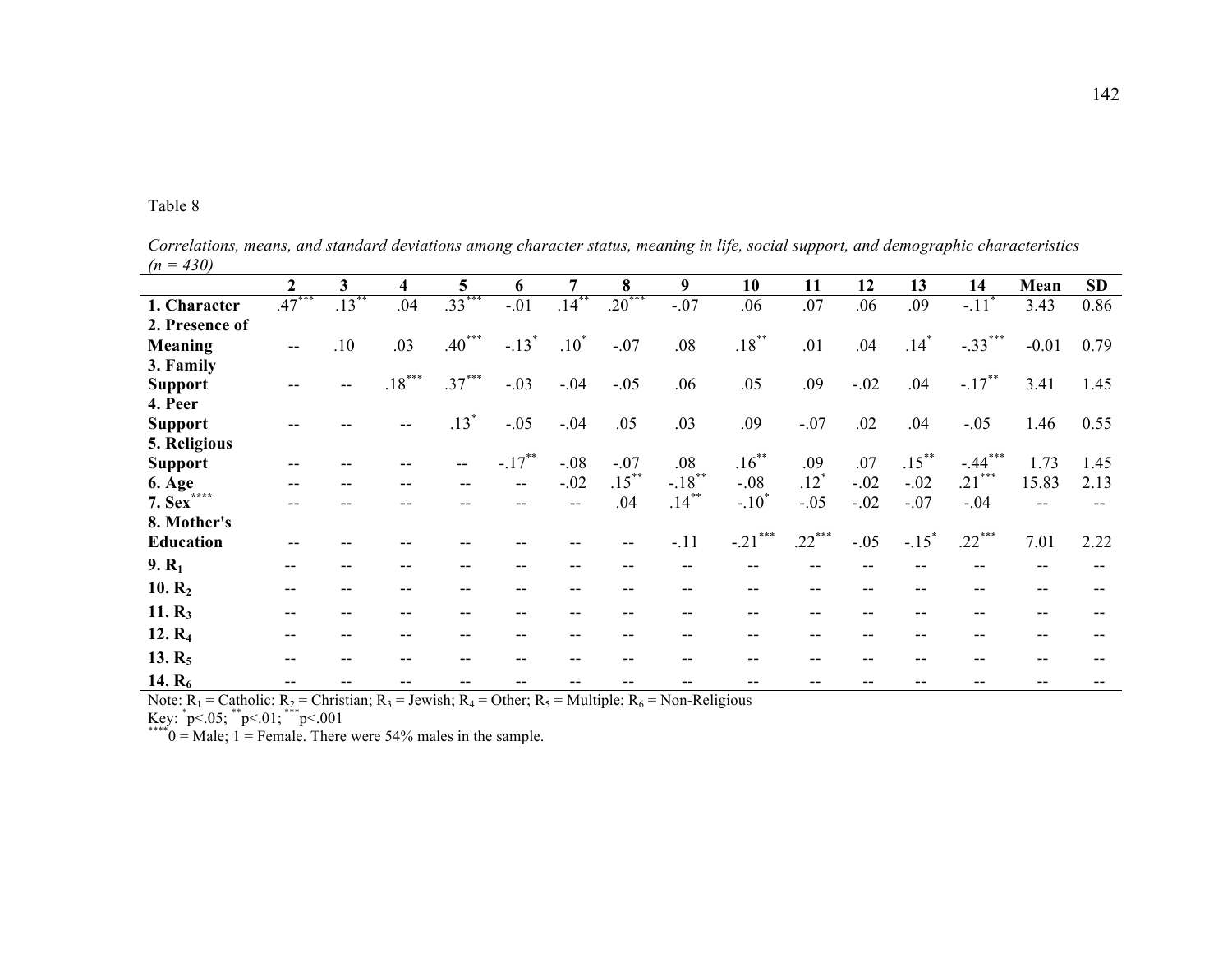Table 8

*Correlations, means, and standard deviations among character status, meaning in life, social support, and demographic characteristics (n = 430)*

| | 2 | 3 | 4 | 5 | 6 | 7 | 8 | 9 | 10 | 11 | 12 | 13 | 14 | Mean | SD |
|---|---|---|---|---|---|---|---|---|---|---|---|---|---|---|---|
| **1. Character** | .47*** | .13** | .04 | .33*** | -.01 | .14** | .20*** | -.07 | .06 | .07 | .06 | .09 | -.11* | 3.43 | 0.86 |
| **2. Presence of Meaning** | -- | .10 | .03 | .40*** | -.13* | .10* | -.07 | .08 | .18** | .01 | .04 | .14* | -.33*** | -0.01 | 0.79 |
| **3. Family Support** | -- | -- | .18*** | .37*** | -.03 | -.04 | -.05 | .06 | .05 | .09 | -.02 | .04 | -.17** | 3.41 | 1.45 |
| **4. Peer Support** | -- | -- | -- | .13* | -.05 | -.04 | .05 | .03 | .09 | -.07 | .02 | .04 | -.05 | 1.46 | 0.55 |
| **5. Religious Support** | -- | -- | -- | -- | -.17** | -.08 | -.07 | .08 | .16** | .09 | .07 | .15** | -.44*** | 1.73 | 1.45 |
| **6. Age** | -- | -- | -- | -- | -- | -.02 | .15** | -.18** | -.08 | .12* | -.02 | -.02 | .21*** | 15.83 | 2.13 |
| **7. Sex******** | -- | -- | -- | -- | -- | -- | .04 | .14** | -.10* | -.05 | -.02 | -.07 | -.04 | -- | -- |
| **8. Mother's Education** | -- | -- | -- | -- | -- | -- | -- | -.11 | -.21*** | .22*** | -.05 | -.15* | .22*** | 7.01 | 2.22 |
| **9. $R_1$** | -- | -- | -- | -- | -- | -- | -- | -- | -- | -- | -- | -- | -- | -- | -- |
| **10. $R_2$** | -- | -- | -- | -- | -- | -- | -- | -- | -- | -- | -- | -- | -- | -- | -- |
| **11. $R_3$** | -- | -- | -- | -- | -- | -- | -- | -- | -- | -- | -- | -- | -- | -- | -- |
| **12. $R_4$** | -- | -- | -- | -- | -- | -- | -- | -- | -- | -- | -- | -- | -- | -- | -- |
| **13. $R_5$** | -- | -- | -- | -- | -- | -- | -- | -- | -- | -- | -- | -- | -- | -- | -- |
| **14. $R_6$** | -- | -- | -- | -- | -- | -- | -- | -- | -- | -- | -- | -- | -- | -- | -- |

Note: $R_1$ = Catholic; $R_2$ = Christian; $R_3$ = Jewish; $R_4$ = Other; $R_5$ = Multiple; $R_6$ = Non-Religious

Key: *p<.05; **p<.01; ***p<.001

****0 = Male; 1 = Female. There were 54% males in the sample.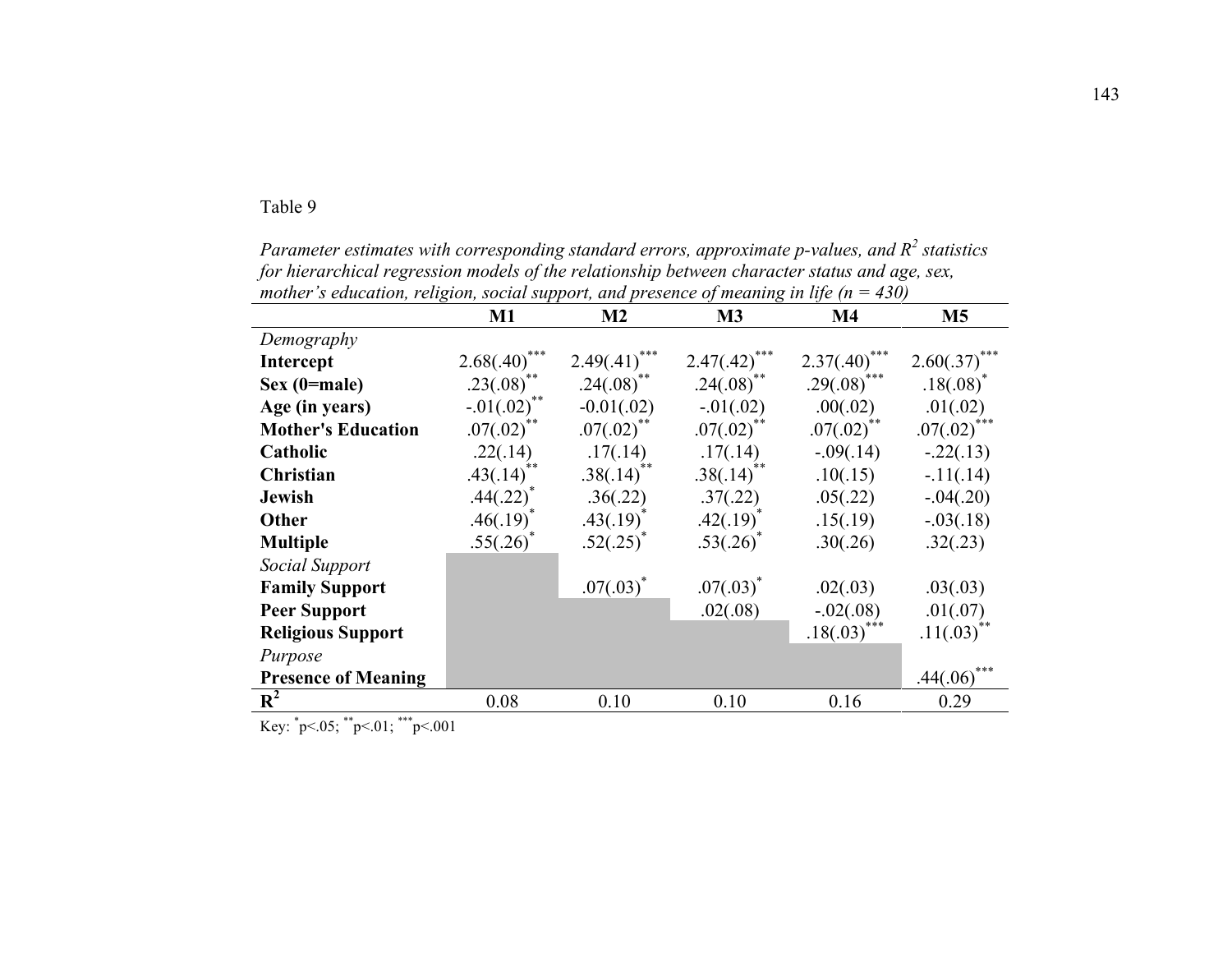Table 9

*Parameter estimates with corresponding standard errors, approximate p-values, and $R^2$ statistics for hierarchical regression models of the relationship between character status and age, sex, mother's education, religion, social support, and presence of meaning in life (n = 430)*

| | M1 | M2 | M3 | M4 | M5 |
|---|---|---|---|---|---|
| *Demography* | | | | | |
| **Intercept** | $2.68(.40)^{***}$ | $2.49(.41)^{***}$ | $2.47(.42)^{***}$ | $2.37(.40)^{***}$ | $2.60(.37)^{***}$ |
| **Sex (0=male)** | $.23(.08)^{**}$ | $.24(.08)^{**}$ | $.24(.08)^{**}$ | $.29(.08)^{***}$ | $.18(.08)^{*}$ |
| **Age (in years)** | $-.01(.02)^{**}$ | -0.01(.02) | -.01(.02) | .00(.02) | .01(.02) |
| **Mother's Education** | $.07(.02)^{**}$ | $.07(.02)^{**}$ | $.07(.02)^{**}$ | $.07(.02)^{**}$ | $.07(.02)^{***}$ |
| **Catholic** | .22(.14) | .17(.14) | .17(.14) | -.09(.14) | -.22(.13) |
| **Christian** | $.43(.14)^{**}$ | $.38(.14)^{**}$ | $.38(.14)^{**}$ | .10(.15) | -.11(.14) |
| **Jewish** | $.44(.22)^{*}$ | .36(.22) | .37(.22) | .05(.22) | -.04(.20) |
| **Other** | $.46(.19)^{*}$ | $.43(.19)^{*}$ | $.42(.19)^{*}$ | .15(.19) | -.03(.18) |
| **Multiple** | $.55(.26)^{*}$ | $.52(.25)^{*}$ | $.53(.26)^{*}$ | .30(.26) | .32(.23) |
| *Social Support* | | | | | |
| **Family Support** | | $.07(.03)^{*}$ | $.07(.03)^{*}$ | .02(.03) | .03(.03) |
| **Peer Support** | | | .02(.08) | -.02(.08) | .01(.07) |
| **Religious Support** | | | | $.18(.03)^{***}$ | $.11(.03)^{**}$ |
| *Purpose* | | | | | |
| **Presence of Meaning** | | | | | $.44(.06)^{***}$ |
| $R^2$ | 0.08 | 0.10 | 0.10 | 0.16 | 0.29 |

Key: $^{*}p<.05$; $^{**}p<.01$; $^{***}p<.001$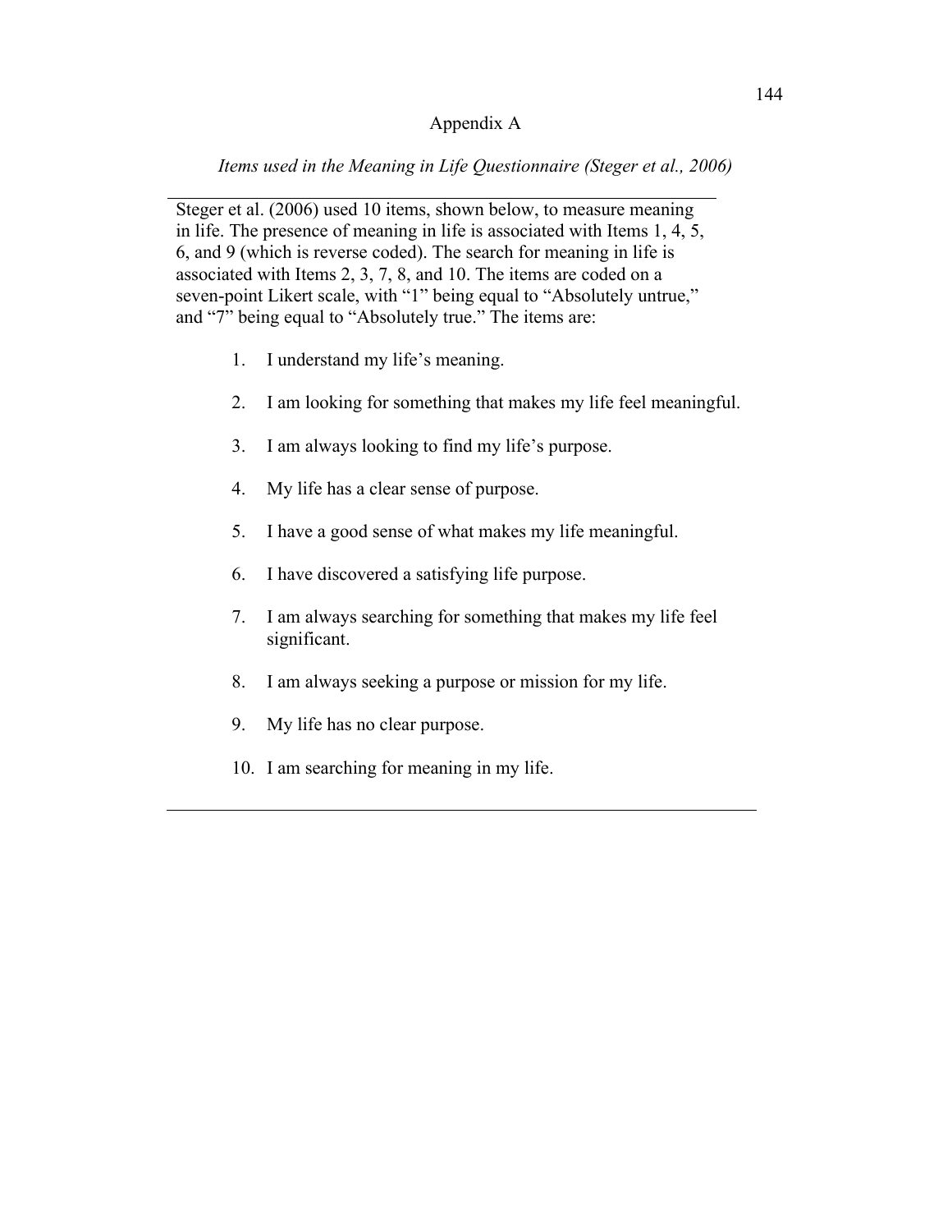# Appendix A

*Items used in the Meaning in Life Questionnaire (Steger et al., 2006)*

Steger et al. (2006) used 10 items, shown below, to measure meaning in life. The presence of meaning in life is associated with Items 1, 4, 5, 6, and 9 (which is reverse coded). The search for meaning in life is associated with Items 2, 3, 7, 8, and 10. The items are coded on a seven-point Likert scale, with "1" being equal to "Absolutely untrue," and "7" being equal to "Absolutely true." The items are:

1. I understand my life's meaning.
2. I am looking for something that makes my life feel meaningful.
3. I am always looking to find my life's purpose.
4. My life has a clear sense of purpose.
5. I have a good sense of what makes my life meaningful.
6. I have discovered a satisfying life purpose.
7. I am always searching for something that makes my life feel significant.
8. I am always seeking a purpose or mission for my life.
9. My life has no clear purpose.
10. I am searching for meaning in my life.